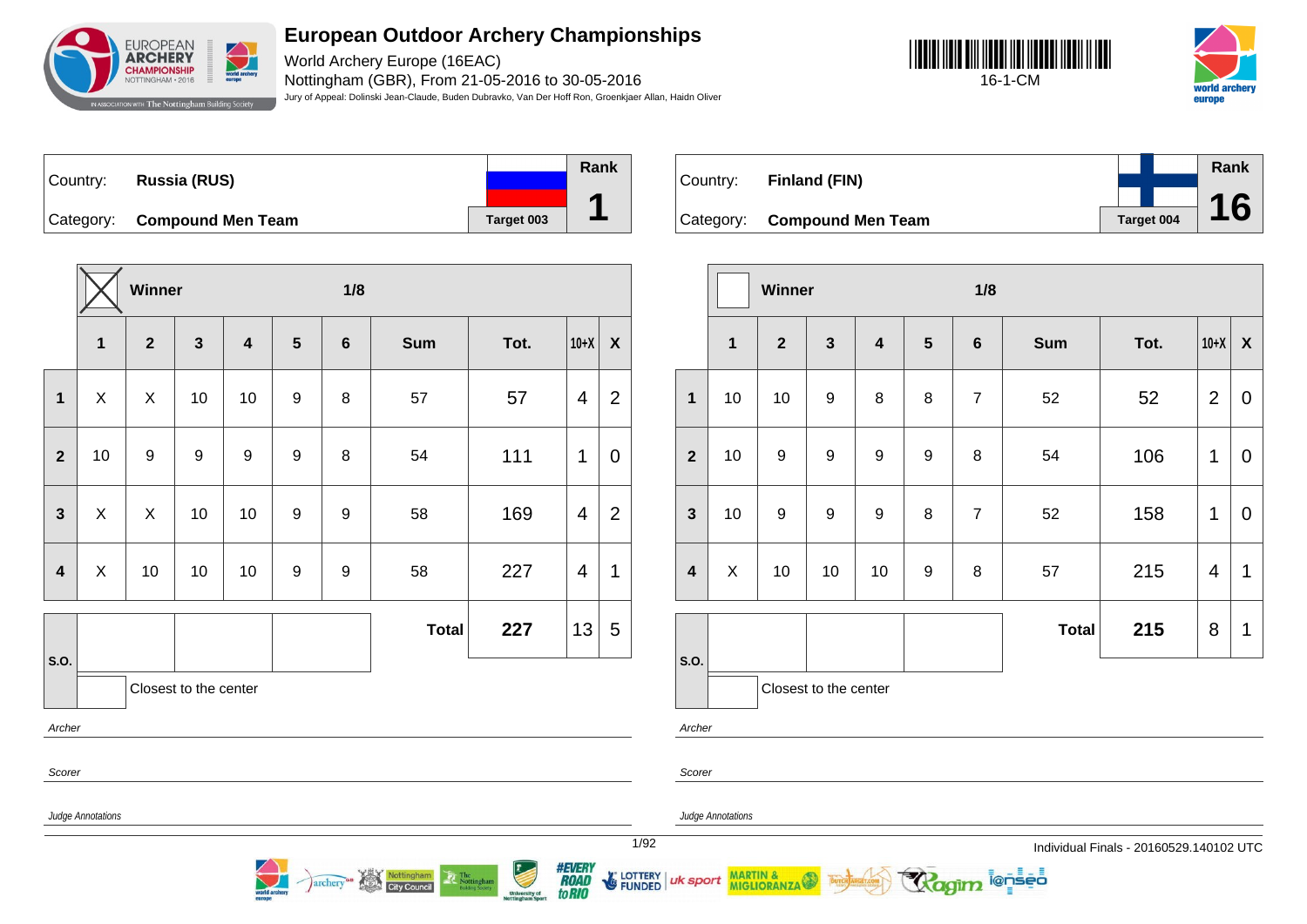# European Outdoor Archery Championships

World Archery Europe (16EAC)
Nottingham (GBR), From 21-05-2016 to 30-05-2016
Jury of Appeal: Dolinski Jean-Claude, Buden Dubravko, Van Der Hoff Ron, Groenkjaer Allan, Haidn Oliver

16-1-CM

| Country: | Russia (RUS) | Rank |
| --- | --- | --- |
| Category: | Compound Men Team | 1 |
| | Target 003 | |

Winner (X) — 1/8

| | 1 | 2 | 3 | 4 | 5 | 6 | Sum | Tot. | 10+X | X |
| --- | --- | --- | --- | --- | --- | --- | --- | --- | --- | --- |
| 1 | X | X | 10 | 10 | 9 | 8 | 57 | 57 | 4 | 2 |
| 2 | 10 | 9 | 9 | 9 | 9 | 8 | 54 | 111 | 1 | 0 |
| 3 | X | X | 10 | 10 | 9 | 9 | 58 | 169 | 4 | 2 |
| 4 | X | 10 | 10 | 10 | 9 | 9 | 58 | 227 | 4 | 1 |
| | | | | | | | Total | 227 | 13 | 5 |

S.O.

Closest to the center

*Archer*

*Scorer*

*Judge Annotations*

| Country: | Finland (FIN) | Rank |
| --- | --- | --- |
| Category: | Compound Men Team | 16 |
| | Target 004 | |

Winner — 1/8

| | 1 | 2 | 3 | 4 | 5 | 6 | Sum | Tot. | 10+X | X |
| --- | --- | --- | --- | --- | --- | --- | --- | --- | --- | --- |
| 1 | 10 | 10 | 9 | 8 | 8 | 7 | 52 | 52 | 2 | 0 |
| 2 | 10 | 9 | 9 | 9 | 9 | 8 | 54 | 106 | 1 | 0 |
| 3 | 10 | 9 | 9 | 9 | 8 | 7 | 52 | 158 | 1 | 0 |
| 4 | X | 10 | 10 | 10 | 9 | 8 | 57 | 215 | 4 | 1 |
| | | | | | | | Total | 215 | 8 | 1 |

S.O.

Closest to the center

*Archer*

*Scorer*

*Judge Annotations*

Individual Finals - 20160529.140102 UTC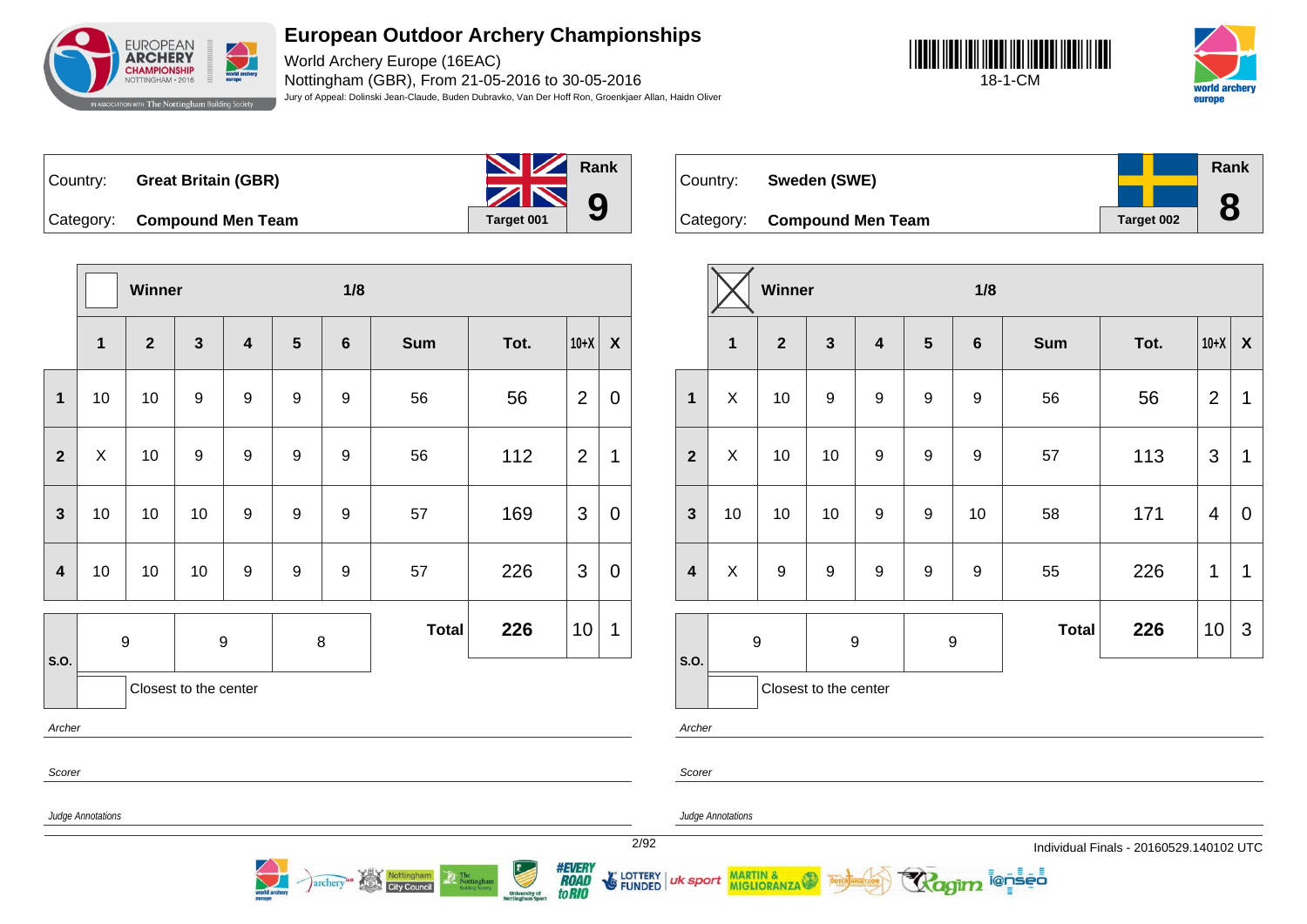# European Outdoor Archery Championships

World Archery Europe (16EAC)
Nottingham (GBR), From 21-05-2016 to 30-05-2016
Jury of Appeal: Dolinski Jean-Claude, Buden Dubravko, Van Der Hoff Ron, Groenkjaer Allan, Haidn Oliver

18-1-CM

| Country: | **Great Britain (GBR)** | | Rank |
|---|---|---|---|
| Category: | **Compound Men Team** | Target 001 | **9** |

| | Winner | | | | | 1/8 | | | | |
|---|---|---|---|---|---|---|---|---|---|---|
| | **1** | **2** | **3** | **4** | **5** | **6** | **Sum** | **Tot.** | **10+X** | **X** |
| **1** | 10 | 10 | 9 | 9 | 9 | 9 | 56 | 56 | 2 | 0 |
| **2** | X | 10 | 9 | 9 | 9 | 9 | 56 | 112 | 2 | 1 |
| **3** | 10 | 10 | 10 | 9 | 9 | 9 | 57 | 169 | 3 | 0 |
| **4** | 10 | 10 | 10 | 9 | 9 | 9 | 57 | 226 | 3 | 0 |
| **S.O.** | 9 | 9 | 8 | | | | **Total** | **226** | 10 | 1 |

Closest to the center

*Archer*

*Scorer*

*Judge Annotations*

| Country: | **Sweden (SWE)** | | Rank |
|---|---|---|---|
| Category: | **Compound Men Team** | Target 002 | **8** |

| | Winner ☒ | | | | | 1/8 | | | | |
|---|---|---|---|---|---|---|---|---|---|---|
| | **1** | **2** | **3** | **4** | **5** | **6** | **Sum** | **Tot.** | **10+X** | **X** |
| **1** | X | 10 | 9 | 9 | 9 | 9 | 56 | 56 | 2 | 1 |
| **2** | X | 10 | 10 | 9 | 9 | 9 | 57 | 113 | 3 | 1 |
| **3** | 10 | 10 | 10 | 9 | 9 | 10 | 58 | 171 | 4 | 0 |
| **4** | X | 9 | 9 | 9 | 9 | 9 | 55 | 226 | 1 | 1 |
| **S.O.** | 9 | 9 | 9 | | | | **Total** | **226** | 10 | 3 |

Closest to the center

*Archer*

*Scorer*

*Judge Annotations*

Individual Finals - 20160529.140102 UTC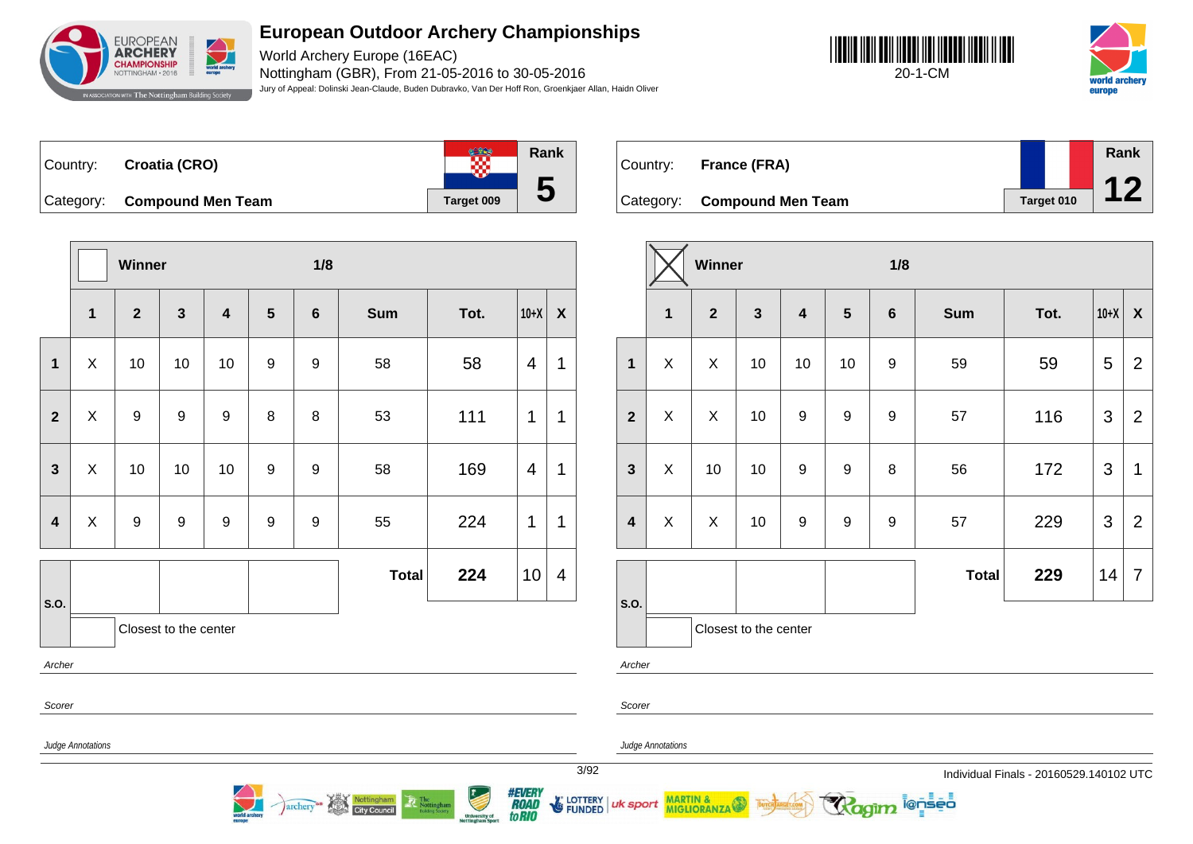# European Outdoor Archery Championships

World Archery Europe (16EAC)
Nottingham (GBR), From 21-05-2016 to 30-05-2016
Jury of Appeal: Dolinski Jean-Claude, Buden Dubravko, Van Der Hoff Ron, Groenkjaer Allan, Haidn Oliver

20-1-CM

Country: **Croatia (CRO)**
Category: **Compound Men Team**
Target 009
Rank **5**

Winner: ☐ — 1/8

| | 1 | 2 | 3 | 4 | 5 | 6 | Sum | Tot. | 10+X | X |
|---|---|---|---|---|---|---|---|---|---|---|
| 1 | X | 10 | 10 | 10 | 9 | 9 | 58 | 58 | 4 | 1 |
| 2 | X | 9 | 9 | 9 | 8 | 8 | 53 | 111 | 1 | 1 |
| 3 | X | 10 | 10 | 10 | 9 | 9 | 58 | 169 | 4 | 1 |
| 4 | X | 9 | 9 | 9 | 9 | 9 | 55 | 224 | 1 | 1 |
| S.O. | | | | | | | Total | **224** | 10 | 4 |

Closest to the center

*Archer*

*Scorer*

*Judge Annotations*

Country: **France (FRA)**
Category: **Compound Men Team**
Target 010
Rank **12**

Winner: ☒ — 1/8

| | 1 | 2 | 3 | 4 | 5 | 6 | Sum | Tot. | 10+X | X |
|---|---|---|---|---|---|---|---|---|---|---|
| 1 | X | X | 10 | 10 | 10 | 9 | 59 | 59 | 5 | 2 |
| 2 | X | X | 10 | 9 | 9 | 9 | 57 | 116 | 3 | 2 |
| 3 | X | 10 | 10 | 9 | 9 | 8 | 56 | 172 | 3 | 1 |
| 4 | X | X | 10 | 9 | 9 | 9 | 57 | 229 | 3 | 2 |
| S.O. | | | | | | | Total | **229** | 14 | 7 |

Closest to the center

*Archer*

*Scorer*

*Judge Annotations*

Individual Finals - 20160529.140102 UTC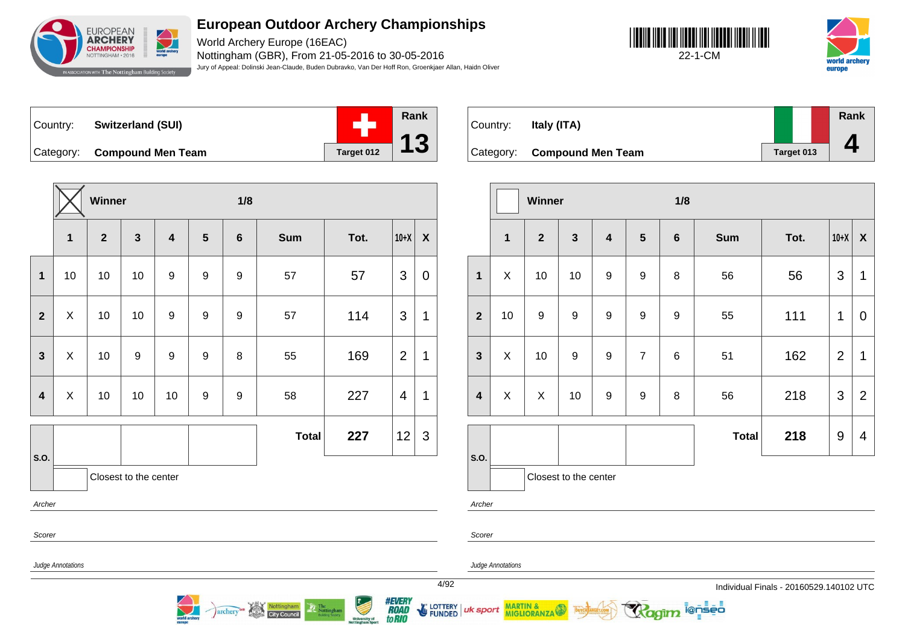# European Outdoor Archery Championships

World Archery Europe (16EAC)
Nottingham (GBR), From 21-05-2016 to 30-05-2016
Jury of Appeal: Dolinski Jean-Claude, Buden Dubravko, Van Der Hoff Ron, Groenkjaer Allan, Haidn Oliver

22-1-CM

## Country: Switzerland (SUI)

Category: **Compound Men Team**

Target 012 — Rank **13**

Winner: ☒ — 1/8

| | 1 | 2 | 3 | 4 | 5 | 6 | Sum | Tot. | 10+X | X |
|---|---|---|---|---|---|---|---|---|---|---|
| 1 | 10 | 10 | 10 | 9 | 9 | 9 | 57 | 57 | 3 | 0 |
| 2 | X | 10 | 10 | 9 | 9 | 9 | 57 | 114 | 3 | 1 |
| 3 | X | 10 | 9 | 9 | 9 | 8 | 55 | 169 | 2 | 1 |
| 4 | X | 10 | 10 | 10 | 9 | 9 | 58 | 227 | 4 | 1 |
| S.O. | | | | | | | **Total** | **227** | 12 | 3 |

Closest to the center: ☐

*Archer*

*Scorer*

*Judge Annotations*

## Country: Italy (ITA)

Category: **Compound Men Team**

Target 013 — Rank **4**

Winner: ☐ — 1/8

| | 1 | 2 | 3 | 4 | 5 | 6 | Sum | Tot. | 10+X | X |
|---|---|---|---|---|---|---|---|---|---|---|
| 1 | X | 10 | 10 | 9 | 9 | 8 | 56 | 56 | 3 | 1 |
| 2 | 10 | 9 | 9 | 9 | 9 | 9 | 55 | 111 | 1 | 0 |
| 3 | X | 10 | 9 | 9 | 7 | 6 | 51 | 162 | 2 | 1 |
| 4 | X | X | 10 | 9 | 9 | 8 | 56 | 218 | 3 | 2 |
| S.O. | | | | | | | **Total** | **218** | 9 | 4 |

Closest to the center: ☐

*Archer*

*Scorer*

*Judge Annotations*

Individual Finals - 20160529.140102 UTC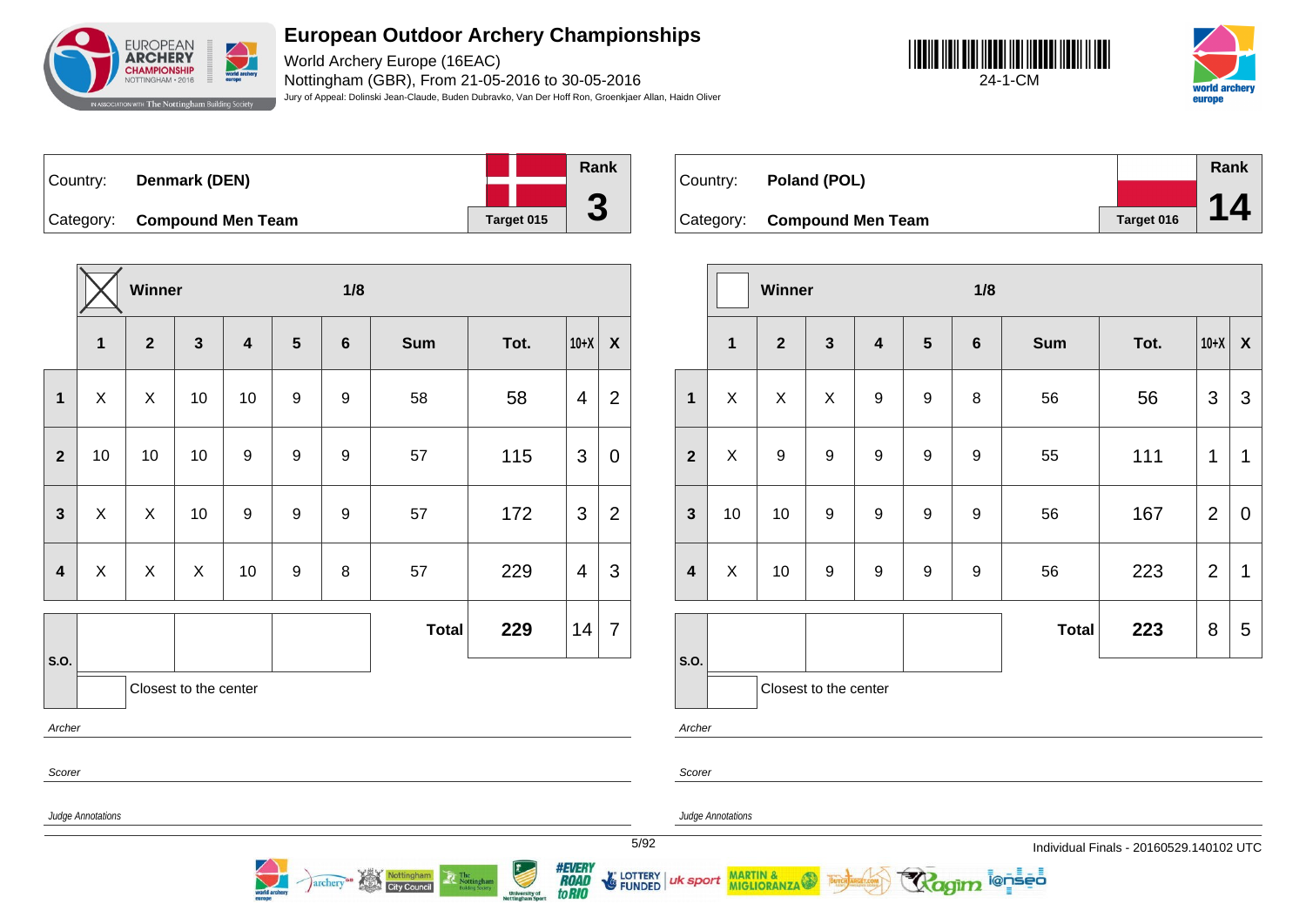# European Outdoor Archery Championships

World Archery Europe (16EAC)
Nottingham (GBR), From 21-05-2016 to 30-05-2016
Jury of Appeal: Dolinski Jean-Claude, Buden Dubravko, Van Der Hoff Ron, Groenkjaer Allan, Haidn Oliver

24-1-CM

---

Country: **Denmark (DEN)**
Category: **Compound Men Team**
Target 015
Rank **3**

Winner: X — 1/8

| | 1 | 2 | 3 | 4 | 5 | 6 | Sum | Tot. | 10+X | X |
|---|---|---|---|---|---|---|---|---|---|---|
| 1 | X | X | 10 | 10 | 9 | 9 | 58 | 58 | 4 | 2 |
| 2 | 10 | 10 | 10 | 9 | 9 | 9 | 57 | 115 | 3 | 0 |
| 3 | X | X | 10 | 9 | 9 | 9 | 57 | 172 | 3 | 2 |
| 4 | X | X | X | 10 | 9 | 8 | 57 | 229 | 4 | 3 |
| | | | | | | | **Total** | **229** | 14 | 7 |

S.O.: | | | | Closest to the center

Archer

Scorer

Judge Annotations

---

Country: **Poland (POL)**
Category: **Compound Men Team**
Target 016
Rank **14**

Winner: — 1/8

| | 1 | 2 | 3 | 4 | 5 | 6 | Sum | Tot. | 10+X | X |
|---|---|---|---|---|---|---|---|---|---|---|
| 1 | X | X | X | 9 | 9 | 8 | 56 | 56 | 3 | 3 |
| 2 | X | 9 | 9 | 9 | 9 | 9 | 55 | 111 | 1 | 1 |
| 3 | 10 | 10 | 9 | 9 | 9 | 9 | 56 | 167 | 2 | 0 |
| 4 | X | 10 | 9 | 9 | 9 | 9 | 56 | 223 | 2 | 1 |
| | | | | | | | **Total** | **223** | 8 | 5 |

S.O.: | | | | Closest to the center

Archer

Scorer

Judge Annotations

Individual Finals - 20160529.140102 UTC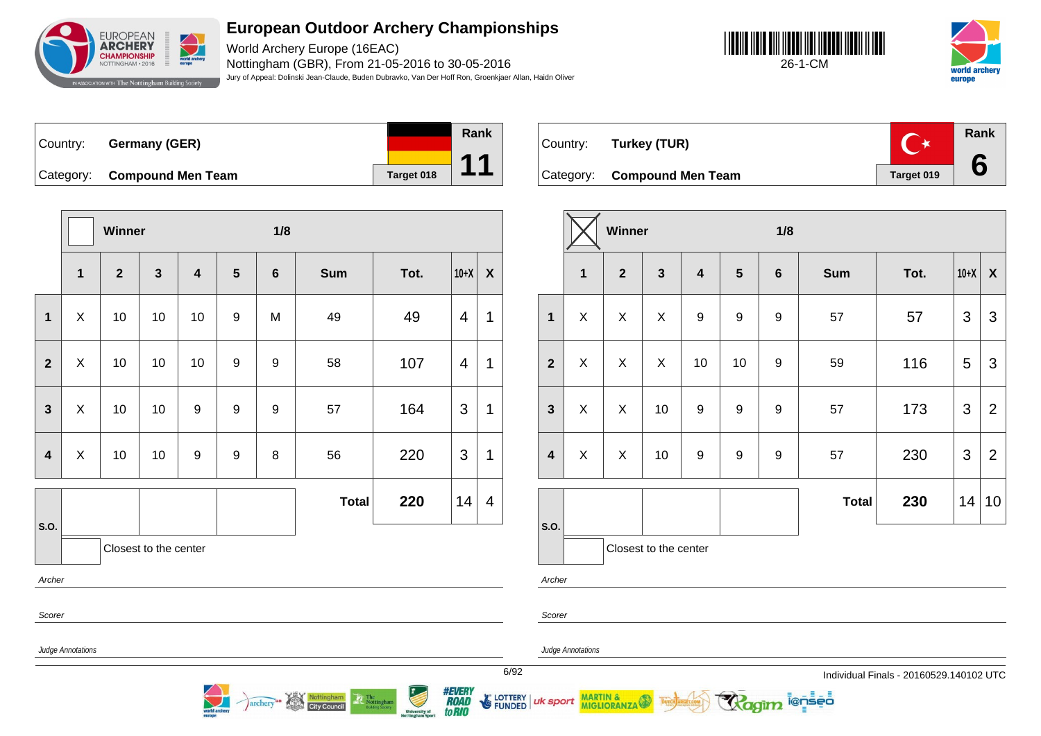# European Outdoor Archery Championships

World Archery Europe (16EAC)

Nottingham (GBR), From 21-05-2016 to 30-05-2016

Jury of Appeal: Dolinski Jean-Claude, Buden Dubravko, Van Der Hoff Ron, Groenkjaer Allan, Haidn Oliver

26-1-CM

| Country: | Germany (GER) | Rank |
|---|---|---|
| Category: | Compound Men Team | Target 018 | 11 |

Winner — 1/8

| | 1 | 2 | 3 | 4 | 5 | 6 | Sum | Tot. | 10+X | X |
|---|---|---|---|---|---|---|---|---|---|---|
| 1 | X | 10 | 10 | 10 | 9 | M | 49 | 49 | 4 | 1 |
| 2 | X | 10 | 10 | 10 | 9 | 9 | 58 | 107 | 4 | 1 |
| 3 | X | 10 | 10 | 9 | 9 | 9 | 57 | 164 | 3 | 1 |
| 4 | X | 10 | 10 | 9 | 9 | 8 | 56 | 220 | 3 | 1 |
| S.O. | | | | | | | **Total** | **220** | 14 | 4 |

Closest to the center

*Archer*

*Scorer*

*Judge Annotations*

| Country: | Turkey (TUR) | Rank |
|---|---|---|
| Category: | Compound Men Team | Target 019 | 6 |

Winner (X) — 1/8

| | 1 | 2 | 3 | 4 | 5 | 6 | Sum | Tot. | 10+X | X |
|---|---|---|---|---|---|---|---|---|---|---|
| 1 | X | X | X | 9 | 9 | 9 | 57 | 57 | 3 | 3 |
| 2 | X | X | X | 10 | 10 | 9 | 59 | 116 | 5 | 3 |
| 3 | X | X | 10 | 9 | 9 | 9 | 57 | 173 | 3 | 2 |
| 4 | X | X | 10 | 9 | 9 | 9 | 57 | 230 | 3 | 2 |
| S.O. | | | | | | | **Total** | **230** | 14 | 10 |

Closest to the center

*Archer*

*Scorer*

*Judge Annotations*

Individual Finals - 20160529.140102 UTC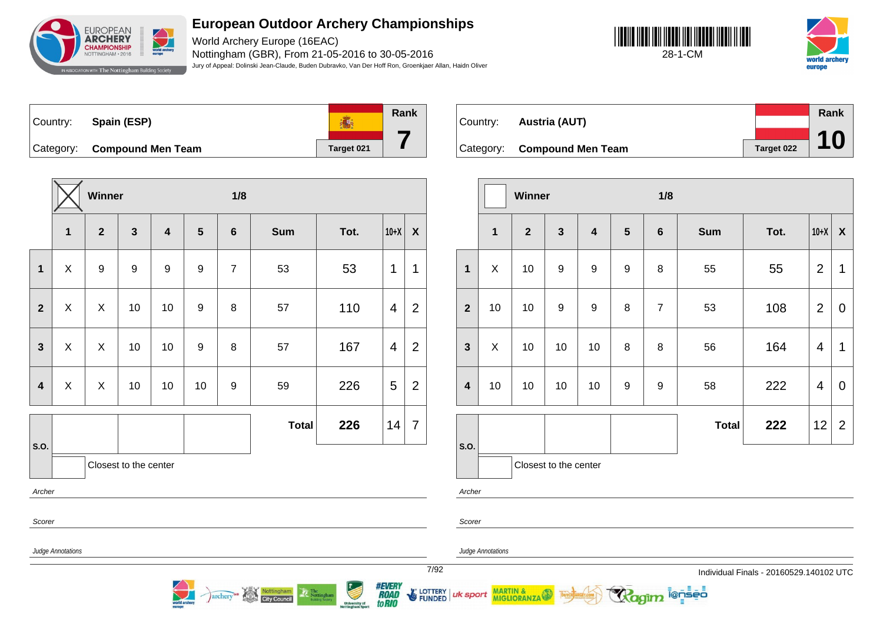# European Outdoor Archery Championships

World Archery Europe (16EAC)
Nottingham (GBR), From 21-05-2016 to 30-05-2016
Jury of Appeal: Dolinski Jean-Claude, Buden Dubravko, Van Der Hoff Ron, Groenkjaer Allan, Haidn Oliver

28-1-CM

## Spain (ESP)

Country: **Spain (ESP)**
Category: **Compound Men Team**
Target 021
Rank **7**

Winner: X — 1/8

| | 1 | 2 | 3 | 4 | 5 | 6 | Sum | Tot. | 10+X | X |
|---|---|---|---|---|---|---|---|---|---|---|
| 1 | X | 9 | 9 | 9 | 9 | 7 | 53 | 53 | 1 | 1 |
| 2 | X | X | 10 | 10 | 9 | 8 | 57 | 110 | 4 | 2 |
| 3 | X | X | 10 | 10 | 9 | 8 | 57 | 167 | 4 | 2 |
| 4 | X | X | 10 | 10 | 10 | 9 | 59 | 226 | 5 | 2 |
| | | | | | | | **Total** | **226** | 14 | 7 |

S.O.: | | | |
Closest to the center

*Archer*

*Scorer*

*Judge Annotations*

## Austria (AUT)

Country: **Austria (AUT)**
Category: **Compound Men Team**
Target 022
Rank **10**

Winner: — 1/8

| | 1 | 2 | 3 | 4 | 5 | 6 | Sum | Tot. | 10+X | X |
|---|---|---|---|---|---|---|---|---|---|---|
| 1 | X | 10 | 9 | 9 | 9 | 8 | 55 | 55 | 2 | 1 |
| 2 | 10 | 10 | 9 | 9 | 8 | 7 | 53 | 108 | 2 | 0 |
| 3 | X | 10 | 10 | 10 | 8 | 8 | 56 | 164 | 4 | 1 |
| 4 | 10 | 10 | 10 | 10 | 9 | 9 | 58 | 222 | 4 | 0 |
| | | | | | | | **Total** | **222** | 12 | 2 |

S.O.: | | | |
Closest to the center

*Archer*

*Scorer*

*Judge Annotations*

Individual Finals - 20160529.140102 UTC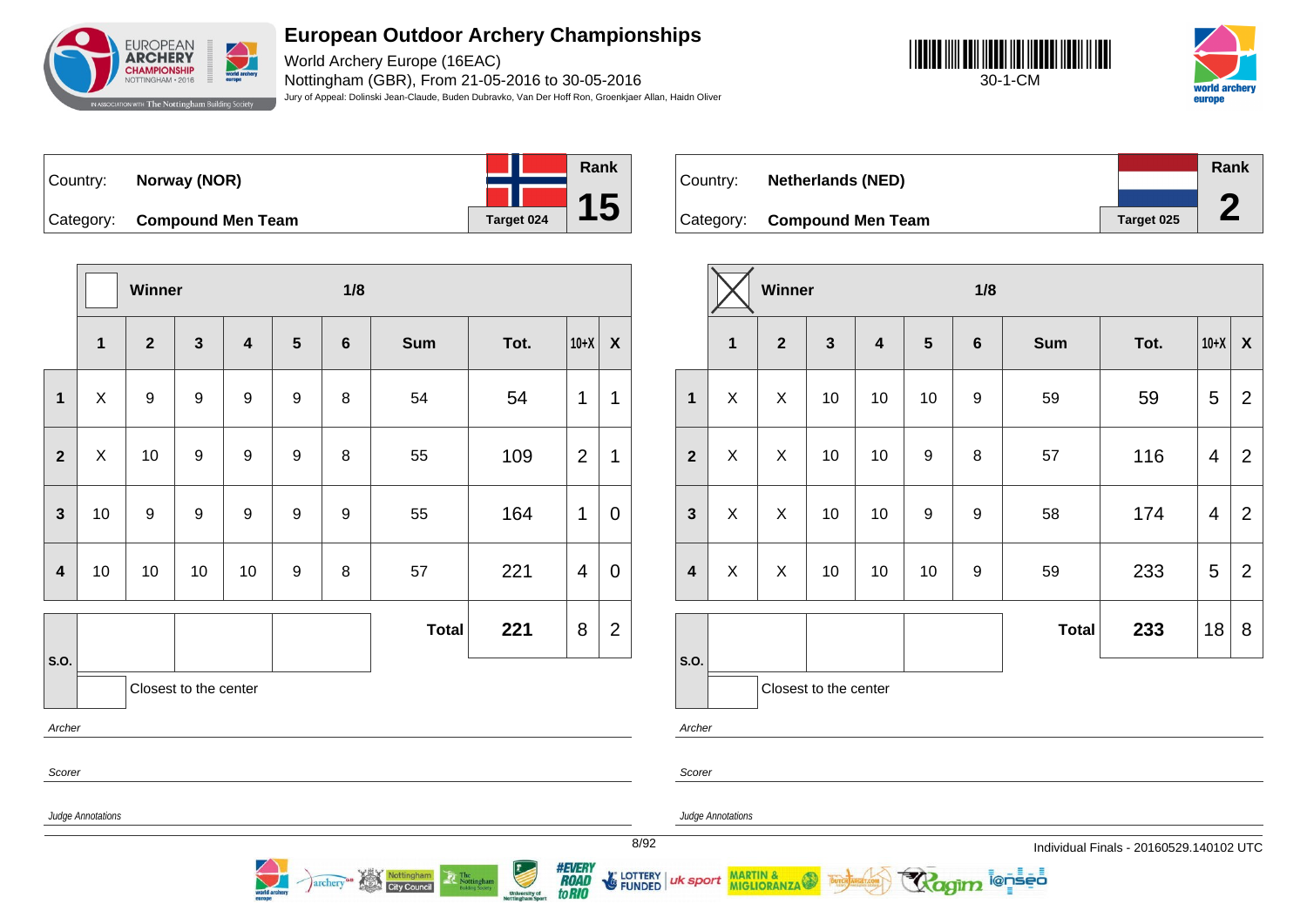# European Outdoor Archery Championships

World Archery Europe (16EAC)
Nottingham (GBR), From 21-05-2016 to 30-05-2016
Jury of Appeal: Dolinski Jean-Claude, Buden Dubravko, Van Der Hoff Ron, Groenkjaer Allan, Haidn Oliver

30-1-CM

| Country: | Norway (NOR) | Rank |
|---|---|---|
| Category: | Compound Men Team | Target 024 | 15 |

| | Winner | | | | | 1/8 | | | | |
|---|---|---|---|---|---|---|---|---|---|---|
| | 1 | 2 | 3 | 4 | 5 | 6 | Sum | Tot. | 10+X | X |
| 1 | X | 9 | 9 | 9 | 9 | 8 | 54 | 54 | 1 | 1 |
| 2 | X | 10 | 9 | 9 | 9 | 8 | 55 | 109 | 2 | 1 |
| 3 | 10 | 9 | 9 | 9 | 9 | 9 | 55 | 164 | 1 | 0 |
| 4 | 10 | 10 | 10 | 10 | 9 | 8 | 57 | 221 | 4 | 0 |
| S.O. | | | | | | | Total | 221 | 8 | 2 |

Closest to the center

*Archer*

*Scorer*

*Judge Annotations*

| Country: | Netherlands (NED) | Rank |
|---|---|---|
| Category: | Compound Men Team | Target 025 | 2 |

| | Winner (X) | | | | | 1/8 | | | | |
|---|---|---|---|---|---|---|---|---|---|---|
| | 1 | 2 | 3 | 4 | 5 | 6 | Sum | Tot. | 10+X | X |
| 1 | X | X | 10 | 10 | 10 | 9 | 59 | 59 | 5 | 2 |
| 2 | X | X | 10 | 10 | 9 | 8 | 57 | 116 | 4 | 2 |
| 3 | X | X | 10 | 10 | 9 | 9 | 58 | 174 | 4 | 2 |
| 4 | X | X | 10 | 10 | 10 | 9 | 59 | 233 | 5 | 2 |
| S.O. | | | | | | | Total | 233 | 18 | 8 |

Closest to the center

*Archer*

*Scorer*

*Judge Annotations*

Individual Finals - 20160529.140102 UTC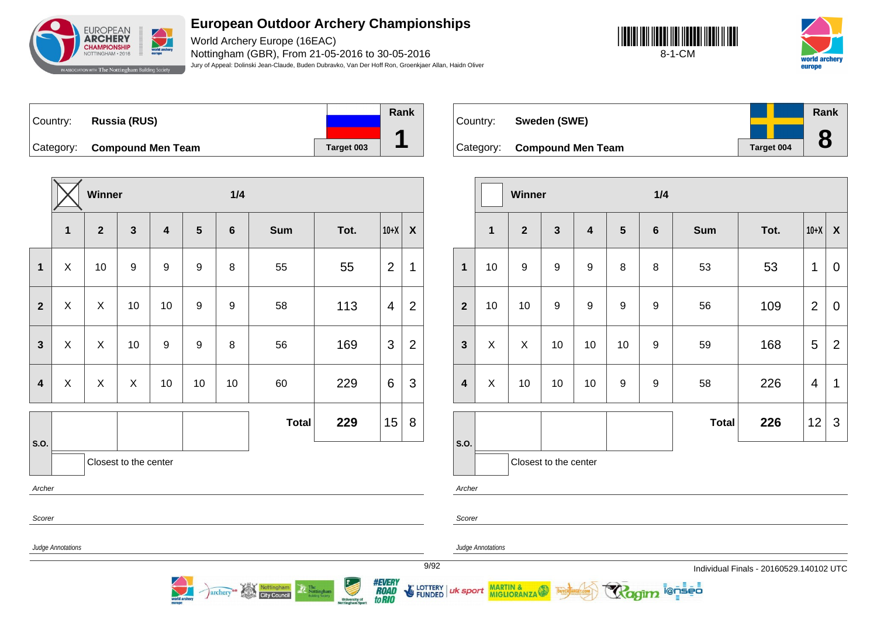# European Outdoor Archery Championships

World Archery Europe (16EAC)
Nottingham (GBR), From 21-05-2016 to 30-05-2016
Jury of Appeal: Dolinski Jean-Claude, Buden Dubravko, Van Der Hoff Ron, Groenkjaer Allan, Haidn Oliver

8-1-CM

Country: **Russia (RUS)**
Category: **Compound Men Team**
Target 003
Rank **1**

Winner: X — 1/4

| | 1 | 2 | 3 | 4 | 5 | 6 | Sum | Tot. | 10+X | X |
|---|---|---|---|---|---|---|---|---|---|---|
| 1 | X | 10 | 9 | 9 | 9 | 8 | 55 | 55 | 2 | 1 |
| 2 | X | X | 10 | 10 | 9 | 9 | 58 | 113 | 4 | 2 |
| 3 | X | X | 10 | 9 | 9 | 8 | 56 | 169 | 3 | 2 |
| 4 | X | X | X | 10 | 10 | 10 | 60 | 229 | 6 | 3 |
| S.O. | | | | | | | Total | **229** | 15 | 8 |

Closest to the center

*Archer*

*Scorer*

*Judge Annotations*

Country: **Sweden (SWE)**
Category: **Compound Men Team**
Target 004
Rank **8**

Winner: — 1/4

| | 1 | 2 | 3 | 4 | 5 | 6 | Sum | Tot. | 10+X | X |
|---|---|---|---|---|---|---|---|---|---|---|
| 1 | 10 | 9 | 9 | 9 | 8 | 8 | 53 | 53 | 1 | 0 |
| 2 | 10 | 10 | 9 | 9 | 9 | 9 | 56 | 109 | 2 | 0 |
| 3 | X | X | 10 | 10 | 10 | 9 | 59 | 168 | 5 | 2 |
| 4 | X | 10 | 10 | 10 | 9 | 9 | 58 | 226 | 4 | 1 |
| S.O. | | | | | | | Total | **226** | 12 | 3 |

Closest to the center

*Archer*

*Scorer*

*Judge Annotations*

Individual Finals - 20160529.140102 UTC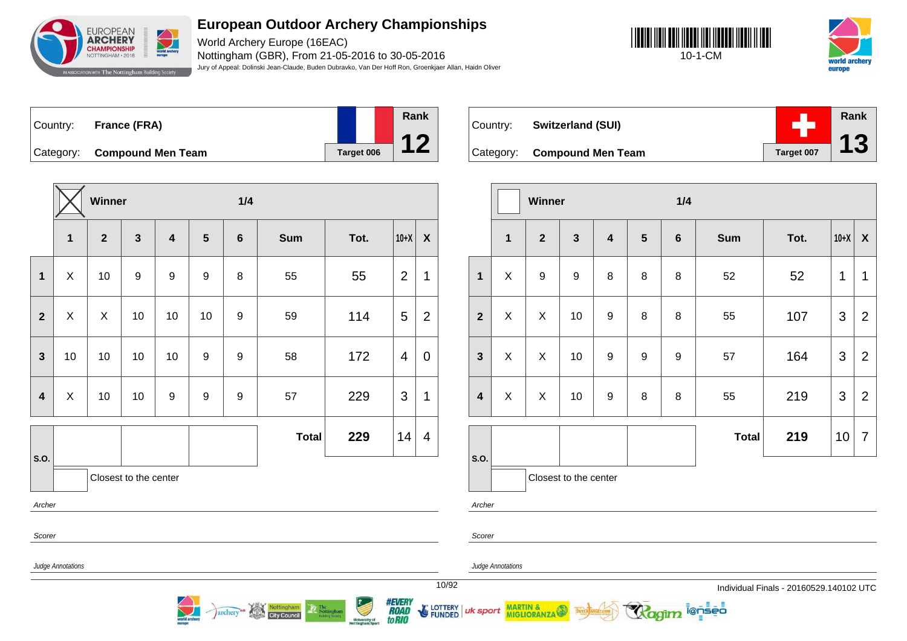# European Outdoor Archery Championships

World Archery Europe (16EAC)
Nottingham (GBR), From 21-05-2016 to 30-05-2016
Jury of Appeal: Dolinski Jean-Claude, Buden Dubravko, Van Der Hoff Ron, Groenkjaer Allan, Haidn Oliver

10-1-CM

Country: **France (FRA)**
Category: **Compound Men Team**
Target 006
Rank **12**

| | Winner: X | | | | | 1/4 | | | | |
|---|---|---|---|---|---|---|---|---|---|---|
| | **1** | **2** | **3** | **4** | **5** | **6** | **Sum** | **Tot.** | **10+X** | **X** |
| **1** | X | 10 | 9 | 9 | 9 | 8 | 55 | 55 | 2 | 1 |
| **2** | X | X | 10 | 10 | 10 | 9 | 59 | 114 | 5 | 2 |
| **3** | 10 | 10 | 10 | 10 | 9 | 9 | 58 | 172 | 4 | 0 |
| **4** | X | 10 | 10 | 9 | 9 | 9 | 57 | 229 | 3 | 1 |
| | | | | | | | **Total** | **229** | 14 | 4 |

S.O.
Closest to the center

*Archer*

*Scorer*

*Judge Annotations*

Country: **Switzerland (SUI)**
Category: **Compound Men Team**
Target 007
Rank **13**

| | Winner | | | | | 1/4 | | | | |
|---|---|---|---|---|---|---|---|---|---|---|
| | **1** | **2** | **3** | **4** | **5** | **6** | **Sum** | **Tot.** | **10+X** | **X** |
| **1** | X | 9 | 9 | 8 | 8 | 8 | 52 | 52 | 1 | 1 |
| **2** | X | X | 10 | 9 | 8 | 8 | 55 | 107 | 3 | 2 |
| **3** | X | X | 10 | 9 | 9 | 9 | 57 | 164 | 3 | 2 |
| **4** | X | X | 10 | 9 | 8 | 8 | 55 | 219 | 3 | 2 |
| | | | | | | | **Total** | **219** | 10 | 7 |

S.O.
Closest to the center

*Archer*

*Scorer*

*Judge Annotations*

Individual Finals - 20160529.140102 UTC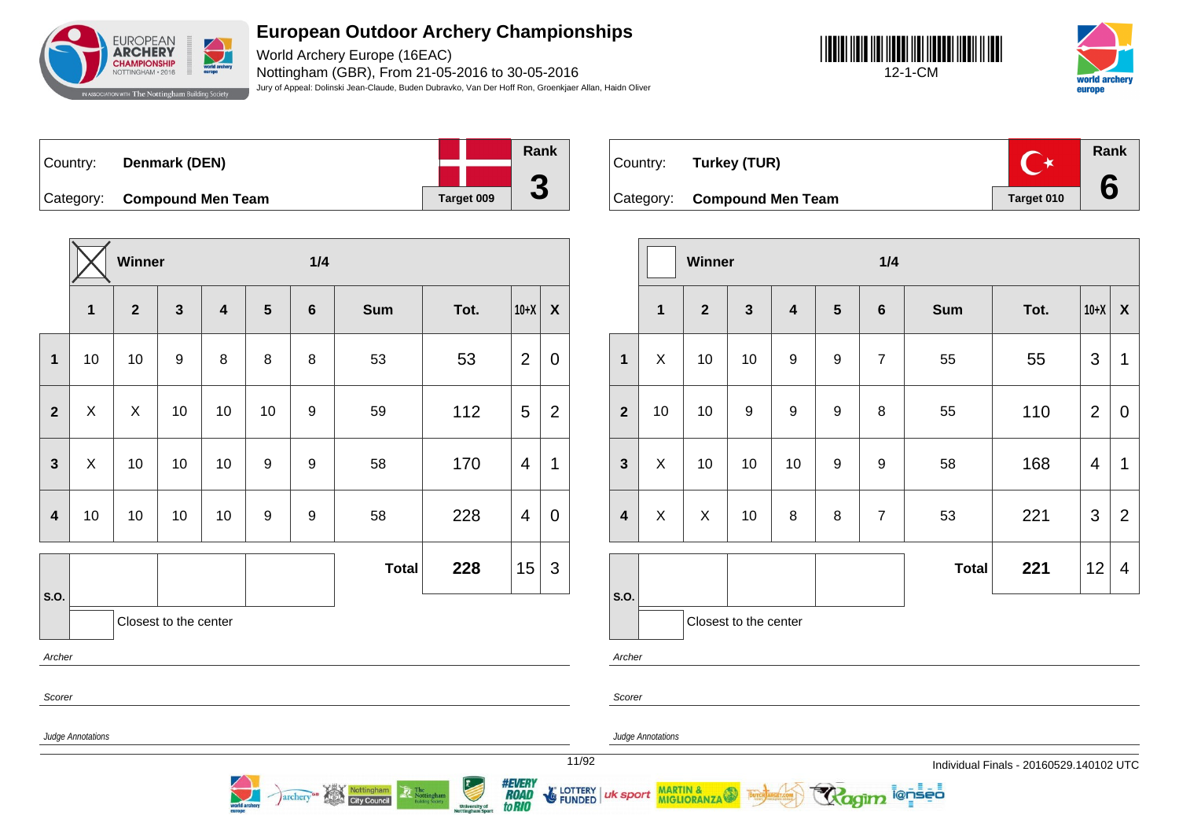# European Outdoor Archery Championships

World Archery Europe (16EAC)
Nottingham (GBR), From 21-05-2016 to 30-05-2016
Jury of Appeal: Dolinski Jean-Claude, Buden Dubravko, Van Der Hoff Ron, Groenkjaer Allan, Haidn Oliver

12-1-CM

| Country: | **Denmark (DEN)** | | **Rank** |
|---|---|---|---|
| Category: | **Compound Men Team** | **Target 009** | **3** |

Winner: X — 1/4

| | 1 | 2 | 3 | 4 | 5 | 6 | Sum | Tot. | 10+X | X |
|---|---|---|---|---|---|---|---|---|---|---|
| 1 | 10 | 10 | 9 | 8 | 8 | 8 | 53 | 53 | 2 | 0 |
| 2 | X | X | 10 | 10 | 10 | 9 | 59 | 112 | 5 | 2 |
| 3 | X | 10 | 10 | 10 | 9 | 9 | 58 | 170 | 4 | 1 |
| 4 | 10 | 10 | 10 | 10 | 9 | 9 | 58 | 228 | 4 | 0 |
| S.O. | | | | | | | **Total** | **228** | 15 | 3 |

Closest to the center

*Archer*

*Scorer*

*Judge Annotations*

| Country: | **Turkey (TUR)** | | **Rank** |
|---|---|---|---|
| Category: | **Compound Men Team** | **Target 010** | **6** |

Winner: — 1/4

| | 1 | 2 | 3 | 4 | 5 | 6 | Sum | Tot. | 10+X | X |
|---|---|---|---|---|---|---|---|---|---|---|
| 1 | X | 10 | 10 | 9 | 9 | 7 | 55 | 55 | 3 | 1 |
| 2 | 10 | 10 | 9 | 9 | 9 | 8 | 55 | 110 | 2 | 0 |
| 3 | X | 10 | 10 | 10 | 9 | 9 | 58 | 168 | 4 | 1 |
| 4 | X | X | 10 | 8 | 8 | 7 | 53 | 221 | 3 | 2 |
| S.O. | | | | | | | **Total** | **221** | 12 | 4 |

Closest to the center

*Archer*

*Scorer*

*Judge Annotations*

Individual Finals - 20160529.140102 UTC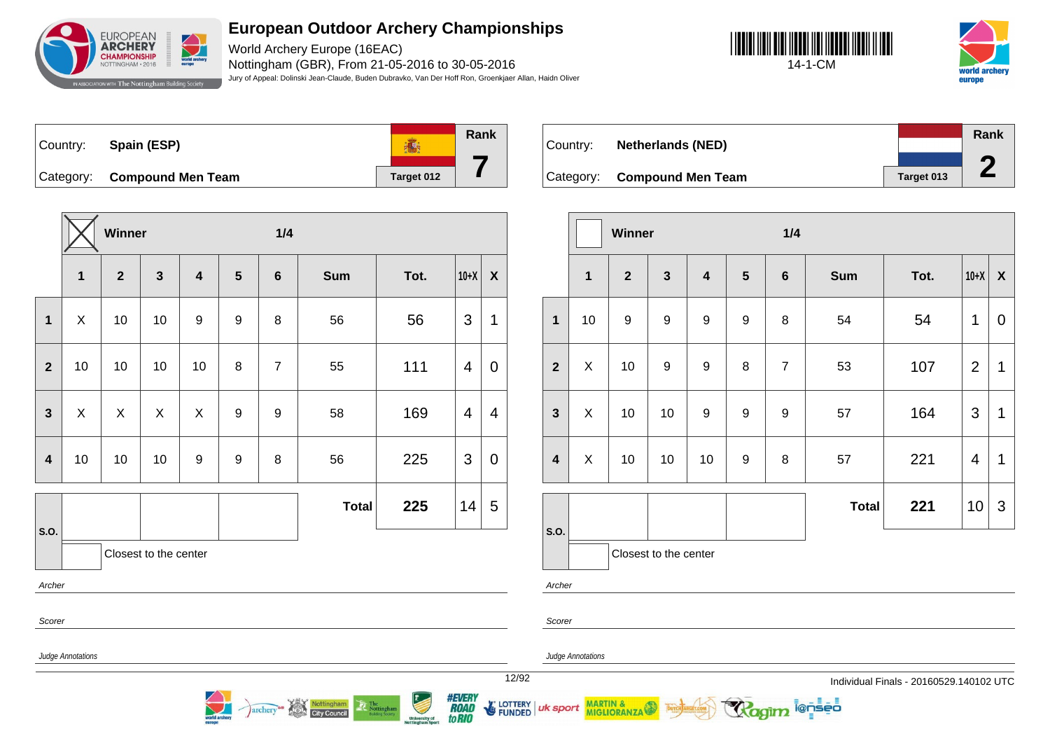# European Outdoor Archery Championships

World Archery Europe (16EAC)
Nottingham (GBR), From 21-05-2016 to 30-05-2016
Jury of Appeal: Dolinski Jean-Claude, Buden Dubravko, Van Der Hoff Ron, Groenkjaer Allan, Haidn Oliver

14-1-CM

| Country: | Spain (ESP) | Rank |
|---|---|---|
| Category: | Compound Men Team | 7 |
| | Target 012 | |

| | Winner (X) | | | | | 1/4 | | | | |
|---|---|---|---|---|---|---|---|---|---|---|
| | 1 | 2 | 3 | 4 | 5 | 6 | Sum | Tot. | 10+X | X |
| 1 | X | 10 | 10 | 9 | 9 | 8 | 56 | 56 | 3 | 1 |
| 2 | 10 | 10 | 10 | 10 | 8 | 7 | 55 | 111 | 4 | 0 |
| 3 | X | X | X | X | 9 | 9 | 58 | 169 | 4 | 4 |
| 4 | 10 | 10 | 10 | 9 | 9 | 8 | 56 | 225 | 3 | 0 |
| S.O. | | | | | | | Total | 225 | 14 | 5 |

Closest to the center

*Archer*

*Scorer*

*Judge Annotations*

| Country: | Netherlands (NED) | Rank |
|---|---|---|
| Category: | Compound Men Team | 2 |
| | Target 013 | |

| | Winner | | | | | 1/4 | | | | |
|---|---|---|---|---|---|---|---|---|---|---|
| | 1 | 2 | 3 | 4 | 5 | 6 | Sum | Tot. | 10+X | X |
| 1 | 10 | 9 | 9 | 9 | 9 | 8 | 54 | 54 | 1 | 0 |
| 2 | X | 10 | 9 | 9 | 8 | 7 | 53 | 107 | 2 | 1 |
| 3 | X | 10 | 10 | 9 | 9 | 9 | 57 | 164 | 3 | 1 |
| 4 | X | 10 | 10 | 10 | 9 | 8 | 57 | 221 | 4 | 1 |
| S.O. | | | | | | | Total | 221 | 10 | 3 |

Closest to the center

*Archer*

*Scorer*

*Judge Annotations*

Individual Finals - 20160529.140102 UTC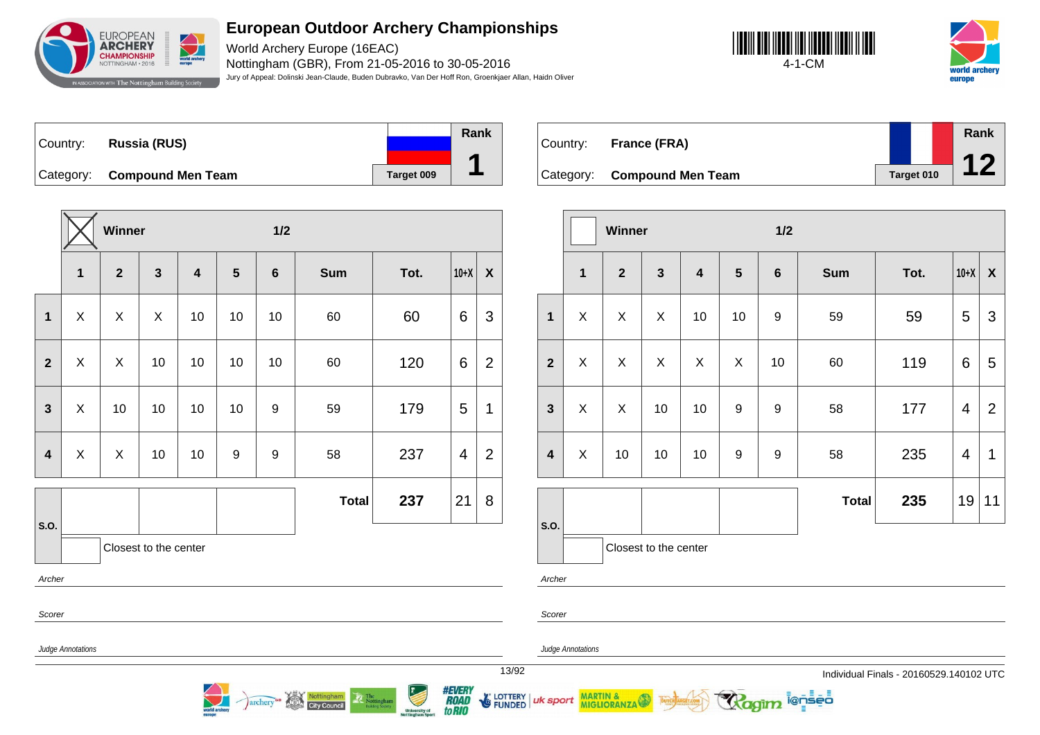# European Outdoor Archery Championships

World Archery Europe (16EAC)
Nottingham (GBR), From 21-05-2016 to 30-05-2016
Jury of Appeal: Dolinski Jean-Claude, Buden Dubravko, Van Der Hoff Ron, Groenkjaer Allan, Haidn Oliver

4-1-CM

Country: **Russia (RUS)**
Category: **Compound Men Team**
Target 009
Rank **1**

Winner: X — 1/2

| | 1 | 2 | 3 | 4 | 5 | 6 | Sum | Tot. | 10+X | X |
|---|---|---|---|---|---|---|---|---|---|---|
| 1 | X | X | X | 10 | 10 | 10 | 60 | 60 | 6 | 3 |
| 2 | X | X | 10 | 10 | 10 | 10 | 60 | 120 | 6 | 2 |
| 3 | X | 10 | 10 | 10 | 10 | 9 | 59 | 179 | 5 | 1 |
| 4 | X | X | 10 | 10 | 9 | 9 | 58 | 237 | 4 | 2 |
| | | | | | | | **Total** | **237** | 21 | 8 |

S.O.
Closest to the center

*Archer*

*Scorer*

*Judge Annotations*

Country: **France (FRA)**
Category: **Compound Men Team**
Target 010
Rank **12**

Winner: — 1/2

| | 1 | 2 | 3 | 4 | 5 | 6 | Sum | Tot. | 10+X | X |
|---|---|---|---|---|---|---|---|---|---|---|
| 1 | X | X | X | 10 | 10 | 9 | 59 | 59 | 5 | 3 |
| 2 | X | X | X | X | X | 10 | 60 | 119 | 6 | 5 |
| 3 | X | X | 10 | 10 | 9 | 9 | 58 | 177 | 4 | 2 |
| 4 | X | 10 | 10 | 10 | 9 | 9 | 58 | 235 | 4 | 1 |
| | | | | | | | **Total** | **235** | 19 | 11 |

S.O.
Closest to the center

*Archer*

*Scorer*

*Judge Annotations*

Individual Finals - 20160529.140102 UTC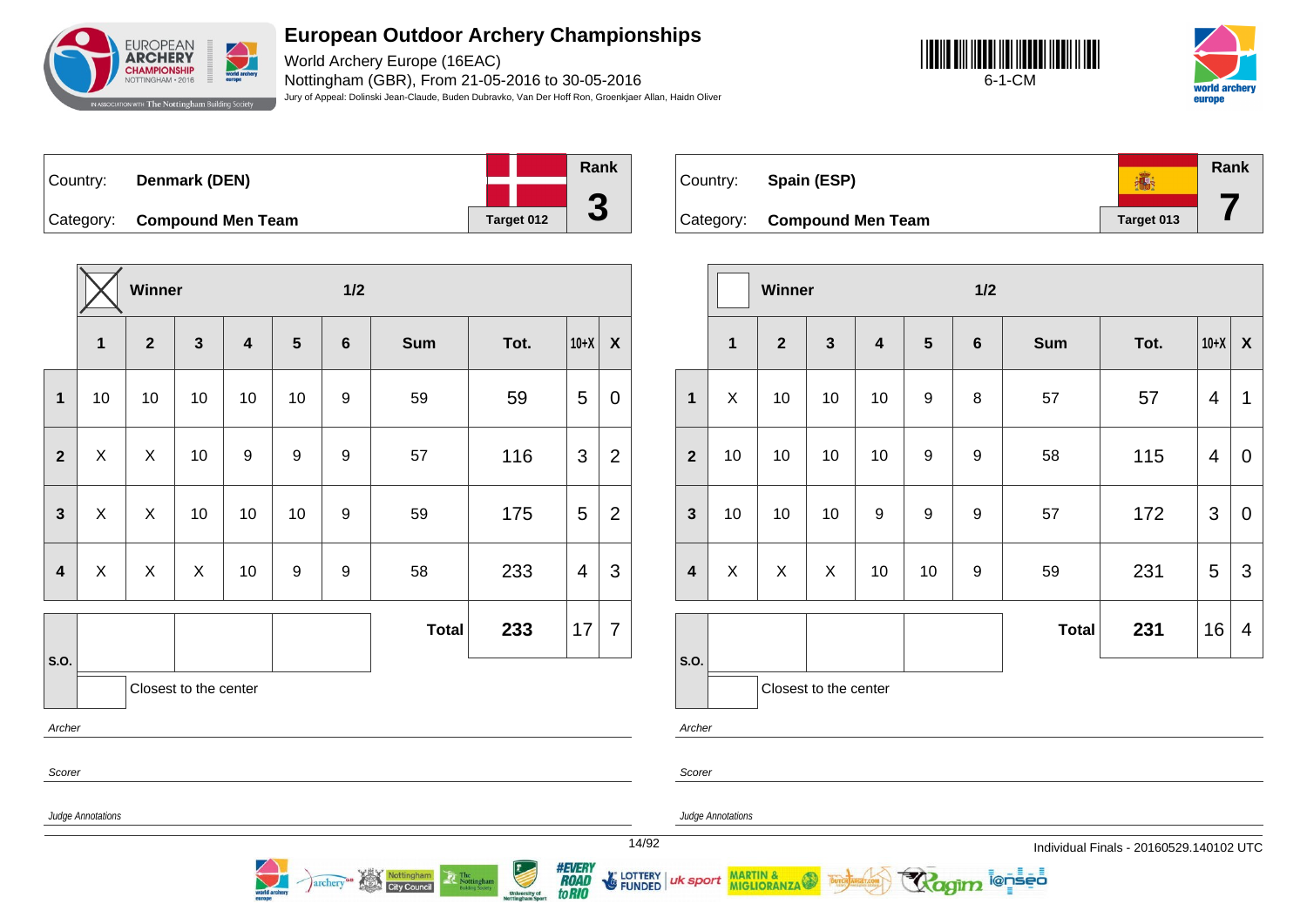# European Outdoor Archery Championships

World Archery Europe (16EAC)

Nottingham (GBR), From 21-05-2016 to 30-05-2016

Jury of Appeal: Dolinski Jean-Claude, Buden Dubravko, Van Der Hoff Ron, Groenkjaer Allan, Haidn Oliver

6-1-CM

| Country: | **Denmark (DEN)** | Rank |
|---|---|---|
| Category: | **Compound Men Team** | **3** |
| | Target 012 | |

Winner: X — 1/2

| | 1 | 2 | 3 | 4 | 5 | 6 | Sum | Tot. | 10+X | X |
|---|---|---|---|---|---|---|---|---|---|---|
| 1 | 10 | 10 | 10 | 10 | 10 | 9 | 59 | 59 | 5 | 0 |
| 2 | X | X | 10 | 9 | 9 | 9 | 57 | 116 | 3 | 2 |
| 3 | X | X | 10 | 10 | 10 | 9 | 59 | 175 | 5 | 2 |
| 4 | X | X | X | 10 | 9 | 9 | 58 | 233 | 4 | 3 |
| | | | | | | | **Total** | **233** | 17 | 7 |

S.O.: | | | |

Closest to the center

*Archer*

*Scorer*

*Judge Annotations*

| Country: | **Spain (ESP)** | Rank |
|---|---|---|
| Category: | **Compound Men Team** | **7** |
| | Target 013 | |

Winner: — 1/2

| | 1 | 2 | 3 | 4 | 5 | 6 | Sum | Tot. | 10+X | X |
|---|---|---|---|---|---|---|---|---|---|---|
| 1 | X | 10 | 10 | 10 | 9 | 8 | 57 | 57 | 4 | 1 |
| 2 | 10 | 10 | 10 | 10 | 9 | 9 | 58 | 115 | 4 | 0 |
| 3 | 10 | 10 | 10 | 9 | 9 | 9 | 57 | 172 | 3 | 0 |
| 4 | X | X | X | 10 | 10 | 9 | 59 | 231 | 5 | 3 |
| | | | | | | | **Total** | **231** | 16 | 4 |

S.O.: | | | |

Closest to the center

*Archer*

*Scorer*

*Judge Annotations*

Individual Finals - 20160529.140102 UTC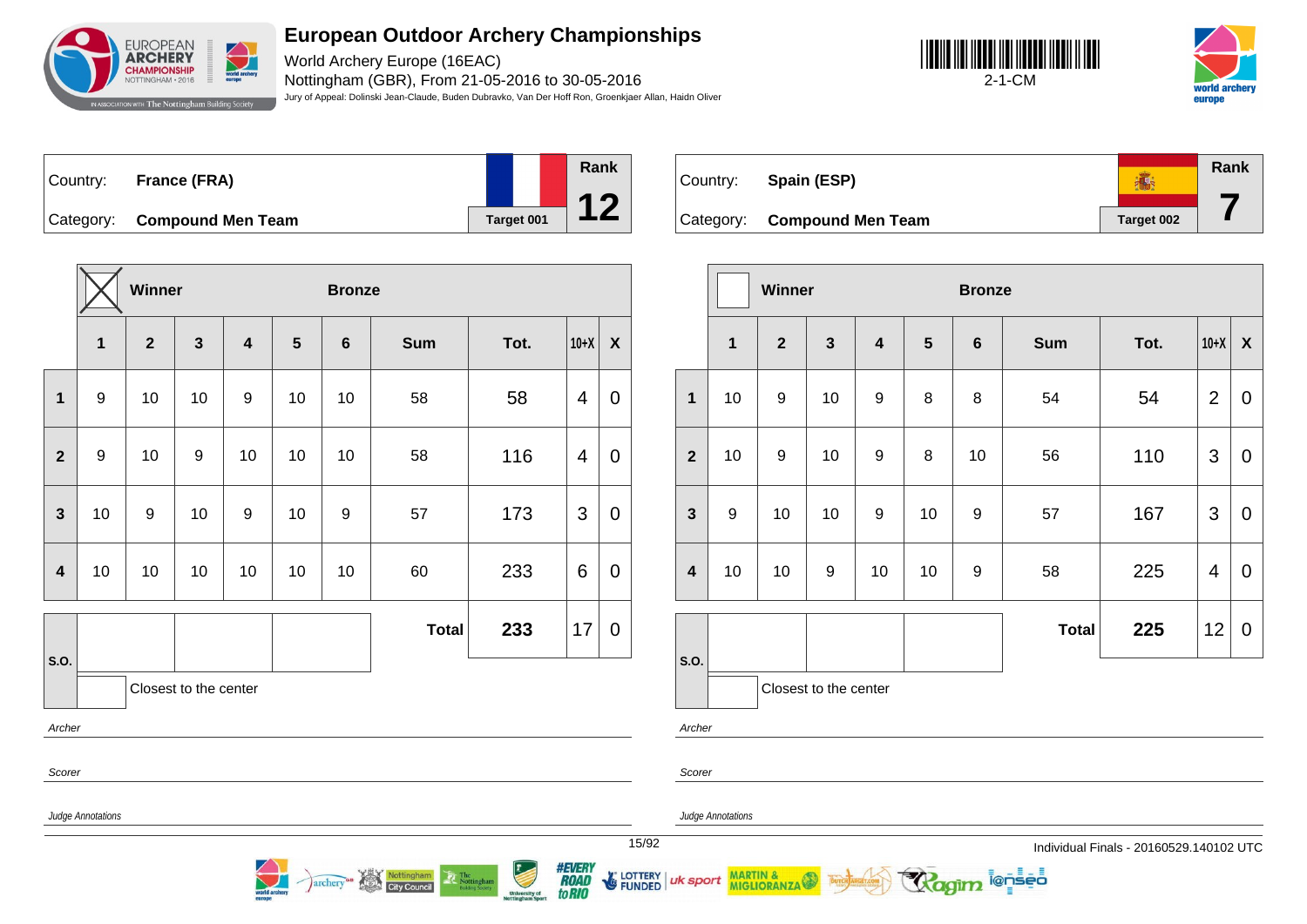# European Outdoor Archery Championships

World Archery Europe (16EAC)

Nottingham (GBR), From 21-05-2016 to 30-05-2016

Jury of Appeal: Dolinski Jean-Claude, Buden Dubravko, Van Der Hoff Ron, Groenkjaer Allan, Haidn Oliver

2-1-CM

| Country: | France (FRA) | | Rank |
|---|---|---|---|
| Category: | Compound Men Team | Target 001 | 12 |

| | Winner (X) | | | | Bronze | | | | | |
|---|---|---|---|---|---|---|---|---|---|---|
| | 1 | 2 | 3 | 4 | 5 | 6 | Sum | Tot. | 10+X | X |
| 1 | 9 | 10 | 10 | 9 | 10 | 10 | 58 | 58 | 4 | 0 |
| 2 | 9 | 10 | 9 | 10 | 10 | 10 | 58 | 116 | 4 | 0 |
| 3 | 10 | 9 | 10 | 9 | 10 | 9 | 57 | 173 | 3 | 0 |
| 4 | 10 | 10 | 10 | 10 | 10 | 10 | 60 | 233 | 6 | 0 |
| S.O. | | | | | | | **Total** | **233** | 17 | 0 |

Closest to the center

*Archer*

*Scorer*

*Judge Annotations*

| Country: | Spain (ESP) | | Rank |
|---|---|---|---|
| Category: | Compound Men Team | Target 002 | 7 |

| | Winner | | | | Bronze | | | | | |
|---|---|---|---|---|---|---|---|---|---|---|
| | 1 | 2 | 3 | 4 | 5 | 6 | Sum | Tot. | 10+X | X |
| 1 | 10 | 9 | 10 | 9 | 8 | 8 | 54 | 54 | 2 | 0 |
| 2 | 10 | 9 | 10 | 9 | 8 | 10 | 56 | 110 | 3 | 0 |
| 3 | 9 | 10 | 10 | 9 | 10 | 9 | 57 | 167 | 3 | 0 |
| 4 | 10 | 10 | 9 | 10 | 10 | 9 | 58 | 225 | 4 | 0 |
| S.O. | | | | | | | **Total** | **225** | 12 | 0 |

Closest to the center

*Archer*

*Scorer*

*Judge Annotations*

Individual Finals - 20160529.140102 UTC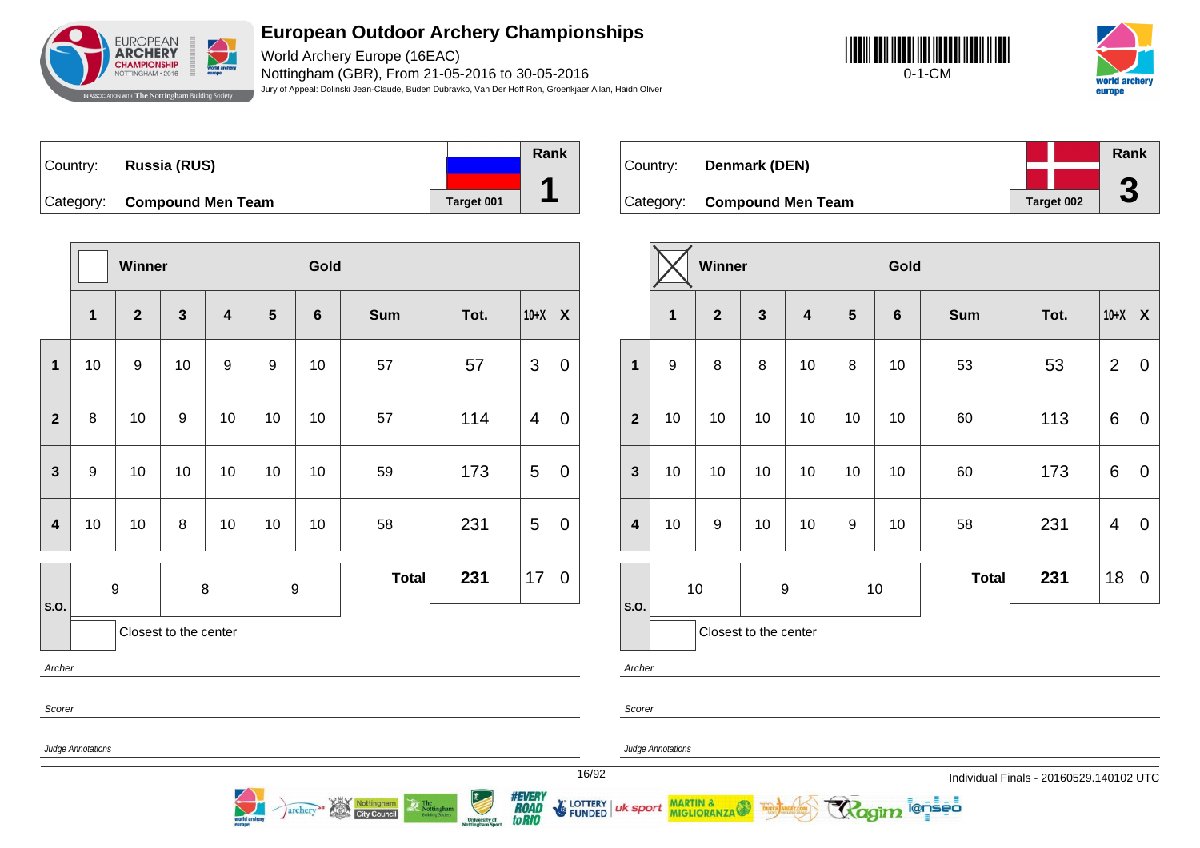# European Outdoor Archery Championships

World Archery Europe (16EAC)
Nottingham (GBR), From 21-05-2016 to 30-05-2016
Jury of Appeal: Dolinski Jean-Claude, Buden Dubravko, Van Der Hoff Ron, Groenkjaer Allan, Haidn Oliver

0-1-CM

| Country: | Russia (RUS) | Rank |
|---|---|---|
| Category: | Compound Men Team | Target 001 | 1 |

Winner: ☐ — Gold

| | 1 | 2 | 3 | 4 | 5 | 6 | Sum | Tot. | 10+X | X |
|---|---|---|---|---|---|---|---|---|---|---|
| 1 | 10 | 9 | 10 | 9 | 9 | 10 | 57 | 57 | 3 | 0 |
| 2 | 8 | 10 | 9 | 10 | 10 | 10 | 57 | 114 | 4 | 0 |
| 3 | 9 | 10 | 10 | 10 | 10 | 10 | 59 | 173 | 5 | 0 |
| 4 | 10 | 10 | 8 | 10 | 10 | 10 | 58 | 231 | 5 | 0 |
| S.O. | 9 | 8 | 9 | | | | Total | 231 | 17 | 0 |

☐ Closest to the center

*Archer*

*Scorer*

*Judge Annotations*

| Country: | Denmark (DEN) | Rank |
|---|---|---|
| Category: | Compound Men Team | Target 002 | 3 |

Winner: ☒ — Gold

| | 1 | 2 | 3 | 4 | 5 | 6 | Sum | Tot. | 10+X | X |
|---|---|---|---|---|---|---|---|---|---|---|
| 1 | 9 | 8 | 8 | 10 | 8 | 10 | 53 | 53 | 2 | 0 |
| 2 | 10 | 10 | 10 | 10 | 10 | 10 | 60 | 113 | 6 | 0 |
| 3 | 10 | 10 | 10 | 10 | 10 | 10 | 60 | 173 | 6 | 0 |
| 4 | 10 | 9 | 10 | 10 | 9 | 10 | 58 | 231 | 4 | 0 |
| S.O. | 10 | 9 | 10 | | | | Total | 231 | 18 | 0 |

☐ Closest to the center

*Archer*

*Scorer*

*Judge Annotations*

Individual Finals - 20160529.140102 UTC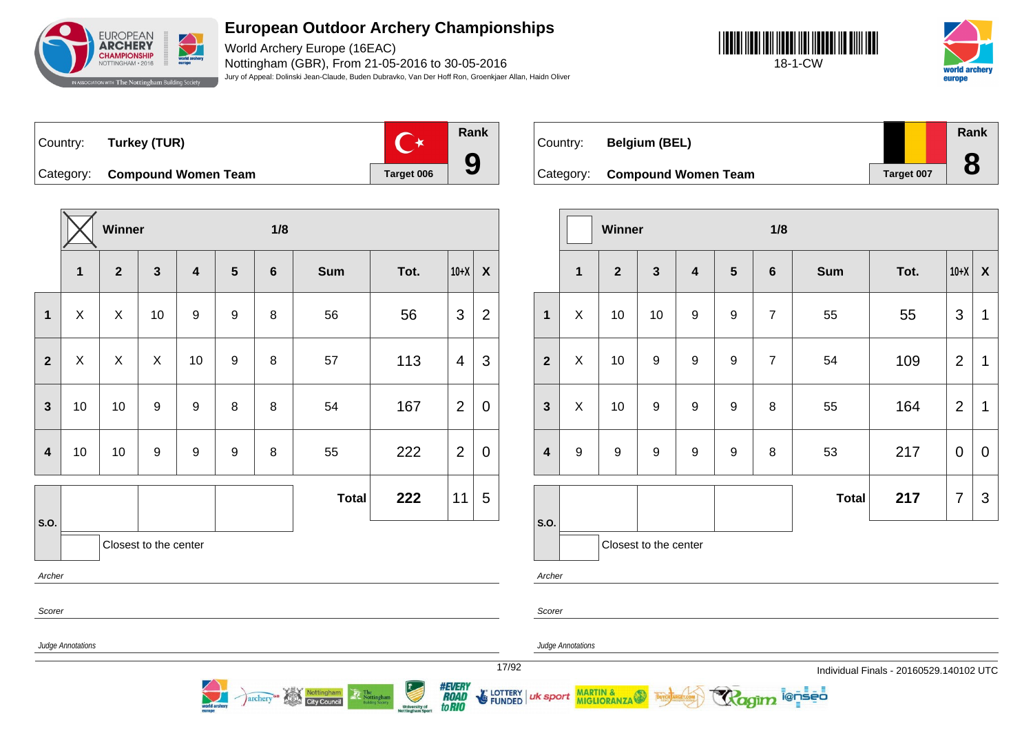# European Outdoor Archery Championships

World Archery Europe (16EAC)
Nottingham (GBR), From 21-05-2016 to 30-05-2016
Jury of Appeal: Dolinski Jean-Claude, Buden Dubravko, Van Der Hoff Ron, Groenkjaer Allan, Haidn Oliver

18-1-CW

Country: **Turkey (TUR)**
Category: **Compound Women Team**
Target 006
Rank **9**

Winner: X — 1/8

| | 1 | 2 | 3 | 4 | 5 | 6 | Sum | Tot. | 10+X | X |
|---|---|---|---|---|---|---|---|---|---|---|
| 1 | X | X | 10 | 9 | 9 | 8 | 56 | 56 | 3 | 2 |
| 2 | X | X | X | 10 | 9 | 8 | 57 | 113 | 4 | 3 |
| 3 | 10 | 10 | 9 | 9 | 8 | 8 | 54 | 167 | 2 | 0 |
| 4 | 10 | 10 | 9 | 9 | 9 | 8 | 55 | 222 | 2 | 0 |
| | | | | | | | **Total** | **222** | 11 | 5 |

S.O.: Closest to the center

Archer

Scorer

Judge Annotations

Country: **Belgium (BEL)**
Category: **Compound Women Team**
Target 007
Rank **8**

Winner: — 1/8

| | 1 | 2 | 3 | 4 | 5 | 6 | Sum | Tot. | 10+X | X |
|---|---|---|---|---|---|---|---|---|---|---|
| 1 | X | 10 | 10 | 9 | 9 | 7 | 55 | 55 | 3 | 1 |
| 2 | X | 10 | 9 | 9 | 9 | 7 | 54 | 109 | 2 | 1 |
| 3 | X | 10 | 9 | 9 | 9 | 8 | 55 | 164 | 2 | 1 |
| 4 | 9 | 9 | 9 | 9 | 9 | 8 | 53 | 217 | 0 | 0 |
| | | | | | | | **Total** | **217** | 7 | 3 |

S.O.: Closest to the center

Archer

Scorer

Judge Annotations

Individual Finals - 20160529.140102 UTC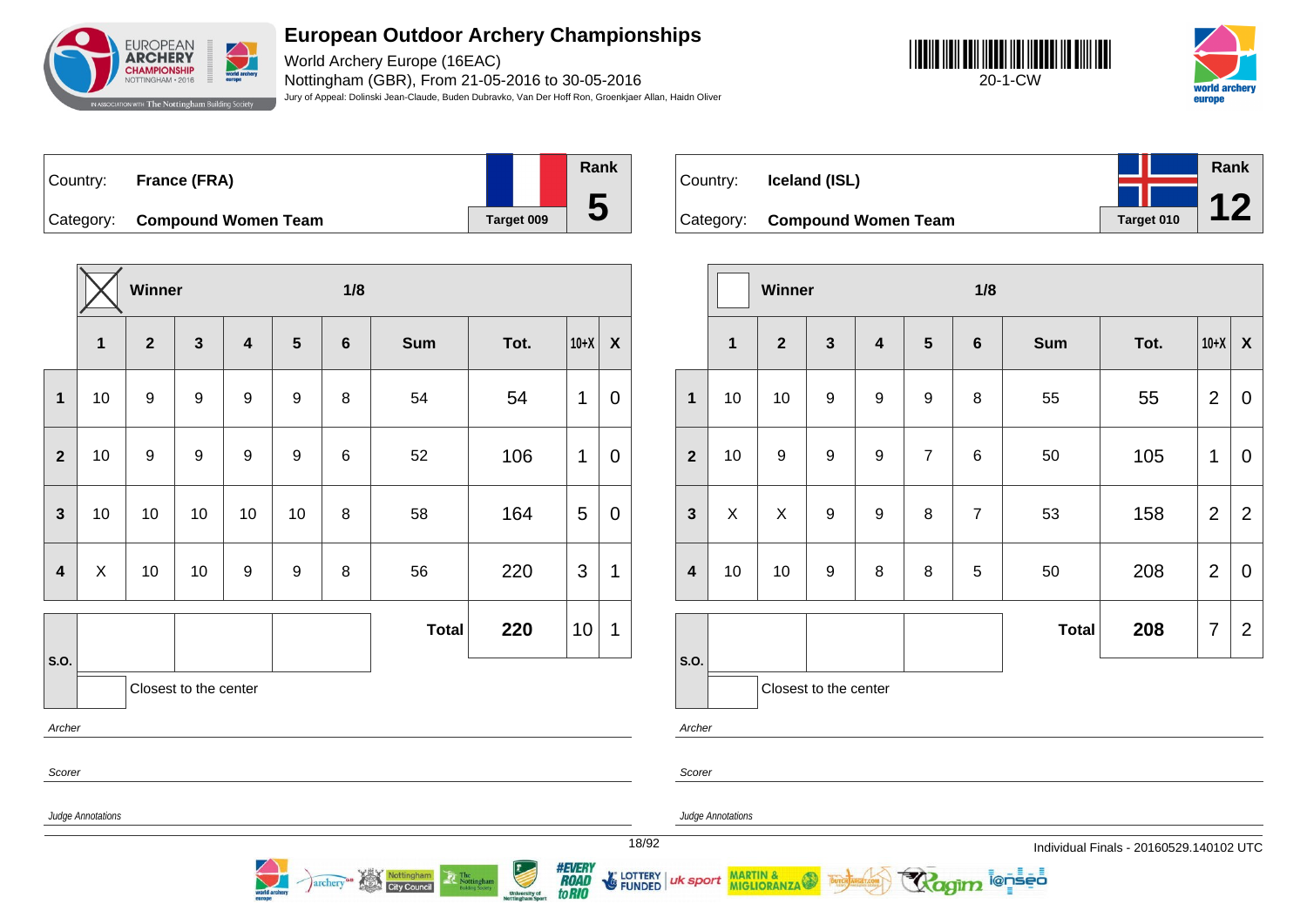# European Outdoor Archery Championships

World Archery Europe (16EAC)
Nottingham (GBR), From 21-05-2016 to 30-05-2016
Jury of Appeal: Dolinski Jean-Claude, Buden Dubravko, Van Der Hoff Ron, Groenkjaer Allan, Haidn Oliver

20-1-CW

Country: **France (FRA)**
Category: **Compound Women Team**
Target 009
Rank **5**

Winner: X — 1/8

| | 1 | 2 | 3 | 4 | 5 | 6 | Sum | Tot. | 10+X | X |
|---|---|---|---|---|---|---|---|---|---|---|
| 1 | 10 | 9 | 9 | 9 | 9 | 8 | 54 | 54 | 1 | 0 |
| 2 | 10 | 9 | 9 | 9 | 9 | 6 | 52 | 106 | 1 | 0 |
| 3 | 10 | 10 | 10 | 10 | 10 | 8 | 58 | 164 | 5 | 0 |
| 4 | X | 10 | 10 | 9 | 9 | 8 | 56 | 220 | 3 | 1 |
| | | | | | | | **Total** | **220** | 10 | 1 |

S.O.: Closest to the center

*Archer*

*Scorer*

*Judge Annotations*

Country: **Iceland (ISL)**
Category: **Compound Women Team**
Target 010
Rank **12**

Winner: — 1/8

| | 1 | 2 | 3 | 4 | 5 | 6 | Sum | Tot. | 10+X | X |
|---|---|---|---|---|---|---|---|---|---|---|
| 1 | 10 | 10 | 9 | 9 | 9 | 8 | 55 | 55 | 2 | 0 |
| 2 | 10 | 9 | 9 | 9 | 7 | 6 | 50 | 105 | 1 | 0 |
| 3 | X | X | 9 | 9 | 8 | 7 | 53 | 158 | 2 | 2 |
| 4 | 10 | 10 | 9 | 8 | 8 | 5 | 50 | 208 | 2 | 0 |
| | | | | | | | **Total** | **208** | 7 | 2 |

S.O.: Closest to the center

*Archer*

*Scorer*

*Judge Annotations*

Individual Finals - 20160529.140102 UTC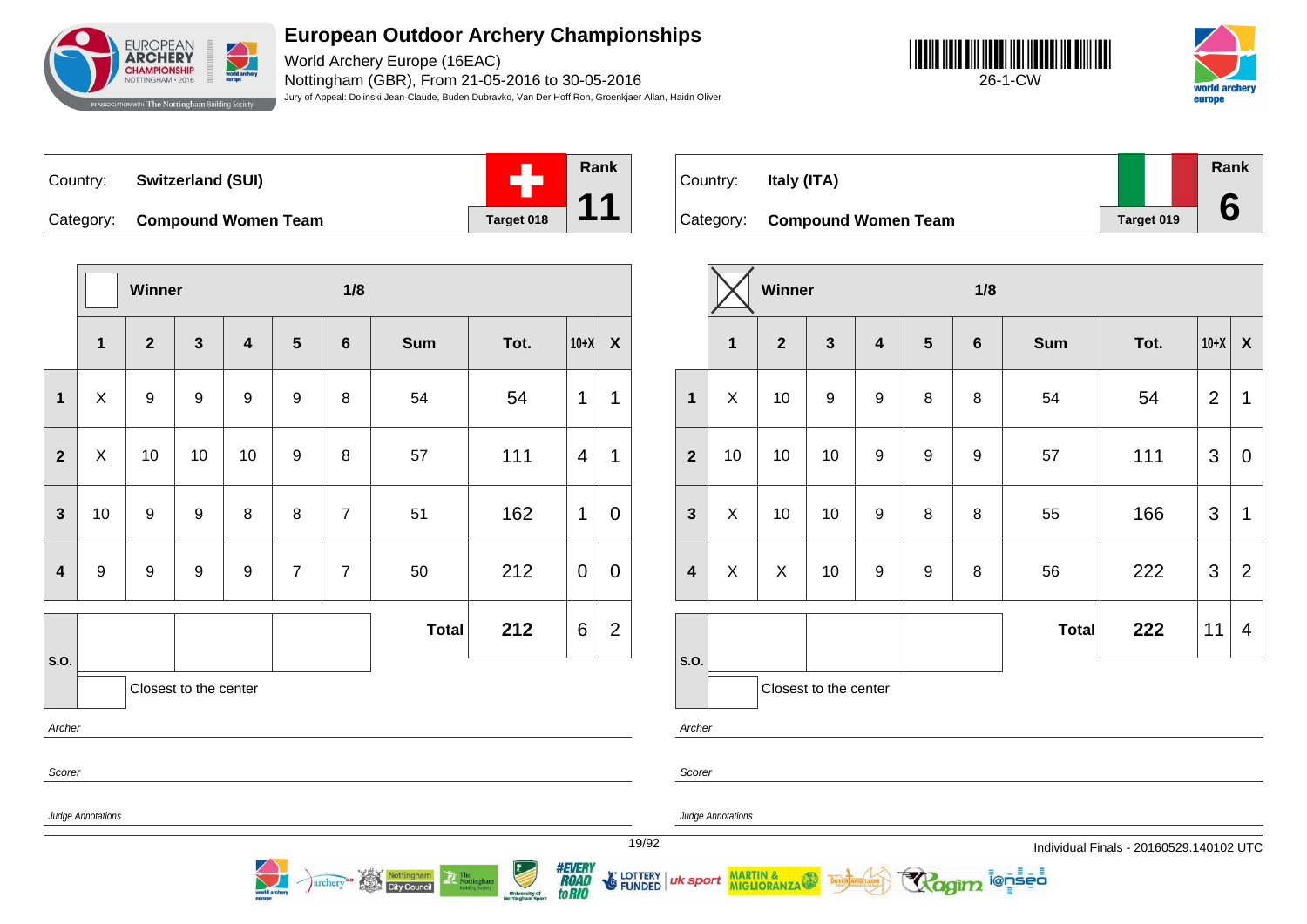# European Outdoor Archery Championships

World Archery Europe (16EAC)

Nottingham (GBR), From 21-05-2016 to 30-05-2016

Jury of Appeal: Dolinski Jean-Claude, Buden Dubravko, Van Der Hoff Ron, Groenkjaer Allan, Haidn Oliver

26-1-CW

| Country: | **Switzerland (SUI)** | Rank |
|---|---|---|
| Category: | **Compound Women Team** | Target 018 | **11** |

| | Winner | | | | | 1/8 | | | | |
|---|---|---|---|---|---|---|---|---|---|---|
| | **1** | **2** | **3** | **4** | **5** | **6** | **Sum** | **Tot.** | **10+X** | **X** |
| **1** | X | 9 | 9 | 9 | 9 | 8 | 54 | 54 | 1 | 1 |
| **2** | X | 10 | 10 | 10 | 9 | 8 | 57 | 111 | 4 | 1 |
| **3** | 10 | 9 | 9 | 8 | 8 | 7 | 51 | 162 | 1 | 0 |
| **4** | 9 | 9 | 9 | 9 | 7 | 7 | 50 | 212 | 0 | 0 |
| **S.O.** | | | | | | | **Total** | **212** | 6 | 2 |

Closest to the center

*Archer*

*Scorer*

*Judge Annotations*

| Country: | **Italy (ITA)** | Rank |
|---|---|---|
| Category: | **Compound Women Team** | Target 019 | **6** |

| | Winner ☒ | | | | | 1/8 | | | | |
|---|---|---|---|---|---|---|---|---|---|---|
| | **1** | **2** | **3** | **4** | **5** | **6** | **Sum** | **Tot.** | **10+X** | **X** |
| **1** | X | 10 | 9 | 9 | 8 | 8 | 54 | 54 | 2 | 1 |
| **2** | 10 | 10 | 10 | 9 | 9 | 9 | 57 | 111 | 3 | 0 |
| **3** | X | 10 | 10 | 9 | 8 | 8 | 55 | 166 | 3 | 1 |
| **4** | X | X | 10 | 9 | 9 | 8 | 56 | 222 | 3 | 2 |
| **S.O.** | | | | | | | **Total** | **222** | 11 | 4 |

Closest to the center

*Archer*

*Scorer*

*Judge Annotations*

Individual Finals - 20160529.140102 UTC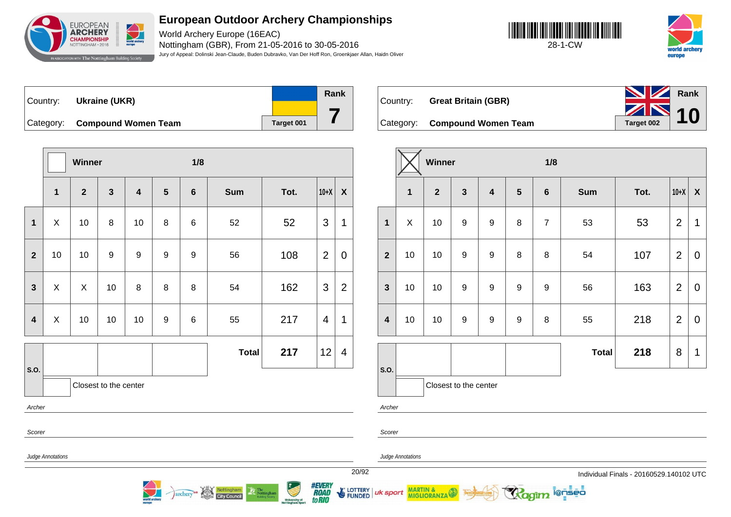# European Outdoor Archery Championships

World Archery Europe (16EAC)
Nottingham (GBR), From 21-05-2016 to 30-05-2016
Jury of Appeal: Dolinski Jean-Claude, Buden Dubravko, Van Der Hoff Ron, Groenkjaer Allan, Haidn Oliver

28-1-CW

| Country: | Ukraine (UKR) | Rank |
|---|---|---|
| Category: | Compound Women Team | Target 001 | 7 |

Winner — 1/8

| | 1 | 2 | 3 | 4 | 5 | 6 | Sum | Tot. | 10+X | X |
|---|---|---|---|---|---|---|---|---|---|---|
| 1 | X | 10 | 8 | 10 | 8 | 6 | 52 | 52 | 3 | 1 |
| 2 | 10 | 10 | 9 | 9 | 9 | 9 | 56 | 108 | 2 | 0 |
| 3 | X | X | 10 | 8 | 8 | 8 | 54 | 162 | 3 | 2 |
| 4 | X | 10 | 10 | 10 | 9 | 6 | 55 | 217 | 4 | 1 |
| S.O. | | | | | | | Total | 217 | 12 | 4 |

Closest to the center

*Archer*

*Scorer*

*Judge Annotations*

| Country: | Great Britain (GBR) | Rank |
|---|---|---|
| Category: | Compound Women Team | Target 002 | 10 |

Winner (X) — 1/8

| | 1 | 2 | 3 | 4 | 5 | 6 | Sum | Tot. | 10+X | X |
|---|---|---|---|---|---|---|---|---|---|---|
| 1 | X | 10 | 9 | 9 | 8 | 7 | 53 | 53 | 2 | 1 |
| 2 | 10 | 10 | 9 | 9 | 8 | 8 | 54 | 107 | 2 | 0 |
| 3 | 10 | 10 | 9 | 9 | 9 | 9 | 56 | 163 | 2 | 0 |
| 4 | 10 | 10 | 9 | 9 | 9 | 8 | 55 | 218 | 2 | 0 |
| S.O. | | | | | | | Total | 218 | 8 | 1 |

Closest to the center

*Archer*

*Scorer*

*Judge Annotations*

Individual Finals - 20160529.140102 UTC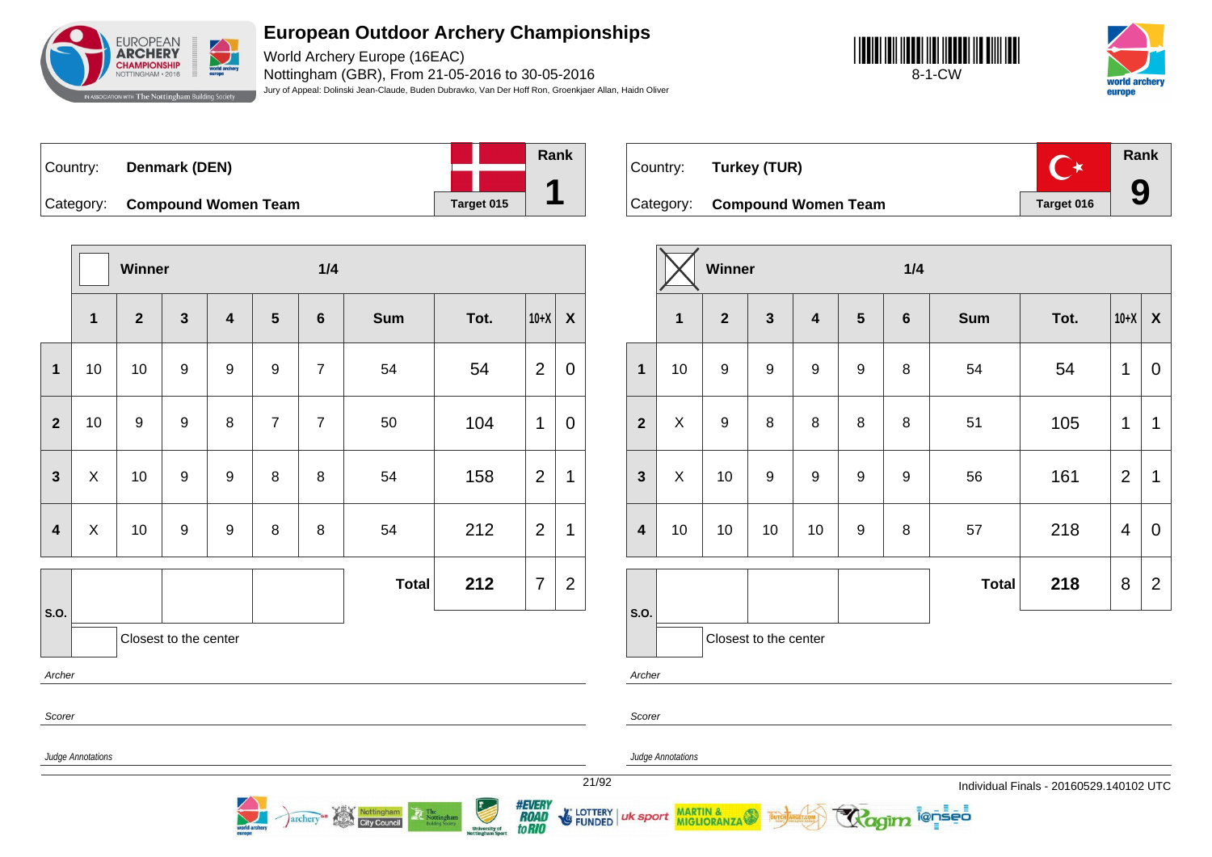# European Outdoor Archery Championships

World Archery Europe (16EAC)

Nottingham (GBR), From 21-05-2016 to 30-05-2016

Jury of Appeal: Dolinski Jean-Claude, Buden Dubravko, Van Der Hoff Ron, Groenkjaer Allan, Haidn Oliver

8-1-CW

Country: **Denmark (DEN)**

Category: **Compound Women Team**

Target 015

Rank **1**

| | Winner | | | | | 1/4 | | | | |
|---|---|---|---|---|---|---|---|---|---|---|
| | **1** | **2** | **3** | **4** | **5** | **6** | **Sum** | **Tot.** | **10+X** | **X** |
| **1** | 10 | 10 | 9 | 9 | 9 | 7 | 54 | 54 | 2 | 0 |
| **2** | 10 | 9 | 9 | 8 | 7 | 7 | 50 | 104 | 1 | 0 |
| **3** | X | 10 | 9 | 9 | 8 | 8 | 54 | 158 | 2 | 1 |
| **4** | X | 10 | 9 | 9 | 8 | 8 | 54 | 212 | 2 | 1 |
| | | | | | | | **Total** | **212** | 7 | 2 |

S.O.

Closest to the center

*Archer*

*Scorer*

*Judge Annotations*

Country: **Turkey (TUR)**

Category: **Compound Women Team**

Target 016

Rank **9**

| | Winner | | | | | 1/4 | | | | |
|---|---|---|---|---|---|---|---|---|---|---|
| | **1** | **2** | **3** | **4** | **5** | **6** | **Sum** | **Tot.** | **10+X** | **X** |
| **1** | 10 | 9 | 9 | 9 | 9 | 8 | 54 | 54 | 1 | 0 |
| **2** | X | 9 | 8 | 8 | 8 | 8 | 51 | 105 | 1 | 1 |
| **3** | X | 10 | 9 | 9 | 9 | 9 | 56 | 161 | 2 | 1 |
| **4** | 10 | 10 | 10 | 10 | 9 | 8 | 57 | 218 | 4 | 0 |
| | | | | | | | **Total** | **218** | 8 | 2 |

S.O.

Closest to the center

*Archer*

*Scorer*

*Judge Annotations*

Individual Finals - 20160529.140102 UTC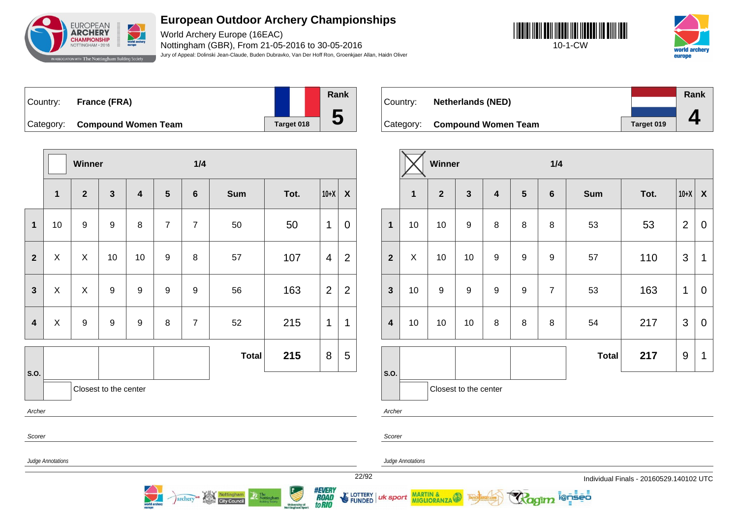# European Outdoor Archery Championships

World Archery Europe (16EAC)
Nottingham (GBR), From 21-05-2016 to 30-05-2016
Jury of Appeal: Dolinski Jean-Claude, Buden Dubravko, Van Der Hoff Ron, Groenkjaer Allan, Haidn Oliver

10-1-CW

| Country: | France (FRA) | Rank |
|---|---|---|
| Category: | Compound Women Team | 5 |
| | Target 018 | |

Winner: ☐ — 1/4

| | 1 | 2 | 3 | 4 | 5 | 6 | Sum | Tot. | 10+X | X |
|---|---|---|---|---|---|---|---|---|---|---|
| 1 | 10 | 9 | 9 | 8 | 7 | 7 | 50 | 50 | 1 | 0 |
| 2 | X | X | 10 | 10 | 9 | 8 | 57 | 107 | 4 | 2 |
| 3 | X | X | 9 | 9 | 9 | 9 | 56 | 163 | 2 | 2 |
| 4 | X | 9 | 9 | 9 | 8 | 7 | 52 | 215 | 1 | 1 |
| | | | | | | | **Total** | **215** | 8 | 5 |

S.O.: Closest to the center

*Archer*

*Scorer*

*Judge Annotations*

| Country: | Netherlands (NED) | Rank |
|---|---|---|
| Category: | Compound Women Team | 4 |
| | Target 019 | |

Winner: ☒ — 1/4

| | 1 | 2 | 3 | 4 | 5 | 6 | Sum | Tot. | 10+X | X |
|---|---|---|---|---|---|---|---|---|---|---|
| 1 | 10 | 10 | 9 | 8 | 8 | 8 | 53 | 53 | 2 | 0 |
| 2 | X | 10 | 10 | 9 | 9 | 9 | 57 | 110 | 3 | 1 |
| 3 | 10 | 9 | 9 | 9 | 9 | 7 | 53 | 163 | 1 | 0 |
| 4 | 10 | 10 | 10 | 8 | 8 | 8 | 54 | 217 | 3 | 0 |
| | | | | | | | **Total** | **217** | 9 | 1 |

S.O.: Closest to the center

*Archer*

*Scorer*

*Judge Annotations*

Individual Finals - 20160529.140102 UTC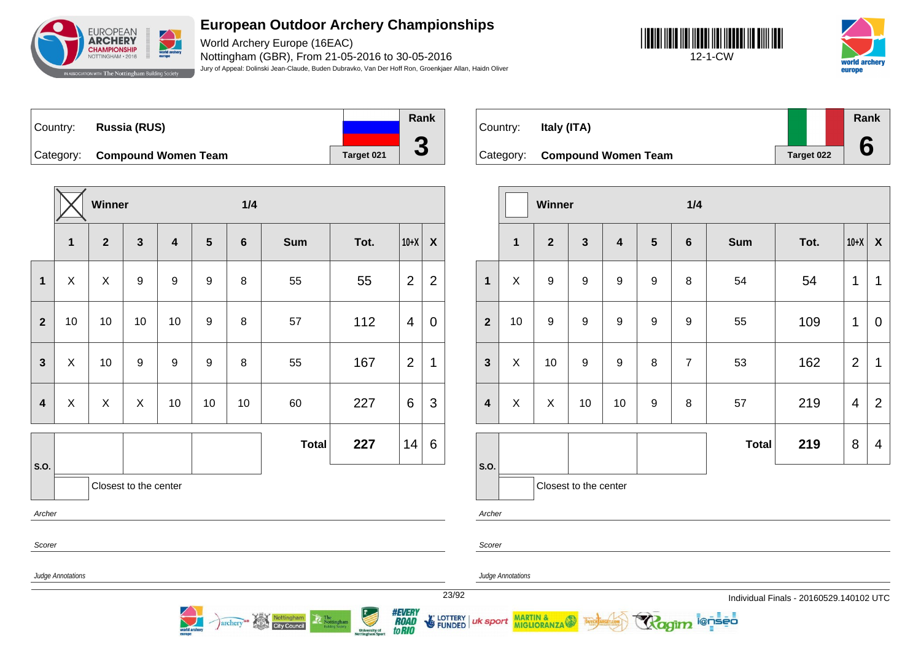# European Outdoor Archery Championships

World Archery Europe (16EAC)
Nottingham (GBR), From 21-05-2016 to 30-05-2016
Jury of Appeal: Dolinski Jean-Claude, Buden Dubravko, Van Der Hoff Ron, Groenkjaer Allan, Haidn Oliver

12-1-CW

| Country: | Russia (RUS) | Rank |
|---|---|---|
| Category: | Compound Women Team | Target 021 | 3 |

Winner ☒ — 1/4

| | 1 | 2 | 3 | 4 | 5 | 6 | Sum | Tot. | 10+X | X |
|---|---|---|---|---|---|---|---|---|---|---|
| 1 | X | X | 9 | 9 | 9 | 8 | 55 | 55 | 2 | 2 |
| 2 | 10 | 10 | 10 | 10 | 9 | 8 | 57 | 112 | 4 | 0 |
| 3 | X | 10 | 9 | 9 | 9 | 8 | 55 | 167 | 2 | 1 |
| 4 | X | X | X | 10 | 10 | 10 | 60 | 227 | 6 | 3 |
| | | | | | | | **Total** | **227** | 14 | 6 |

S.O.

Closest to the center

*Archer*

*Scorer*

*Judge Annotations*

| Country: | Italy (ITA) | Rank |
|---|---|---|
| Category: | Compound Women Team | Target 022 | 6 |

Winner ☐ — 1/4

| | 1 | 2 | 3 | 4 | 5 | 6 | Sum | Tot. | 10+X | X |
|---|---|---|---|---|---|---|---|---|---|---|
| 1 | X | 9 | 9 | 9 | 9 | 8 | 54 | 54 | 1 | 1 |
| 2 | 10 | 9 | 9 | 9 | 9 | 9 | 55 | 109 | 1 | 0 |
| 3 | X | 10 | 9 | 9 | 8 | 7 | 53 | 162 | 2 | 1 |
| 4 | X | X | 10 | 10 | 9 | 8 | 57 | 219 | 4 | 2 |
| | | | | | | | **Total** | **219** | 8 | 4 |

S.O.

Closest to the center

*Archer*

*Scorer*

*Judge Annotations*

Individual Finals - 20160529.140102 UTC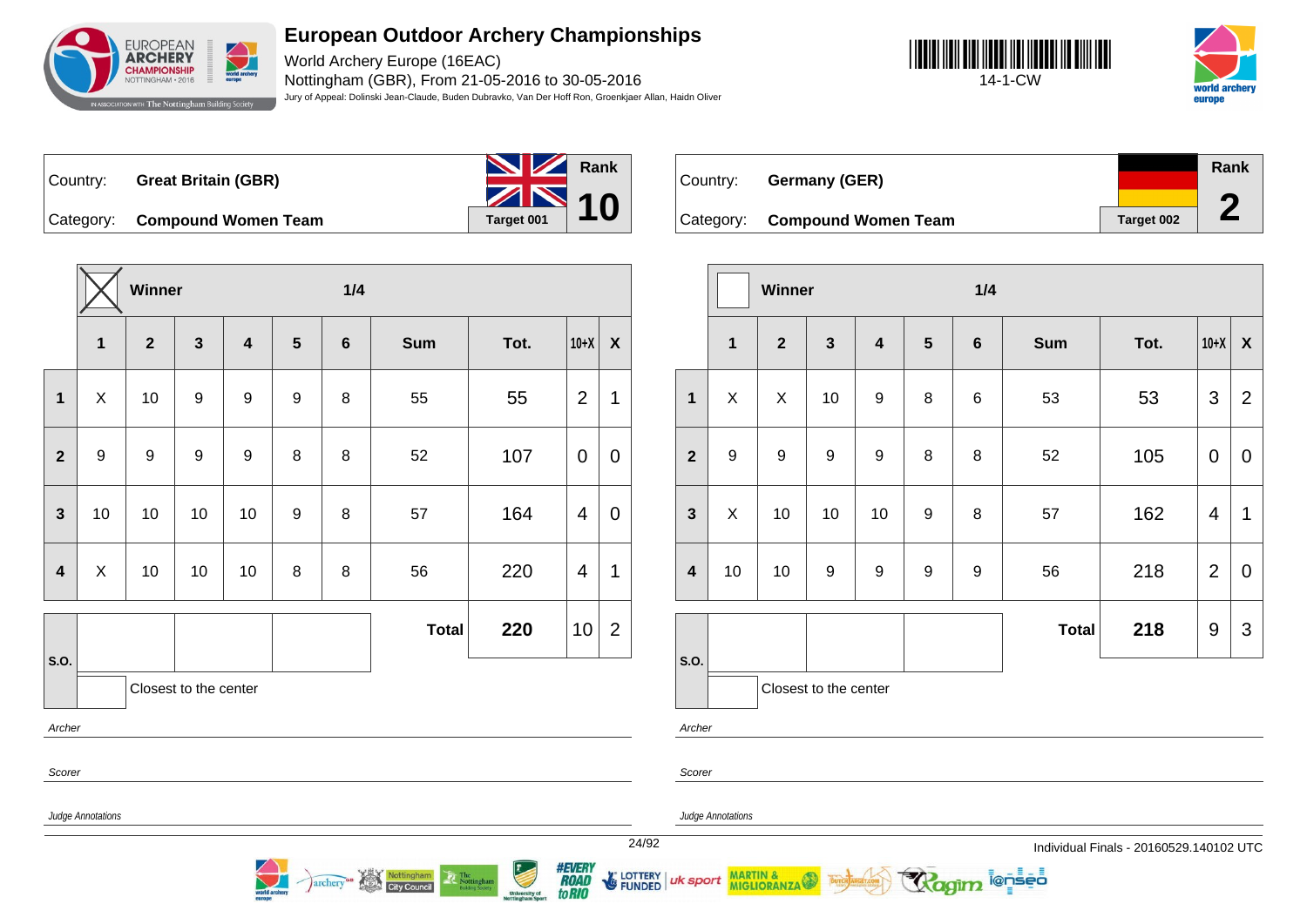# European Outdoor Archery Championships

World Archery Europe (16EAC)
Nottingham (GBR), From 21-05-2016 to 30-05-2016
Jury of Appeal: Dolinski Jean-Claude, Buden Dubravko, Van Der Hoff Ron, Groenkjaer Allan, Haidn Oliver

14-1-CW

Country: **Great Britain (GBR)**
Category: **Compound Women Team**
Target 001
Rank **10**

Winner: X — 1/4

| | 1 | 2 | 3 | 4 | 5 | 6 | Sum | Tot. | 10+X | X |
|---|---|---|---|---|---|---|---|---|---|---|
| 1 | X | 10 | 9 | 9 | 9 | 8 | 55 | 55 | 2 | 1 |
| 2 | 9 | 9 | 9 | 9 | 8 | 8 | 52 | 107 | 0 | 0 |
| 3 | 10 | 10 | 10 | 10 | 9 | 8 | 57 | 164 | 4 | 0 |
| 4 | X | 10 | 10 | 10 | 8 | 8 | 56 | 220 | 4 | 1 |
| S.O. | | | | | | | **Total** | **220** | 10 | 2 |

Closest to the center

*Archer*

*Scorer*

*Judge Annotations*

Country: **Germany (GER)**
Category: **Compound Women Team**
Target 002
Rank **2**

Winner: — 1/4

| | 1 | 2 | 3 | 4 | 5 | 6 | Sum | Tot. | 10+X | X |
|---|---|---|---|---|---|---|---|---|---|---|
| 1 | X | X | 10 | 9 | 8 | 6 | 53 | 53 | 3 | 2 |
| 2 | 9 | 9 | 9 | 9 | 8 | 8 | 52 | 105 | 0 | 0 |
| 3 | X | 10 | 10 | 10 | 9 | 8 | 57 | 162 | 4 | 1 |
| 4 | 10 | 10 | 9 | 9 | 9 | 9 | 56 | 218 | 2 | 0 |
| S.O. | | | | | | | **Total** | **218** | 9 | 3 |

Closest to the center

*Archer*

*Scorer*

*Judge Annotations*

Individual Finals - 20160529.140102 UTC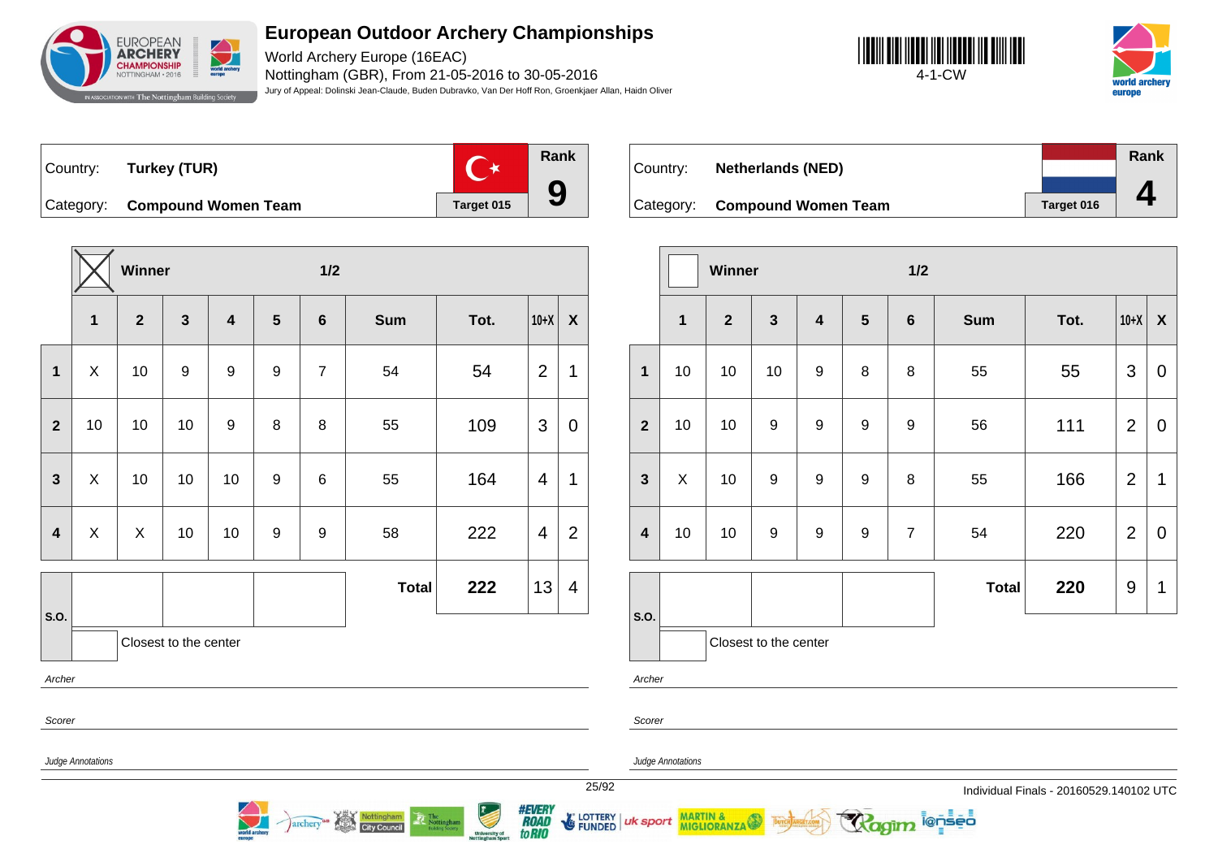# European Outdoor Archery Championships

World Archery Europe (16EAC)
Nottingham (GBR), From 21-05-2016 to 30-05-2016
Jury of Appeal: Dolinski Jean-Claude, Buden Dubravko, Van Der Hoff Ron, Groenkjaer Allan, Haidn Oliver

4-1-CW

| Country: | Turkey (TUR) | | Rank |
|---|---|---|---|
| Category: | **Compound Women Team** | Target 015 | **9** |

Winner: X — 1/2

| | 1 | 2 | 3 | 4 | 5 | 6 | Sum | Tot. | 10+X | X |
|---|---|---|---|---|---|---|---|---|---|---|
| 1 | X | 10 | 9 | 9 | 9 | 7 | 54 | 54 | 2 | 1 |
| 2 | 10 | 10 | 10 | 9 | 8 | 8 | 55 | 109 | 3 | 0 |
| 3 | X | 10 | 10 | 10 | 9 | 6 | 55 | 164 | 4 | 1 |
| 4 | X | X | 10 | 10 | 9 | 9 | 58 | 222 | 4 | 2 |
| | | | | | | | **Total** | **222** | 13 | 4 |

S.O.: Closest to the center

*Archer*

*Scorer*

*Judge Annotations*

| Country: | Netherlands (NED) | | Rank |
|---|---|---|---|
| Category: | **Compound Women Team** | Target 016 | **4** |

Winner: — 1/2

| | 1 | 2 | 3 | 4 | 5 | 6 | Sum | Tot. | 10+X | X |
|---|---|---|---|---|---|---|---|---|---|---|
| 1 | 10 | 10 | 10 | 9 | 8 | 8 | 55 | 55 | 3 | 0 |
| 2 | 10 | 10 | 9 | 9 | 9 | 9 | 56 | 111 | 2 | 0 |
| 3 | X | 10 | 9 | 9 | 9 | 8 | 55 | 166 | 2 | 1 |
| 4 | 10 | 10 | 9 | 9 | 9 | 7 | 54 | 220 | 2 | 0 |
| | | | | | | | **Total** | **220** | 9 | 1 |

S.O.: Closest to the center

*Archer*

*Scorer*

*Judge Annotations*

Individual Finals - 20160529.140102 UTC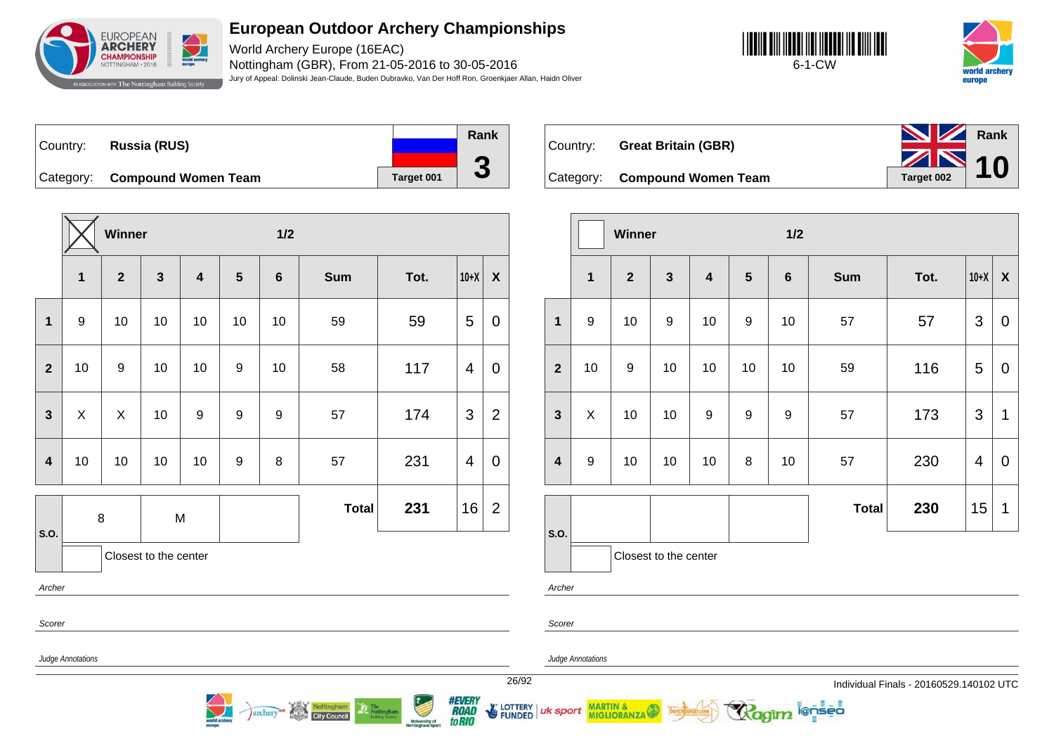# European Outdoor Archery Championships

World Archery Europe (16EAC)
Nottingham (GBR), From 21-05-2016 to 30-05-2016
Jury of Appeal: Dolinski Jean-Claude, Buden Dubravko, Van Der Hoff Ron, Groenkjaer Allan, Haidn Oliver

6-1-CW

## Russia (RUS)

Country: **Russia (RUS)**
Category: **Compound Women Team**
Target 001
Rank: **3**

Winner: X — 1/2

| | 1 | 2 | 3 | 4 | 5 | 6 | Sum | Tot. | 10+X | X |
|---|---|---|---|---|---|---|---|---|---|---|
| 1 | 9 | 10 | 10 | 10 | 10 | 10 | 59 | 59 | 5 | 0 |
| 2 | 10 | 9 | 10 | 10 | 9 | 10 | 58 | 117 | 4 | 0 |
| 3 | X | X | 10 | 9 | 9 | 9 | 57 | 174 | 3 | 2 |
| 4 | 10 | 10 | 10 | 10 | 9 | 8 | 57 | 231 | 4 | 0 |
| | | | | | | | **Total** | **231** | 16 | 2 |

S.O.: 8 | M |
Closest to the center: 

Archer

Scorer

Judge Annotations

## Great Britain (GBR)

Country: **Great Britain (GBR)**
Category: **Compound Women Team**
Target 002
Rank: **10**

Winner: — 1/2

| | 1 | 2 | 3 | 4 | 5 | 6 | Sum | Tot. | 10+X | X |
|---|---|---|---|---|---|---|---|---|---|---|
| 1 | 9 | 10 | 9 | 10 | 9 | 10 | 57 | 57 | 3 | 0 |
| 2 | 10 | 9 | 10 | 10 | 10 | 10 | 59 | 116 | 5 | 0 |
| 3 | X | 10 | 10 | 9 | 9 | 9 | 57 | 173 | 3 | 1 |
| 4 | 9 | 10 | 10 | 10 | 8 | 10 | 57 | 230 | 4 | 0 |
| | | | | | | | **Total** | **230** | 15 | 1 |

S.O.: 
Closest to the center: 

Archer

Scorer

Judge Annotations

Individual Finals - 20160529.140102 UTC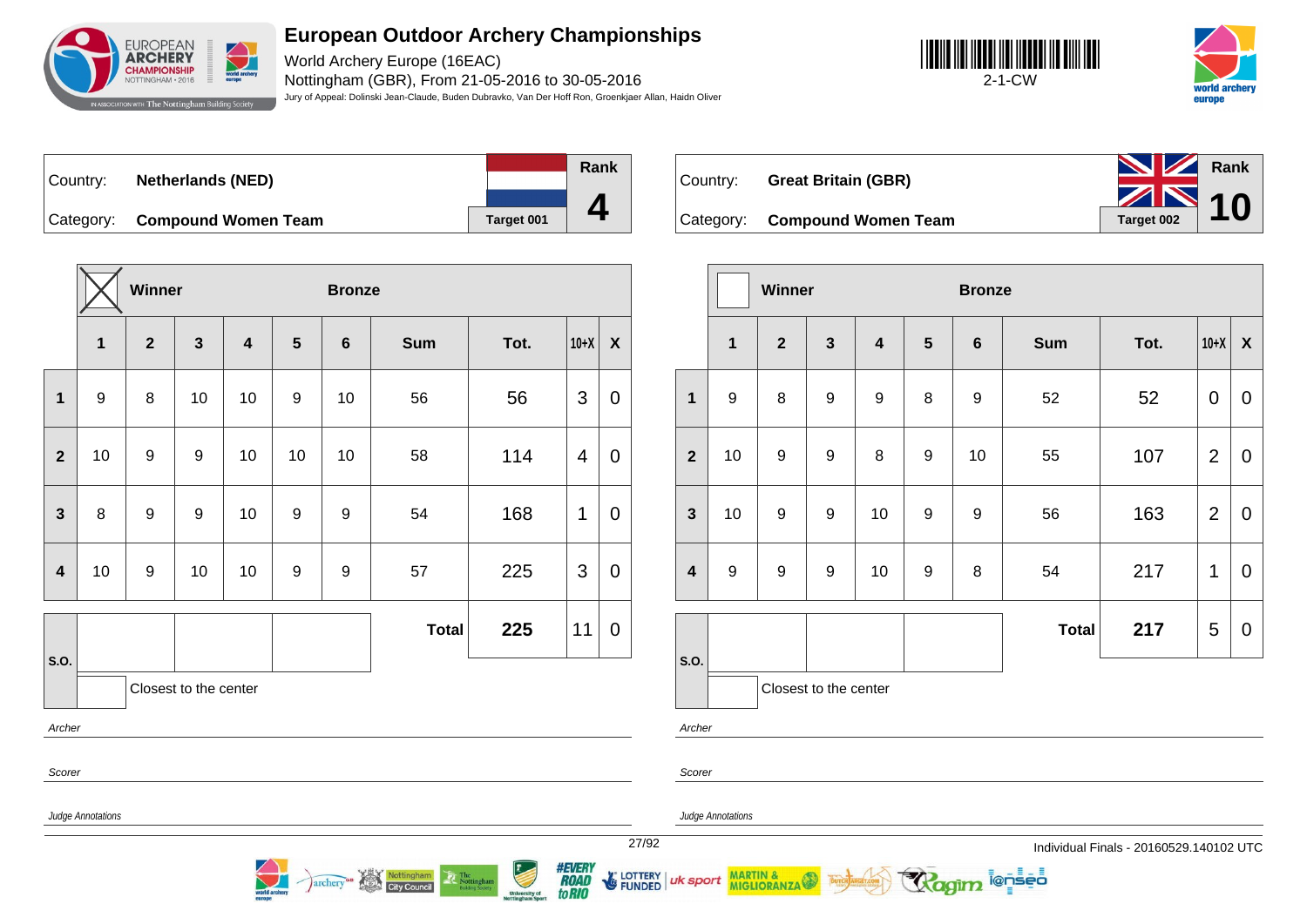# European Outdoor Archery Championships

World Archery Europe (16EAC)
Nottingham (GBR), From 21-05-2016 to 30-05-2016
Jury of Appeal: Dolinski Jean-Claude, Buden Dubravko, Van Der Hoff Ron, Groenkjaer Allan, Haidn Oliver

2-1-CW

Country: **Netherlands (NED)**
Category: **Compound Women Team**
Target 001
Rank **4**

| | Winner (X) | | | | | Bronze | | | | |
|---|---|---|---|---|---|---|---|---|---|---|
| | **1** | **2** | **3** | **4** | **5** | **6** | **Sum** | **Tot.** | **10+X** | **X** |
| **1** | 9 | 8 | 10 | 10 | 9 | 10 | 56 | 56 | 3 | 0 |
| **2** | 10 | 9 | 9 | 10 | 10 | 10 | 58 | 114 | 4 | 0 |
| **3** | 8 | 9 | 9 | 10 | 9 | 9 | 54 | 168 | 1 | 0 |
| **4** | 10 | 9 | 10 | 10 | 9 | 9 | 57 | 225 | 3 | 0 |
| | | | | | | | **Total** | **225** | 11 | 0 |

S.O.
Closest to the center

*Archer*

*Scorer*

*Judge Annotations*

Country: **Great Britain (GBR)**
Category: **Compound Women Team**
Target 002
Rank **10**

| | Winner | | | | | Bronze | | | | |
|---|---|---|---|---|---|---|---|---|---|---|
| | **1** | **2** | **3** | **4** | **5** | **6** | **Sum** | **Tot.** | **10+X** | **X** |
| **1** | 9 | 8 | 9 | 9 | 8 | 9 | 52 | 52 | 0 | 0 |
| **2** | 10 | 9 | 9 | 8 | 9 | 10 | 55 | 107 | 2 | 0 |
| **3** | 10 | 9 | 9 | 10 | 9 | 9 | 56 | 163 | 2 | 0 |
| **4** | 9 | 9 | 9 | 10 | 9 | 8 | 54 | 217 | 1 | 0 |
| | | | | | | | **Total** | **217** | 5 | 0 |

S.O.
Closest to the center

*Archer*

*Scorer*

*Judge Annotations*

Individual Finals - 20160529.140102 UTC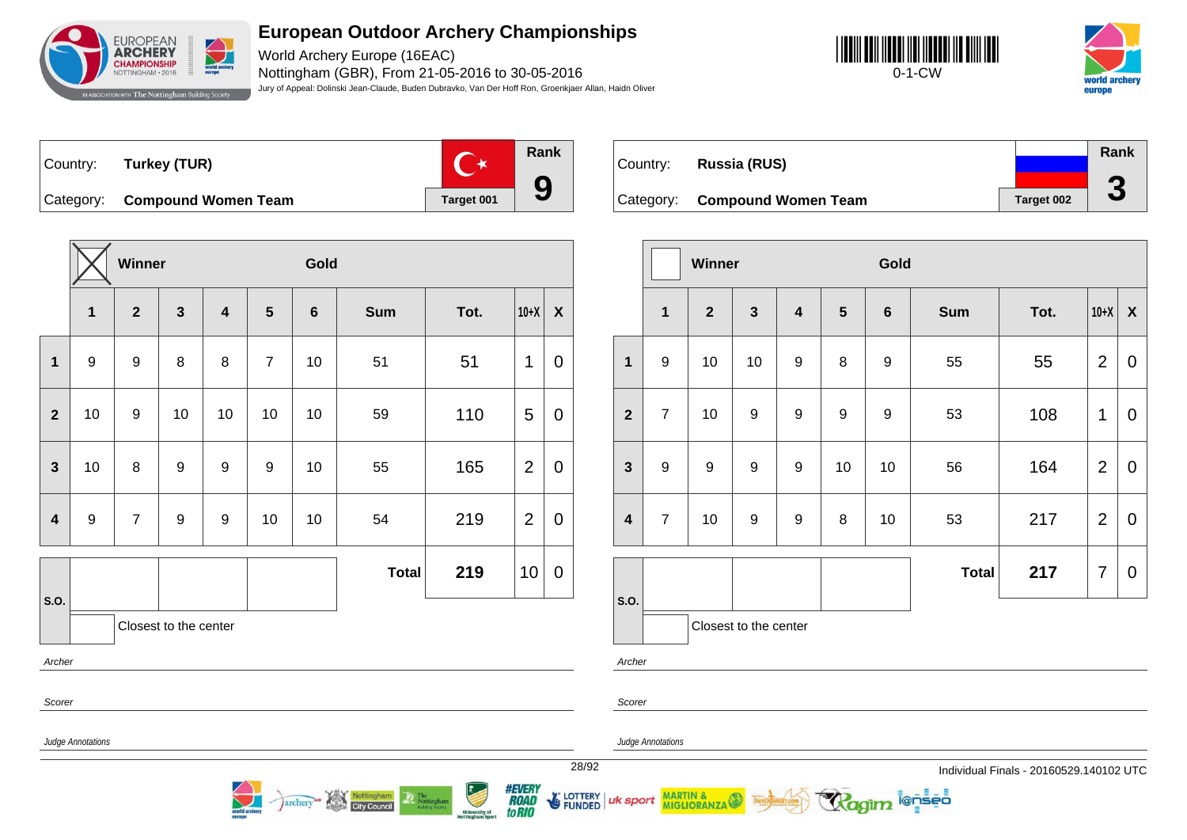# European Outdoor Archery Championships

World Archery Europe (16EAC)
Nottingham (GBR), From 21-05-2016 to 30-05-2016
Jury of Appeal: Dolinski Jean-Claude, Buden Dubravko, Van Der Hoff Ron, Groenkjaer Allan, Haidn Oliver

0-1-CW

Country: **Turkey (TUR)**
Category: **Compound Women Team**
Target 001
Rank **9**

| | Winner [X] | | | | Gold | | | | | |
|---|---|---|---|---|---|---|---|---|---|---|
| | 1 | 2 | 3 | 4 | 5 | 6 | Sum | Tot. | 10+X | X |
| 1 | 9 | 9 | 8 | 8 | 7 | 10 | 51 | 51 | 1 | 0 |
| 2 | 10 | 9 | 10 | 10 | 10 | 10 | 59 | 110 | 5 | 0 |
| 3 | 10 | 8 | 9 | 9 | 9 | 10 | 55 | 165 | 2 | 0 |
| 4 | 9 | 7 | 9 | 9 | 10 | 10 | 54 | 219 | 2 | 0 |
| | | | | | | | **Total** | **219** | 10 | 0 |

S.O.
Closest to the center

*Archer*

*Scorer*

*Judge Annotations*

Country: **Russia (RUS)**
Category: **Compound Women Team**
Target 002
Rank **3**

| | Winner [ ] | | | | Gold | | | | | |
|---|---|---|---|---|---|---|---|---|---|---|
| | 1 | 2 | 3 | 4 | 5 | 6 | Sum | Tot. | 10+X | X |
| 1 | 9 | 10 | 10 | 9 | 8 | 9 | 55 | 55 | 2 | 0 |
| 2 | 7 | 10 | 9 | 9 | 9 | 9 | 53 | 108 | 1 | 0 |
| 3 | 9 | 9 | 9 | 9 | 10 | 10 | 56 | 164 | 2 | 0 |
| 4 | 7 | 10 | 9 | 9 | 8 | 10 | 53 | 217 | 2 | 0 |
| | | | | | | | **Total** | **217** | 7 | 0 |

S.O.
Closest to the center

*Archer*

*Scorer*

*Judge Annotations*

Individual Finals - 20160529.140102 UTC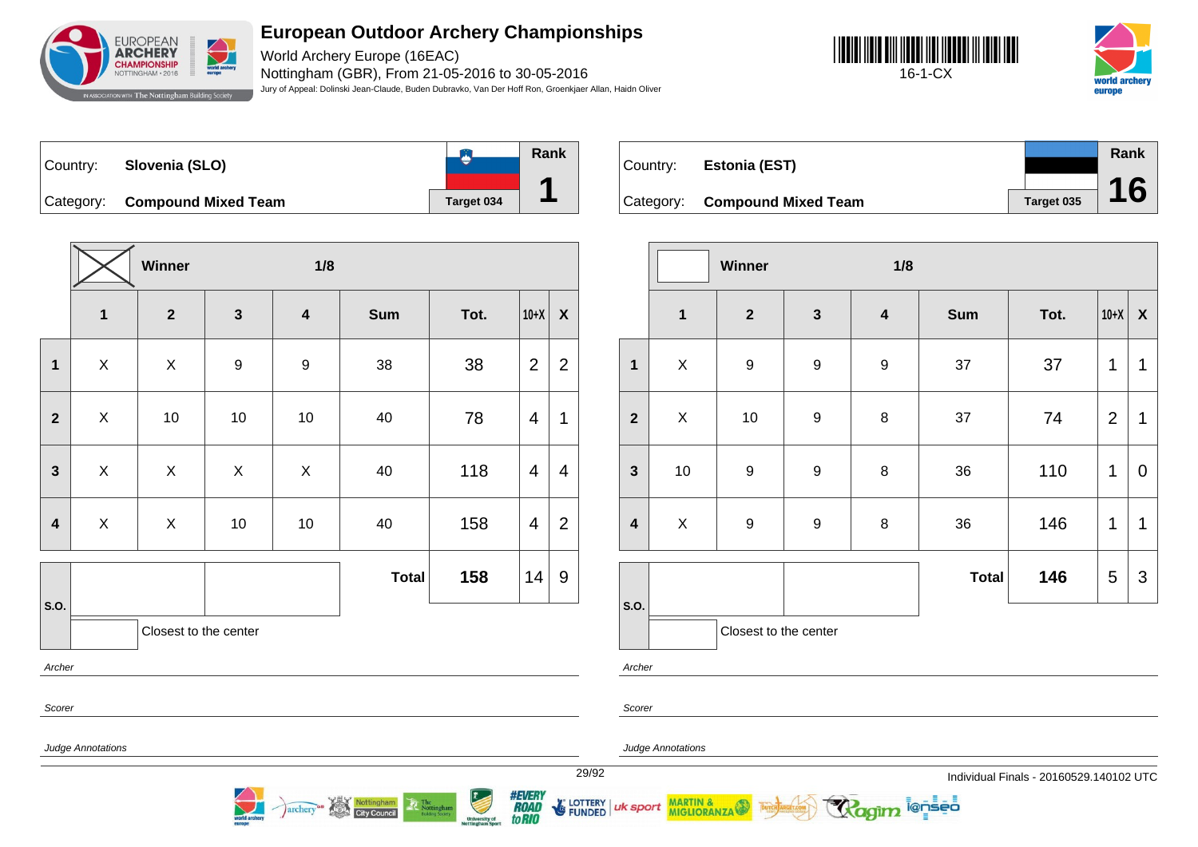# European Outdoor Archery Championships

World Archery Europe (16EAC)
Nottingham (GBR), From 21-05-2016 to 30-05-2016
Jury of Appeal: Dolinski Jean-Claude, Buden Dubravko, Van Der Hoff Ron, Groenkjaer Allan, Haidn Oliver

16-1-CX

| Country: | Slovenia (SLO) | Rank |
|---|---|---|
| Category: | Compound Mixed Team | Target 034 | 1 |

Winner — 1/8

| | 1 | 2 | 3 | 4 | Sum | Tot. | 10+X | X |
|---|---|---|---|---|---|---|---|---|
| 1 | X | X | 9 | 9 | 38 | 38 | 2 | 2 |
| 2 | X | 10 | 10 | 10 | 40 | 78 | 4 | 1 |
| 3 | X | X | X | X | 40 | 118 | 4 | 4 |
| 4 | X | X | 10 | 10 | 40 | 158 | 4 | 2 |
| | | | | | **Total** | **158** | 14 | 9 |

S.O.

Closest to the center

*Archer*

*Scorer*

*Judge Annotations*

| Country: | Estonia (EST) | Rank |
|---|---|---|
| Category: | Compound Mixed Team | Target 035 | 16 |

Winner — 1/8

| | 1 | 2 | 3 | 4 | Sum | Tot. | 10+X | X |
|---|---|---|---|---|---|---|---|---|
| 1 | X | 9 | 9 | 9 | 37 | 37 | 1 | 1 |
| 2 | X | 10 | 9 | 8 | 37 | 74 | 2 | 1 |
| 3 | 10 | 9 | 9 | 8 | 36 | 110 | 1 | 0 |
| 4 | X | 9 | 9 | 8 | 36 | 146 | 1 | 1 |
| | | | | | **Total** | **146** | 5 | 3 |

S.O.

Closest to the center

*Archer*

*Scorer*

*Judge Annotations*

Individual Finals - 20160529.140102 UTC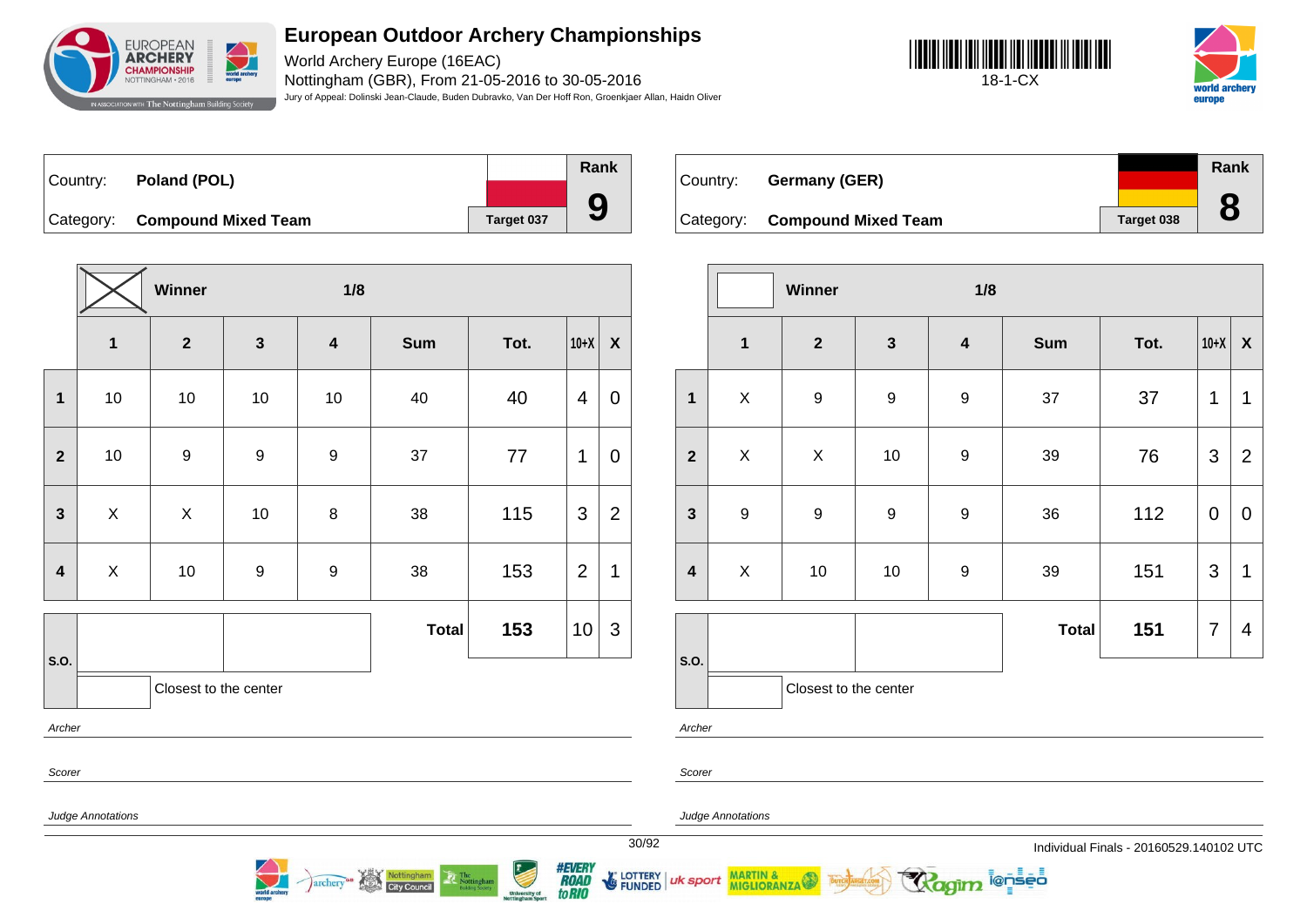# European Outdoor Archery Championships

World Archery Europe (16EAC)

Nottingham (GBR), From 21-05-2016 to 30-05-2016

Jury of Appeal: Dolinski Jean-Claude, Buden Dubravko, Van Der Hoff Ron, Groenkjaer Allan, Haidn Oliver

18-1-CX

| Country: | Poland (POL) | | Rank |
|---|---|---|---|
| Category: | Compound Mixed Team | Target 037 | 9 |

| | Winner (X) | 1/8 | | | | | | |
|---|---|---|---|---|---|---|---|---|
| | 1 | 2 | 3 | 4 | Sum | Tot. | 10+X | X |
| 1 | 10 | 10 | 10 | 10 | 40 | 40 | 4 | 0 |
| 2 | 10 | 9 | 9 | 9 | 37 | 77 | 1 | 0 |
| 3 | X | X | 10 | 8 | 38 | 115 | 3 | 2 |
| 4 | X | 10 | 9 | 9 | 38 | 153 | 2 | 1 |
| S.O. | | | | | Total | 153 | 10 | 3 |

Closest to the center

*Archer*

*Scorer*

*Judge Annotations*

| Country: | Germany (GER) | | Rank |
|---|---|---|---|
| Category: | Compound Mixed Team | Target 038 | 8 |

| | Winner | 1/8 | | | | | | |
|---|---|---|---|---|---|---|---|---|
| | 1 | 2 | 3 | 4 | Sum | Tot. | 10+X | X |
| 1 | X | 9 | 9 | 9 | 37 | 37 | 1 | 1 |
| 2 | X | X | 10 | 9 | 39 | 76 | 3 | 2 |
| 3 | 9 | 9 | 9 | 9 | 36 | 112 | 0 | 0 |
| 4 | X | 10 | 10 | 9 | 39 | 151 | 3 | 1 |
| S.O. | | | | | Total | 151 | 7 | 4 |

Closest to the center

*Archer*

*Scorer*

*Judge Annotations*

Individual Finals - 20160529.140102 UTC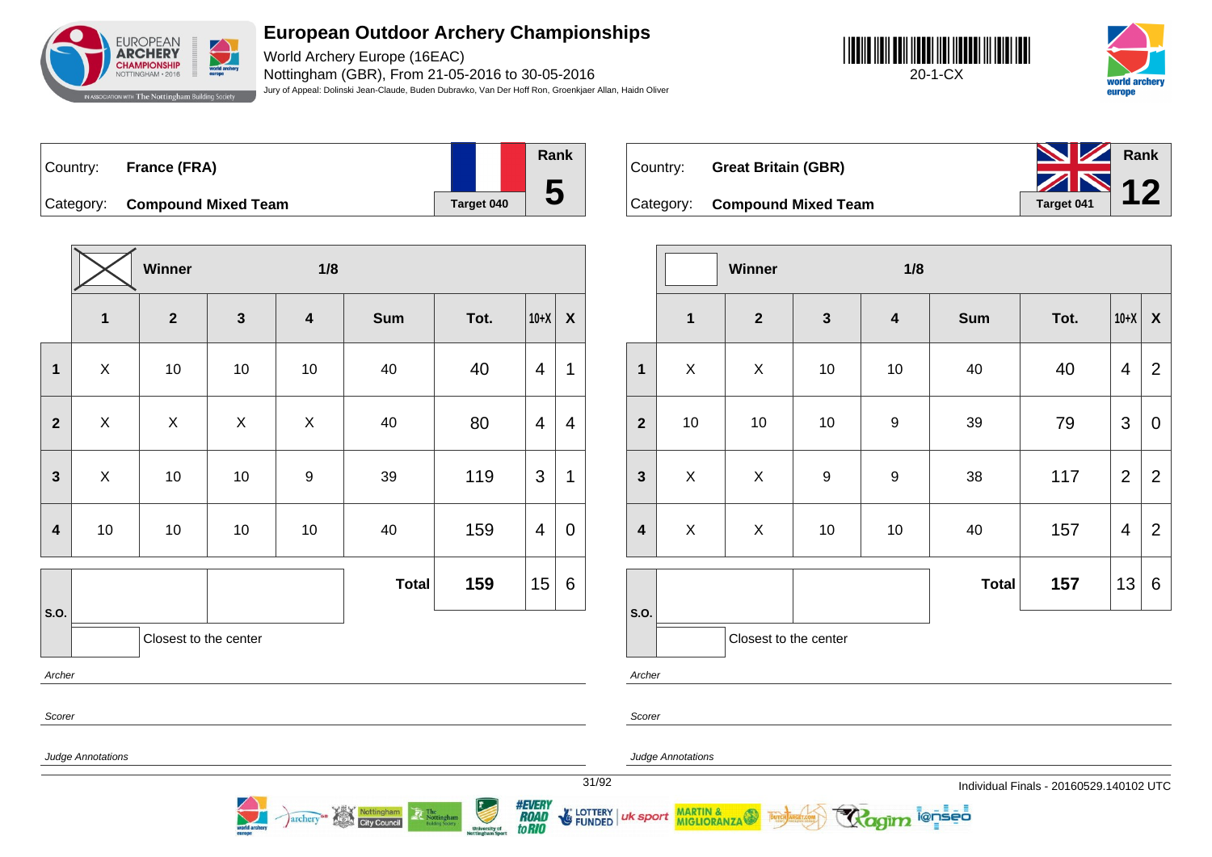# European Outdoor Archery Championships

World Archery Europe (16EAC)
Nottingham (GBR), From 21-05-2016 to 30-05-2016
Jury of Appeal: Dolinski Jean-Claude, Buden Dubravko, Van Der Hoff Ron, Groenkjaer Allan, Haidn Oliver

20-1-CX

| Country: | France (FRA) | | Rank |
|---|---|---|---|
| Category: | **Compound Mixed Team** | Target 040 | **5** |

**Winner** — 1/8

| | 1 | 2 | 3 | 4 | Sum | Tot. | 10+X | X |
|---|---|---|---|---|---|---|---|---|
| 1 | X | 10 | 10 | 10 | 40 | 40 | 4 | 1 |
| 2 | X | X | X | X | 40 | 80 | 4 | 4 |
| 3 | X | 10 | 10 | 9 | 39 | 119 | 3 | 1 |
| 4 | 10 | 10 | 10 | 10 | 40 | 159 | 4 | 0 |
| S.O. | | | | | **Total** | **159** | 15 | 6 |

Closest to the center

*Archer*

*Scorer*

*Judge Annotations*

| Country: | Great Britain (GBR) | | Rank |
|---|---|---|---|
| Category: | **Compound Mixed Team** | Target 041 | **12** |

**Winner** — 1/8

| | 1 | 2 | 3 | 4 | Sum | Tot. | 10+X | X |
|---|---|---|---|---|---|---|---|---|
| 1 | X | X | 10 | 10 | 40 | 40 | 4 | 2 |
| 2 | 10 | 10 | 10 | 9 | 39 | 79 | 3 | 0 |
| 3 | X | X | 9 | 9 | 38 | 117 | 2 | 2 |
| 4 | X | X | 10 | 10 | 40 | 157 | 4 | 2 |
| S.O. | | | | | **Total** | **157** | 13 | 6 |

Closest to the center

*Archer*

*Scorer*

*Judge Annotations*

Individual Finals - 20160529.140102 UTC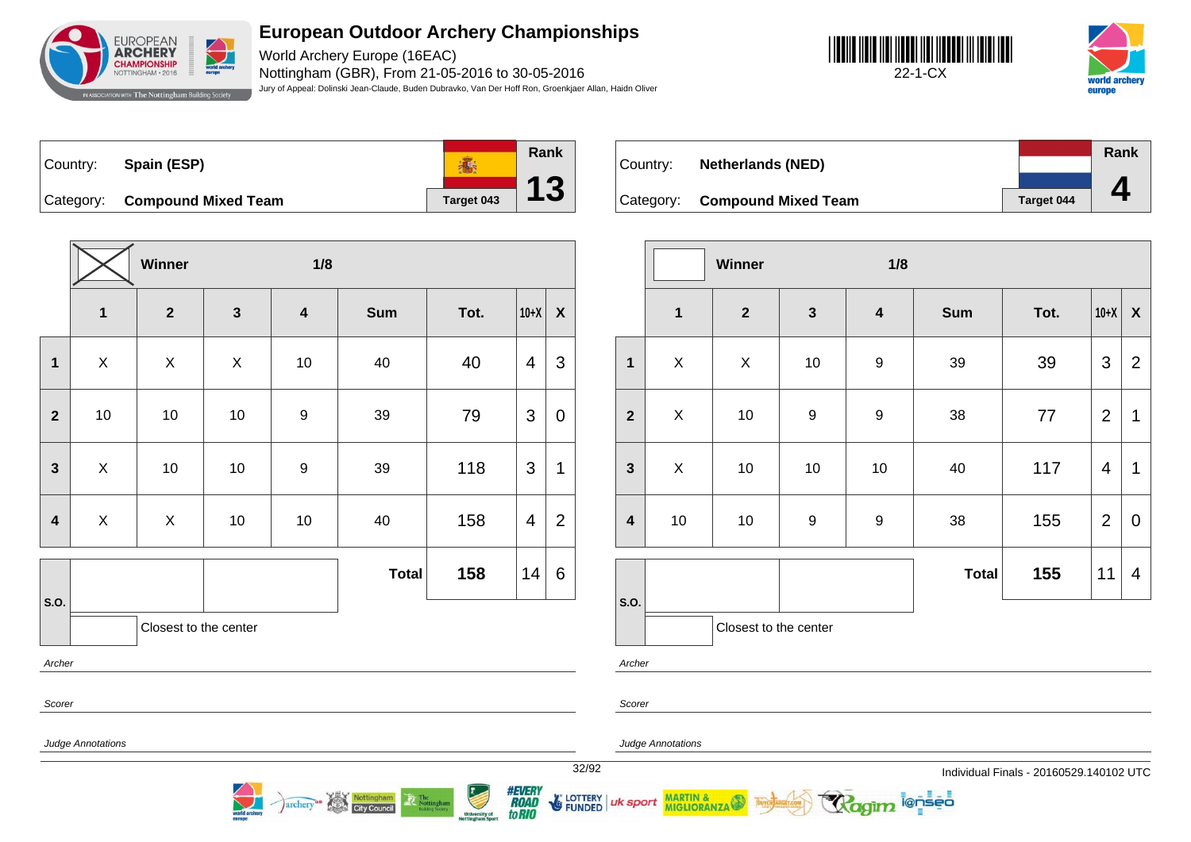# European Outdoor Archery Championships

World Archery Europe (16EAC)
Nottingham (GBR), From 21-05-2016 to 30-05-2016
Jury of Appeal: Dolinski Jean-Claude, Buden Dubravko, Van Der Hoff Ron, Groenkjaer Allan, Haidn Oliver

22-1-CX

Country: **Spain (ESP)**
Category: **Compound Mixed Team**
Target 043
Rank **13**

Winner: X — 1/8

| | 1 | 2 | 3 | 4 | Sum | Tot. | 10+X | X |
|---|---|---|---|---|---|---|---|---|
| 1 | X | X | X | 10 | 40 | 40 | 4 | 3 |
| 2 | 10 | 10 | 10 | 9 | 39 | 79 | 3 | 0 |
| 3 | X | 10 | 10 | 9 | 39 | 118 | 3 | 1 |
| 4 | X | X | 10 | 10 | 40 | 158 | 4 | 2 |
| | | | | | **Total** | **158** | 14 | 6 |

S.O.: Closest to the center

*Archer*

*Scorer*

*Judge Annotations*

Country: **Netherlands (NED)**
Category: **Compound Mixed Team**
Target 044
Rank **4**

Winner: — 1/8

| | 1 | 2 | 3 | 4 | Sum | Tot. | 10+X | X |
|---|---|---|---|---|---|---|---|---|
| 1 | X | X | 10 | 9 | 39 | 39 | 3 | 2 |
| 2 | X | 10 | 9 | 9 | 38 | 77 | 2 | 1 |
| 3 | X | 10 | 10 | 10 | 40 | 117 | 4 | 1 |
| 4 | 10 | 10 | 9 | 9 | 38 | 155 | 2 | 0 |
| | | | | | **Total** | **155** | 11 | 4 |

S.O.: Closest to the center

*Archer*

*Scorer*

*Judge Annotations*

Individual Finals - 20160529.140102 UTC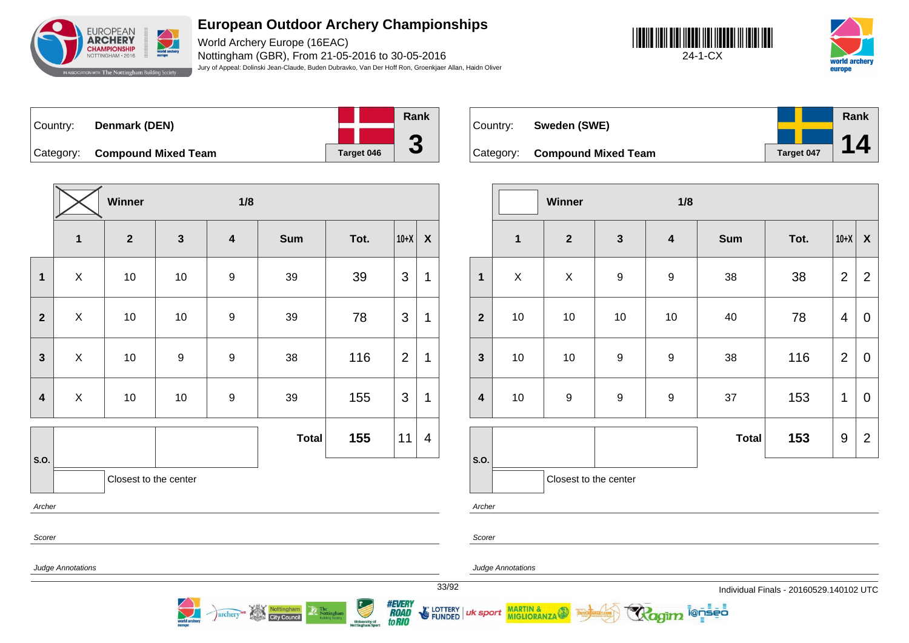# European Outdoor Archery Championships

World Archery Europe (16EAC)
Nottingham (GBR), From 21-05-2016 to 30-05-2016
Jury of Appeal: Dolinski Jean-Claude, Buden Dubravko, Van Der Hoff Ron, Groenkjaer Allan, Haidn Oliver

24-1-CX

## Denmark (DEN)

Country: **Denmark (DEN)**
Category: **Compound Mixed Team**
Target 046
Rank **3**

Winner (X) — 1/8

| | 1 | 2 | 3 | 4 | Sum | Tot. | 10+X | X |
|---|---|---|---|---|---|---|---|---|
| 1 | X | 10 | 10 | 9 | 39 | 39 | 3 | 1 |
| 2 | X | 10 | 10 | 9 | 39 | 78 | 3 | 1 |
| 3 | X | 10 | 9 | 9 | 38 | 116 | 2 | 1 |
| 4 | X | 10 | 10 | 9 | 39 | 155 | 3 | 1 |
| | | | | | **Total** | **155** | 11 | 4 |

S.O.: Closest to the center

*Archer*

*Scorer*

*Judge Annotations*

## Sweden (SWE)

Country: **Sweden (SWE)**
Category: **Compound Mixed Team**
Target 047
Rank **14**

Winner — 1/8

| | 1 | 2 | 3 | 4 | Sum | Tot. | 10+X | X |
|---|---|---|---|---|---|---|---|---|
| 1 | X | X | 9 | 9 | 38 | 38 | 2 | 2 |
| 2 | 10 | 10 | 10 | 10 | 40 | 78 | 4 | 0 |
| 3 | 10 | 10 | 9 | 9 | 38 | 116 | 2 | 0 |
| 4 | 10 | 9 | 9 | 9 | 37 | 153 | 1 | 0 |
| | | | | | **Total** | **153** | 9 | 2 |

S.O.: Closest to the center

*Archer*

*Scorer*

*Judge Annotations*

Individual Finals - 20160529.140102 UTC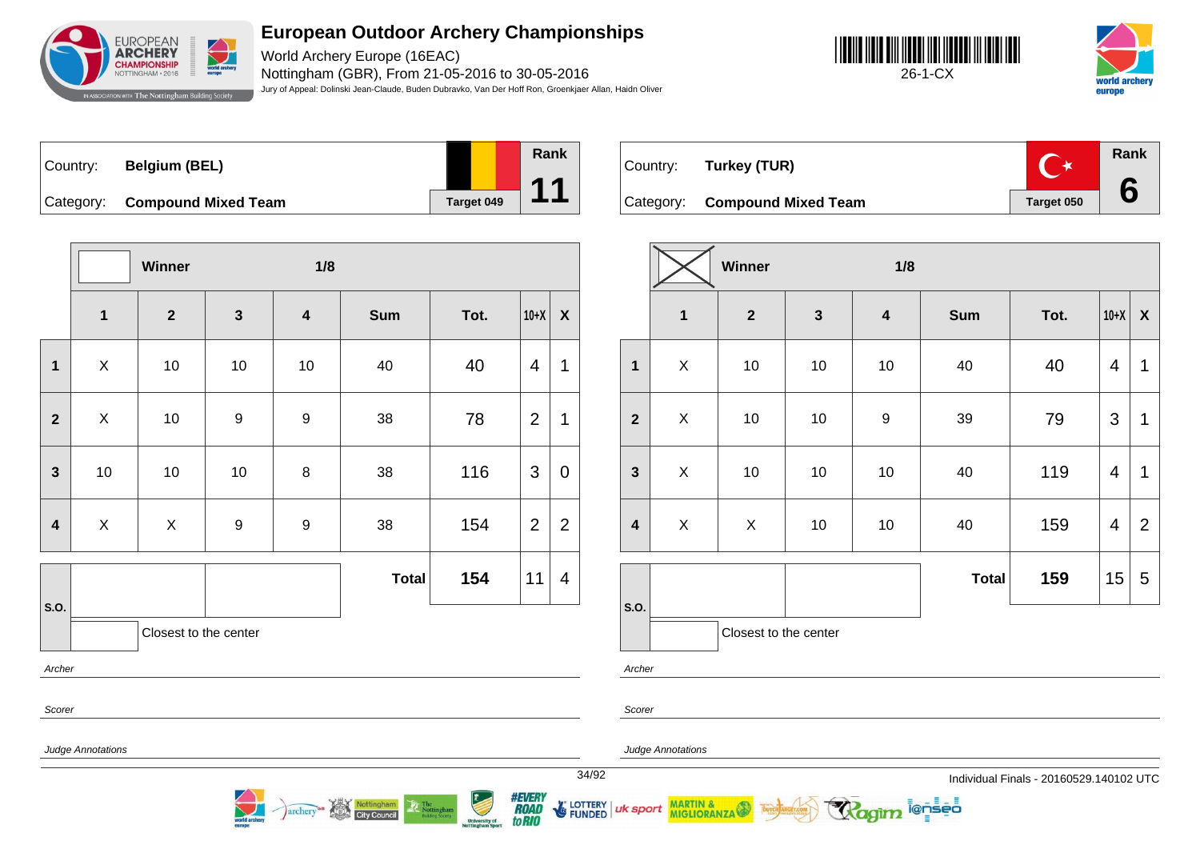# European Outdoor Archery Championships

World Archery Europe (16EAC)

Nottingham (GBR), From 21-05-2016 to 30-05-2016

Jury of Appeal: Dolinski Jean-Claude, Buden Dubravko, Van Der Hoff Ron, Groenkjaer Allan, Haidn Oliver

26-1-CX

| Country: | Belgium (BEL) | Rank |
|---|---|---|
| Category: | Compound Mixed Team | 11 |
| | Target 049 | |

Winner — 1/8

| | 1 | 2 | 3 | 4 | Sum | Tot. | 10+X | X |
|---|---|---|---|---|---|---|---|---|
| 1 | X | 10 | 10 | 10 | 40 | 40 | 4 | 1 |
| 2 | X | 10 | 9 | 9 | 38 | 78 | 2 | 1 |
| 3 | 10 | 10 | 10 | 8 | 38 | 116 | 3 | 0 |
| 4 | X | X | 9 | 9 | 38 | 154 | 2 | 2 |
| | | | | | Total | 154 | 11 | 4 |

S.O.

Closest to the center

*Archer*

*Scorer*

*Judge Annotations*

| Country: | Turkey (TUR) | Rank |
|---|---|---|
| Category: | Compound Mixed Team | 6 |
| | Target 050 | |

Winner ☒ — 1/8

| | 1 | 2 | 3 | 4 | Sum | Tot. | 10+X | X |
|---|---|---|---|---|---|---|---|---|
| 1 | X | 10 | 10 | 10 | 40 | 40 | 4 | 1 |
| 2 | X | 10 | 10 | 9 | 39 | 79 | 3 | 1 |
| 3 | X | 10 | 10 | 10 | 40 | 119 | 4 | 1 |
| 4 | X | X | 10 | 10 | 40 | 159 | 4 | 2 |
| | | | | | Total | 159 | 15 | 5 |

S.O.

Closest to the center

*Archer*

*Scorer*

*Judge Annotations*

Individual Finals - 20160529.140102 UTC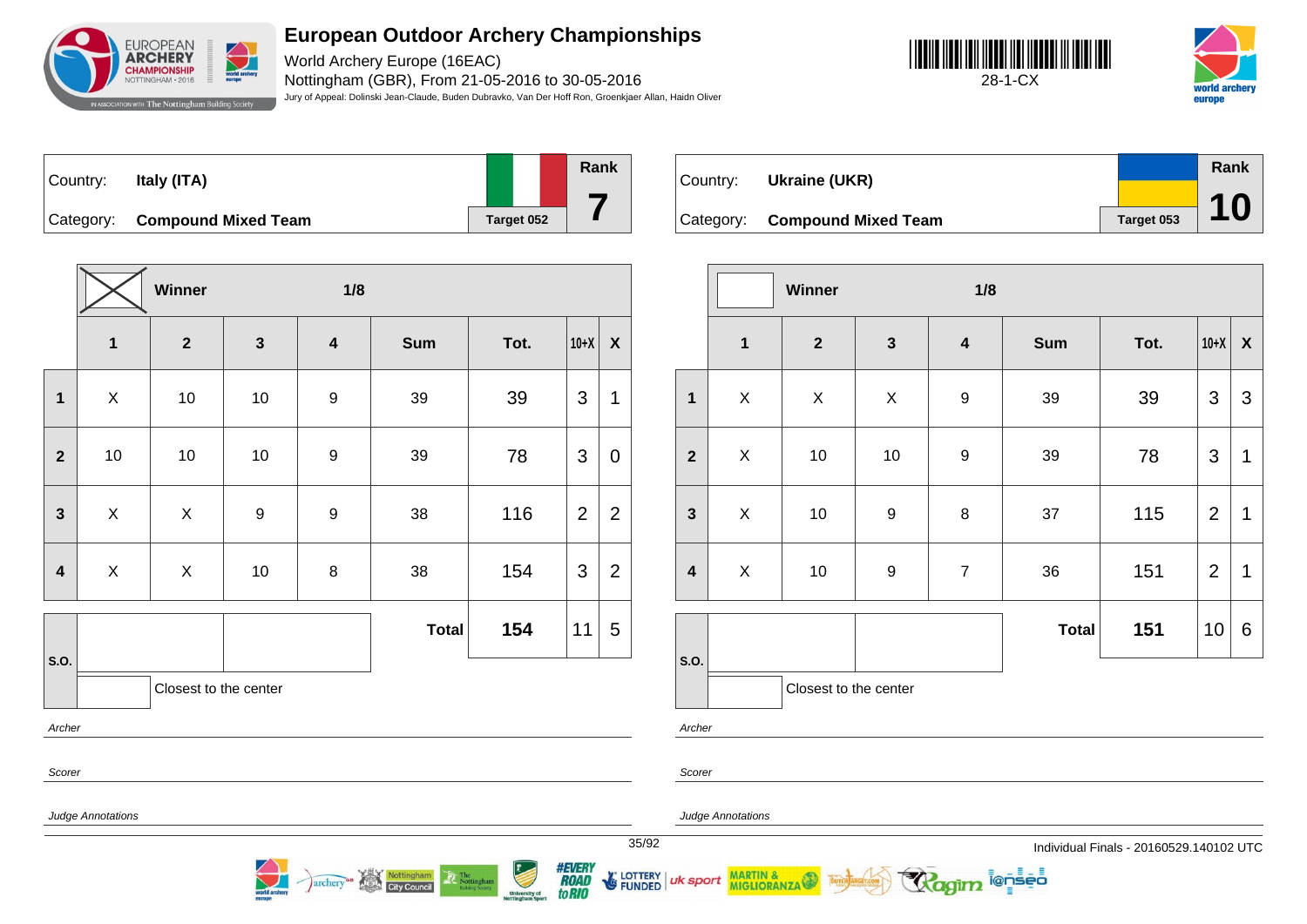# European Outdoor Archery Championships

World Archery Europe (16EAC)
Nottingham (GBR), From 21-05-2016 to 30-05-2016
Jury of Appeal: Dolinski Jean-Claude, Buden Dubravko, Van Der Hoff Ron, Groenkjaer Allan, Haidn Oliver

28-1-CX

Country: **Italy (ITA)**
Category: **Compound Mixed Team**
Target 052
Rank **7**

Winner ☒ — 1/8

| | 1 | 2 | 3 | 4 | Sum | Tot. | 10+X | X |
|---|---|---|---|---|---|---|---|---|
| 1 | X | 10 | 10 | 9 | 39 | 39 | 3 | 1 |
| 2 | 10 | 10 | 10 | 9 | 39 | 78 | 3 | 0 |
| 3 | X | X | 9 | 9 | 38 | 116 | 2 | 2 |
| 4 | X | X | 10 | 8 | 38 | 154 | 3 | 2 |
| | | | | | **Total** | **154** | 11 | 5 |

S.O.: Closest to the center

Archer

Scorer

Judge Annotations

Country: **Ukraine (UKR)**
Category: **Compound Mixed Team**
Target 053
Rank **10**

Winner ☐ — 1/8

| | 1 | 2 | 3 | 4 | Sum | Tot. | 10+X | X |
|---|---|---|---|---|---|---|---|---|
| 1 | X | X | X | 9 | 39 | 39 | 3 | 3 |
| 2 | X | 10 | 10 | 9 | 39 | 78 | 3 | 1 |
| 3 | X | 10 | 9 | 8 | 37 | 115 | 2 | 1 |
| 4 | X | 10 | 9 | 7 | 36 | 151 | 2 | 1 |
| | | | | | **Total** | **151** | 10 | 6 |

S.O.: Closest to the center

Archer

Scorer

Judge Annotations

Individual Finals - 20160529.140102 UTC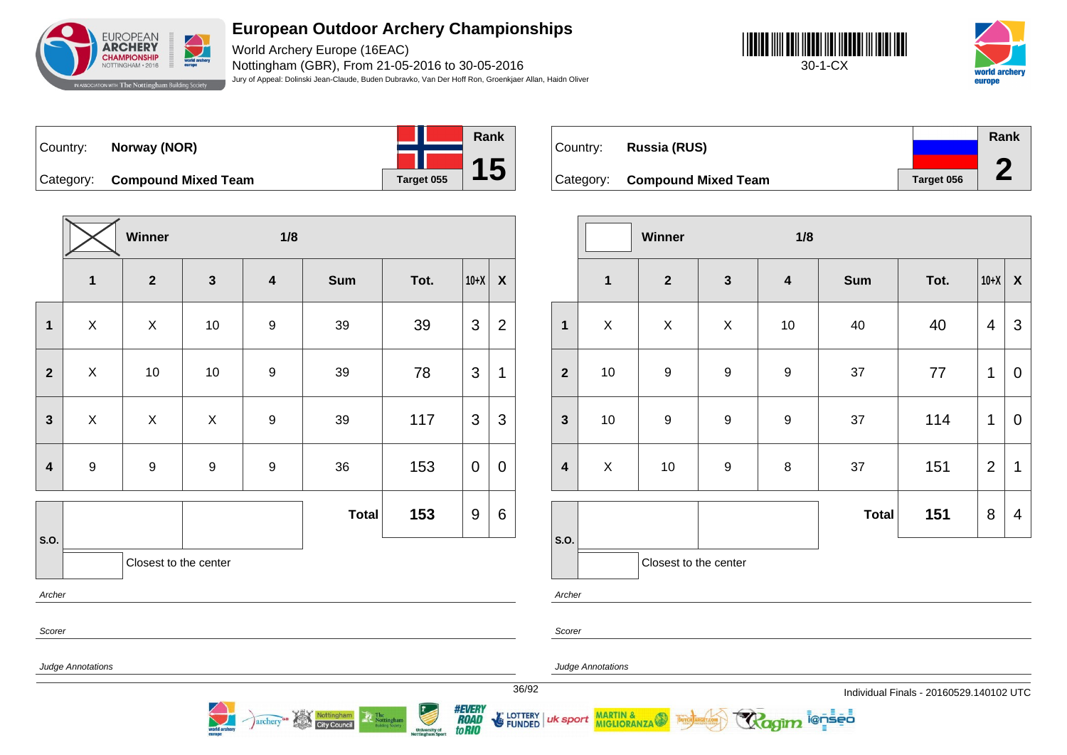# European Outdoor Archery Championships

World Archery Europe (16EAC)

Nottingham (GBR), From 21-05-2016 to 30-05-2016

Jury of Appeal: Dolinski Jean-Claude, Buden Dubravko, Van Der Hoff Ron, Groenkjaer Allan, Haidn Oliver

30-1-CX

| Country: | Norway (NOR) | Rank |
|---|---|---|
| Category: | Compound Mixed Team | Target 055 | 15 |

Winner — 1/8

| | 1 | 2 | 3 | 4 | Sum | Tot. | 10+X | X |
|---|---|---|---|---|---|---|---|---|
| 1 | X | X | 10 | 9 | 39 | 39 | 3 | 2 |
| 2 | X | 10 | 10 | 9 | 39 | 78 | 3 | 1 |
| 3 | X | X | X | 9 | 39 | 117 | 3 | 3 |
| 4 | 9 | 9 | 9 | 9 | 36 | 153 | 0 | 0 |
| | | | | | **Total** | **153** | 9 | 6 |

S.O.

Closest to the center

*Archer*

*Scorer*

*Judge Annotations*

| Country: | Russia (RUS) | Rank |
|---|---|---|
| Category: | Compound Mixed Team | Target 056 | 2 |

Winner — 1/8

| | 1 | 2 | 3 | 4 | Sum | Tot. | 10+X | X |
|---|---|---|---|---|---|---|---|---|
| 1 | X | X | X | 10 | 40 | 40 | 4 | 3 |
| 2 | 10 | 9 | 9 | 9 | 37 | 77 | 1 | 0 |
| 3 | 10 | 9 | 9 | 9 | 37 | 114 | 1 | 0 |
| 4 | X | 10 | 9 | 8 | 37 | 151 | 2 | 1 |
| | | | | | **Total** | **151** | 8 | 4 |

S.O.

Closest to the center

*Archer*

*Scorer*

*Judge Annotations*

Individual Finals - 20160529.140102 UTC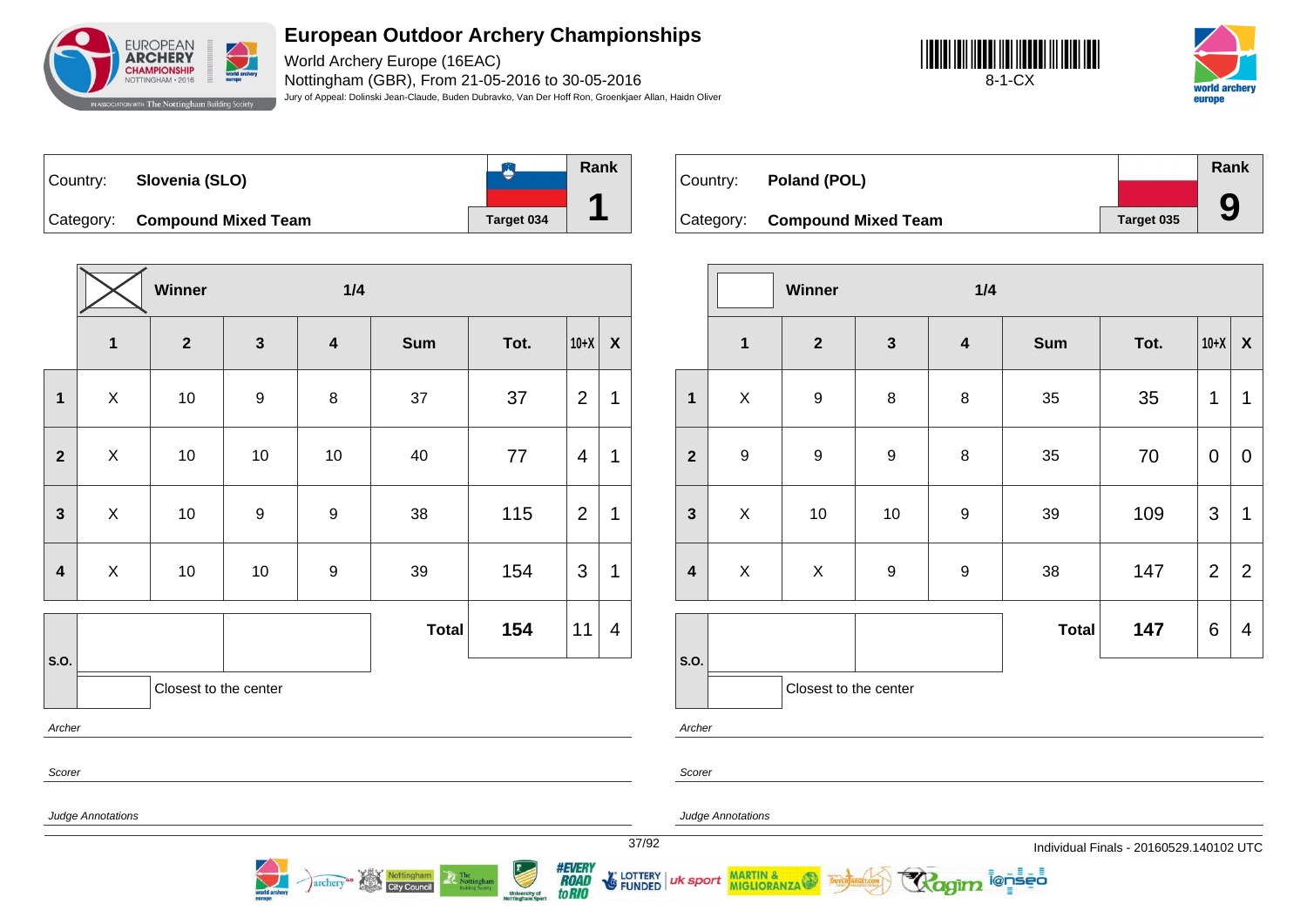# European Outdoor Archery Championships

World Archery Europe (16EAC)
Nottingham (GBR), From 21-05-2016 to 30-05-2016
Jury of Appeal: Dolinski Jean-Claude, Buden Dubravko, Van Der Hoff Ron, Groenkjaer Allan, Haidn Oliver

8-1-CX

| Country: | Slovenia (SLO) | | Rank |
|---|---|---|---|
| Category: | Compound Mixed Team | Target 034 | 1 |

Winner — 1/4

| | 1 | 2 | 3 | 4 | Sum | Tot. | 10+X | X |
|---|---|---|---|---|---|---|---|---|
| 1 | X | 10 | 9 | 8 | 37 | 37 | 2 | 1 |
| 2 | X | 10 | 10 | 10 | 40 | 77 | 4 | 1 |
| 3 | X | 10 | 9 | 9 | 38 | 115 | 2 | 1 |
| 4 | X | 10 | 10 | 9 | 39 | 154 | 3 | 1 |
| S.O. | | | | | **Total** | **154** | 11 | 4 |

Closest to the center

*Archer*

*Scorer*

*Judge Annotations*

| Country: | Poland (POL) | | Rank |
|---|---|---|---|
| Category: | Compound Mixed Team | Target 035 | 9 |

Winner — 1/4

| | 1 | 2 | 3 | 4 | Sum | Tot. | 10+X | X |
|---|---|---|---|---|---|---|---|---|
| 1 | X | 9 | 8 | 8 | 35 | 35 | 1 | 1 |
| 2 | 9 | 9 | 9 | 8 | 35 | 70 | 0 | 0 |
| 3 | X | 10 | 10 | 9 | 39 | 109 | 3 | 1 |
| 4 | X | X | 9 | 9 | 38 | 147 | 2 | 2 |
| S.O. | | | | | **Total** | **147** | 6 | 4 |

Closest to the center

*Archer*

*Scorer*

*Judge Annotations*

Individual Finals - 20160529.140102 UTC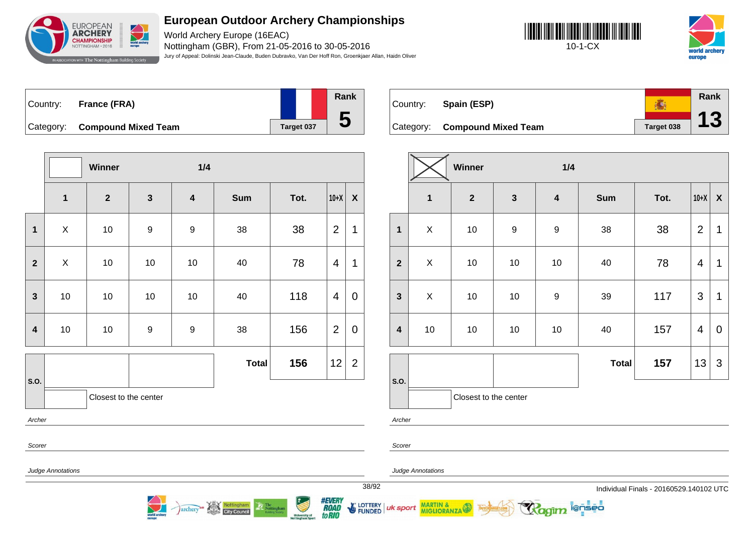# European Outdoor Archery Championships

World Archery Europe (16EAC)

Nottingham (GBR), From 21-05-2016 to 30-05-2016

Jury of Appeal: Dolinski Jean-Claude, Buden Dubravko, Van Der Hoff Ron, Groenkjaer Allan, Haidn Oliver

10-1-CX

Country: **France (FRA)**

Category: **Compound Mixed Team**

Target 037

Rank **5**

| | Winner | | 1/4 | | | | | |
|---|---|---|---|---|---|---|---|---|
| | 1 | 2 | 3 | 4 | Sum | Tot. | 10+X | X |
| 1 | X | 10 | 9 | 9 | 38 | 38 | 2 | 1 |
| 2 | X | 10 | 10 | 10 | 40 | 78 | 4 | 1 |
| 3 | 10 | 10 | 10 | 10 | 40 | 118 | 4 | 0 |
| 4 | 10 | 10 | 9 | 9 | 38 | 156 | 2 | 0 |
| | | | | | **Total** | **156** | 12 | 2 |

S.O.

Closest to the center

*Archer*

*Scorer*

*Judge Annotations*

Country: **Spain (ESP)**

Category: **Compound Mixed Team**

Target 038

Rank **13**

| | Winner | | 1/4 | | | | | |
|---|---|---|---|---|---|---|---|---|
| | 1 | 2 | 3 | 4 | Sum | Tot. | 10+X | X |
| 1 | X | 10 | 9 | 9 | 38 | 38 | 2 | 1 |
| 2 | X | 10 | 10 | 10 | 40 | 78 | 4 | 1 |
| 3 | X | 10 | 10 | 9 | 39 | 117 | 3 | 1 |
| 4 | 10 | 10 | 10 | 10 | 40 | 157 | 4 | 0 |
| | | | | | **Total** | **157** | 13 | 3 |

S.O.

Closest to the center

*Archer*

*Scorer*

*Judge Annotations*

Individual Finals - 20160529.140102 UTC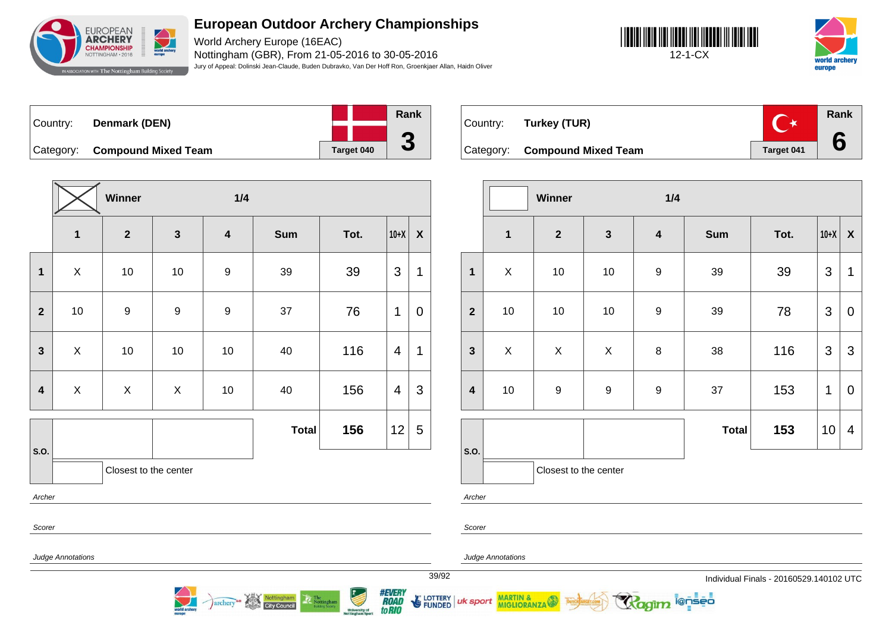# European Outdoor Archery Championships

World Archery Europe (16EAC)

Nottingham (GBR), From 21-05-2016 to 30-05-2016

Jury of Appeal: Dolinski Jean-Claude, Buden Dubravko, Van Der Hoff Ron, Groenkjaer Allan, Haidn Oliver

12-1-CX

Country: **Denmark (DEN)**

Category: **Compound Mixed Team**

Target 040

Rank **3**

Winner — 1/4

| | 1 | 2 | 3 | 4 | Sum | Tot. | 10+X | X |
|---|---|---|---|---|---|---|---|---|
| 1 | X | 10 | 10 | 9 | 39 | 39 | 3 | 1 |
| 2 | 10 | 9 | 9 | 9 | 37 | 76 | 1 | 0 |
| 3 | X | 10 | 10 | 10 | 40 | 116 | 4 | 1 |
| 4 | X | X | X | 10 | 40 | 156 | 4 | 3 |
| | | | | | **Total** | **156** | 12 | 5 |

S.O.

Closest to the center

*Archer*

*Scorer*

*Judge Annotations*

Country: **Turkey (TUR)**

Category: **Compound Mixed Team**

Target 041

Rank **6**

Winner — 1/4

| | 1 | 2 | 3 | 4 | Sum | Tot. | 10+X | X |
|---|---|---|---|---|---|---|---|---|
| 1 | X | 10 | 10 | 9 | 39 | 39 | 3 | 1 |
| 2 | 10 | 10 | 10 | 9 | 39 | 78 | 3 | 0 |
| 3 | X | X | X | 8 | 38 | 116 | 3 | 3 |
| 4 | 10 | 9 | 9 | 9 | 37 | 153 | 1 | 0 |
| | | | | | **Total** | **153** | 10 | 4 |

S.O.

Closest to the center

*Archer*

*Scorer*

*Judge Annotations*

Individual Finals - 20160529.140102 UTC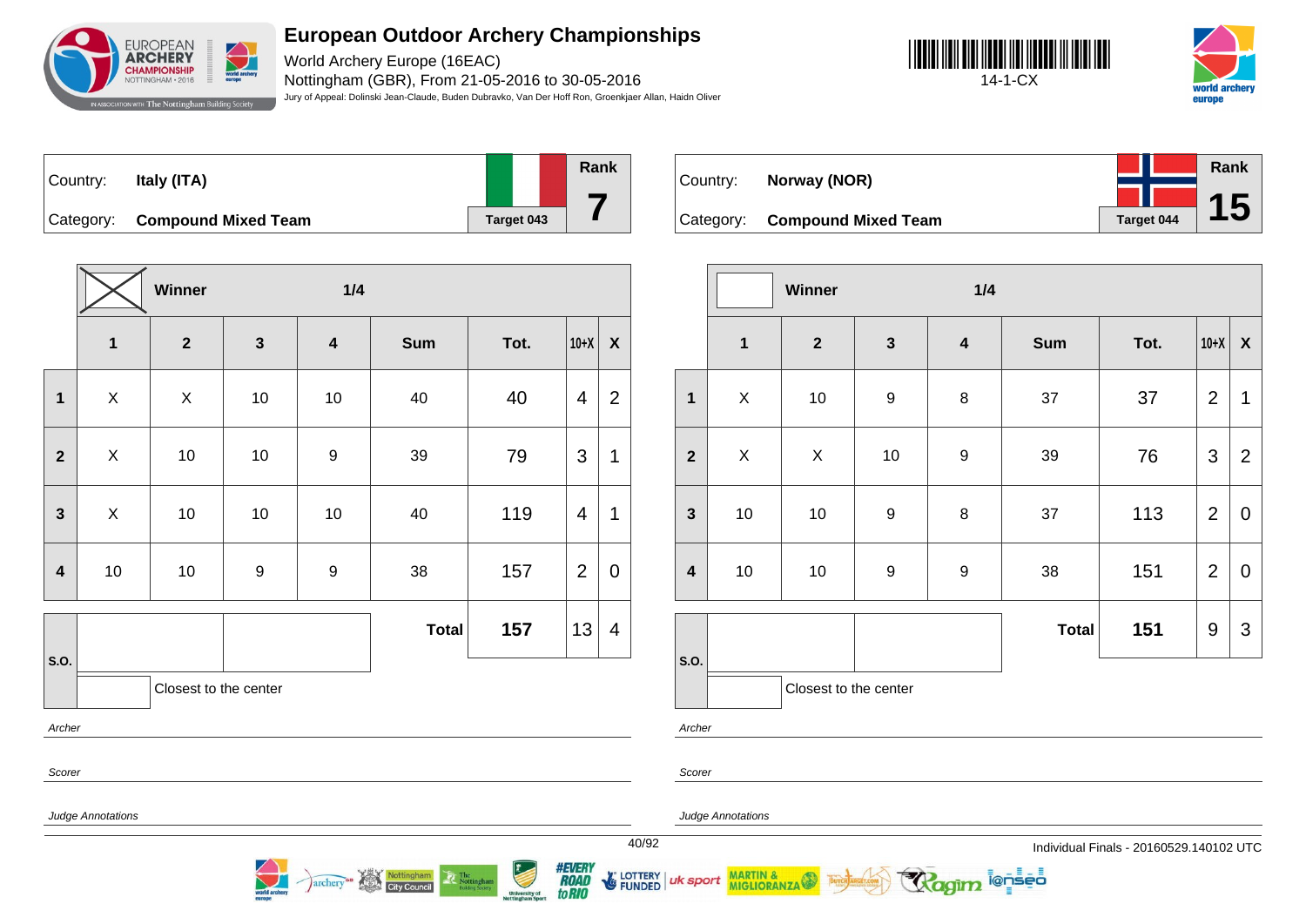# European Outdoor Archery Championships

World Archery Europe (16EAC)
Nottingham (GBR), From 21-05-2016 to 30-05-2016
Jury of Appeal: Dolinski Jean-Claude, Buden Dubravko, Van Der Hoff Ron, Groenkjaer Allan, Haidn Oliver

14-1-CX

Country: **Italy (ITA)**
Category: **Compound Mixed Team**
Target 043
Rank **7**

Winner ☒ — 1/4

| | 1 | 2 | 3 | 4 | Sum | Tot. | 10+X | X |
|---|---|---|---|---|---|---|---|---|
| 1 | X | X | 10 | 10 | 40 | 40 | 4 | 2 |
| 2 | X | 10 | 10 | 9 | 39 | 79 | 3 | 1 |
| 3 | X | 10 | 10 | 10 | 40 | 119 | 4 | 1 |
| 4 | 10 | 10 | 9 | 9 | 38 | 157 | 2 | 0 |
| | | | | | **Total** | **157** | 13 | 4 |

S.O.: Closest to the center

*Archer*

*Scorer*

*Judge Annotations*

Country: **Norway (NOR)**
Category: **Compound Mixed Team**
Target 044
Rank **15**

Winner ☐ — 1/4

| | 1 | 2 | 3 | 4 | Sum | Tot. | 10+X | X |
|---|---|---|---|---|---|---|---|---|
| 1 | X | 10 | 9 | 8 | 37 | 37 | 2 | 1 |
| 2 | X | X | 10 | 9 | 39 | 76 | 3 | 2 |
| 3 | 10 | 10 | 9 | 8 | 37 | 113 | 2 | 0 |
| 4 | 10 | 10 | 9 | 9 | 38 | 151 | 2 | 0 |
| | | | | | **Total** | **151** | 9 | 3 |

S.O.: Closest to the center

*Archer*

*Scorer*

*Judge Annotations*

Individual Finals - 20160529.140102 UTC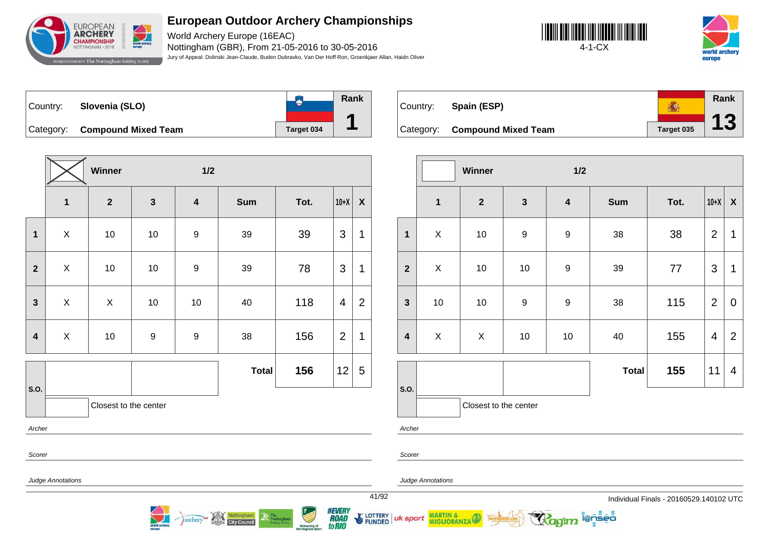# European Outdoor Archery Championships

World Archery Europe (16EAC)
Nottingham (GBR), From 21-05-2016 to 30-05-2016
Jury of Appeal: Dolinski Jean-Claude, Buden Dubravko, Van Der Hoff Ron, Groenkjaer Allan, Haidn Oliver

4-1-CX

| Country: | Slovenia (SLO) | | Rank |
|---|---|---|---|
| Category: | Compound Mixed Team | Target 034 | 1 |

| | Winner | | | 1/2 | | | | |
|---|---|---|---|---|---|---|---|---|
| | 1 | 2 | 3 | 4 | Sum | Tot. | 10+X | X |
| 1 | X | 10 | 10 | 9 | 39 | 39 | 3 | 1 |
| 2 | X | 10 | 10 | 9 | 39 | 78 | 3 | 1 |
| 3 | X | X | 10 | 10 | 40 | 118 | 4 | 2 |
| 4 | X | 10 | 9 | 9 | 38 | 156 | 2 | 1 |
| | | | | | Total | 156 | 12 | 5 |

S.O.

Closest to the center

*Archer*

*Scorer*

*Judge Annotations*

| Country: | Spain (ESP) | | Rank |
|---|---|---|---|
| Category: | Compound Mixed Team | Target 035 | 13 |

| | Winner | | | 1/2 | | | | |
|---|---|---|---|---|---|---|---|---|
| | 1 | 2 | 3 | 4 | Sum | Tot. | 10+X | X |
| 1 | X | 10 | 9 | 9 | 38 | 38 | 2 | 1 |
| 2 | X | 10 | 10 | 9 | 39 | 77 | 3 | 1 |
| 3 | 10 | 10 | 9 | 9 | 38 | 115 | 2 | 0 |
| 4 | X | X | 10 | 10 | 40 | 155 | 4 | 2 |
| | | | | | Total | 155 | 11 | 4 |

S.O.

Closest to the center

*Archer*

*Scorer*

*Judge Annotations*

Individual Finals - 20160529.140102 UTC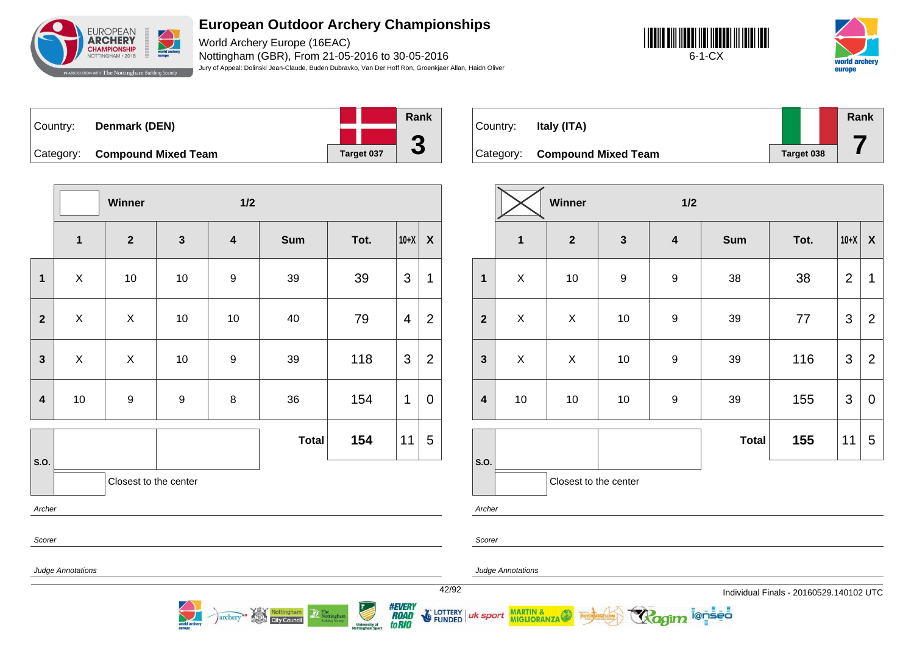# European Outdoor Archery Championships

World Archery Europe (16EAC)
Nottingham (GBR), From 21-05-2016 to 30-05-2016
Jury of Appeal: Dolinski Jean-Claude, Buden Dubravko, Van Der Hoff Ron, Groenkjaer Allan, Haidn Oliver

6-1-CX

Country: **Denmark (DEN)**
Category: **Compound Mixed Team**
Target 037
Rank **3**

| | Winner | | | 1/2 | | | | |
|---|---|---|---|---|---|---|---|---|
| | 1 | 2 | 3 | 4 | Sum | Tot. | 10+X | X |
| 1 | X | 10 | 10 | 9 | 39 | 39 | 3 | 1 |
| 2 | X | X | 10 | 10 | 40 | 79 | 4 | 2 |
| 3 | X | X | 10 | 9 | 39 | 118 | 3 | 2 |
| 4 | 10 | 9 | 9 | 8 | 36 | 154 | 1 | 0 |
| S.O. | | | | | Total | **154** | 11 | 5 |

Closest to the center

*Archer*

*Scorer*

*Judge Annotations*

Country: **Italy (ITA)**
Category: **Compound Mixed Team**
Target 038
Rank **7**

| | Winner (X) | | | 1/2 | | | | |
|---|---|---|---|---|---|---|---|---|
| | 1 | 2 | 3 | 4 | Sum | Tot. | 10+X | X |
| 1 | X | 10 | 9 | 9 | 38 | 38 | 2 | 1 |
| 2 | X | X | 10 | 9 | 39 | 77 | 3 | 2 |
| 3 | X | X | 10 | 9 | 39 | 116 | 3 | 2 |
| 4 | 10 | 10 | 10 | 9 | 39 | 155 | 3 | 0 |
| S.O. | | | | | Total | **155** | 11 | 5 |

Closest to the center

*Archer*

*Scorer*

*Judge Annotations*

Individual Finals - 20160529.140102 UTC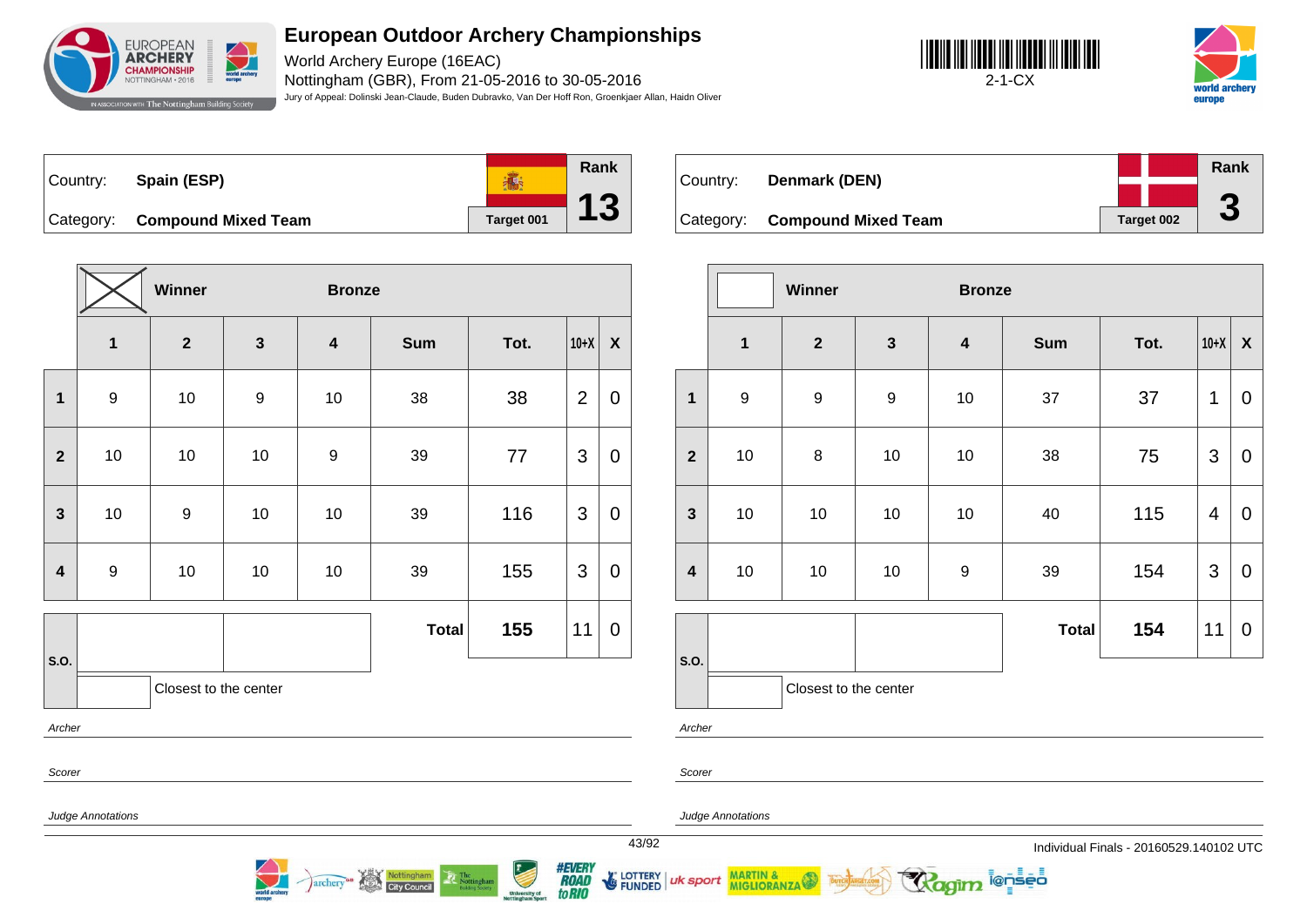# European Outdoor Archery Championships

World Archery Europe (16EAC)
Nottingham (GBR), From 21-05-2016 to 30-05-2016
Jury of Appeal: Dolinski Jean-Claude, Buden Dubravko, Van Der Hoff Ron, Groenkjaer Allan, Haidn Oliver

2-1-CX

Country: **Spain (ESP)**
Category: **Compound Mixed Team**
Target 001
Rank **13**

| | Winner | | Bronze | | | | | |
|---|---|---|---|---|---|---|---|---|
| | 1 | 2 | 3 | 4 | Sum | Tot. | 10+X | X |
| 1 | 9 | 10 | 9 | 10 | 38 | 38 | 2 | 0 |
| 2 | 10 | 10 | 10 | 9 | 39 | 77 | 3 | 0 |
| 3 | 10 | 9 | 10 | 10 | 39 | 116 | 3 | 0 |
| 4 | 9 | 10 | 10 | 10 | 39 | 155 | 3 | 0 |
| S.O. | | | | | **Total** | **155** | 11 | 0 |

Closest to the center

*Archer*

*Scorer*

*Judge Annotations*

Country: **Denmark (DEN)**
Category: **Compound Mixed Team**
Target 002
Rank **3**

| | Winner | | Bronze | | | | | |
|---|---|---|---|---|---|---|---|---|
| | 1 | 2 | 3 | 4 | Sum | Tot. | 10+X | X |
| 1 | 9 | 9 | 9 | 10 | 37 | 37 | 1 | 0 |
| 2 | 10 | 8 | 10 | 10 | 38 | 75 | 3 | 0 |
| 3 | 10 | 10 | 10 | 10 | 40 | 115 | 4 | 0 |
| 4 | 10 | 10 | 10 | 9 | 39 | 154 | 3 | 0 |
| S.O. | | | | | **Total** | **154** | 11 | 0 |

Closest to the center

*Archer*

*Scorer*

*Judge Annotations*

Individual Finals - 20160529.140102 UTC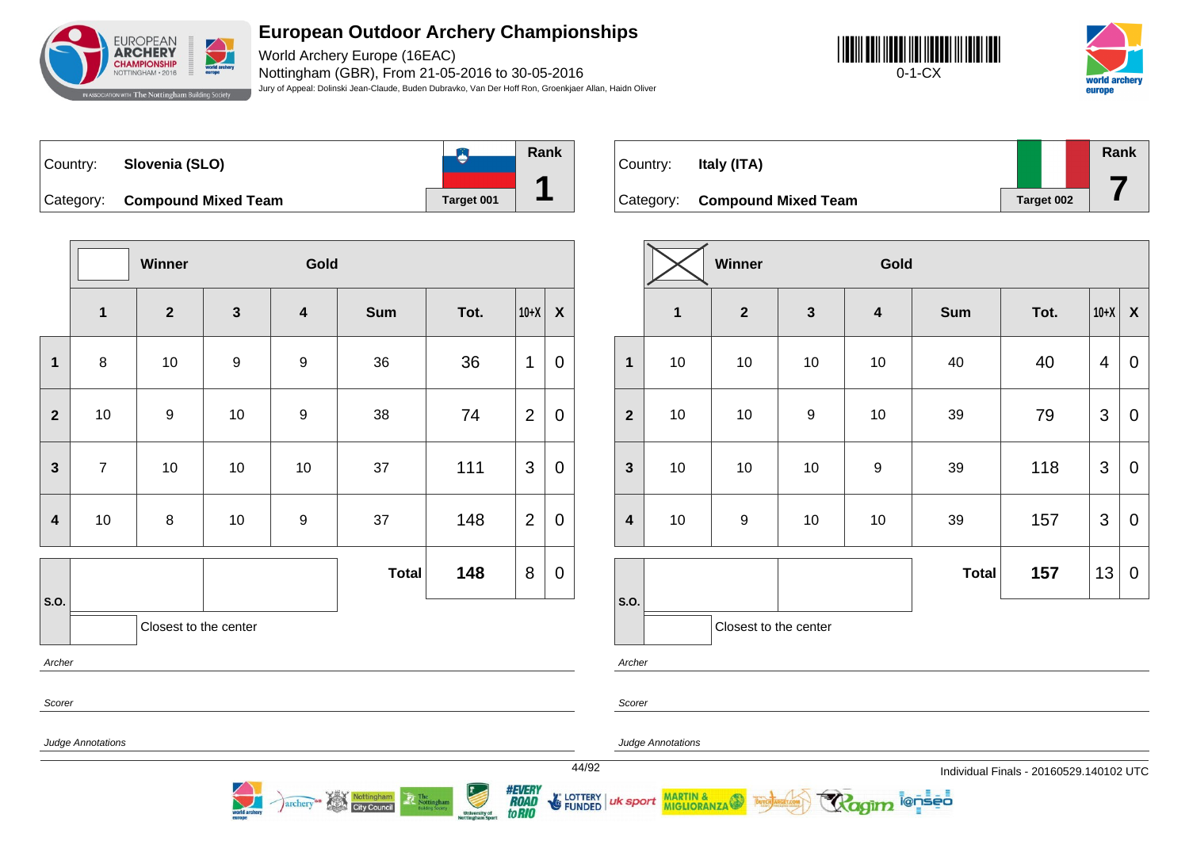# European Outdoor Archery Championships

World Archery Europe (16EAC)

Nottingham (GBR), From 21-05-2016 to 30-05-2016

Jury of Appeal: Dolinski Jean-Claude, Buden Dubravko, Van Der Hoff Ron, Groenkjaer Allan, Haidn Oliver

0-1-CX

Country: **Slovenia (SLO)**

Category: **Compound Mixed Team**

Target 001

Rank **1**

| | Winner | | | Gold | | | | |
|---|---|---|---|---|---|---|---|---|
| | 1 | 2 | 3 | 4 | Sum | Tot. | 10+X | X |
| 1 | 8 | 10 | 9 | 9 | 36 | 36 | 1 | 0 |
| 2 | 10 | 9 | 10 | 9 | 38 | 74 | 2 | 0 |
| 3 | 7 | 10 | 10 | 10 | 37 | 111 | 3 | 0 |
| 4 | 10 | 8 | 10 | 9 | 37 | 148 | 2 | 0 |
| S.O. | | | | | **Total** | **148** | 8 | 0 |

Closest to the center

*Archer*

*Scorer*

*Judge Annotations*

Country: **Italy (ITA)**

Category: **Compound Mixed Team**

Target 002

Rank **7**

| | Winner | | | Gold | | | | |
|---|---|---|---|---|---|---|---|---|
| | 1 | 2 | 3 | 4 | Sum | Tot. | 10+X | X |
| 1 | 10 | 10 | 10 | 10 | 40 | 40 | 4 | 0 |
| 2 | 10 | 10 | 9 | 10 | 39 | 79 | 3 | 0 |
| 3 | 10 | 10 | 10 | 9 | 39 | 118 | 3 | 0 |
| 4 | 10 | 9 | 10 | 10 | 39 | 157 | 3 | 0 |
| S.O. | | | | | **Total** | **157** | 13 | 0 |

Closest to the center

*Archer*

*Scorer*

*Judge Annotations*

Individual Finals - 20160529.140102 UTC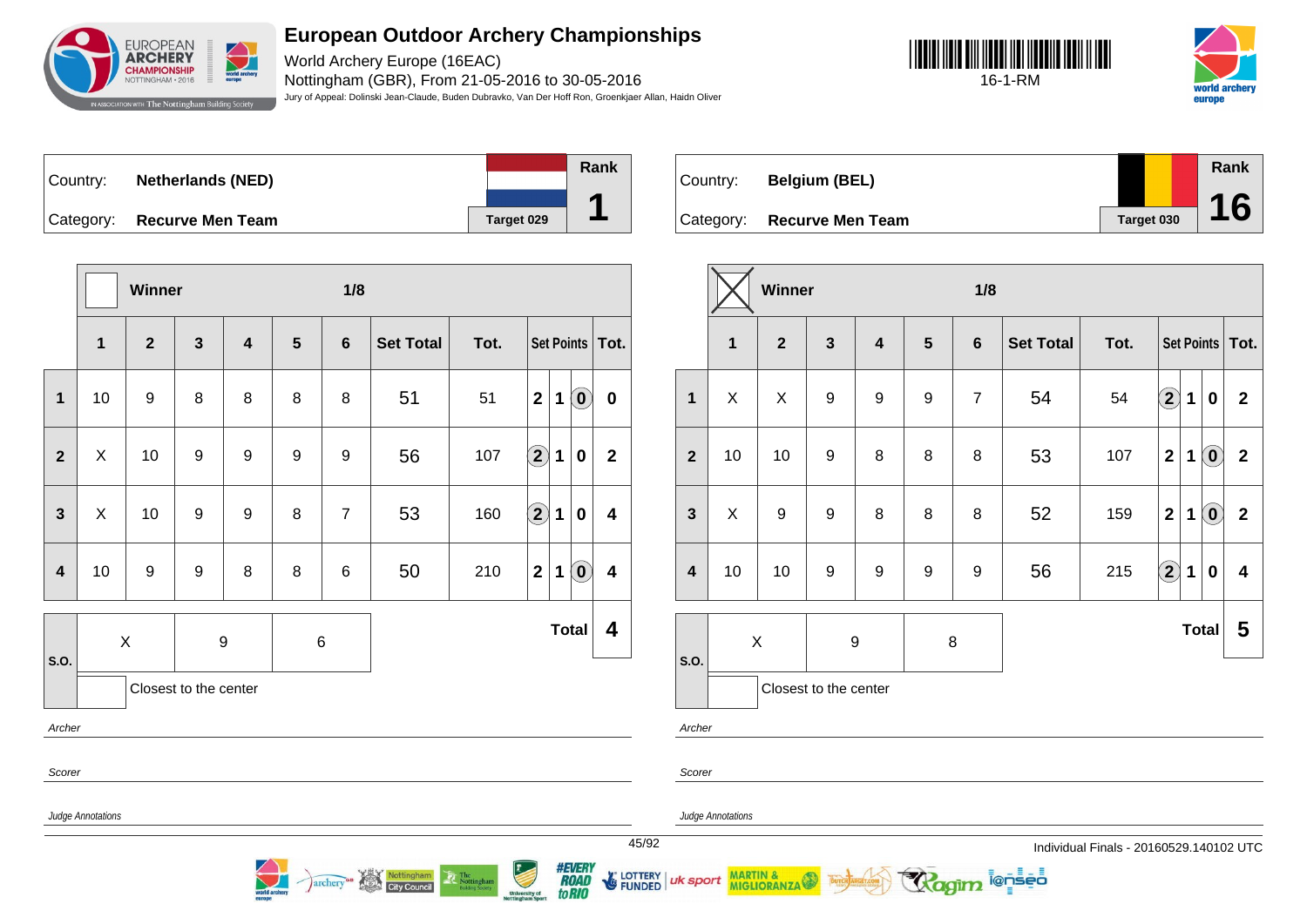# European Outdoor Archery Championships

World Archery Europe (16EAC)
Nottingham (GBR), From 21-05-2016 to 30-05-2016
Jury of Appeal: Dolinski Jean-Claude, Buden Dubravko, Van Der Hoff Ron, Groenkjaer Allan, Haidn Oliver

16-1-RM

Country: **Netherlands (NED)**
Category: **Recurve Men Team**
Target 029
Rank **1**

Winner — 1/8

| | 1 | 2 | 3 | 4 | 5 | 6 | Set Total | Tot. | Set Points | | | Tot. |
|---|---|---|---|---|---|---|---|---|---|---|---|---|
| 1 | 10 | 9 | 8 | 8 | 8 | 8 | 51 | 51 | 2 | 1 | (0) | 0 |
| 2 | X | 10 | 9 | 9 | 9 | 9 | 56 | 107 | (2) | 1 | 0 | 2 |
| 3 | X | 10 | 9 | 9 | 8 | 7 | 53 | 160 | (2) | 1 | 0 | 4 |
| 4 | 10 | 9 | 9 | 8 | 8 | 6 | 50 | 210 | 2 | 1 | (0) | 4 |

S.O.: X | 9 | 6

Closest to the center: ☐

**Total 4**

Archer

Scorer

Judge Annotations

Country: **Belgium (BEL)**
Category: **Recurve Men Team**
Target 030
Rank **16**

Winner ☒ — 1/8

| | 1 | 2 | 3 | 4 | 5 | 6 | Set Total | Tot. | Set Points | | | Tot. |
|---|---|---|---|---|---|---|---|---|---|---|---|---|
| 1 | X | X | 9 | 9 | 9 | 7 | 54 | 54 | (2) | 1 | 0 | 2 |
| 2 | 10 | 10 | 9 | 8 | 8 | 8 | 53 | 107 | 2 | 1 | (0) | 2 |
| 3 | X | 9 | 9 | 8 | 8 | 8 | 52 | 159 | 2 | 1 | (0) | 2 |
| 4 | 10 | 10 | 9 | 9 | 9 | 9 | 56 | 215 | (2) | 1 | 0 | 4 |

S.O.: X | 9 | 8

Closest to the center: ☐

**Total 5**

Archer

Scorer

Judge Annotations

Individual Finals - 20160529.140102 UTC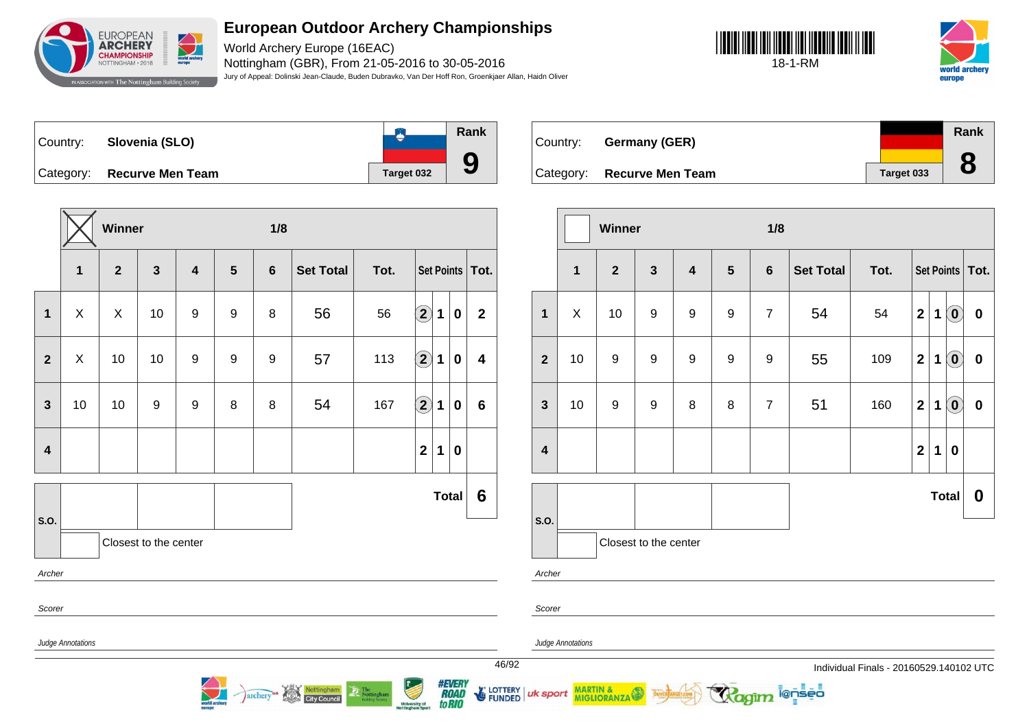# European Outdoor Archery Championships

World Archery Europe (16EAC)

Nottingham (GBR), From 21-05-2016 to 30-05-2016

Jury of Appeal: Dolinski Jean-Claude, Buden Dubravko, Van Der Hoff Ron, Groenkjaer Allan, Haidn Oliver

18-1-RM

| Country: | Slovenia (SLO) | Rank |
|---|---|---|
| Category: | Recurve Men Team | Target 032 | 9 |

| | Winner: X | | | | | 1/8 | | | | | | |
|---|---|---|---|---|---|---|---|---|---|---|---|---|
| | 1 | 2 | 3 | 4 | 5 | 6 | Set Total | Tot. | Set Points | | | Tot. |
| 1 | X | X | 10 | 9 | 9 | 8 | 56 | 56 | (2) | 1 | 0 | 2 |
| 2 | X | 10 | 10 | 9 | 9 | 9 | 57 | 113 | (2) | 1 | 0 | 4 |
| 3 | 10 | 10 | 9 | 9 | 8 | 8 | 54 | 167 | (2) | 1 | 0 | 6 |
| 4 | | | | | | | | | 2 | 1 | 0 | |
| | | | | | | | | | | | Total | 6 |

S.O.

Closest to the center

*Archer*

*Scorer*

*Judge Annotations*

| Country: | Germany (GER) | Rank |
|---|---|---|
| Category: | Recurve Men Team | Target 033 | 8 |

| | Winner | | | | | 1/8 | | | | | | |
|---|---|---|---|---|---|---|---|---|---|---|---|---|
| | 1 | 2 | 3 | 4 | 5 | 6 | Set Total | Tot. | Set Points | | | Tot. |
| 1 | X | 10 | 9 | 9 | 9 | 7 | 54 | 54 | 2 | 1 | (0) | 0 |
| 2 | 10 | 9 | 9 | 9 | 9 | 9 | 55 | 109 | 2 | 1 | (0) | 0 |
| 3 | 10 | 9 | 9 | 8 | 8 | 7 | 51 | 160 | 2 | 1 | (0) | 0 |
| 4 | | | | | | | | | 2 | 1 | 0 | |
| | | | | | | | | | | | Total | 0 |

S.O.

Closest to the center

*Archer*

*Scorer*

*Judge Annotations*

Individual Finals - 20160529.140102 UTC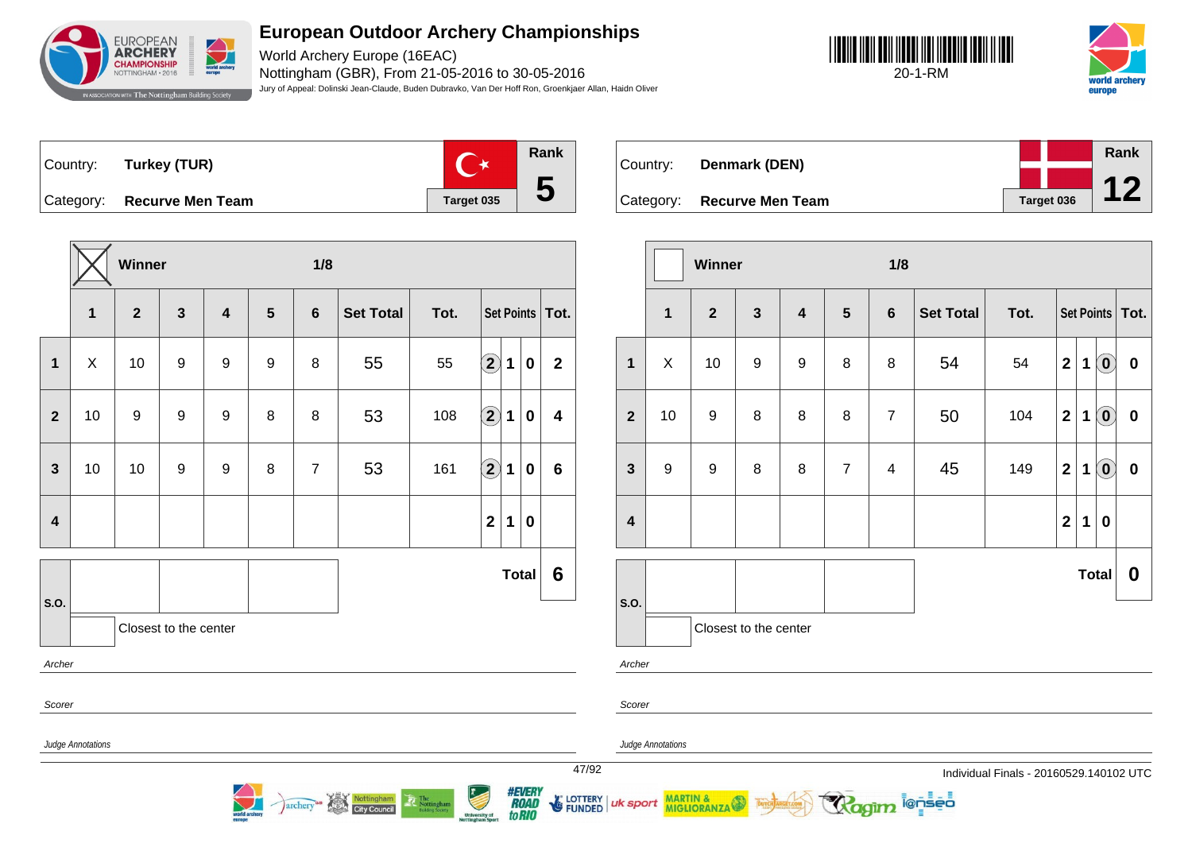# European Outdoor Archery Championships

World Archery Europe (16EAC)

Nottingham (GBR), From 21-05-2016 to 30-05-2016

Jury of Appeal: Dolinski Jean-Claude, Buden Dubravko, Van Der Hoff Ron, Groenkjaer Allan, Haidn Oliver

20-1-RM

## Turkey (TUR)

Country: **Turkey (TUR)**

Category: **Recurve Men Team**

Target 035

Rank: **5**

Winner: X — 1/8

| | 1 | 2 | 3 | 4 | 5 | 6 | Set Total | Tot. | Set Points | | | Tot. |
|---|---|---|---|---|---|---|---|---|---|---|---|---|
| 1 | X | 10 | 9 | 9 | 9 | 8 | 55 | 55 | (2) | 1 | 0 | 2 |
| 2 | 10 | 9 | 9 | 9 | 8 | 8 | 53 | 108 | (2) | 1 | 0 | 4 |
| 3 | 10 | 10 | 9 | 9 | 8 | 7 | 53 | 161 | (2) | 1 | 0 | 6 |
| 4 | | | | | | | | | 2 | 1 | 0 | |

**Total: 6**

S.O.

Closest to the center

*Archer*

*Scorer*

*Judge Annotations*

## Denmark (DEN)

Country: **Denmark (DEN)**

Category: **Recurve Men Team**

Target 036

Rank: **12**

Winner: — 1/8

| | 1 | 2 | 3 | 4 | 5 | 6 | Set Total | Tot. | Set Points | | | Tot. |
|---|---|---|---|---|---|---|---|---|---|---|---|---|
| 1 | X | 10 | 9 | 9 | 8 | 8 | 54 | 54 | 2 | 1 | (0) | 0 |
| 2 | 10 | 9 | 8 | 8 | 8 | 7 | 50 | 104 | 2 | 1 | (0) | 0 |
| 3 | 9 | 9 | 8 | 8 | 7 | 4 | 45 | 149 | 2 | 1 | (0) | 0 |
| 4 | | | | | | | | | 2 | 1 | 0 | |

**Total: 0**

S.O.

Closest to the center

*Archer*

*Scorer*

*Judge Annotations*

Individual Finals - 20160529.140102 UTC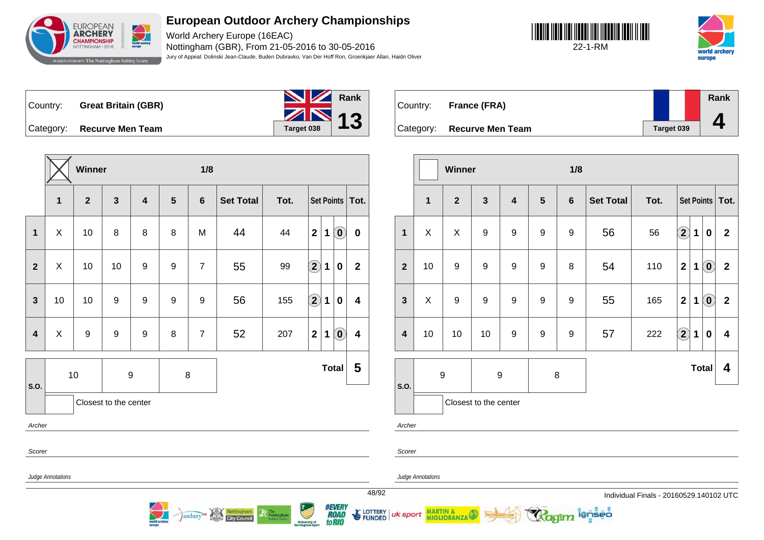# European Outdoor Archery Championships

World Archery Europe (16EAC)
Nottingham (GBR), From 21-05-2016 to 30-05-2016
Jury of Appeal: Dolinski Jean-Claude, Buden Dubravko, Van Der Hoff Ron, Groenkjaer Allan, Haidn Oliver

22-1-RM

## Great Britain (GBR)

Country: **Great Britain (GBR)**
Category: **Recurve Men Team**
Target 038
Rank **13**

Winner: X — 1/8

| | 1 | 2 | 3 | 4 | 5 | 6 | Set Total | Tot. | Set Points | | | Tot. |
|---|---|---|---|---|---|---|---|---|---|---|---|---|
| 1 | X | 10 | 8 | 8 | 8 | M | 44 | 44 | 2 | 1 | (0) | 0 |
| 2 | X | 10 | 10 | 9 | 9 | 7 | 55 | 99 | (2) | 1 | 0 | 2 |
| 3 | 10 | 10 | 9 | 9 | 9 | 9 | 56 | 155 | (2) | 1 | 0 | 4 |
| 4 | X | 9 | 9 | 9 | 8 | 7 | 52 | 207 | 2 | 1 | (0) | 4 |

S.O.: 10 | 9 | 8

Closest to the center: 

**Total 5**

Archer

Scorer

Judge Annotations

## France (FRA)

Country: **France (FRA)**
Category: **Recurve Men Team**
Target 039
Rank **4**

Winner: — 1/8

| | 1 | 2 | 3 | 4 | 5 | 6 | Set Total | Tot. | Set Points | | | Tot. |
|---|---|---|---|---|---|---|---|---|---|---|---|---|
| 1 | X | X | 9 | 9 | 9 | 9 | 56 | 56 | (2) | 1 | 0 | 2 |
| 2 | 10 | 9 | 9 | 9 | 9 | 8 | 54 | 110 | 2 | 1 | (0) | 2 |
| 3 | X | 9 | 9 | 9 | 9 | 9 | 55 | 165 | 2 | 1 | (0) | 2 |
| 4 | 10 | 10 | 10 | 9 | 9 | 9 | 57 | 222 | (2) | 1 | 0 | 4 |

S.O.: 9 | 9 | 8

Closest to the center: 

**Total 4**

Archer

Scorer

Judge Annotations

Individual Finals - 20160529.140102 UTC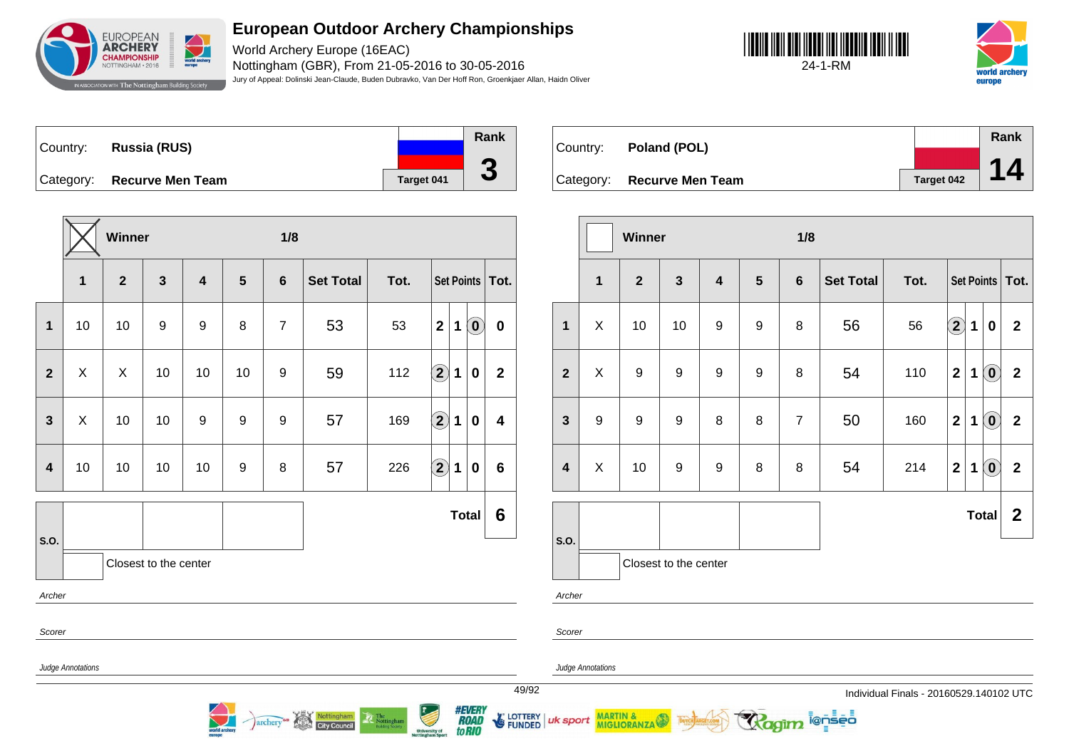# European Outdoor Archery Championships

World Archery Europe (16EAC)
Nottingham (GBR), From 21-05-2016 to 30-05-2016
Jury of Appeal: Dolinski Jean-Claude, Buden Dubravko, Van Der Hoff Ron, Groenkjaer Allan, Haidn Oliver

24-1-RM

Country: **Russia (RUS)**
Category: **Recurve Men Team**
Target 041
Rank **3**

Winner: X — 1/8

| | 1 | 2 | 3 | 4 | 5 | 6 | Set Total | Tot. | Set Points | | | Tot. |
|---|---|---|---|---|---|---|---|---|---|---|---|---|
| 1 | 10 | 10 | 9 | 9 | 8 | 7 | 53 | 53 | 2 | 1 | (0) | 0 |
| 2 | X | X | 10 | 10 | 10 | 9 | 59 | 112 | (2) | 1 | 0 | 2 |
| 3 | X | 10 | 10 | 9 | 9 | 9 | 57 | 169 | (2) | 1 | 0 | 4 |
| 4 | 10 | 10 | 10 | 10 | 9 | 8 | 57 | 226 | (2) | 1 | 0 | 6 |

S.O.: Closest to the center

**Total 6**

Archer

Scorer

Judge Annotations

Country: **Poland (POL)**
Category: **Recurve Men Team**
Target 042
Rank **14**

Winner: — 1/8

| | 1 | 2 | 3 | 4 | 5 | 6 | Set Total | Tot. | Set Points | | | Tot. |
|---|---|---|---|---|---|---|---|---|---|---|---|---|
| 1 | X | 10 | 10 | 9 | 9 | 8 | 56 | 56 | (2) | 1 | 0 | 2 |
| 2 | X | 9 | 9 | 9 | 9 | 8 | 54 | 110 | 2 | 1 | (0) | 2 |
| 3 | 9 | 9 | 9 | 8 | 8 | 7 | 50 | 160 | 2 | 1 | (0) | 2 |
| 4 | X | 10 | 9 | 9 | 8 | 8 | 54 | 214 | 2 | 1 | (0) | 2 |

S.O.: Closest to the center

**Total 2**

Archer

Scorer

Judge Annotations

Individual Finals - 20160529.140102 UTC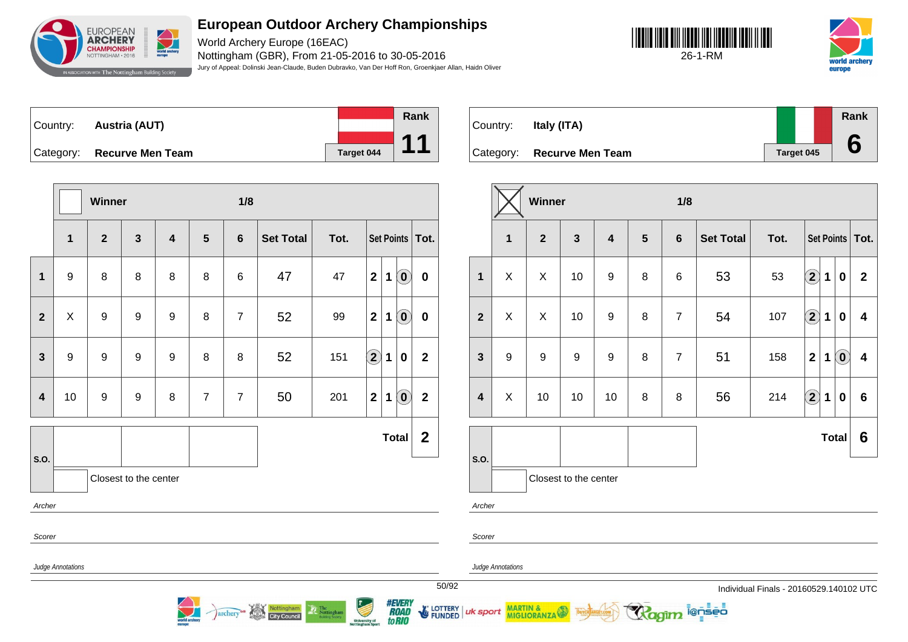# European Outdoor Archery Championships

World Archery Europe (16EAC)
Nottingham (GBR), From 21-05-2016 to 30-05-2016
Jury of Appeal: Dolinski Jean-Claude, Buden Dubravko, Van Der Hoff Ron, Groenkjaer Allan, Haidn Oliver

26-1-RM

Country: **Austria (AUT)**
Category: **Recurve Men Team**
Target 044
Rank **11**

| | 1 | 2 | 3 | 4 | 5 | 6 | Set Total | Tot. | Set Points | | | Tot. |
|---|---|---|---|---|---|---|---|---|---|---|---|---|
| Winner | | | | | | | 1/8 | | | | | |
| 1 | 9 | 8 | 8 | 8 | 8 | 6 | 47 | 47 | 2 | 1 | (0) | 0 |
| 2 | X | 9 | 9 | 9 | 8 | 7 | 52 | 99 | 2 | 1 | (0) | 0 |
| 3 | 9 | 9 | 9 | 9 | 8 | 8 | 52 | 151 | (2) | 1 | 0 | 2 |
| 4 | 10 | 9 | 9 | 8 | 7 | 7 | 50 | 201 | 2 | 1 | (0) | 2 |
| S.O. | | | | | | | | | | | Total | 2 |

Closest to the center

Archer

Scorer

Judge Annotations

Country: **Italy (ITA)**
Category: **Recurve Men Team**
Target 045
Rank **6**

| | 1 | 2 | 3 | 4 | 5 | 6 | Set Total | Tot. | Set Points | | | Tot. |
|---|---|---|---|---|---|---|---|---|---|---|---|---|
| Winner (X) | | | | | | | 1/8 | | | | | |
| 1 | X | X | 10 | 9 | 8 | 6 | 53 | 53 | (2) | 1 | 0 | 2 |
| 2 | X | X | 10 | 9 | 8 | 7 | 54 | 107 | (2) | 1 | 0 | 4 |
| 3 | 9 | 9 | 9 | 9 | 8 | 7 | 51 | 158 | 2 | 1 | (0) | 4 |
| 4 | X | 10 | 10 | 10 | 8 | 8 | 56 | 214 | (2) | 1 | 0 | 6 |
| S.O. | | | | | | | | | | | Total | 6 |

Closest to the center

Archer

Scorer

Judge Annotations

Individual Finals - 20160529.140102 UTC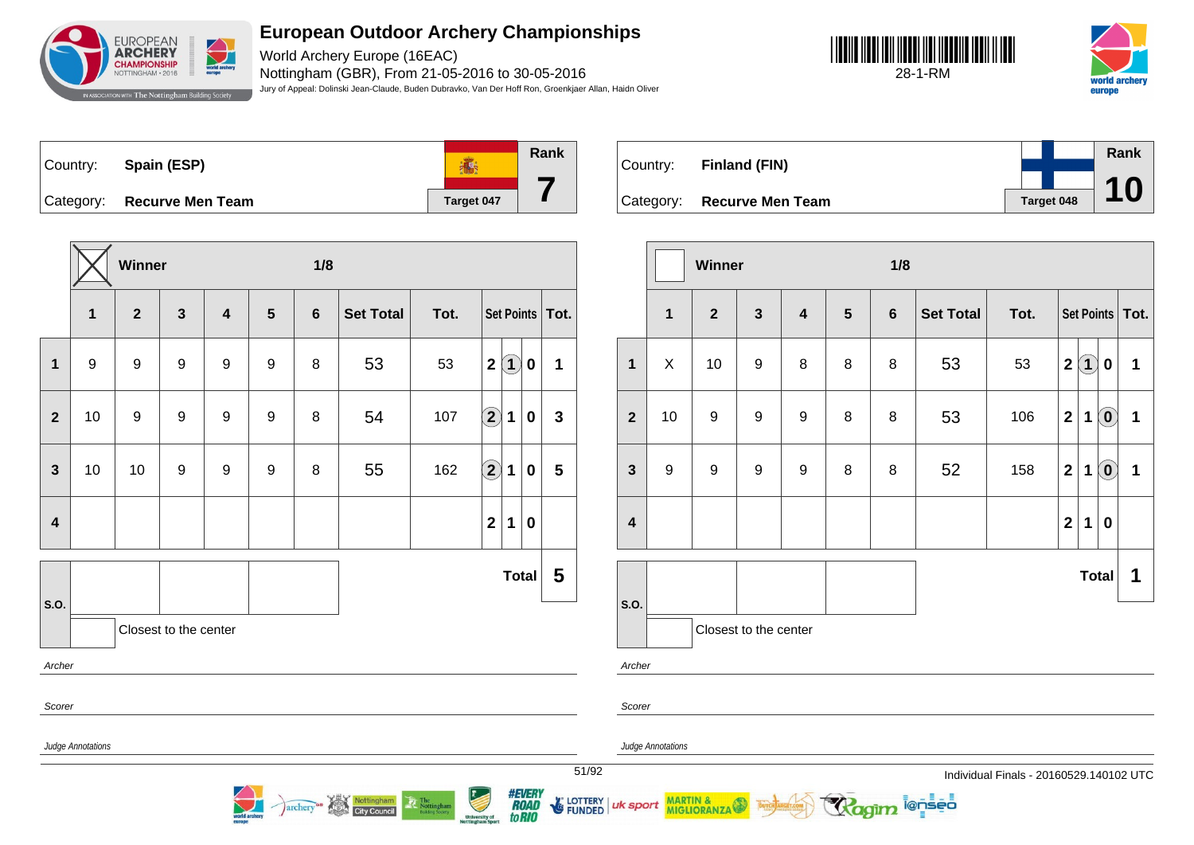# European Outdoor Archery Championships

World Archery Europe (16EAC)
Nottingham (GBR), From 21-05-2016 to 30-05-2016
Jury of Appeal: Dolinski Jean-Claude, Buden Dubravko, Van Der Hoff Ron, Groenkjaer Allan, Haidn Oliver

28-1-RM

## Spain (ESP)

Country: **Spain (ESP)**
Category: **Recurve Men Team**
Target 047
Rank: **7**

Winner: X — 1/8

| | 1 | 2 | 3 | 4 | 5 | 6 | Set Total | Tot. | Set Points | | | Tot. |
|---|---|---|---|---|---|---|---|---|---|---|---|---|
| 1 | 9 | 9 | 9 | 9 | 9 | 8 | 53 | 53 | 2 | (1) | 0 | 1 |
| 2 | 10 | 9 | 9 | 9 | 9 | 8 | 54 | 107 | (2) | 1 | 0 | 3 |
| 3 | 10 | 10 | 9 | 9 | 9 | 8 | 55 | 162 | (2) | 1 | 0 | 5 |
| 4 | | | | | | | | | 2 | 1 | 0 | |

**Total: 5**

S.O.: — Closest to the center:

Archer

Scorer

Judge Annotations

## Finland (FIN)

Country: **Finland (FIN)**
Category: **Recurve Men Team**
Target 048
Rank: **10**

Winner: — 1/8

| | 1 | 2 | 3 | 4 | 5 | 6 | Set Total | Tot. | Set Points | | | Tot. |
|---|---|---|---|---|---|---|---|---|---|---|---|---|
| 1 | X | 10 | 9 | 8 | 8 | 8 | 53 | 53 | 2 | (1) | 0 | 1 |
| 2 | 10 | 9 | 9 | 9 | 8 | 8 | 53 | 106 | 2 | 1 | (0) | 1 |
| 3 | 9 | 9 | 9 | 9 | 8 | 8 | 52 | 158 | 2 | 1 | (0) | 1 |
| 4 | | | | | | | | | 2 | 1 | 0 | |

**Total: 1**

S.O.: — Closest to the center:

Archer

Scorer

Judge Annotations

Individual Finals - 20160529.140102 UTC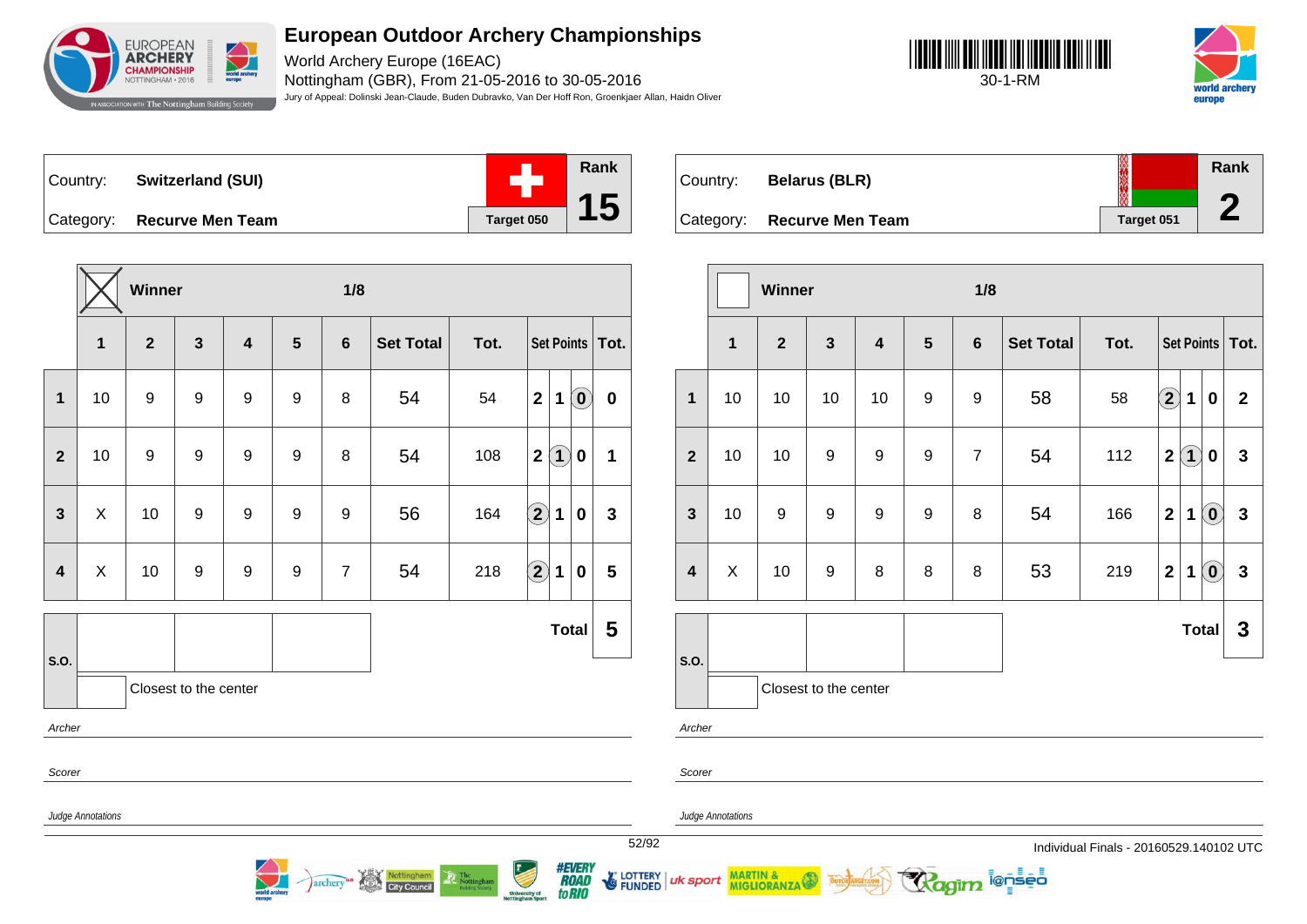# European Outdoor Archery Championships

World Archery Europe (16EAC)
Nottingham (GBR), From 21-05-2016 to 30-05-2016
Jury of Appeal: Dolinski Jean-Claude, Buden Dubravko, Van Der Hoff Ron, Groenkjaer Allan, Haidn Oliver

30-1-RM

| Country: | Switzerland (SUI) | | Rank |
|---|---|---|---|
| Category: | Recurve Men Team | Target 050 | 15 |

Winner: X — 1/8

| | 1 | 2 | 3 | 4 | 5 | 6 | Set Total | Tot. | Set Points | | | Tot. |
|---|---|---|---|---|---|---|---|---|---|---|---|---|
| 1 | 10 | 9 | 9 | 9 | 9 | 8 | 54 | 54 | 2 | 1 | (0) | 0 |
| 2 | 10 | 9 | 9 | 9 | 9 | 8 | 54 | 108 | 2 | (1) | 0 | 1 |
| 3 | X | 10 | 9 | 9 | 9 | 9 | 56 | 164 | (2) | 1 | 0 | 3 |
| 4 | X | 10 | 9 | 9 | 9 | 7 | 54 | 218 | (2) | 1 | 0 | 5 |
| | | | | | | | | | | | Total | 5 |

S.O.

Closest to the center

*Archer*

*Scorer*

*Judge Annotations*

| Country: | Belarus (BLR) | | Rank |
|---|---|---|---|
| Category: | Recurve Men Team | Target 051 | 2 |

Winner: — 1/8

| | 1 | 2 | 3 | 4 | 5 | 6 | Set Total | Tot. | Set Points | | | Tot. |
|---|---|---|---|---|---|---|---|---|---|---|---|---|
| 1 | 10 | 10 | 10 | 10 | 9 | 9 | 58 | 58 | (2) | 1 | 0 | 2 |
| 2 | 10 | 10 | 9 | 9 | 9 | 7 | 54 | 112 | 2 | (1) | 0 | 3 |
| 3 | 10 | 9 | 9 | 9 | 9 | 8 | 54 | 166 | 2 | 1 | (0) | 3 |
| 4 | X | 10 | 9 | 8 | 8 | 8 | 53 | 219 | 2 | 1 | (0) | 3 |
| | | | | | | | | | | | Total | 3 |

S.O.

Closest to the center

*Archer*

*Scorer*

*Judge Annotations*

Individual Finals - 20160529.140102 UTC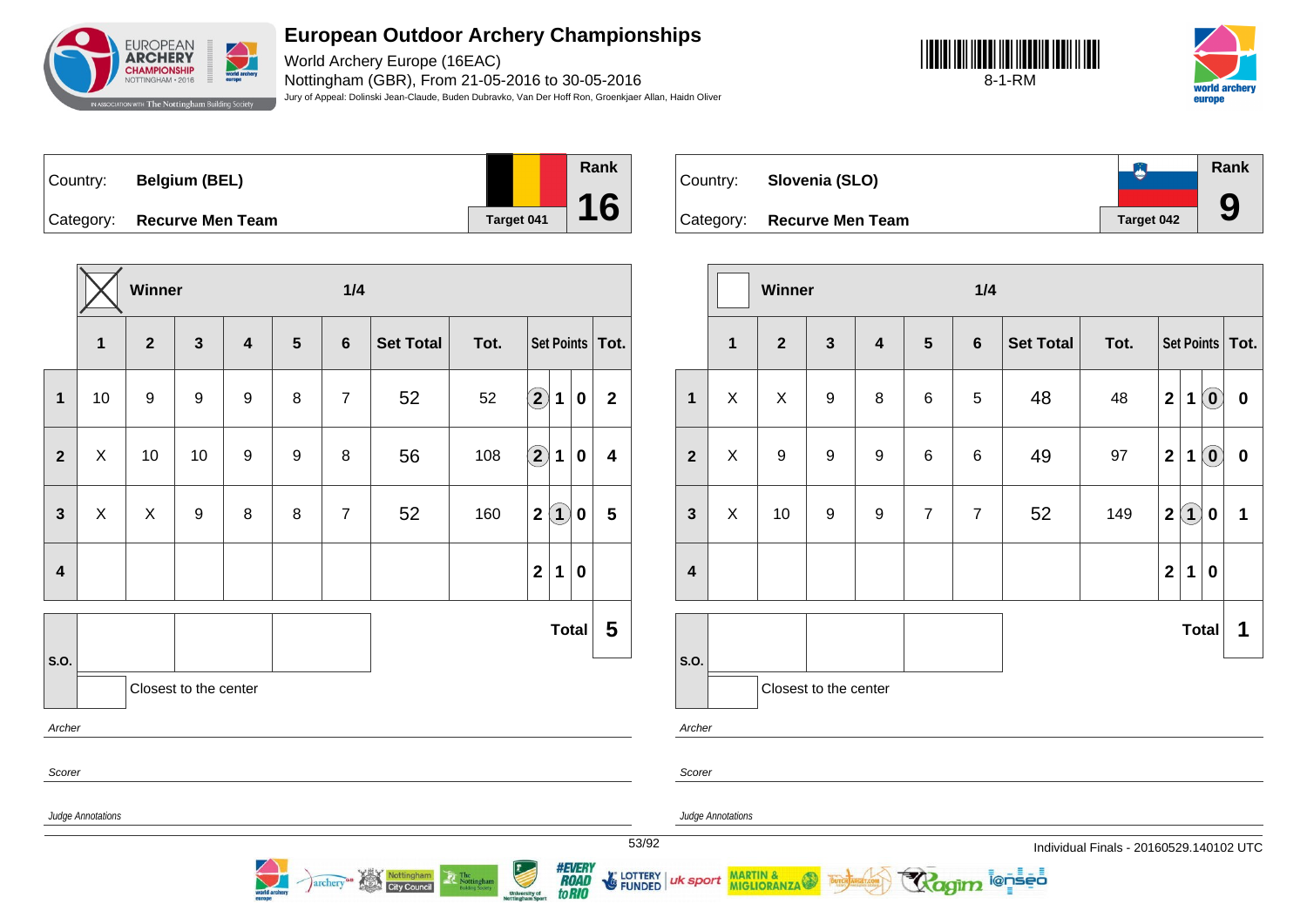# European Outdoor Archery Championships

World Archery Europe (16EAC)
Nottingham (GBR), From 21-05-2016 to 30-05-2016
Jury of Appeal: Dolinski Jean-Claude, Buden Dubravko, Van Der Hoff Ron, Groenkjaer Allan, Haidn Oliver

8-1-RM

| Country: | Belgium (BEL) | Rank |
|---|---|---|
| Category: | Recurve Men Team | Target 041 | 16 |

Winner: X — 1/4

| | 1 | 2 | 3 | 4 | 5 | 6 | Set Total | Tot. | Set Points | | | Tot. |
|---|---|---|---|---|---|---|---|---|---|---|---|---|
| 1 | 10 | 9 | 9 | 9 | 8 | 7 | 52 | 52 | (2) | 1 | 0 | 2 |
| 2 | X | 10 | 10 | 9 | 9 | 8 | 56 | 108 | (2) | 1 | 0 | 4 |
| 3 | X | X | 9 | 8 | 8 | 7 | 52 | 160 | 2 | (1) | 0 | 5 |
| 4 | | | | | | | | | 2 | 1 | 0 | |
| | | | | | | | | | | | Total | 5 |

S.O.: Closest to the center

Archer

Scorer

Judge Annotations

| Country: | Slovenia (SLO) | Rank |
|---|---|---|
| Category: | Recurve Men Team | Target 042 | 9 |

Winner: — 1/4

| | 1 | 2 | 3 | 4 | 5 | 6 | Set Total | Tot. | Set Points | | | Tot. |
|---|---|---|---|---|---|---|---|---|---|---|---|---|
| 1 | X | X | 9 | 8 | 6 | 5 | 48 | 48 | 2 | 1 | (0) | 0 |
| 2 | X | 9 | 9 | 9 | 6 | 6 | 49 | 97 | 2 | 1 | (0) | 0 |
| 3 | X | 10 | 9 | 9 | 7 | 7 | 52 | 149 | 2 | (1) | 0 | 1 |
| 4 | | | | | | | | | 2 | 1 | 0 | |
| | | | | | | | | | | | Total | 1 |

S.O.: Closest to the center

Archer

Scorer

Judge Annotations

Individual Finals - 20160529.140102 UTC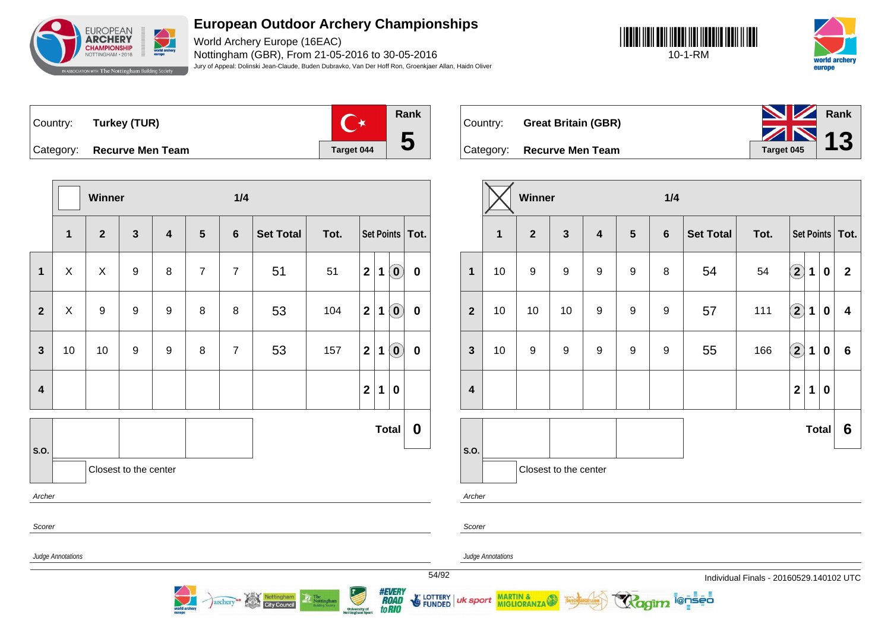# European Outdoor Archery Championships

World Archery Europe (16EAC)

Nottingham (GBR), From 21-05-2016 to 30-05-2016

Jury of Appeal: Dolinski Jean-Claude, Buden Dubravko, Van Der Hoff Ron, Groenkjaer Allan, Haidn Oliver

10-1-RM

| Country: | Turkey (TUR) | Rank |
|---|---|---|
| Category: | Recurve Men Team | Target 044 | 5 |

Winner — 1/4

| | 1 | 2 | 3 | 4 | 5 | 6 | Set Total | Tot. | Set Points | | | Tot. |
|---|---|---|---|---|---|---|---|---|---|---|---|---|
| 1 | X | X | 9 | 8 | 7 | 7 | 51 | 51 | 2 | 1 | (0) | 0 |
| 2 | X | 9 | 9 | 9 | 8 | 8 | 53 | 104 | 2 | 1 | (0) | 0 |
| 3 | 10 | 10 | 9 | 9 | 8 | 7 | 53 | 157 | 2 | 1 | (0) | 0 |
| 4 | | | | | | | | | 2 | 1 | 0 | |

Total: 0

S.O.: Closest to the center

Archer

Scorer

Judge Annotations

| Country: | Great Britain (GBR) | Rank |
|---|---|---|
| Category: | Recurve Men Team | Target 045 | 13 |

Winner (X) — 1/4

| | 1 | 2 | 3 | 4 | 5 | 6 | Set Total | Tot. | Set Points | | | Tot. |
|---|---|---|---|---|---|---|---|---|---|---|---|---|
| 1 | 10 | 9 | 9 | 9 | 9 | 8 | 54 | 54 | (2) | 1 | 0 | 2 |
| 2 | 10 | 10 | 10 | 9 | 9 | 9 | 57 | 111 | (2) | 1 | 0 | 4 |
| 3 | 10 | 9 | 9 | 9 | 9 | 9 | 55 | 166 | (2) | 1 | 0 | 6 |
| 4 | | | | | | | | | 2 | 1 | 0 | |

Total: 6

S.O.: Closest to the center

Archer

Scorer

Judge Annotations

Individual Finals - 20160529.140102 UTC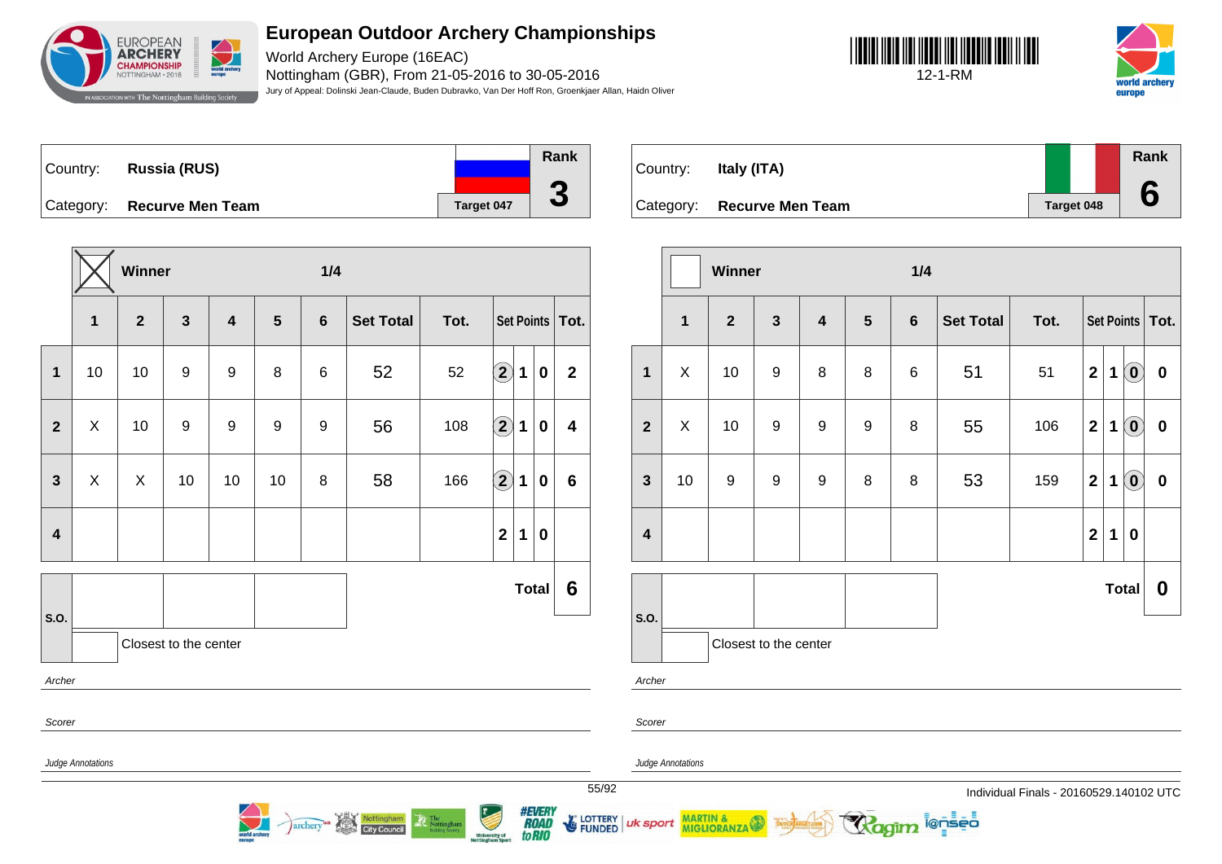# European Outdoor Archery Championships

World Archery Europe (16EAC)
Nottingham (GBR), From 21-05-2016 to 30-05-2016
Jury of Appeal: Dolinski Jean-Claude, Buden Dubravko, Van Der Hoff Ron, Groenkjaer Allan, Haidn Oliver

12-1-RM

## Country: Russia (RUS)

Category: **Recurve Men Team**

Target 047

Rank: **3**

Winner: X — 1/4

| | 1 | 2 | 3 | 4 | 5 | 6 | Set Total | Tot. | Set Points | | | Tot. |
|---|---|---|---|---|---|---|---|---|---|---|---|---|
| 1 | 10 | 10 | 9 | 9 | 8 | 6 | 52 | 52 | (2) | 1 | 0 | 2 |
| 2 | X | 10 | 9 | 9 | 9 | 9 | 56 | 108 | (2) | 1 | 0 | 4 |
| 3 | X | X | 10 | 10 | 10 | 8 | 58 | 166 | (2) | 1 | 0 | 6 |
| 4 | | | | | | | | | 2 | 1 | 0 | |

S.O.: | | | |

Closest to the center: 

**Total: 6**

*Archer*

*Scorer*

*Judge Annotations*

## Country: Italy (ITA)

Category: **Recurve Men Team**

Target 048

Rank: **6**

Winner: — 1/4

| | 1 | 2 | 3 | 4 | 5 | 6 | Set Total | Tot. | Set Points | | | Tot. |
|---|---|---|---|---|---|---|---|---|---|---|---|---|
| 1 | X | 10 | 9 | 8 | 8 | 6 | 51 | 51 | 2 | 1 | (0) | 0 |
| 2 | X | 10 | 9 | 9 | 9 | 8 | 55 | 106 | 2 | 1 | (0) | 0 |
| 3 | 10 | 9 | 9 | 9 | 8 | 8 | 53 | 159 | 2 | 1 | (0) | 0 |
| 4 | | | | | | | | | 2 | 1 | 0 | |

S.O.: | | | |

Closest to the center: 

**Total: 0**

*Archer*

*Scorer*

*Judge Annotations*

Individual Finals - 20160529.140102 UTC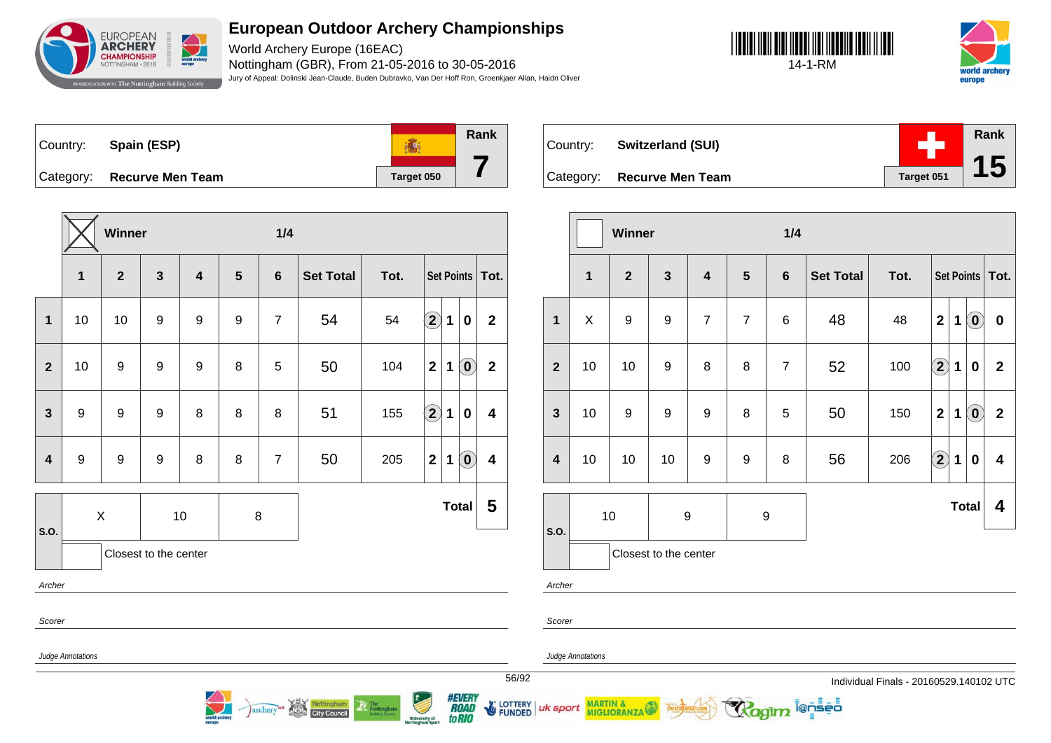# European Outdoor Archery Championships

World Archery Europe (16EAC)
Nottingham (GBR), From 21-05-2016 to 30-05-2016
Jury of Appeal: Dolinski Jean-Claude, Buden Dubravko, Van Der Hoff Ron, Groenkjaer Allan, Haidn Oliver

14-1-RM

| Country: | Spain (ESP) | Rank |
|---|---|---|
| Category: | Recurve Men Team | 7 |
| | Target 050 | |

**Winner** (X) — 1/4

| | 1 | 2 | 3 | 4 | 5 | 6 | Set Total | Tot. | Set Points | Tot. |
|---|---|---|---|---|---|---|---|---|---|---|
| 1 | 10 | 10 | 9 | 9 | 9 | 7 | 54 | 54 | (2) 1 0 | 2 |
| 2 | 10 | 9 | 9 | 9 | 8 | 5 | 50 | 104 | 2 1 (0) | 2 |
| 3 | 9 | 9 | 9 | 8 | 8 | 8 | 51 | 155 | (2) 1 0 | 4 |
| 4 | 9 | 9 | 9 | 8 | 8 | 7 | 50 | 205 | 2 1 (0) | 4 |
| S.O. | X | 10 | 8 | | | | | | Total | 5 |

Closest to the center

*Archer*

*Scorer*

*Judge Annotations*

| Country: | Switzerland (SUI) | Rank |
|---|---|---|
| Category: | Recurve Men Team | 15 |
| | Target 051 | |

**Winner** — 1/4

| | 1 | 2 | 3 | 4 | 5 | 6 | Set Total | Tot. | Set Points | Tot. |
|---|---|---|---|---|---|---|---|---|---|---|
| 1 | X | 9 | 9 | 7 | 7 | 6 | 48 | 48 | 2 1 (0) | 0 |
| 2 | 10 | 10 | 9 | 8 | 8 | 7 | 52 | 100 | (2) 1 0 | 2 |
| 3 | 10 | 9 | 9 | 9 | 8 | 5 | 50 | 150 | 2 1 (0) | 2 |
| 4 | 10 | 10 | 10 | 9 | 9 | 8 | 56 | 206 | (2) 1 0 | 4 |
| S.O. | 10 | 9 | 9 | | | | | | Total | 4 |

Closest to the center

*Archer*

*Scorer*

*Judge Annotations*

Individual Finals - 20160529.140102 UTC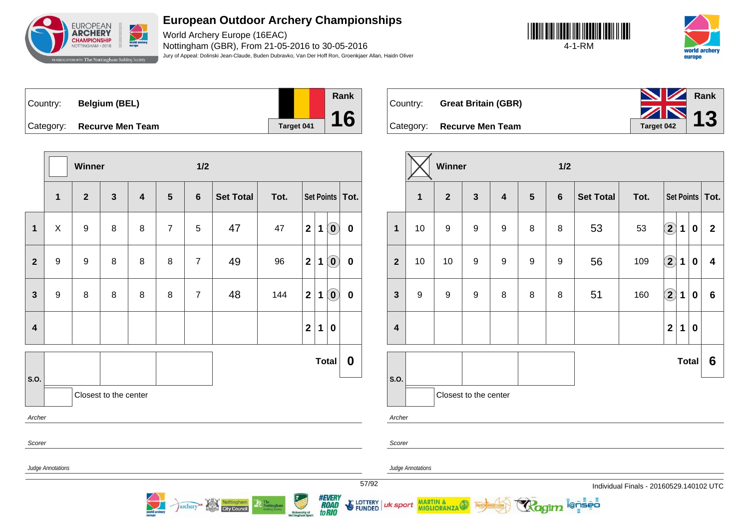# European Outdoor Archery Championships

World Archery Europe (16EAC)
Nottingham (GBR), From 21-05-2016 to 30-05-2016
Jury of Appeal: Dolinski Jean-Claude, Buden Dubravko, Van Der Hoff Ron, Groenkjaer Allan, Haidn Oliver

4-1-RM

| Country: | Belgium (BEL) | Rank |
|---|---|---|
| Category: | Recurve Men Team | 16 |
| | Target 041 | |

Winner: ☐ — 1/2

| | 1 | 2 | 3 | 4 | 5 | 6 | Set Total | Tot. | Set Points | | | Tot. |
|---|---|---|---|---|---|---|---|---|---|---|---|---|
| 1 | X | 9 | 8 | 8 | 7 | 5 | 47 | 47 | 2 | 1 | (0) | 0 |
| 2 | 9 | 9 | 8 | 8 | 8 | 7 | 49 | 96 | 2 | 1 | (0) | 0 |
| 3 | 9 | 8 | 8 | 8 | 8 | 7 | 48 | 144 | 2 | 1 | (0) | 0 |
| 4 | | | | | | | | | 2 | 1 | 0 | |
| | | | | | | | | | | | Total | 0 |

S.O.: | | | |

Closest to the center

*Archer*

*Scorer*

*Judge Annotations*

| Country: | Great Britain (GBR) | Rank |
|---|---|---|
| Category: | Recurve Men Team | 13 |
| | Target 042 | |

Winner: ☒ — 1/2

| | 1 | 2 | 3 | 4 | 5 | 6 | Set Total | Tot. | Set Points | | | Tot. |
|---|---|---|---|---|---|---|---|---|---|---|---|---|
| 1 | 10 | 9 | 9 | 9 | 8 | 8 | 53 | 53 | (2) | 1 | 0 | 2 |
| 2 | 10 | 10 | 9 | 9 | 9 | 9 | 56 | 109 | (2) | 1 | 0 | 4 |
| 3 | 9 | 9 | 9 | 8 | 8 | 8 | 51 | 160 | (2) | 1 | 0 | 6 |
| 4 | | | | | | | | | 2 | 1 | 0 | |
| | | | | | | | | | | | Total | 6 |

S.O.: | | | |

Closest to the center

*Archer*

*Scorer*

*Judge Annotations*

Individual Finals - 20160529.140102 UTC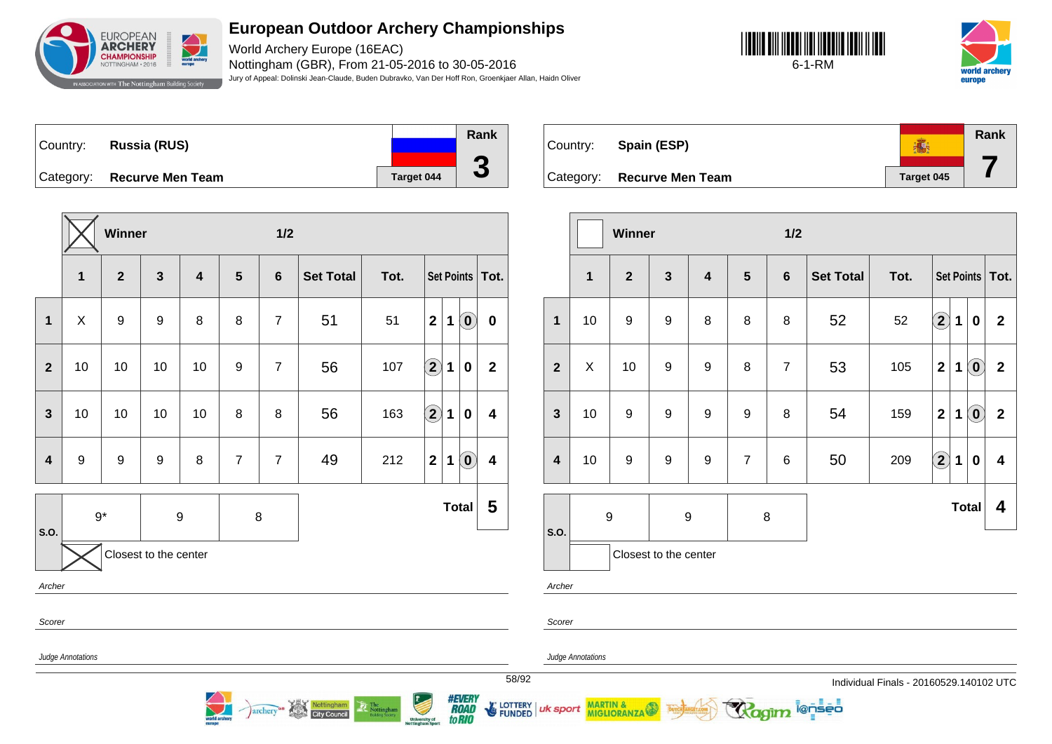# European Outdoor Archery Championships

World Archery Europe (16EAC)
Nottingham (GBR), From 21-05-2016 to 30-05-2016
Jury of Appeal: Dolinski Jean-Claude, Buden Dubravko, Van Der Hoff Ron, Groenkjaer Allan, Haidn Oliver

6-1-RM

Country: **Russia (RUS)**
Category: **Recurve Men Team**
Target 044
Rank **3**

Winner: X — 1/2

| | 1 | 2 | 3 | 4 | 5 | 6 | Set Total | Tot. | Set Points | Tot. |
|---|---|---|---|---|---|---|---|---|---|---|
| 1 | X | 9 | 9 | 8 | 8 | 7 | 51 | 51 | 2 1 (0) | 0 |
| 2 | 10 | 10 | 10 | 10 | 9 | 7 | 56 | 107 | (2) 1 0 | 2 |
| 3 | 10 | 10 | 10 | 10 | 8 | 8 | 56 | 163 | (2) 1 0 | 4 |
| 4 | 9 | 9 | 9 | 8 | 7 | 7 | 49 | 212 | 2 1 (0) | 4 |

| S.O. | 9* | 9 | 8 | Total | 5 |
|---|---|---|---|---|---|

Closest to the center: X

Archer

Scorer

Judge Annotations

Country: **Spain (ESP)**
Category: **Recurve Men Team**
Target 045
Rank **7**

Winner: — 1/2

| | 1 | 2 | 3 | 4 | 5 | 6 | Set Total | Tot. | Set Points | Tot. |
|---|---|---|---|---|---|---|---|---|---|---|
| 1 | 10 | 9 | 9 | 8 | 8 | 8 | 52 | 52 | (2) 1 0 | 2 |
| 2 | X | 10 | 9 | 9 | 8 | 7 | 53 | 105 | 2 1 (0) | 2 |
| 3 | 10 | 9 | 9 | 9 | 9 | 8 | 54 | 159 | 2 1 (0) | 2 |
| 4 | 10 | 9 | 9 | 9 | 7 | 6 | 50 | 209 | (2) 1 0 | 4 |

| S.O. | 9 | 9 | 8 | Total | 4 |
|---|---|---|---|---|---|

Closest to the center:

Archer

Scorer

Judge Annotations

Individual Finals - 20160529.140102 UTC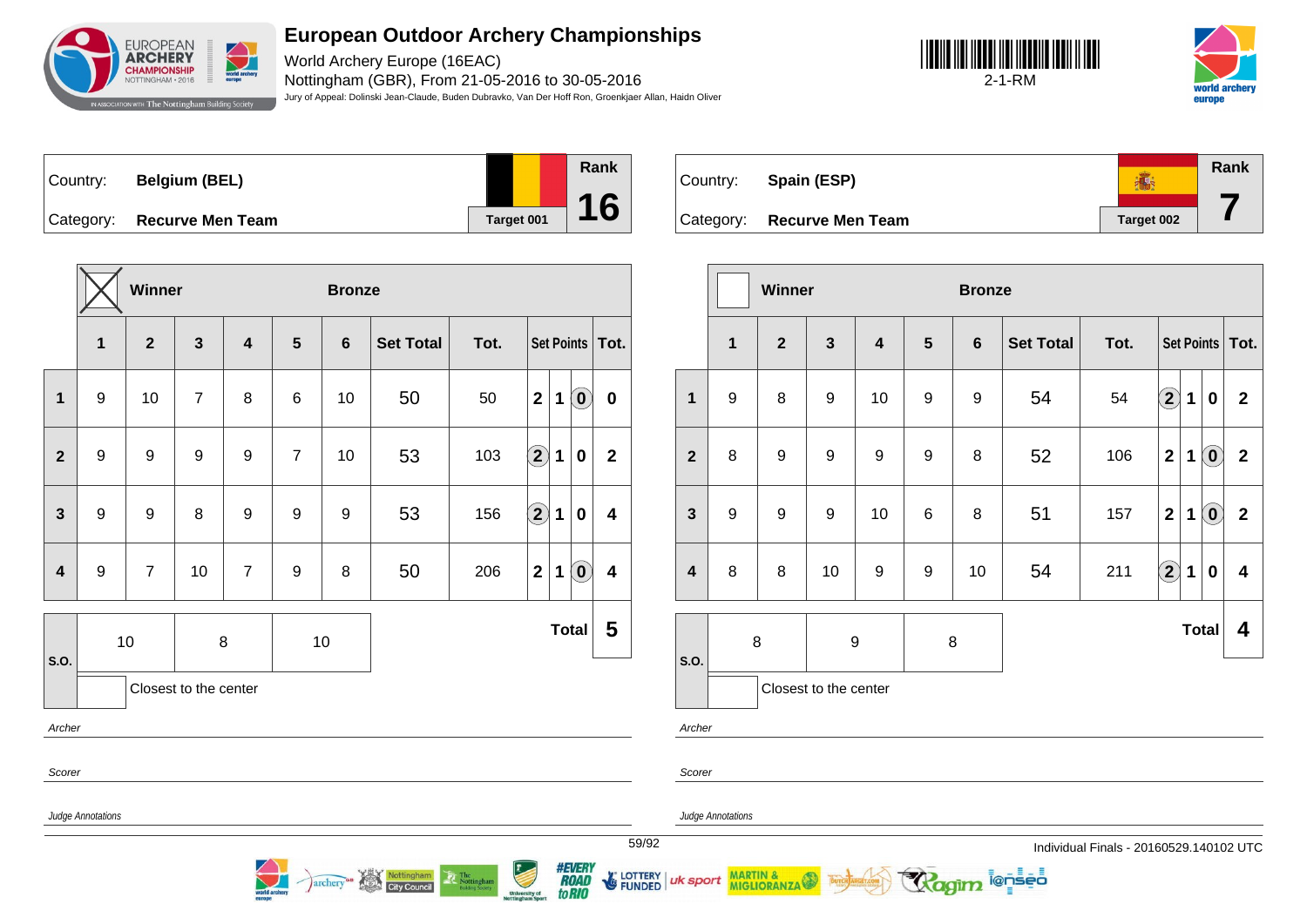# European Outdoor Archery Championships

World Archery Europe (16EAC)

Nottingham (GBR), From 21-05-2016 to 30-05-2016

Jury of Appeal: Dolinski Jean-Claude, Buden Dubravko, Van Der Hoff Ron, Groenkjaer Allan, Haidn Oliver

2-1-RM

**Country:** Belgium (BEL)
**Category:** Recurve Men Team
Target 001
**Rank:** 16

Winner: X — Bronze

| | 1 | 2 | 3 | 4 | 5 | 6 | Set Total | Tot. | Set Points | | | Tot. |
|---|---|---|---|---|---|---|---|---|---|---|---|---|
| 1 | 9 | 10 | 7 | 8 | 6 | 10 | 50 | 50 | 2 | 1 | (0) | 0 |
| 2 | 9 | 9 | 9 | 9 | 7 | 10 | 53 | 103 | (2) | 1 | 0 | 2 |
| 3 | 9 | 9 | 8 | 9 | 9 | 9 | 53 | 156 | (2) | 1 | 0 | 4 |
| 4 | 9 | 7 | 10 | 7 | 9 | 8 | 50 | 206 | 2 | 1 | (0) | 4 |

| S.O. | 10 | 8 | 10 | Total | 5 |
|---|---|---|---|---|---|

Closest to the center

*Archer*

*Scorer*

*Judge Annotations*

**Country:** Spain (ESP)
**Category:** Recurve Men Team
Target 002
**Rank:** 7

Winner — Bronze

| | 1 | 2 | 3 | 4 | 5 | 6 | Set Total | Tot. | Set Points | | | Tot. |
|---|---|---|---|---|---|---|---|---|---|---|---|---|
| 1 | 9 | 8 | 9 | 10 | 9 | 9 | 54 | 54 | (2) | 1 | 0 | 2 |
| 2 | 8 | 9 | 9 | 9 | 9 | 8 | 52 | 106 | 2 | 1 | (0) | 2 |
| 3 | 9 | 9 | 9 | 10 | 6 | 8 | 51 | 157 | 2 | 1 | (0) | 2 |
| 4 | 8 | 8 | 10 | 9 | 9 | 10 | 54 | 211 | (2) | 1 | 0 | 4 |

| S.O. | 8 | 9 | 8 | Total | 4 |
|---|---|---|---|---|---|

Closest to the center

*Archer*

*Scorer*

*Judge Annotations*

Individual Finals - 20160529.140102 UTC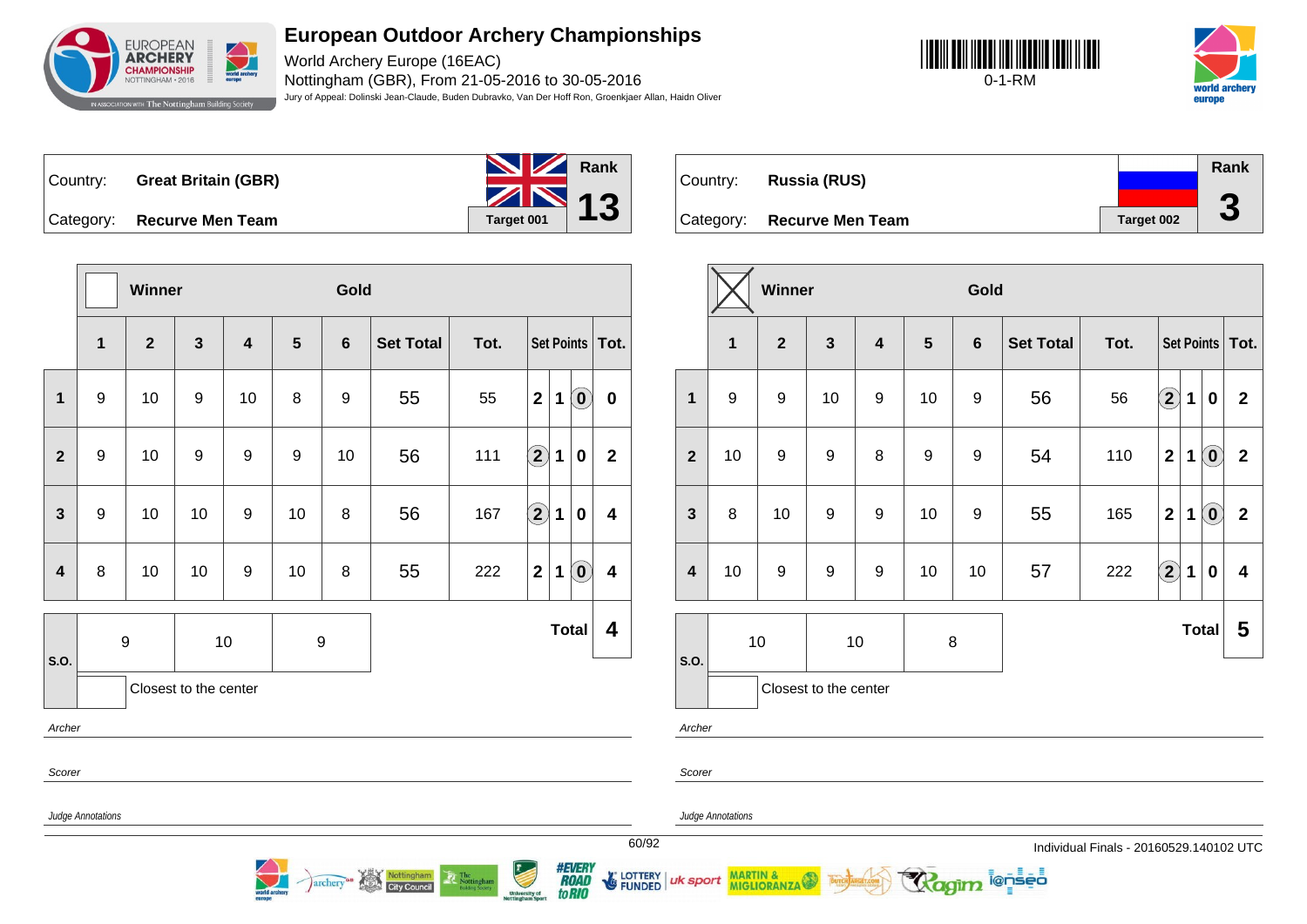# European Outdoor Archery Championships

World Archery Europe (16EAC)
Nottingham (GBR), From 21-05-2016 to 30-05-2016
Jury of Appeal: Dolinski Jean-Claude, Buden Dubravko, Van Der Hoff Ron, Groenkjaer Allan, Haidn Oliver

0-1-RM

## Country: Great Britain (GBR)

Category: **Recurve Men Team**

Target 001 — Rank **13**

Winner: ☐ — Gold

| | 1 | 2 | 3 | 4 | 5 | 6 | Set Total | Tot. | Set Points | | | Tot. |
|---|---|---|---|---|---|---|---|---|---|---|---|---|
| 1 | 9 | 10 | 9 | 10 | 8 | 9 | 55 | 55 | 2 | 1 | (0) | 0 |
| 2 | 9 | 10 | 9 | 9 | 9 | 10 | 56 | 111 | (2) | 1 | 0 | 2 |
| 3 | 9 | 10 | 10 | 9 | 10 | 8 | 56 | 167 | (2) | 1 | 0 | 4 |
| 4 | 8 | 10 | 10 | 9 | 10 | 8 | 55 | 222 | 2 | 1 | (0) | 4 |

S.O.: 9 | 10 | 9

Closest to the center: ☐

**Total 4**

Archer

Scorer

Judge Annotations

## Country: Russia (RUS)

Category: **Recurve Men Team**

Target 002 — Rank **3**

Winner: ☒ — Gold

| | 1 | 2 | 3 | 4 | 5 | 6 | Set Total | Tot. | Set Points | | | Tot. |
|---|---|---|---|---|---|---|---|---|---|---|---|---|
| 1 | 9 | 9 | 10 | 9 | 10 | 9 | 56 | 56 | (2) | 1 | 0 | 2 |
| 2 | 10 | 9 | 9 | 8 | 9 | 9 | 54 | 110 | 2 | 1 | (0) | 2 |
| 3 | 8 | 10 | 9 | 9 | 10 | 9 | 55 | 165 | 2 | 1 | (0) | 2 |
| 4 | 10 | 9 | 9 | 9 | 10 | 10 | 57 | 222 | (2) | 1 | 0 | 4 |

S.O.: 10 | 10 | 8

Closest to the center: ☐

**Total 5**

Archer

Scorer

Judge Annotations

Individual Finals - 20160529.140102 UTC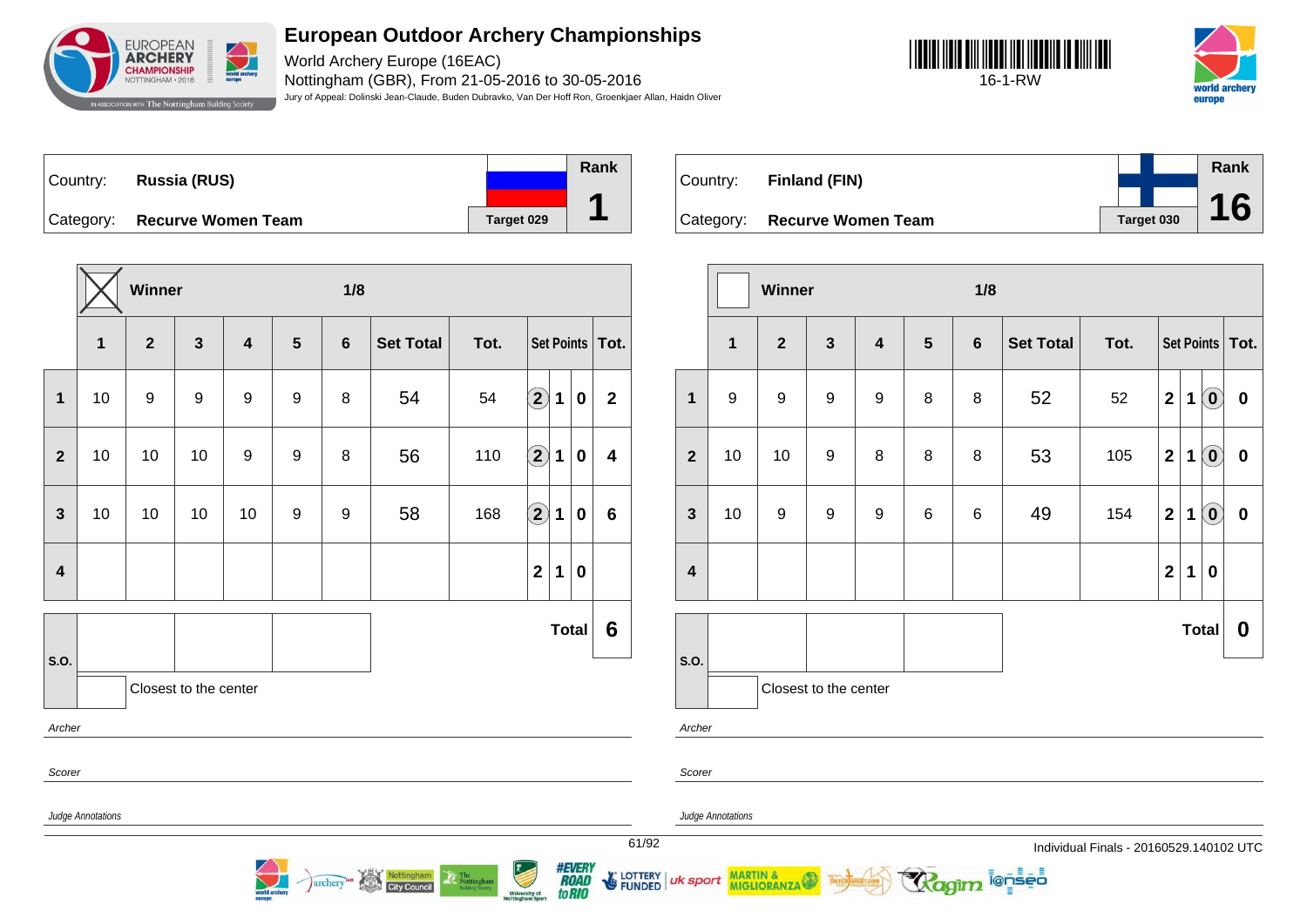# European Outdoor Archery Championships

World Archery Europe (16EAC)

Nottingham (GBR), From 21-05-2016 to 30-05-2016

Jury of Appeal: Dolinski Jean-Claude, Buden Dubravko, Van Der Hoff Ron, Groenkjaer Allan, Haidn Oliver

16-1-RW

Country: **Russia (RUS)**

Category: **Recurve Women Team**

Target 029

Rank **1**

Winner: X — 1/8

| | 1 | 2 | 3 | 4 | 5 | 6 | Set Total | Tot. | Set Points | | | Tot. |
|---|---|---|---|---|---|---|---|---|---|---|---|---|
| 1 | 10 | 9 | 9 | 9 | 9 | 8 | 54 | 54 | (2) | 1 | 0 | 2 |
| 2 | 10 | 10 | 10 | 9 | 9 | 8 | 56 | 110 | (2) | 1 | 0 | 4 |
| 3 | 10 | 10 | 10 | 10 | 9 | 9 | 58 | 168 | (2) | 1 | 0 | 6 |
| 4 | | | | | | | | | 2 | 1 | 0 | |

**Total 6**

S.O.

Closest to the center

*Archer*

*Scorer*

*Judge Annotations*

Country: **Finland (FIN)**

Category: **Recurve Women Team**

Target 030

Rank **16**

Winner: — 1/8

| | 1 | 2 | 3 | 4 | 5 | 6 | Set Total | Tot. | Set Points | | | Tot. |
|---|---|---|---|---|---|---|---|---|---|---|---|---|
| 1 | 9 | 9 | 9 | 9 | 8 | 8 | 52 | 52 | 2 | 1 | (0) | 0 |
| 2 | 10 | 10 | 9 | 8 | 8 | 8 | 53 | 105 | 2 | 1 | (0) | 0 |
| 3 | 10 | 9 | 9 | 9 | 6 | 6 | 49 | 154 | 2 | 1 | (0) | 0 |
| 4 | | | | | | | | | 2 | 1 | 0 | |

**Total 0**

S.O.

Closest to the center

*Archer*

*Scorer*

*Judge Annotations*

Individual Finals - 20160529.140102 UTC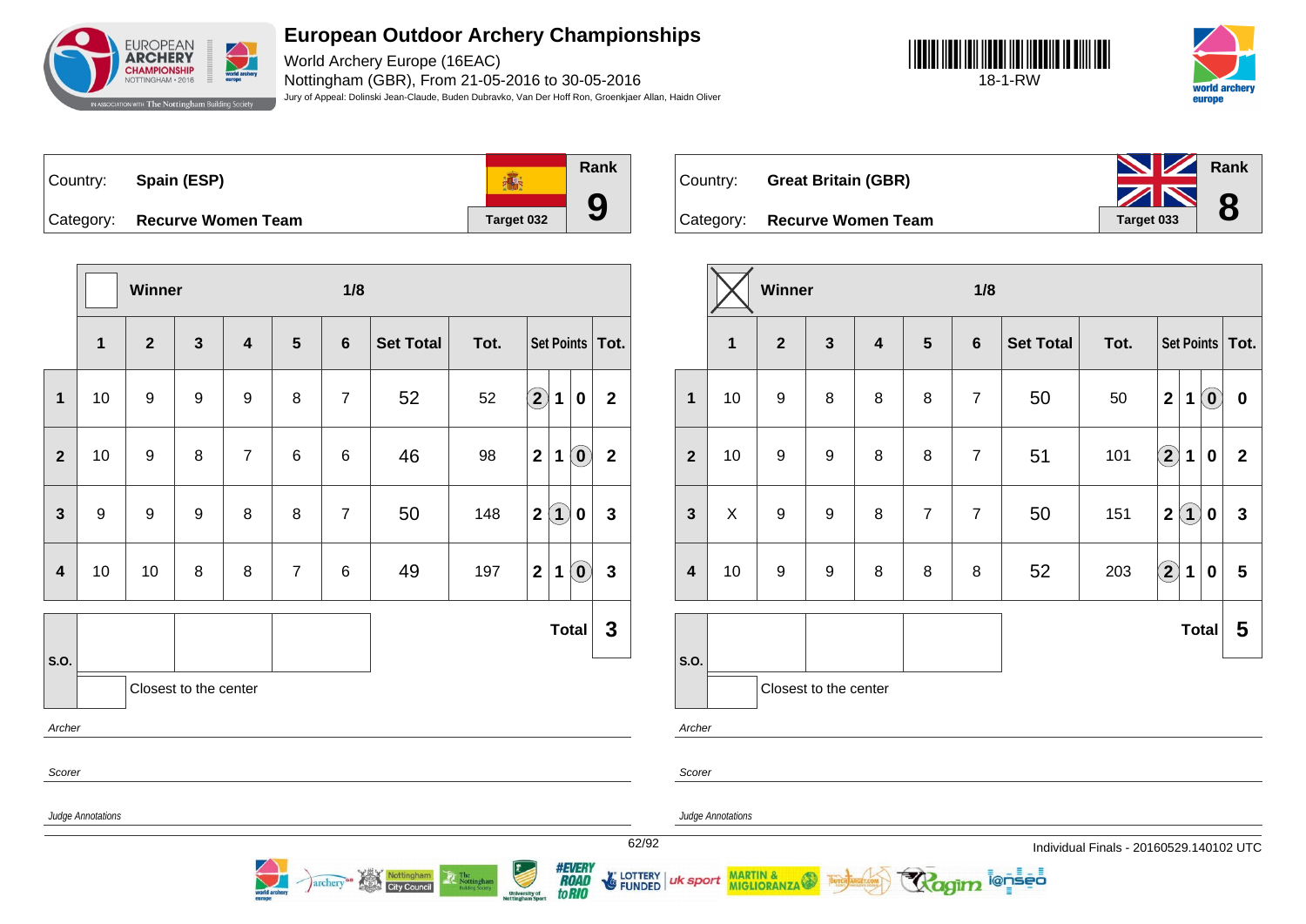# European Outdoor Archery Championships

World Archery Europe (16EAC)

Nottingham (GBR), From 21-05-2016 to 30-05-2016

Jury of Appeal: Dolinski Jean-Claude, Buden Dubravko, Van Der Hoff Ron, Groenkjaer Allan, Haidn Oliver

18-1-RW

| Country: | Spain (ESP) | | Rank |
|---|---|---|---|
| Category: | Recurve Women Team | Target 032 | 9 |

| | Winner | | | | | 1/8 | | | | | | |
|---|---|---|---|---|---|---|---|---|---|---|---|---|
| | 1 | 2 | 3 | 4 | 5 | 6 | Set Total | Tot. | Set Points | | | Tot. |
| 1 | 10 | 9 | 9 | 9 | 8 | 7 | 52 | 52 | (2) | 1 | 0 | 2 |
| 2 | 10 | 9 | 8 | 7 | 6 | 6 | 46 | 98 | 2 | 1 | (0) | 2 |
| 3 | 9 | 9 | 9 | 8 | 8 | 7 | 50 | 148 | 2 | (1) | 0 | 3 |
| 4 | 10 | 10 | 8 | 8 | 7 | 6 | 49 | 197 | 2 | 1 | (0) | 3 |
| S.O. | | | | | | | | | | | Total | 3 |

Closest to the center

*Archer*

*Scorer*

*Judge Annotations*

| Country: | Great Britain (GBR) | | Rank |
|---|---|---|---|
| Category: | Recurve Women Team | Target 033 | 8 |

| | Winner (X) | | | | | 1/8 | | | | | | |
|---|---|---|---|---|---|---|---|---|---|---|---|---|
| | 1 | 2 | 3 | 4 | 5 | 6 | Set Total | Tot. | Set Points | | | Tot. |
| 1 | 10 | 9 | 8 | 8 | 8 | 7 | 50 | 50 | 2 | 1 | (0) | 0 |
| 2 | 10 | 9 | 9 | 8 | 8 | 7 | 51 | 101 | (2) | 1 | 0 | 2 |
| 3 | X | 9 | 9 | 8 | 7 | 7 | 50 | 151 | 2 | (1) | 0 | 3 |
| 4 | 10 | 9 | 9 | 8 | 8 | 8 | 52 | 203 | (2) | 1 | 0 | 5 |
| S.O. | | | | | | | | | | | Total | 5 |

Closest to the center

*Archer*

*Scorer*

*Judge Annotations*

Individual Finals - 20160529.140102 UTC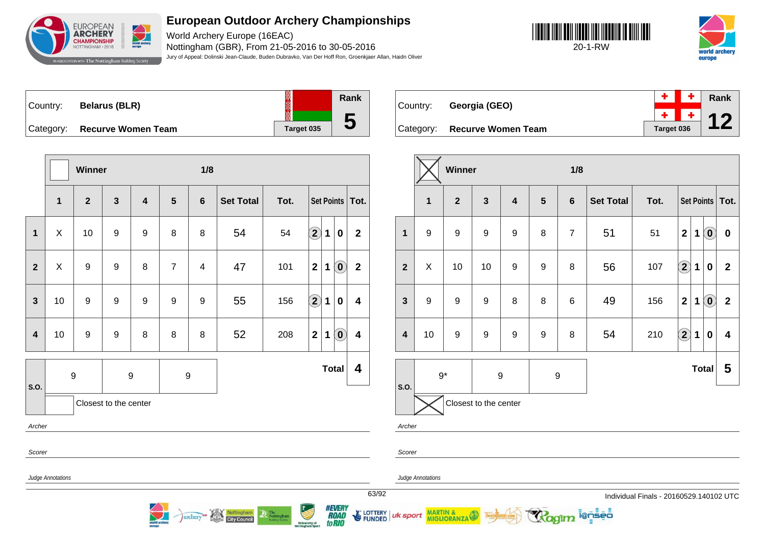# European Outdoor Archery Championships

World Archery Europe (16EAC)
Nottingham (GBR), From 21-05-2016 to 30-05-2016
Jury of Appeal: Dolinski Jean-Claude, Buden Dubravko, Van Der Hoff Ron, Groenkjaer Allan, Haidn Oliver

20-1-RW

| Country: | Belarus (BLR) | Target 035 | Rank 5 |
|---|---|---|---|
| Category: | Recurve Women Team | | |

Winner — 1/8

| | 1 | 2 | 3 | 4 | 5 | 6 | Set Total | Tot. | Set Points | | | Tot. |
|---|---|---|---|---|---|---|---|---|---|---|---|---|
| 1 | X | 10 | 9 | 9 | 8 | 8 | 54 | 54 | (2) | 1 | 0 | 2 |
| 2 | X | 9 | 9 | 8 | 7 | 4 | 47 | 101 | 2 | 1 | (0) | 2 |
| 3 | 10 | 9 | 9 | 9 | 9 | 9 | 55 | 156 | (2) | 1 | 0 | 4 |
| 4 | 10 | 9 | 9 | 8 | 8 | 8 | 52 | 208 | 2 | 1 | (0) | 4 |

| S.O. | 9 | 9 | 9 | Total | 4 |
|---|---|---|---|---|---|

Closest to the center

Archer

Scorer

Judge Annotations

| Country: | Georgia (GEO) | Target 036 | Rank 12 |
|---|---|---|---|
| Category: | Recurve Women Team | | |

Winner (X) — 1/8

| | 1 | 2 | 3 | 4 | 5 | 6 | Set Total | Tot. | Set Points | | | Tot. |
|---|---|---|---|---|---|---|---|---|---|---|---|---|
| 1 | 9 | 9 | 9 | 9 | 8 | 7 | 51 | 51 | 2 | 1 | (0) | 0 |
| 2 | X | 10 | 10 | 9 | 9 | 8 | 56 | 107 | (2) | 1 | 0 | 2 |
| 3 | 9 | 9 | 9 | 8 | 8 | 6 | 49 | 156 | 2 | 1 | (0) | 2 |
| 4 | 10 | 9 | 9 | 9 | 9 | 8 | 54 | 210 | (2) | 1 | 0 | 4 |

| S.O. | 9* | 9 | 9 | Total | 5 |
|---|---|---|---|---|---|

Closest to the center (X)

Archer

Scorer

Judge Annotations

Individual Finals - 20160529.140102 UTC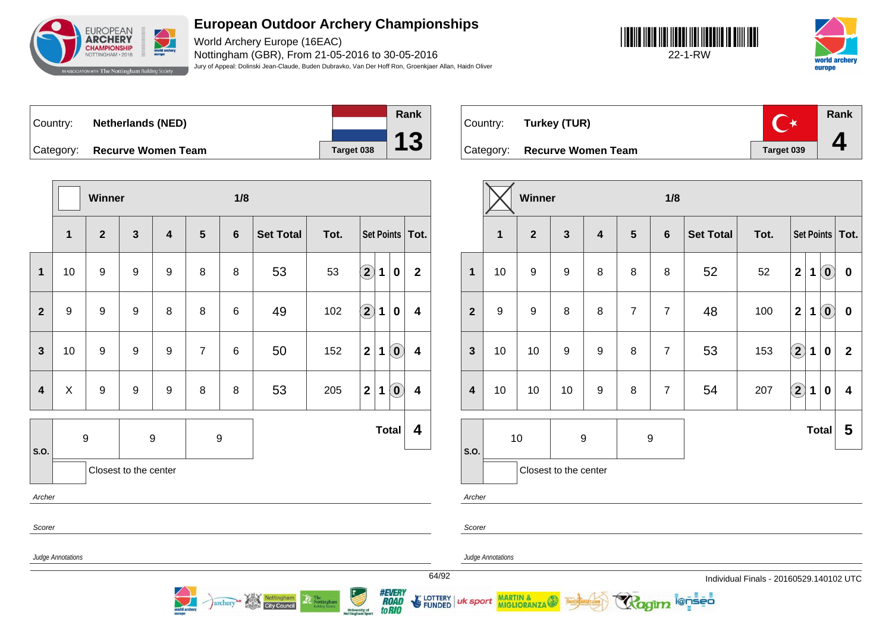# European Outdoor Archery Championships

World Archery Europe (16EAC)
Nottingham (GBR), From 21-05-2016 to 30-05-2016
Jury of Appeal: Dolinski Jean-Claude, Buden Dubravko, Van Der Hoff Ron, Groenkjaer Allan, Haidn Oliver

22-1-RW

Country: **Netherlands (NED)**
Category: **Recurve Women Team**
Target 038
Rank **13**

Winner ☐ 1/8

| | 1 | 2 | 3 | 4 | 5 | 6 | Set Total | Tot. | Set Points | | | Tot. |
|---|---|---|---|---|---|---|---|---|---|---|---|---|
| 1 | 10 | 9 | 9 | 9 | 8 | 8 | 53 | 53 | (2) | 1 | 0 | 2 |
| 2 | 9 | 9 | 9 | 8 | 8 | 6 | 49 | 102 | (2) | 1 | 0 | 4 |
| 3 | 10 | 9 | 9 | 9 | 7 | 6 | 50 | 152 | 2 | 1 | (0) | 4 |
| 4 | X | 9 | 9 | 9 | 8 | 8 | 53 | 205 | 2 | 1 | (0) | 4 |

S.O.: 9 | 9 | 9

Closest to the center ☐

**Total 4**

Archer

Scorer

Judge Annotations

Country: **Turkey (TUR)**
Category: **Recurve Women Team**
Target 039
Rank **4**

Winner ☒ 1/8

| | 1 | 2 | 3 | 4 | 5 | 6 | Set Total | Tot. | Set Points | | | Tot. |
|---|---|---|---|---|---|---|---|---|---|---|---|---|
| 1 | 10 | 9 | 9 | 8 | 8 | 8 | 52 | 52 | 2 | 1 | (0) | 0 |
| 2 | 9 | 9 | 8 | 8 | 7 | 7 | 48 | 100 | 2 | 1 | (0) | 0 |
| 3 | 10 | 10 | 9 | 9 | 8 | 7 | 53 | 153 | (2) | 1 | 0 | 2 |
| 4 | 10 | 10 | 10 | 9 | 8 | 7 | 54 | 207 | (2) | 1 | 0 | 4 |

S.O.: 10 | 9 | 9

Closest to the center ☐

**Total 5**

Archer

Scorer

Judge Annotations

Individual Finals - 20160529.140102 UTC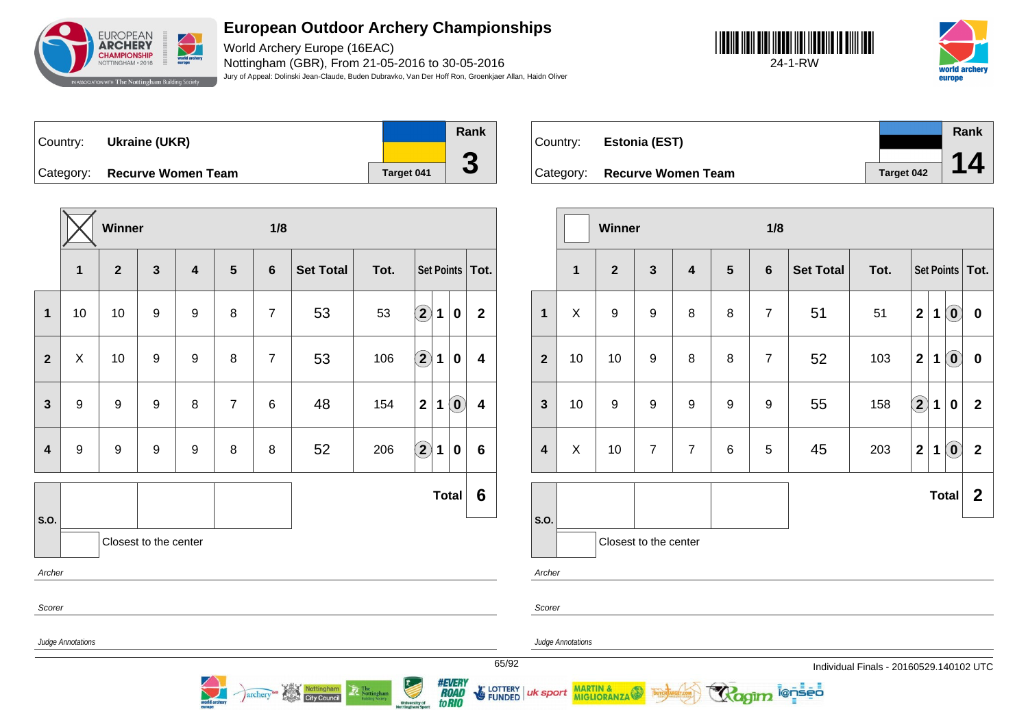# European Outdoor Archery Championships

World Archery Europe (16EAC)

Nottingham (GBR), From 21-05-2016 to 30-05-2016

Jury of Appeal: Dolinski Jean-Claude, Buden Dubravko, Van Der Hoff Ron, Groenkjaer Allan, Haidn Oliver

24-1-RW

| Country: | Ukraine (UKR) | Rank |
|---|---|---|
| Category: | Recurve Women Team | Target 041 | 3 |

Winner — 1/8

| | 1 | 2 | 3 | 4 | 5 | 6 | Set Total | Tot. | Set Points | | | Tot. |
|---|---|---|---|---|---|---|---|---|---|---|---|---|
| 1 | 10 | 10 | 9 | 9 | 8 | 7 | 53 | 53 | (2) | 1 | 0 | 2 |
| 2 | X | 10 | 9 | 9 | 8 | 7 | 53 | 106 | (2) | 1 | 0 | 4 |
| 3 | 9 | 9 | 9 | 8 | 7 | 6 | 48 | 154 | 2 | 1 | (0) | 4 |
| 4 | 9 | 9 | 9 | 9 | 8 | 8 | 52 | 206 | (2) | 1 | 0 | 6 |
| S.O. | | | | | | | | | | | Total | 6 |

Closest to the center

Archer

Scorer

Judge Annotations

| Country: | Estonia (EST) | Rank |
|---|---|---|
| Category: | Recurve Women Team | Target 042 | 14 |

Winner — 1/8

| | 1 | 2 | 3 | 4 | 5 | 6 | Set Total | Tot. | Set Points | | | Tot. |
|---|---|---|---|---|---|---|---|---|---|---|---|---|
| 1 | X | 9 | 9 | 8 | 8 | 7 | 51 | 51 | 2 | 1 | (0) | 0 |
| 2 | 10 | 10 | 9 | 8 | 8 | 7 | 52 | 103 | 2 | 1 | (0) | 0 |
| 3 | 10 | 9 | 9 | 9 | 9 | 9 | 55 | 158 | (2) | 1 | 0 | 2 |
| 4 | X | 10 | 7 | 7 | 6 | 5 | 45 | 203 | 2 | 1 | (0) | 2 |
| S.O. | | | | | | | | | | | Total | 2 |

Closest to the center

Archer

Scorer

Judge Annotations

Individual Finals - 20160529.140102 UTC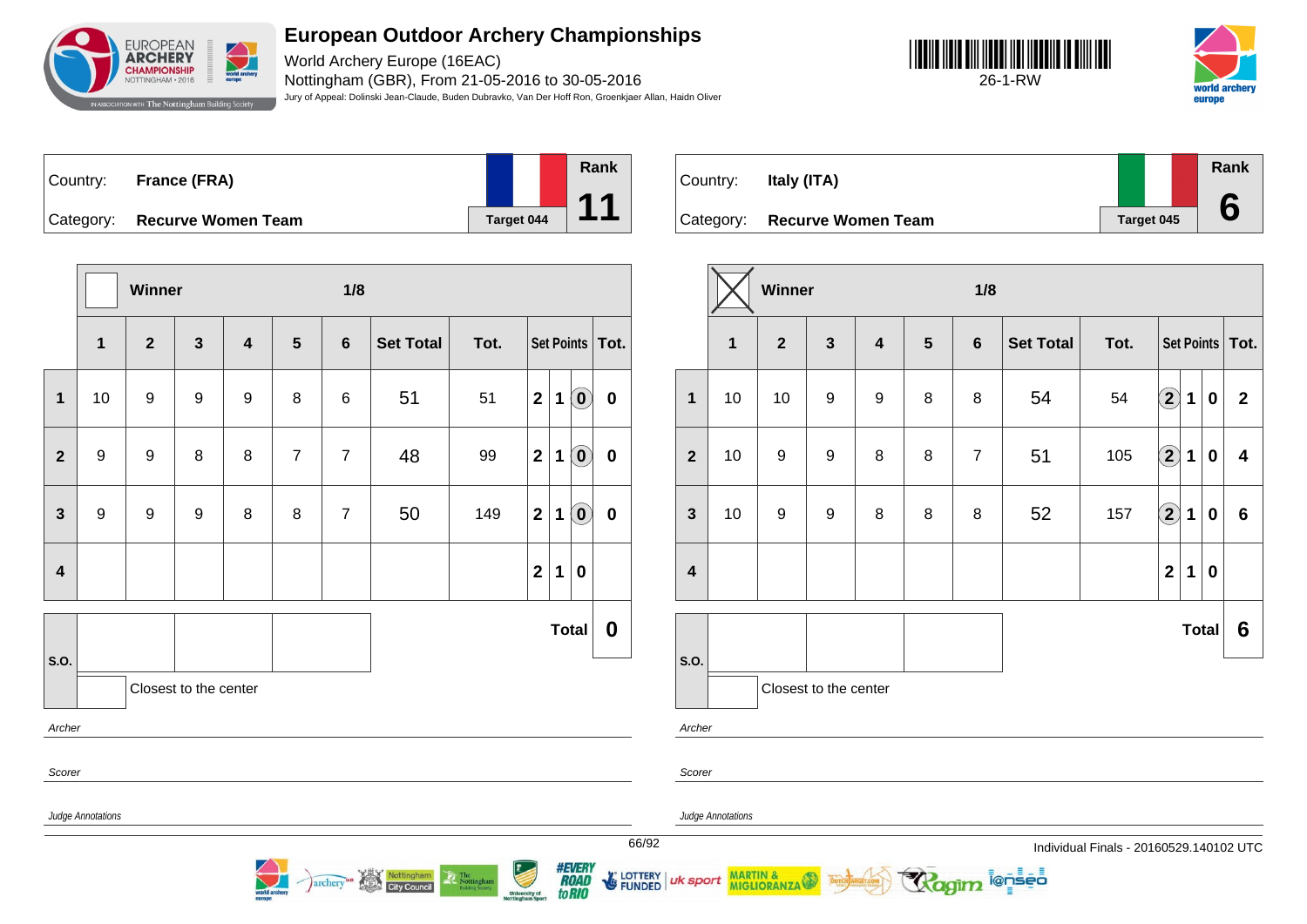# European Outdoor Archery Championships

World Archery Europe (16EAC)
Nottingham (GBR), From 21-05-2016 to 30-05-2016
Jury of Appeal: Dolinski Jean-Claude, Buden Dubravko, Van Der Hoff Ron, Groenkjaer Allan, Haidn Oliver

26-1-RW

Country: **France (FRA)**
Category: **Recurve Women Team**
Target 044
Rank **11**

Winner — 1/8

| | 1 | 2 | 3 | 4 | 5 | 6 | Set Total | Tot. | Set Points | | | Tot. |
|---|---|---|---|---|---|---|---|---|---|---|---|---|
| 1 | 10 | 9 | 9 | 9 | 8 | 6 | 51 | 51 | 2 | 1 | (0) | 0 |
| 2 | 9 | 9 | 8 | 8 | 7 | 7 | 48 | 99 | 2 | 1 | (0) | 0 |
| 3 | 9 | 9 | 9 | 8 | 8 | 7 | 50 | 149 | 2 | 1 | (0) | 0 |
| 4 | | | | | | | | | 2 | 1 | 0 | |

S.O. — Closest to the center

Total **0**

Archer

Scorer

Judge Annotations

Country: **Italy (ITA)**
Category: **Recurve Women Team**
Target 045
Rank **6**

Winner (X) — 1/8

| | 1 | 2 | 3 | 4 | 5 | 6 | Set Total | Tot. | Set Points | | | Tot. |
|---|---|---|---|---|---|---|---|---|---|---|---|---|
| 1 | 10 | 10 | 9 | 9 | 8 | 8 | 54 | 54 | (2) | 1 | 0 | 2 |
| 2 | 10 | 9 | 9 | 8 | 8 | 7 | 51 | 105 | (2) | 1 | 0 | 4 |
| 3 | 10 | 9 | 9 | 8 | 8 | 8 | 52 | 157 | (2) | 1 | 0 | 6 |
| 4 | | | | | | | | | 2 | 1 | 0 | |

S.O. — Closest to the center

Total **6**

Archer

Scorer

Judge Annotations

Individual Finals - 20160529.140102 UTC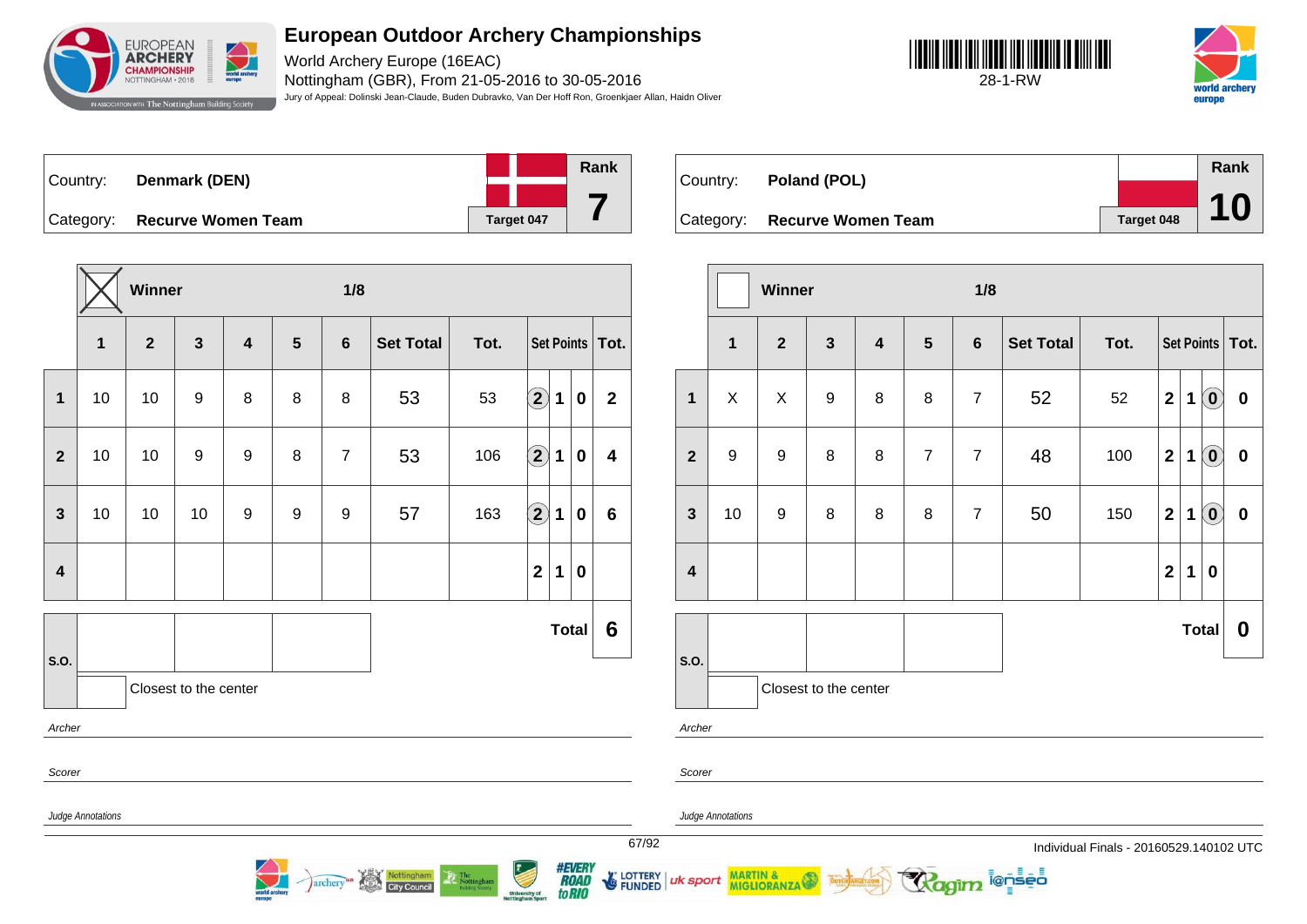# European Outdoor Archery Championships

World Archery Europe (16EAC)
Nottingham (GBR), From 21-05-2016 to 30-05-2016
Jury of Appeal: Dolinski Jean-Claude, Buden Dubravko, Van Der Hoff Ron, Groenkjaer Allan, Haidn Oliver

28-1-RW

## Denmark (DEN)

Country: **Denmark (DEN)**
Category: **Recurve Women Team**
Target 047
Rank **7**

Winner: X — 1/8

| | 1 | 2 | 3 | 4 | 5 | 6 | Set Total | Tot. | Set Points | | | Tot. |
|---|---|---|---|---|---|---|---|---|---|---|---|---|
| 1 | 10 | 10 | 9 | 8 | 8 | 8 | 53 | 53 | (2) | 1 | 0 | 2 |
| 2 | 10 | 10 | 9 | 9 | 8 | 7 | 53 | 106 | (2) | 1 | 0 | 4 |
| 3 | 10 | 10 | 10 | 9 | 9 | 9 | 57 | 163 | (2) | 1 | 0 | 6 |
| 4 | | | | | | | | | 2 | 1 | 0 | |

**Total 6**

S.O.
Closest to the center

*Archer*

*Scorer*

*Judge Annotations*

## Poland (POL)

Country: **Poland (POL)**
Category: **Recurve Women Team**
Target 048
Rank **10**

Winner: — 1/8

| | 1 | 2 | 3 | 4 | 5 | 6 | Set Total | Tot. | Set Points | | | Tot. |
|---|---|---|---|---|---|---|---|---|---|---|---|---|
| 1 | X | X | 9 | 8 | 8 | 7 | 52 | 52 | 2 | 1 | (0) | 0 |
| 2 | 9 | 9 | 8 | 8 | 7 | 7 | 48 | 100 | 2 | 1 | (0) | 0 |
| 3 | 10 | 9 | 8 | 8 | 8 | 7 | 50 | 150 | 2 | 1 | (0) | 0 |
| 4 | | | | | | | | | 2 | 1 | 0 | |

**Total 0**

S.O.
Closest to the center

*Archer*

*Scorer*

*Judge Annotations*

Individual Finals - 20160529.140102 UTC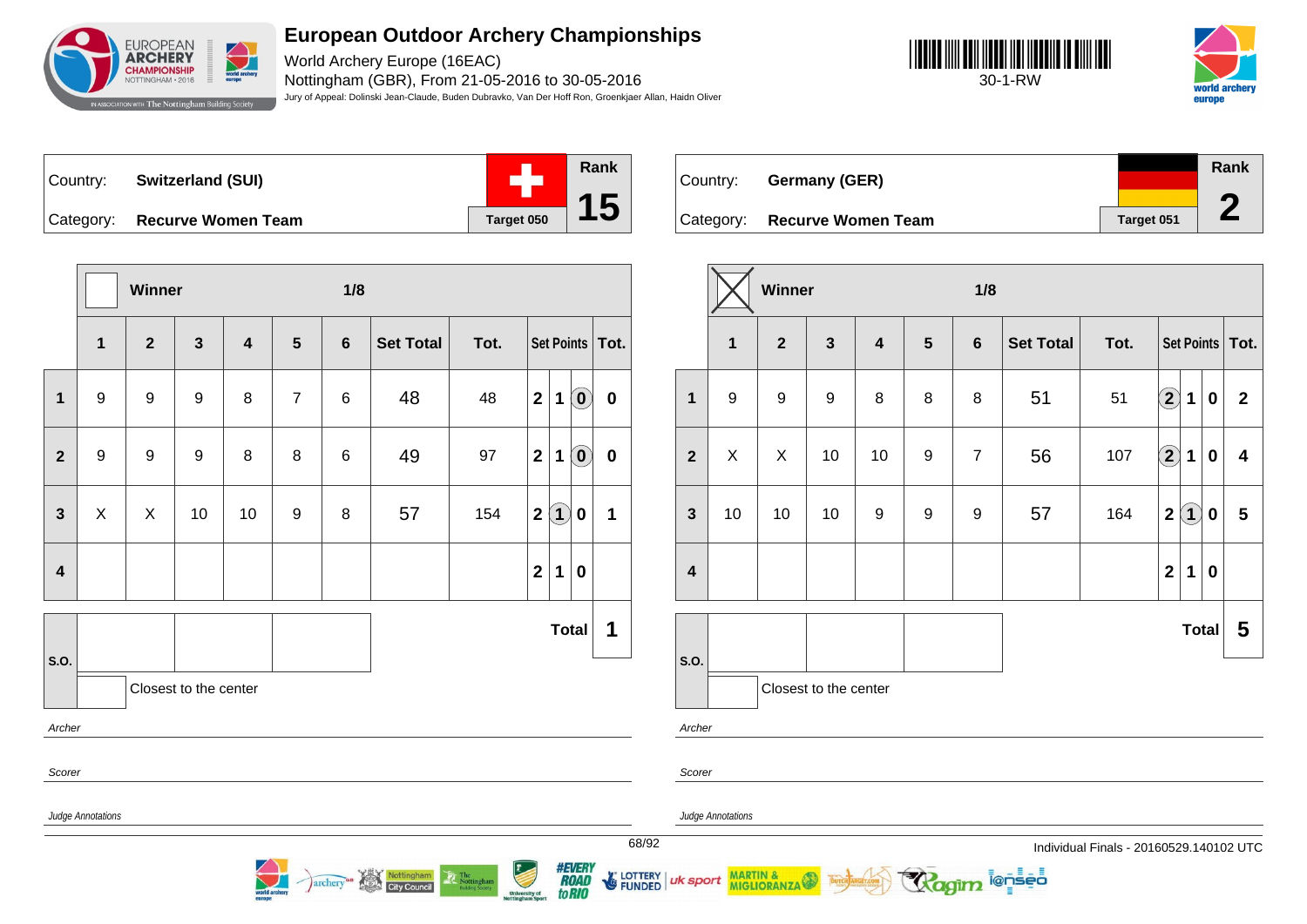# European Outdoor Archery Championships

World Archery Europe (16EAC)
Nottingham (GBR), From 21-05-2016 to 30-05-2016
Jury of Appeal: Dolinski Jean-Claude, Buden Dubravko, Van Der Hoff Ron, Groenkjaer Allan, Haidn Oliver

30-1-RW

| Country: | Switzerland (SUI) | Rank |
|---|---|---|
| Category: | Recurve Women Team | 15 |
| | Target 050 | |

Winner: ☐ — 1/8

| | 1 | 2 | 3 | 4 | 5 | 6 | Set Total | Tot. | Set Points | | | Tot. |
|---|---|---|---|---|---|---|---|---|---|---|---|---|
| 1 | 9 | 9 | 9 | 8 | 7 | 6 | 48 | 48 | 2 | 1 | (0) | 0 |
| 2 | 9 | 9 | 9 | 8 | 8 | 6 | 49 | 97 | 2 | 1 | (0) | 0 |
| 3 | X | X | 10 | 10 | 9 | 8 | 57 | 154 | 2 | (1) | 0 | 1 |
| 4 | | | | | | | | | 2 | 1 | 0 | |
| | | | | | | | | | | | Total | 1 |

S.O.: Closest to the center

*Archer*

*Scorer*

*Judge Annotations*

| Country: | Germany (GER) | Rank |
|---|---|---|
| Category: | Recurve Women Team | 2 |
| | Target 051 | |

Winner: ☒ — 1/8

| | 1 | 2 | 3 | 4 | 5 | 6 | Set Total | Tot. | Set Points | | | Tot. |
|---|---|---|---|---|---|---|---|---|---|---|---|---|
| 1 | 9 | 9 | 9 | 8 | 8 | 8 | 51 | 51 | (2) | 1 | 0 | 2 |
| 2 | X | X | 10 | 10 | 9 | 7 | 56 | 107 | (2) | 1 | 0 | 4 |
| 3 | 10 | 10 | 10 | 9 | 9 | 9 | 57 | 164 | 2 | (1) | 0 | 5 |
| 4 | | | | | | | | | 2 | 1 | 0 | |
| | | | | | | | | | | | Total | 5 |

S.O.: Closest to the center

*Archer*

*Scorer*

*Judge Annotations*

Individual Finals - 20160529.140102 UTC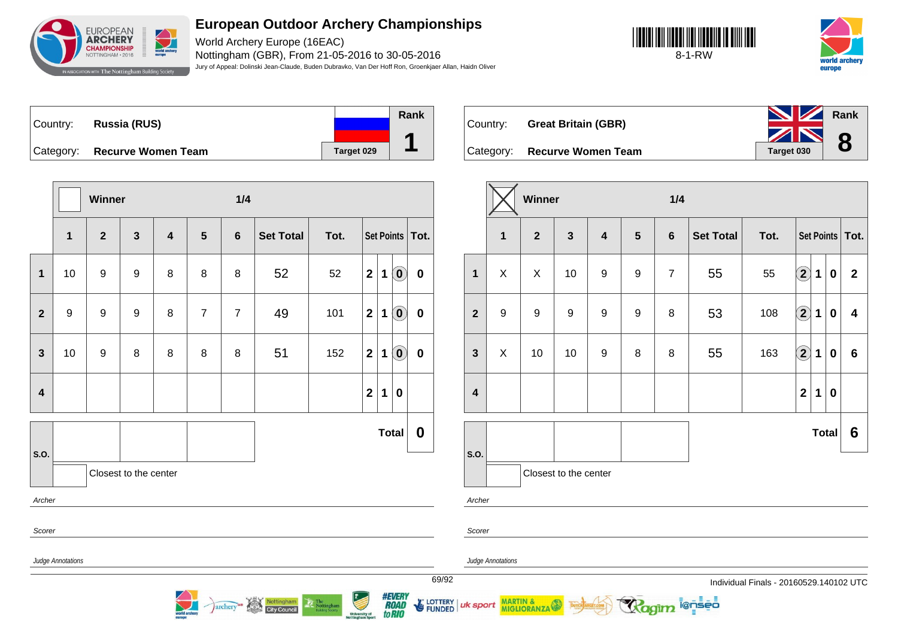# European Outdoor Archery Championships

World Archery Europe (16EAC)
Nottingham (GBR), From 21-05-2016 to 30-05-2016
Jury of Appeal: Dolinski Jean-Claude, Buden Dubravko, Van Der Hoff Ron, Groenkjaer Allan, Haidn Oliver

8-1-RW

| Country: | Russia (RUS) | Rank |
|---|---|---|
| Category: | Recurve Women Team | Target 029 | 1 |

Winner — 1/4

| | 1 | 2 | 3 | 4 | 5 | 6 | Set Total | Tot. | Set Points | | | Tot. |
|---|---|---|---|---|---|---|---|---|---|---|---|---|
| 1 | 10 | 9 | 9 | 8 | 8 | 8 | 52 | 52 | 2 | 1 | (0) | 0 |
| 2 | 9 | 9 | 9 | 8 | 7 | 7 | 49 | 101 | 2 | 1 | (0) | 0 |
| 3 | 10 | 9 | 8 | 8 | 8 | 8 | 51 | 152 | 2 | 1 | (0) | 0 |
| 4 | | | | | | | | | 2 | 1 | 0 | |

S.O.: Closest to the center

Total: **0**

Archer

Scorer

Judge Annotations

| Country: | Great Britain (GBR) | Rank |
|---|---|---|
| Category: | Recurve Women Team | Target 030 | 8 |

Winner (X) — 1/4

| | 1 | 2 | 3 | 4 | 5 | 6 | Set Total | Tot. | Set Points | | | Tot. |
|---|---|---|---|---|---|---|---|---|---|---|---|---|
| 1 | X | X | 10 | 9 | 9 | 7 | 55 | 55 | (2) | 1 | 0 | 2 |
| 2 | 9 | 9 | 9 | 9 | 9 | 8 | 53 | 108 | (2) | 1 | 0 | 4 |
| 3 | X | 10 | 10 | 9 | 8 | 8 | 55 | 163 | (2) | 1 | 0 | 6 |
| 4 | | | | | | | | | 2 | 1 | 0 | |

S.O.: Closest to the center

Total: **6**

Archer

Scorer

Judge Annotations

Individual Finals - 20160529.140102 UTC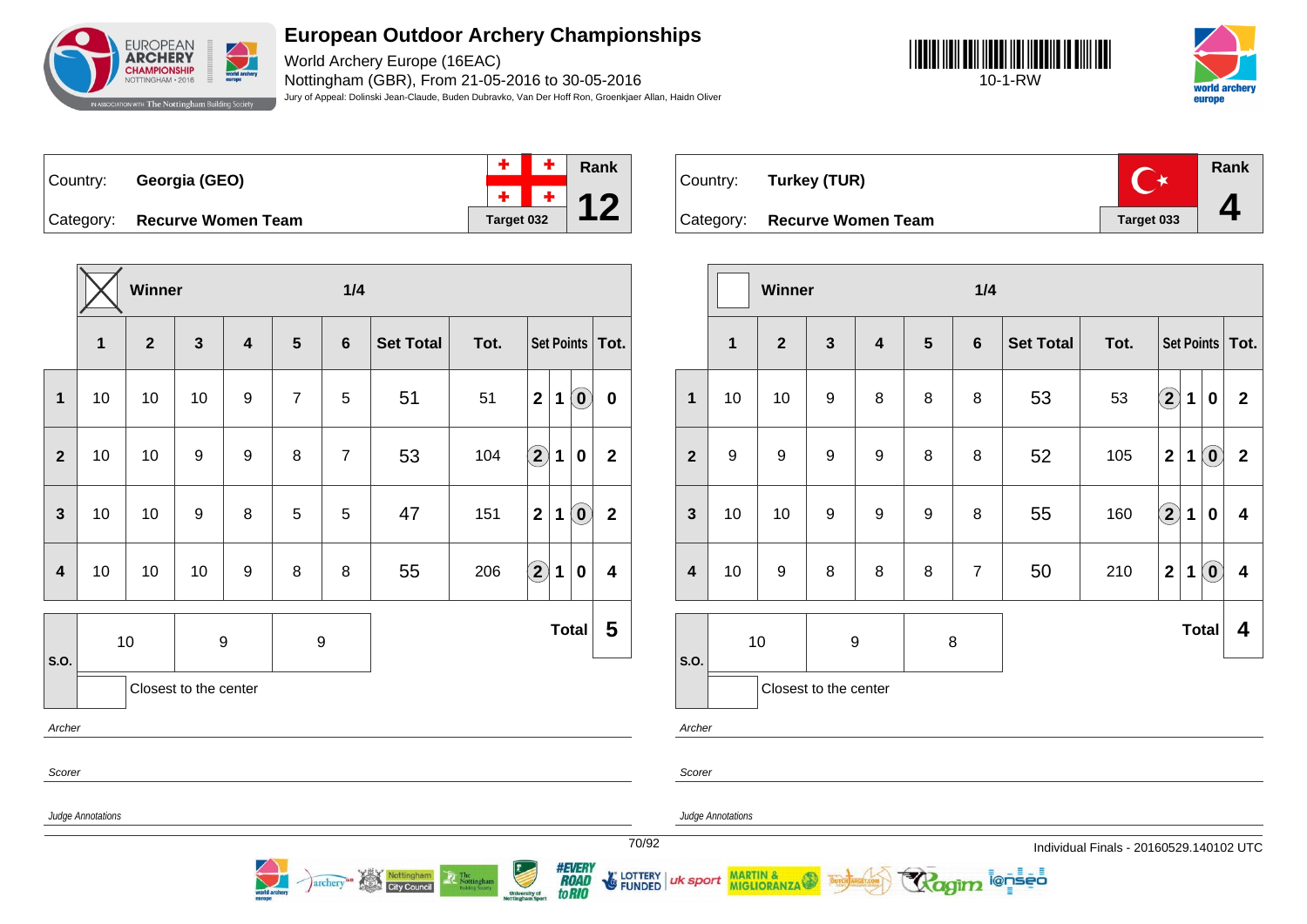# European Outdoor Archery Championships

World Archery Europe (16EAC)

Nottingham (GBR), From 21-05-2016 to 30-05-2016

Jury of Appeal: Dolinski Jean-Claude, Buden Dubravko, Van Der Hoff Ron, Groenkjaer Allan, Haidn Oliver

10-1-RW

## Georgia (GEO)

Country: **Georgia (GEO)**

Category: **Recurve Women Team**

Target 032 — Rank **12**

Winner: X — 1/4

| | 1 | 2 | 3 | 4 | 5 | 6 | Set Total | Tot. | Set Points | | | Tot. |
|---|---|---|---|---|---|---|---|---|---|---|---|---|
| 1 | 10 | 10 | 10 | 9 | 7 | 5 | 51 | 51 | 2 | 1 | (0) | 0 |
| 2 | 10 | 10 | 9 | 9 | 8 | 7 | 53 | 104 | (2) | 1 | 0 | 2 |
| 3 | 10 | 10 | 9 | 8 | 5 | 5 | 47 | 151 | 2 | 1 | (0) | 2 |
| 4 | 10 | 10 | 10 | 9 | 8 | 8 | 55 | 206 | (2) | 1 | 0 | 4 |

S.O.: 10 | 9 | 9

Closest to the center: 

**Total: 5**

Archer

Scorer

Judge Annotations

## Turkey (TUR)

Country: **Turkey (TUR)**

Category: **Recurve Women Team**

Target 033 — Rank **4**

Winner: — 1/4

| | 1 | 2 | 3 | 4 | 5 | 6 | Set Total | Tot. | Set Points | | | Tot. |
|---|---|---|---|---|---|---|---|---|---|---|---|---|
| 1 | 10 | 10 | 9 | 8 | 8 | 8 | 53 | 53 | (2) | 1 | 0 | 2 |
| 2 | 9 | 9 | 9 | 9 | 8 | 8 | 52 | 105 | 2 | 1 | (0) | 2 |
| 3 | 10 | 10 | 9 | 9 | 9 | 8 | 55 | 160 | (2) | 1 | 0 | 4 |
| 4 | 10 | 9 | 8 | 8 | 8 | 7 | 50 | 210 | 2 | 1 | (0) | 4 |

S.O.: 10 | 9 | 8

Closest to the center: 

**Total: 4**

Archer

Scorer

Judge Annotations

Individual Finals - 20160529.140102 UTC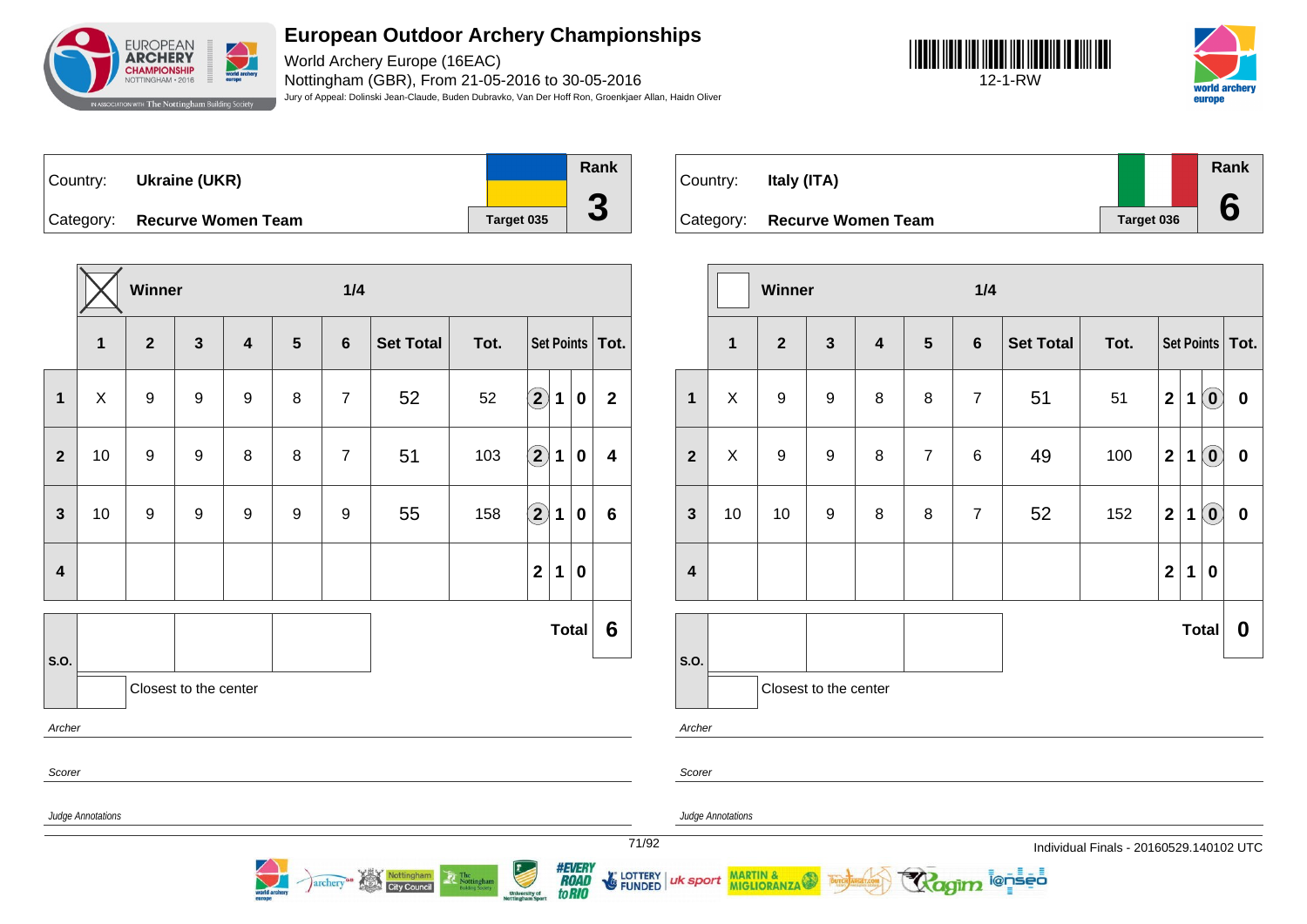# European Outdoor Archery Championships

World Archery Europe (16EAC)
Nottingham (GBR), From 21-05-2016 to 30-05-2016
Jury of Appeal: Dolinski Jean-Claude, Buden Dubravko, Van Der Hoff Ron, Groenkjaer Allan, Haidn Oliver

12-1-RW

| Country: | Ukraine (UKR) | Rank |
|---|---|---|
| Category: | Recurve Women Team | Target 035 | 3 |

Winner: X — 1/4

| | 1 | 2 | 3 | 4 | 5 | 6 | Set Total | Tot. | Set Points | | | Tot. |
|---|---|---|---|---|---|---|---|---|---|---|---|---|
| 1 | X | 9 | 9 | 9 | 8 | 7 | 52 | 52 | (2) | 1 | 0 | 2 |
| 2 | 10 | 9 | 9 | 8 | 8 | 7 | 51 | 103 | (2) | 1 | 0 | 4 |
| 3 | 10 | 9 | 9 | 9 | 9 | 9 | 55 | 158 | (2) | 1 | 0 | 6 |
| 4 | | | | | | | | | 2 | 1 | 0 | |

**Total** 6

S.O.

Closest to the center

*Archer*

*Scorer*

*Judge Annotations*

| Country: | Italy (ITA) | Rank |
|---|---|---|
| Category: | Recurve Women Team | Target 036 | 6 |

Winner: — 1/4

| | 1 | 2 | 3 | 4 | 5 | 6 | Set Total | Tot. | Set Points | | | Tot. |
|---|---|---|---|---|---|---|---|---|---|---|---|---|
| 1 | X | 9 | 9 | 8 | 8 | 7 | 51 | 51 | 2 | 1 | (0) | 0 |
| 2 | X | 9 | 9 | 8 | 7 | 6 | 49 | 100 | 2 | 1 | (0) | 0 |
| 3 | 10 | 10 | 9 | 8 | 8 | 7 | 52 | 152 | 2 | 1 | (0) | 0 |
| 4 | | | | | | | | | 2 | 1 | 0 | |

**Total** 0

S.O.

Closest to the center

*Archer*

*Scorer*

*Judge Annotations*

Individual Finals - 20160529.140102 UTC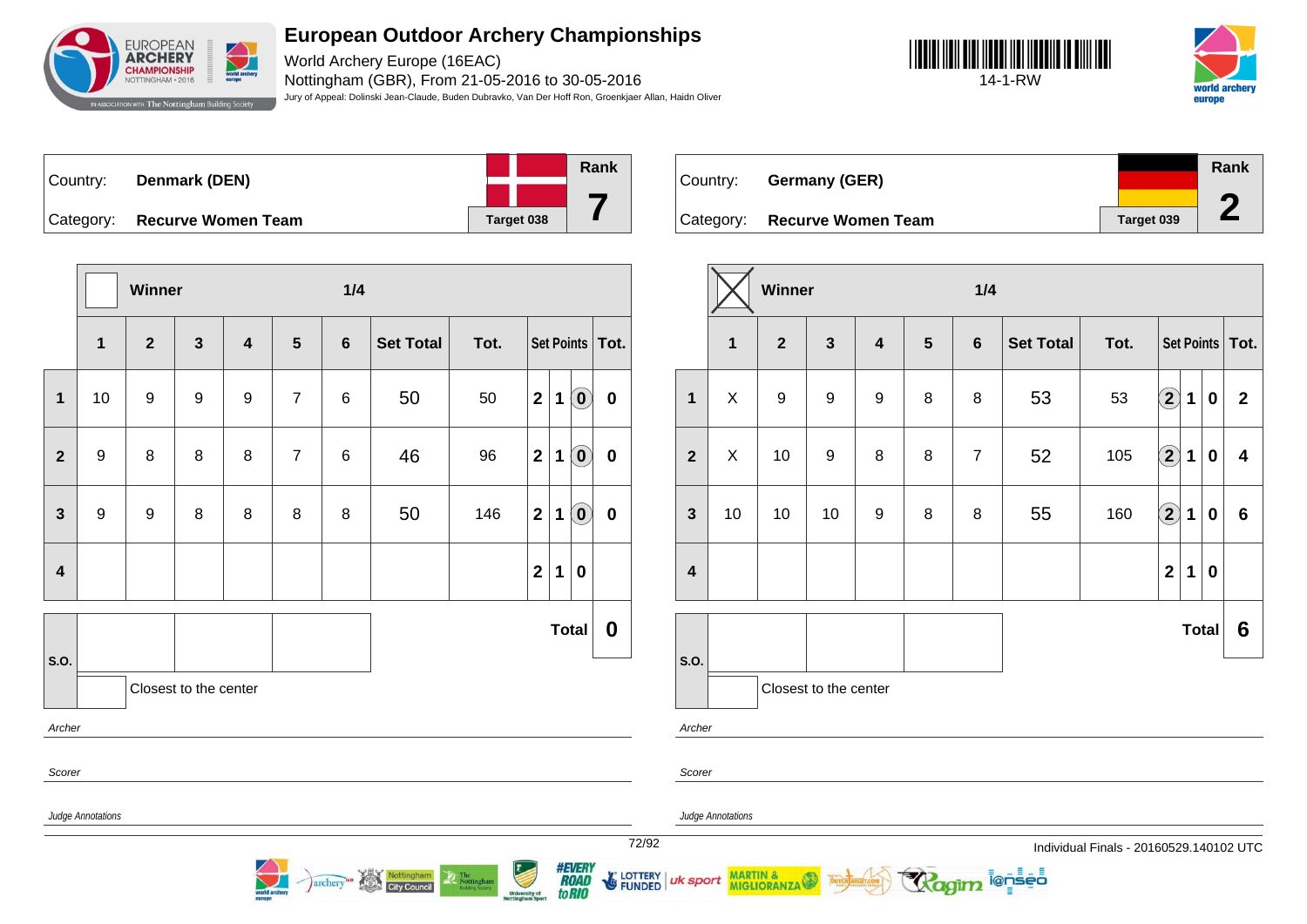# European Outdoor Archery Championships

World Archery Europe (16EAC)
Nottingham (GBR), From 21-05-2016 to 30-05-2016
Jury of Appeal: Dolinski Jean-Claude, Buden Dubravko, Van Der Hoff Ron, Groenkjaer Allan, Haidn Oliver

14-1-RW

Country: **Denmark (DEN)**
Category: **Recurve Women Team**
Target 038
Rank **7**

| | Winner | | | | | 1/4 | | | | | | |
|---|---|---|---|---|---|---|---|---|---|---|---|---|
| | 1 | 2 | 3 | 4 | 5 | 6 | Set Total | Tot. | Set Points | | | Tot. |
| 1 | 10 | 9 | 9 | 9 | 7 | 6 | 50 | 50 | 2 | 1 | (0) | 0 |
| 2 | 9 | 8 | 8 | 8 | 7 | 6 | 46 | 96 | 2 | 1 | (0) | 0 |
| 3 | 9 | 9 | 8 | 8 | 8 | 8 | 50 | 146 | 2 | 1 | (0) | 0 |
| 4 | | | | | | | | | 2 | 1 | 0 | |

**Total** **0**

S.O.
Closest to the center

*Archer*

*Scorer*

*Judge Annotations*

Country: **Germany (GER)**
Category: **Recurve Women Team**
Target 039
Rank **2**

| | Winner ☒ | | | | | 1/4 | | | | | | |
|---|---|---|---|---|---|---|---|---|---|---|---|---|
| | 1 | 2 | 3 | 4 | 5 | 6 | Set Total | Tot. | Set Points | | | Tot. |
| 1 | X | 9 | 9 | 9 | 8 | 8 | 53 | 53 | (2) | 1 | 0 | 2 |
| 2 | X | 10 | 9 | 8 | 8 | 7 | 52 | 105 | (2) | 1 | 0 | 4 |
| 3 | 10 | 10 | 10 | 9 | 8 | 8 | 55 | 160 | (2) | 1 | 0 | 6 |
| 4 | | | | | | | | | 2 | 1 | 0 | |

**Total** **6**

S.O.
Closest to the center

*Archer*

*Scorer*

*Judge Annotations*

Individual Finals - 20160529.140102 UTC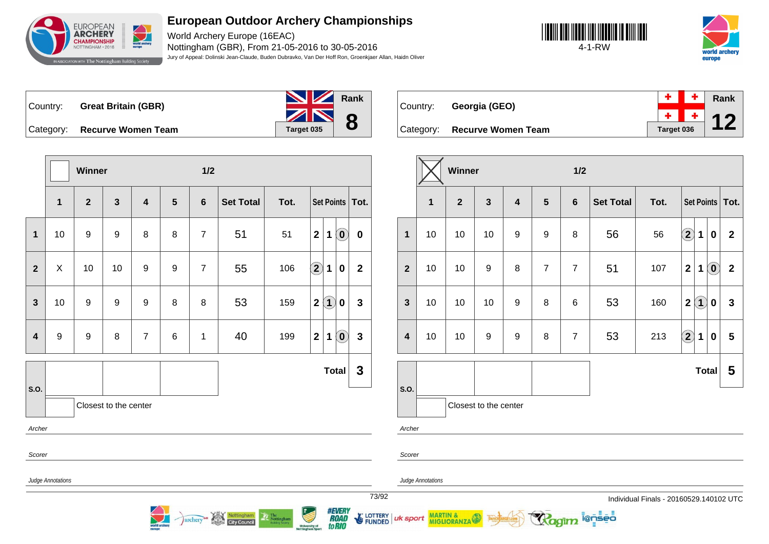# European Outdoor Archery Championships

World Archery Europe (16EAC)
Nottingham (GBR), From 21-05-2016 to 30-05-2016
Jury of Appeal: Dolinski Jean-Claude, Buden Dubravko, Van Der Hoff Ron, Groenkjaer Allan, Haidn Oliver

4-1-RW

Country: **Great Britain (GBR)**
Category: **Recurve Women Team**
Target 035
Rank **8**

| | Winner | | | | | 1/2 | | | | | | |
|---|---|---|---|---|---|---|---|---|---|---|---|---|
| | 1 | 2 | 3 | 4 | 5 | 6 | Set Total | Tot. | Set Points | | | Tot. |
| 1 | 10 | 9 | 9 | 8 | 8 | 7 | 51 | 51 | 2 | 1 | (0) | 0 |
| 2 | X | 10 | 10 | 9 | 9 | 7 | 55 | 106 | (2) | 1 | 0 | 2 |
| 3 | 10 | 9 | 9 | 9 | 8 | 8 | 53 | 159 | 2 | (1) | 0 | 3 |
| 4 | 9 | 9 | 8 | 7 | 6 | 1 | 40 | 199 | 2 | 1 | (0) | 3 |
| | | | | | | | | | | | Total | 3 |

S.O.

Closest to the center

*Archer*

*Scorer*

*Judge Annotations*

Country: **Georgia (GEO)**
Category: **Recurve Women Team**
Target 036
Rank **12**

| | Winner (X) | | | | | 1/2 | | | | | | |
|---|---|---|---|---|---|---|---|---|---|---|---|---|
| | 1 | 2 | 3 | 4 | 5 | 6 | Set Total | Tot. | Set Points | | | Tot. |
| 1 | 10 | 10 | 10 | 9 | 9 | 8 | 56 | 56 | (2) | 1 | 0 | 2 |
| 2 | 10 | 10 | 9 | 8 | 7 | 7 | 51 | 107 | 2 | 1 | (0) | 2 |
| 3 | 10 | 10 | 10 | 9 | 8 | 6 | 53 | 160 | 2 | (1) | 0 | 3 |
| 4 | 10 | 10 | 9 | 9 | 8 | 7 | 53 | 213 | (2) | 1 | 0 | 5 |
| | | | | | | | | | | | Total | 5 |

S.O.

Closest to the center

*Archer*

*Scorer*

*Judge Annotations*

Individual Finals - 20160529.140102 UTC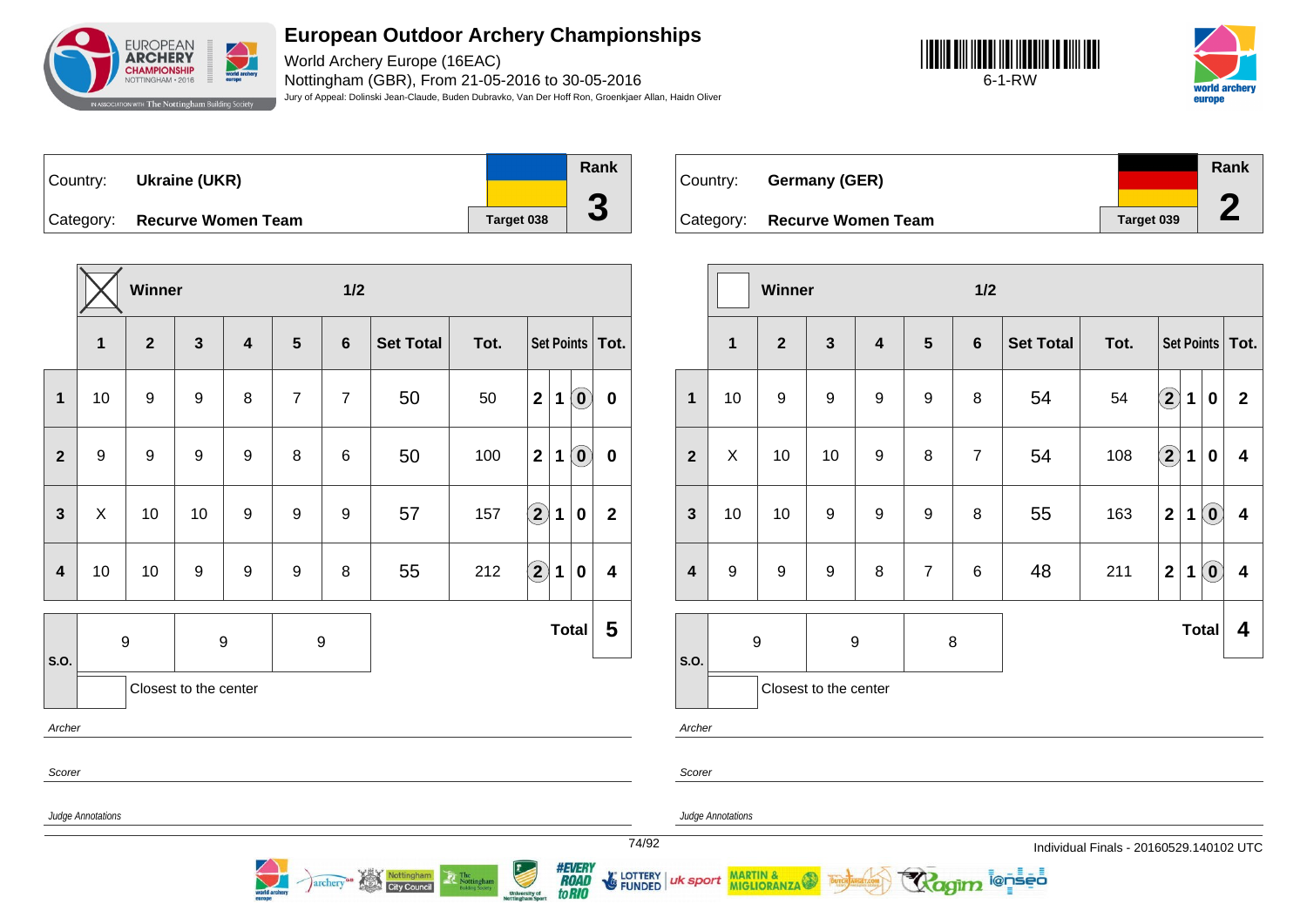# European Outdoor Archery Championships

World Archery Europe (16EAC)

Nottingham (GBR), From 21-05-2016 to 30-05-2016

Jury of Appeal: Dolinski Jean-Claude, Buden Dubravko, Van Der Hoff Ron, Groenkjaer Allan, Haidn Oliver

6-1-RW

**Country:** Ukraine (UKR)
**Category:** Recurve Women Team
Target 038
**Rank:** 3

Winner: X — 1/2

| | 1 | 2 | 3 | 4 | 5 | 6 | Set Total | Tot. | Set Points | | | Tot. |
|---|---|---|---|---|---|---|---|---|---|---|---|---|
| 1 | 10 | 9 | 9 | 8 | 7 | 7 | 50 | 50 | 2 | 1 | (0) | 0 |
| 2 | 9 | 9 | 9 | 9 | 8 | 6 | 50 | 100 | 2 | 1 | (0) | 0 |
| 3 | X | 10 | 10 | 9 | 9 | 9 | 57 | 157 | (2) | 1 | 0 | 2 |
| 4 | 10 | 10 | 9 | 9 | 9 | 8 | 55 | 212 | (2) | 1 | 0 | 4 |

S.O.: 9 | 9 | 9

Closest to the center: ☐

**Total: 5**

Archer

Scorer

Judge Annotations

**Country:** Germany (GER)
**Category:** Recurve Women Team
Target 039
**Rank:** 2

Winner: ☐ — 1/2

| | 1 | 2 | 3 | 4 | 5 | 6 | Set Total | Tot. | Set Points | | | Tot. |
|---|---|---|---|---|---|---|---|---|---|---|---|---|
| 1 | 10 | 9 | 9 | 9 | 9 | 8 | 54 | 54 | (2) | 1 | 0 | 2 |
| 2 | X | 10 | 10 | 9 | 8 | 7 | 54 | 108 | (2) | 1 | 0 | 4 |
| 3 | 10 | 10 | 9 | 9 | 9 | 8 | 55 | 163 | 2 | 1 | (0) | 4 |
| 4 | 9 | 9 | 9 | 8 | 7 | 6 | 48 | 211 | 2 | 1 | (0) | 4 |

S.O.: 9 | 9 | 8

Closest to the center: ☐

**Total: 4**

Archer

Scorer

Judge Annotations

Individual Finals - 20160529.140102 UTC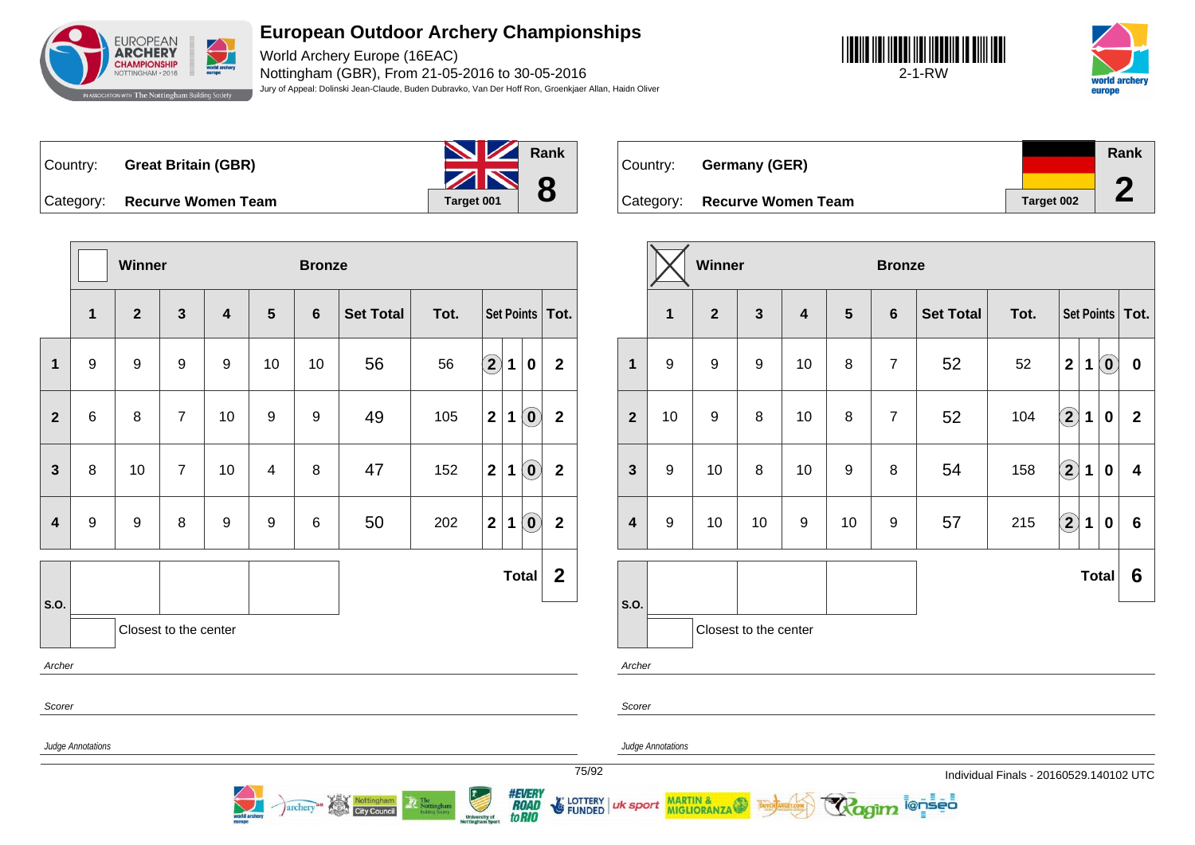# European Outdoor Archery Championships

World Archery Europe (16EAC)
Nottingham (GBR), From 21-05-2016 to 30-05-2016
Jury of Appeal: Dolinski Jean-Claude, Buden Dubravko, Van Der Hoff Ron, Groenkjaer Allan, Haidn Oliver

2-1-RW

Country: **Great Britain (GBR)**
Category: **Recurve Women Team**
Target 001
Rank **8**

| | 1 | 2 | 3 | 4 | 5 | 6 | Set Total | Tot. | Set Points | | | Tot. |
|---|---|---|---|---|---|---|---|---|---|---|---|---|
| 1 | 9 | 9 | 9 | 9 | 10 | 10 | 56 | 56 | (2) | 1 | 0 | 2 |
| 2 | 6 | 8 | 7 | 10 | 9 | 9 | 49 | 105 | 2 | 1 | (0) | 2 |
| 3 | 8 | 10 | 7 | 10 | 4 | 8 | 47 | 152 | 2 | 1 | (0) | 2 |
| 4 | 9 | 9 | 8 | 9 | 9 | 6 | 50 | 202 | 2 | 1 | (0) | 2 |
| | | | | | | | | | | | Total | 2 |

Winner / Bronze

S.O.

Closest to the center

*Archer*

*Scorer*

*Judge Annotations*

Country: **Germany (GER)**
Category: **Recurve Women Team**
Target 002
Rank **2**

| | 1 | 2 | 3 | 4 | 5 | 6 | Set Total | Tot. | Set Points | | | Tot. |
|---|---|---|---|---|---|---|---|---|---|---|---|---|
| 1 | 9 | 9 | 9 | 10 | 8 | 7 | 52 | 52 | 2 | 1 | (0) | 0 |
| 2 | 10 | 9 | 8 | 10 | 8 | 7 | 52 | 104 | (2) | 1 | 0 | 2 |
| 3 | 9 | 10 | 8 | 10 | 9 | 8 | 54 | 158 | (2) | 1 | 0 | 4 |
| 4 | 9 | 10 | 10 | 9 | 10 | 9 | 57 | 215 | (2) | 1 | 0 | 6 |
| | | | | | | | | | | | Total | 6 |

Winner (X) / Bronze

S.O.

Closest to the center

*Archer*

*Scorer*

*Judge Annotations*

Individual Finals - 20160529.140102 UTC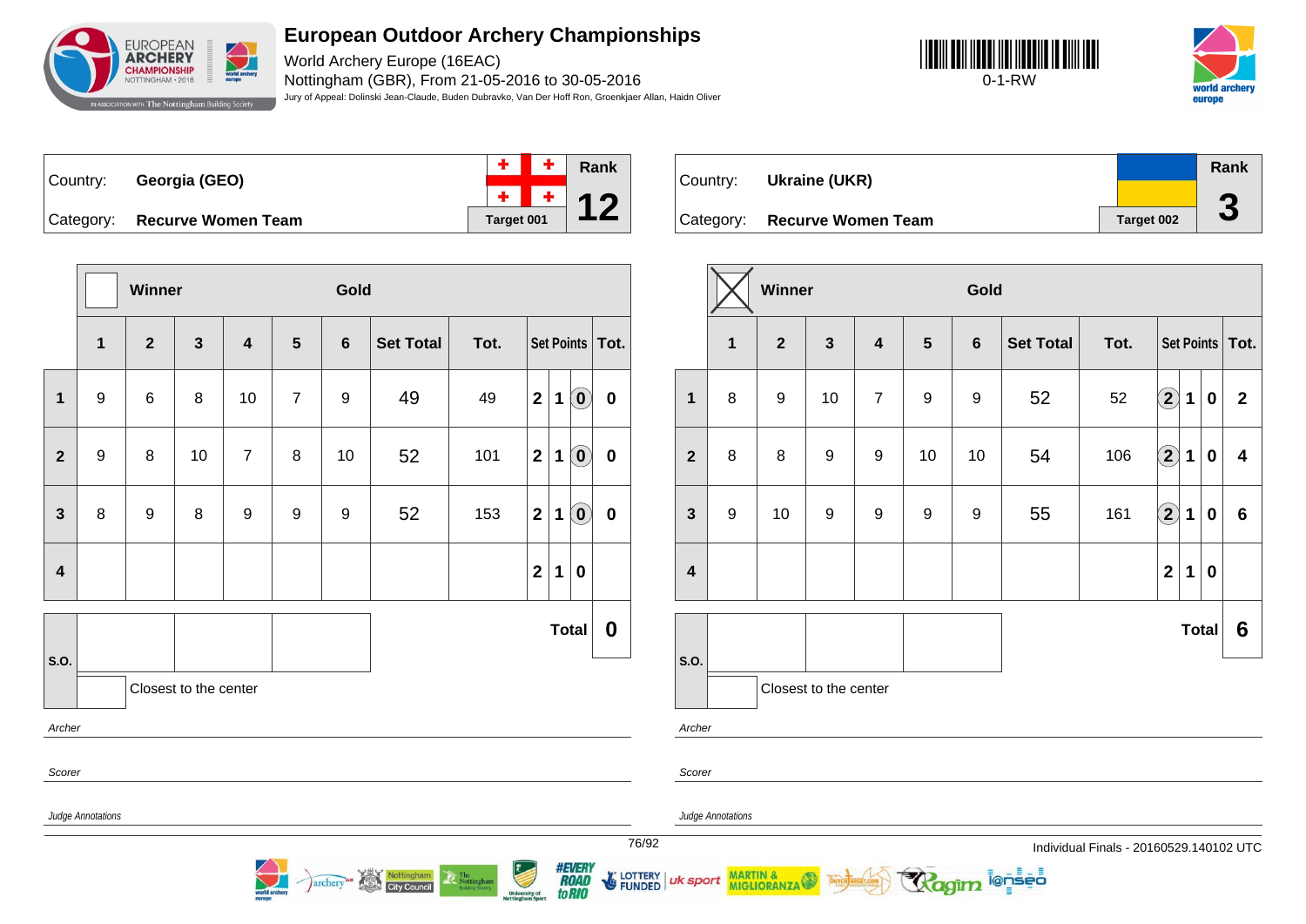# European Outdoor Archery Championships

World Archery Europe (16EAC)

Nottingham (GBR), From 21-05-2016 to 30-05-2016

Jury of Appeal: Dolinski Jean-Claude, Buden Dubravko, Van Der Hoff Ron, Groenkjaer Allan, Haidn Oliver

0-1-RW

| Country: | Georgia (GEO) | Rank |
|---|---|---|
| Category: | Recurve Women Team | 12 |
| | Target 001 | |

| | 1 | 2 | 3 | 4 | 5 | 6 | Set Total | Tot. | Set Points | | | Tot. |
|---|---|---|---|---|---|---|---|---|---|---|---|---|
| 1 | 9 | 6 | 8 | 10 | 7 | 9 | 49 | 49 | 2 | 1 | (0) | 0 |
| 2 | 9 | 8 | 10 | 7 | 8 | 10 | 52 | 101 | 2 | 1 | (0) | 0 |
| 3 | 8 | 9 | 8 | 9 | 9 | 9 | 52 | 153 | 2 | 1 | (0) | 0 |
| 4 | | | | | | | | | 2 | 1 | 0 | |

Winner: ☐ | Gold

S.O.: | | |

Closest to the center

**Total: 0**

Archer

Scorer

Judge Annotations

| Country: | Ukraine (UKR) | Rank |
|---|---|---|
| Category: | Recurve Women Team | 3 |
| | Target 002 | |

| | 1 | 2 | 3 | 4 | 5 | 6 | Set Total | Tot. | Set Points | | | Tot. |
|---|---|---|---|---|---|---|---|---|---|---|---|---|
| 1 | 8 | 9 | 10 | 7 | 9 | 9 | 52 | 52 | (2) | 1 | 0 | 2 |
| 2 | 8 | 8 | 9 | 9 | 10 | 10 | 54 | 106 | (2) | 1 | 0 | 4 |
| 3 | 9 | 10 | 9 | 9 | 9 | 9 | 55 | 161 | (2) | 1 | 0 | 6 |
| 4 | | | | | | | | | 2 | 1 | 0 | |

Winner: ☒ | Gold

S.O.: | | |

Closest to the center

**Total: 6**

Archer

Scorer

Judge Annotations

Individual Finals - 20160529.140102 UTC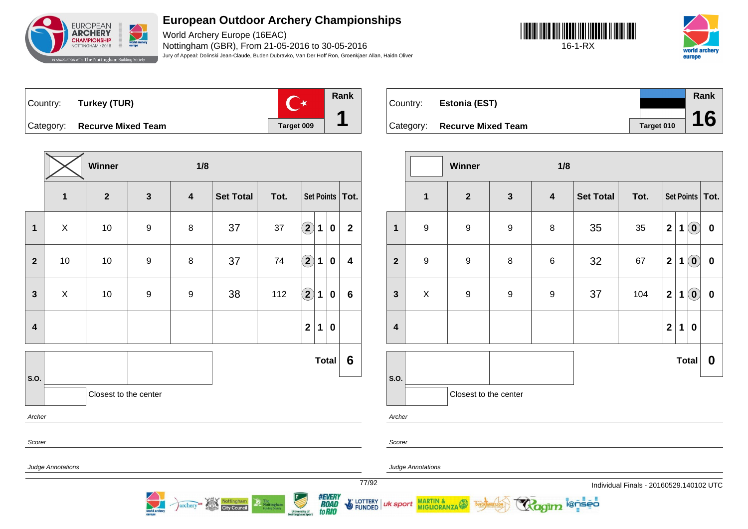# European Outdoor Archery Championships

World Archery Europe (16EAC)
Nottingham (GBR), From 21-05-2016 to 30-05-2016
Jury of Appeal: Dolinski Jean-Claude, Buden Dubravko, Van Der Hoff Ron, Groenkjaer Allan, Haidn Oliver

16-1-RX

| Country: | Turkey (TUR) | Target 009 | Rank 1 |
|---|---|---|---|
| Category: | Recurve Mixed Team | | |

Winner — 1/8

| | 1 | 2 | 3 | 4 | Set Total | Tot. | Set Points | | | Tot. |
|---|---|---|---|---|---|---|---|---|---|---|
| 1 | X | 10 | 9 | 8 | 37 | 37 | (2) | 1 | 0 | 2 |
| 2 | 10 | 10 | 9 | 8 | 37 | 74 | (2) | 1 | 0 | 4 |
| 3 | X | 10 | 9 | 9 | 38 | 112 | (2) | 1 | 0 | 6 |
| 4 | | | | | | | 2 | 1 | 0 | |

S.O.: Closest to the center

**Total 6**

Archer

Scorer

Judge Annotations

| Country: | Estonia (EST) | Target 010 | Rank 16 |
|---|---|---|---|
| Category: | Recurve Mixed Team | | |

Winner — 1/8

| | 1 | 2 | 3 | 4 | Set Total | Tot. | Set Points | | | Tot. |
|---|---|---|---|---|---|---|---|---|---|---|
| 1 | 9 | 9 | 9 | 8 | 35 | 35 | 2 | 1 | (0) | 0 |
| 2 | 9 | 9 | 8 | 6 | 32 | 67 | 2 | 1 | (0) | 0 |
| 3 | X | 9 | 9 | 9 | 37 | 104 | 2 | 1 | (0) | 0 |
| 4 | | | | | | | 2 | 1 | 0 | |

S.O.: Closest to the center

**Total 0**

Archer

Scorer

Judge Annotations

Individual Finals - 20160529.140102 UTC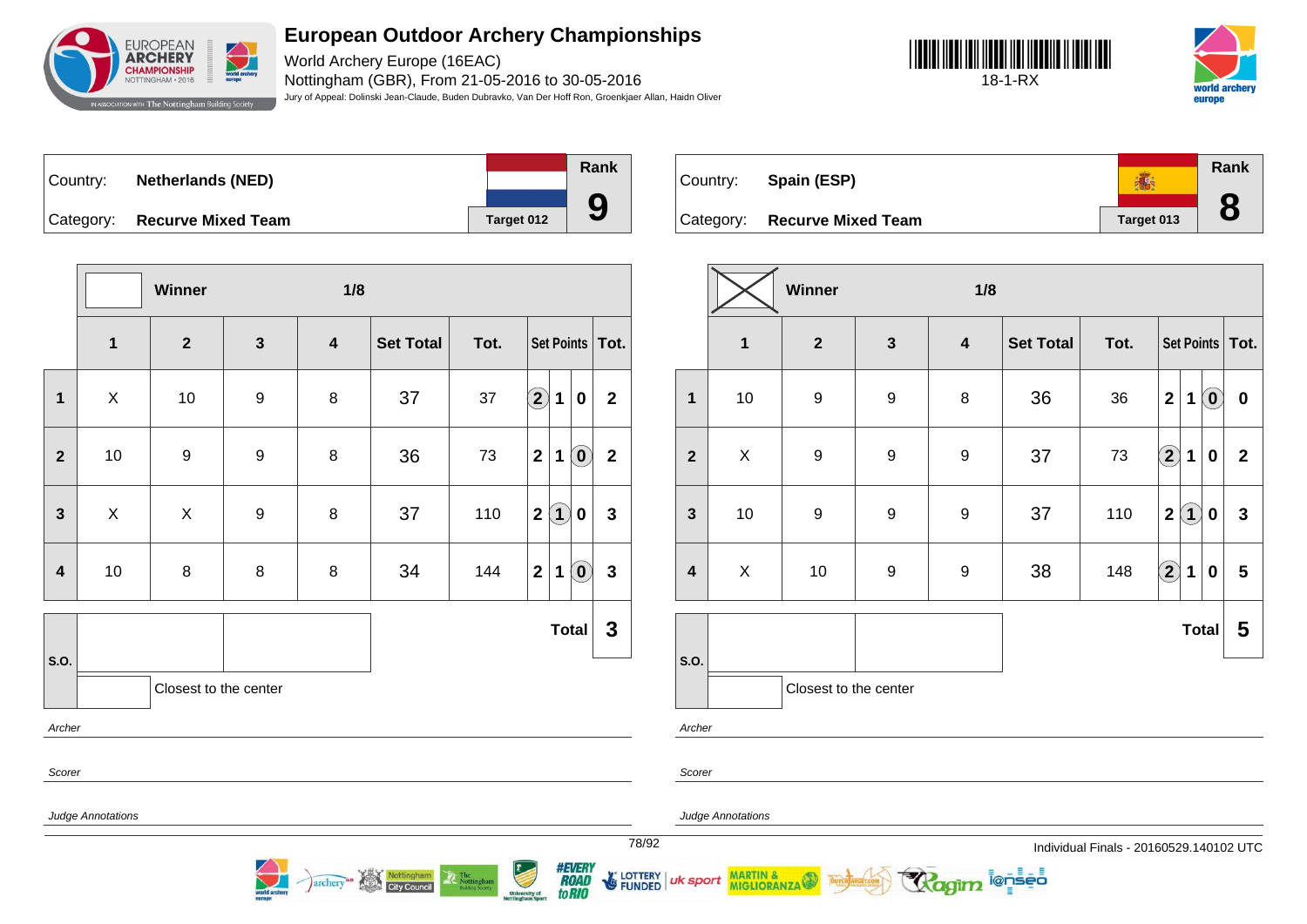# European Outdoor Archery Championships

World Archery Europe (16EAC)
Nottingham (GBR), From 21-05-2016 to 30-05-2016
Jury of Appeal: Dolinski Jean-Claude, Buden Dubravko, Van Der Hoff Ron, Groenkjaer Allan, Haidn Oliver

18-1-RX

Country: **Netherlands (NED)**
Category: **Recurve Mixed Team**
Target 012
Rank **9**

Winner — 1/8

| | 1 | 2 | 3 | 4 | Set Total | Tot. | Set Points | | | Tot. |
|---|---|---|---|---|---|---|---|---|---|---|
| 1 | X | 10 | 9 | 8 | 37 | 37 | (2) | 1 | 0 | 2 |
| 2 | 10 | 9 | 9 | 8 | 36 | 73 | 2 | 1 | (0) | 2 |
| 3 | X | X | 9 | 8 | 37 | 110 | 2 | (1) | 0 | 3 |
| 4 | 10 | 8 | 8 | 8 | 34 | 144 | 2 | 1 | (0) | 3 |

**Total 3**

S.O.
Closest to the center

*Archer*

*Scorer*

*Judge Annotations*

Country: **Spain (ESP)**
Category: **Recurve Mixed Team**
Target 013
Rank **8**

Winner (X) — 1/8

| | 1 | 2 | 3 | 4 | Set Total | Tot. | Set Points | | | Tot. |
|---|---|---|---|---|---|---|---|---|---|---|
| 1 | 10 | 9 | 9 | 8 | 36 | 36 | 2 | 1 | (0) | 0 |
| 2 | X | 9 | 9 | 9 | 37 | 73 | (2) | 1 | 0 | 2 |
| 3 | 10 | 9 | 9 | 9 | 37 | 110 | 2 | (1) | 0 | 3 |
| 4 | X | 10 | 9 | 9 | 38 | 148 | (2) | 1 | 0 | 5 |

**Total 5**

S.O.
Closest to the center

*Archer*

*Scorer*

*Judge Annotations*

Individual Finals - 20160529.140102 UTC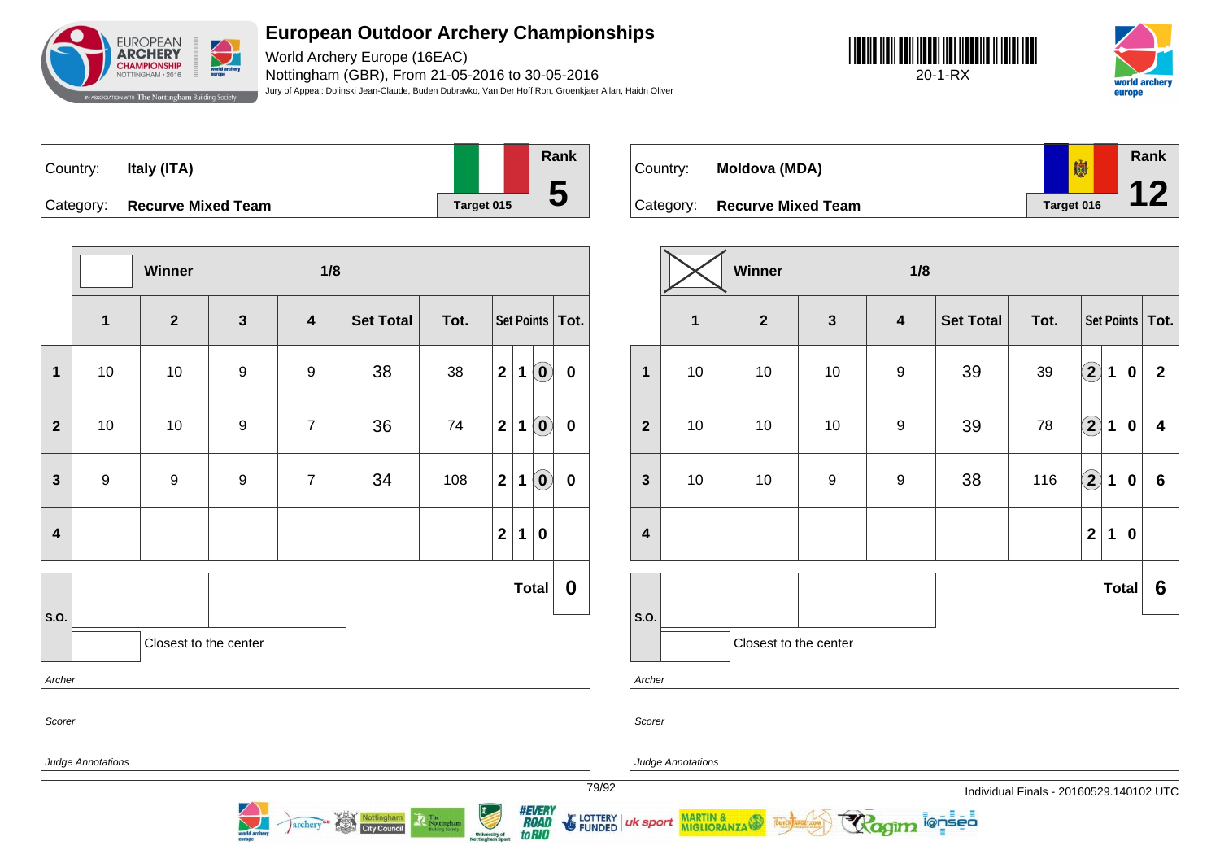# European Outdoor Archery Championships

World Archery Europe (16EAC)
Nottingham (GBR), From 21-05-2016 to 30-05-2016
Jury of Appeal: Dolinski Jean-Claude, Buden Dubravko, Van Der Hoff Ron, Groenkjaer Allan, Haidn Oliver

20-1-RX

## Italy (ITA)

Country: **Italy (ITA)**
Category: **Recurve Mixed Team**
Target 015
Rank **5**

Winner — 1/8

| | 1 | 2 | 3 | 4 | Set Total | Tot. | Set Points | | | Tot. |
|---|---|---|---|---|---|---|---|---|---|---|
| 1 | 10 | 10 | 9 | 9 | 38 | 38 | 2 | 1 | (0) | 0 |
| 2 | 10 | 10 | 9 | 7 | 36 | 74 | 2 | 1 | (0) | 0 |
| 3 | 9 | 9 | 9 | 7 | 34 | 108 | 2 | 1 | (0) | 0 |
| 4 | | | | | | | 2 | 1 | 0 | |

Total: **0**

S.O.

Closest to the center

*Archer*

*Scorer*

*Judge Annotations*

## Moldova (MDA)

Country: **Moldova (MDA)**
Category: **Recurve Mixed Team**
Target 016
Rank **12**

Winner (X) — 1/8

| | 1 | 2 | 3 | 4 | Set Total | Tot. | Set Points | | | Tot. |
|---|---|---|---|---|---|---|---|---|---|---|
| 1 | 10 | 10 | 10 | 9 | 39 | 39 | (2) | 1 | 0 | 2 |
| 2 | 10 | 10 | 10 | 9 | 39 | 78 | (2) | 1 | 0 | 4 |
| 3 | 10 | 10 | 9 | 9 | 38 | 116 | (2) | 1 | 0 | 6 |
| 4 | | | | | | | 2 | 1 | 0 | |

Total: **6**

S.O.

Closest to the center

*Archer*

*Scorer*

*Judge Annotations*

Individual Finals - 20160529.140102 UTC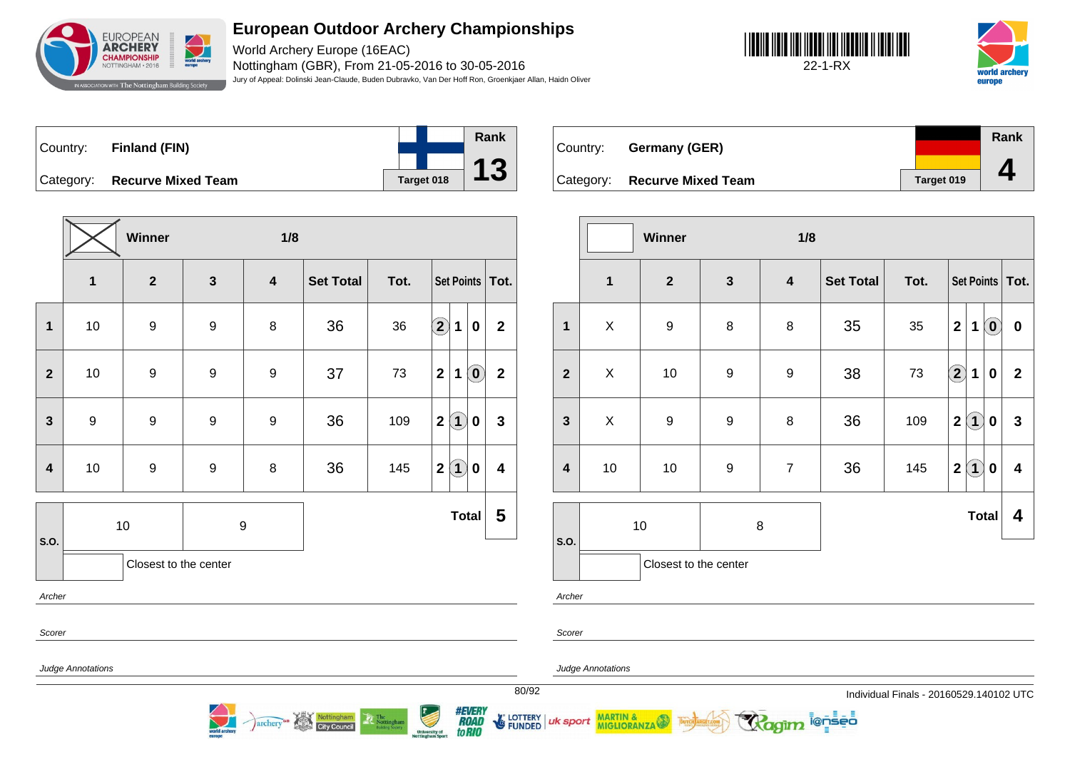# European Outdoor Archery Championships

World Archery Europe (16EAC)
Nottingham (GBR), From 21-05-2016 to 30-05-2016
Jury of Appeal: Dolinski Jean-Claude, Buden Dubravko, Van Der Hoff Ron, Groenkjaer Allan, Haidn Oliver

22-1-RX

| Country: | Finland (FIN) | | Rank |
|---|---|---|---|
| Category: | Recurve Mixed Team | Target 018 | 13 |

Winner — 1/8

| | 1 | 2 | 3 | 4 | Set Total | Tot. | Set Points | | | Tot. |
|---|---|---|---|---|---|---|---|---|---|---|
| 1 | 10 | 9 | 9 | 8 | 36 | 36 | (2) | 1 | 0 | 2 |
| 2 | 10 | 9 | 9 | 9 | 37 | 73 | 2 | 1 | (0) | 2 |
| 3 | 9 | 9 | 9 | 9 | 36 | 109 | 2 | (1) | 0 | 3 |
| 4 | 10 | 9 | 9 | 8 | 36 | 145 | 2 | (1) | 0 | 4 |
| S.O. | 10 | 9 | | | | | | | Total | 5 |

Closest to the center

Archer

Scorer

Judge Annotations

| Country: | Germany (GER) | | Rank |
|---|---|---|---|
| Category: | Recurve Mixed Team | Target 019 | 4 |

Winner — 1/8

| | 1 | 2 | 3 | 4 | Set Total | Tot. | Set Points | | | Tot. |
|---|---|---|---|---|---|---|---|---|---|---|
| 1 | X | 9 | 8 | 8 | 35 | 35 | 2 | 1 | (0) | 0 |
| 2 | X | 10 | 9 | 9 | 38 | 73 | (2) | 1 | 0 | 2 |
| 3 | X | 9 | 9 | 8 | 36 | 109 | 2 | (1) | 0 | 3 |
| 4 | 10 | 10 | 9 | 7 | 36 | 145 | 2 | (1) | 0 | 4 |
| S.O. | 10 | 8 | | | | | | | Total | 4 |

Closest to the center

Archer

Scorer

Judge Annotations

Individual Finals - 20160529.140102 UTC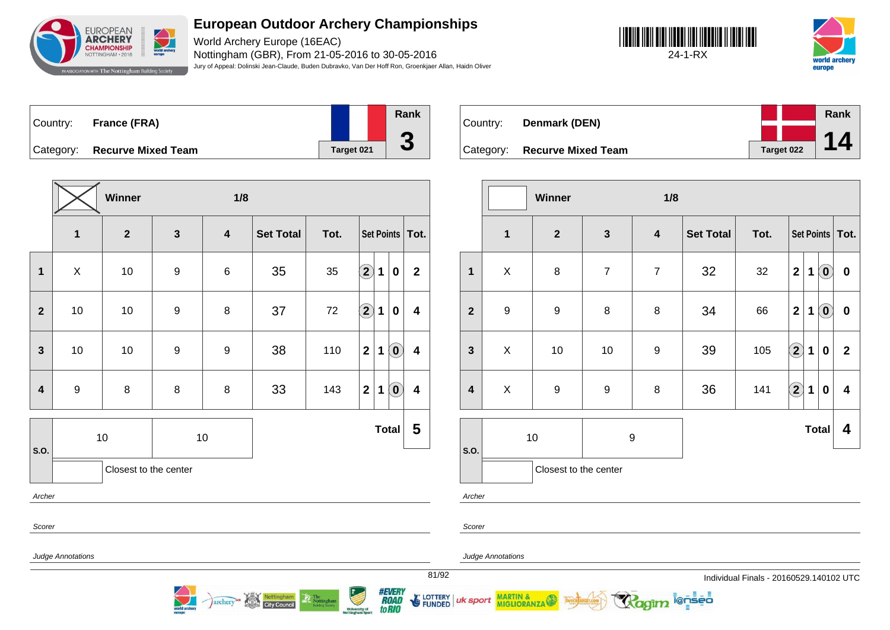# European Outdoor Archery Championships

World Archery Europe (16EAC)
Nottingham (GBR), From 21-05-2016 to 30-05-2016
Jury of Appeal: Dolinski Jean-Claude, Buden Dubravko, Van Der Hoff Ron, Groenkjaer Allan, Haidn Oliver

24-1-RX

## France (FRA)

Country: **France (FRA)**
Category: **Recurve Mixed Team**
Target 021
Rank **3**

| | 1 | 2 | 3 | 4 | Set Total | Tot. | Set Points | | | Tot. |
|---|---|---|---|---|---|---|---|---|---|---|
| | **Winner** (X) | | | 1/8 | | | | | | |
| 1 | X | 10 | 9 | 6 | 35 | 35 | (2) | 1 | 0 | 2 |
| 2 | 10 | 10 | 9 | 8 | 37 | 72 | (2) | 1 | 0 | 4 |
| 3 | 10 | 10 | 9 | 9 | 38 | 110 | 2 | 1 | (0) | 4 |
| 4 | 9 | 8 | 8 | 8 | 33 | 143 | 2 | 1 | (0) | 4 |
| S.O. | 10 | 10 | | | | | | | Total | 5 |

Closest to the center

Archer

Scorer

Judge Annotations

## Denmark (DEN)

Country: **Denmark (DEN)**
Category: **Recurve Mixed Team**
Target 022
Rank **14**

| | 1 | 2 | 3 | 4 | Set Total | Tot. | Set Points | | | Tot. |
|---|---|---|---|---|---|---|---|---|---|---|
| | **Winner** | | | 1/8 | | | | | | |
| 1 | X | 8 | 7 | 7 | 32 | 32 | 2 | 1 | (0) | 0 |
| 2 | 9 | 9 | 8 | 8 | 34 | 66 | 2 | 1 | (0) | 0 |
| 3 | X | 10 | 10 | 9 | 39 | 105 | (2) | 1 | 0 | 2 |
| 4 | X | 9 | 9 | 8 | 36 | 141 | (2) | 1 | 0 | 4 |
| S.O. | 10 | 9 | | | | | | | Total | 4 |

Closest to the center

Archer

Scorer

Judge Annotations

Individual Finals - 20160529.140102 UTC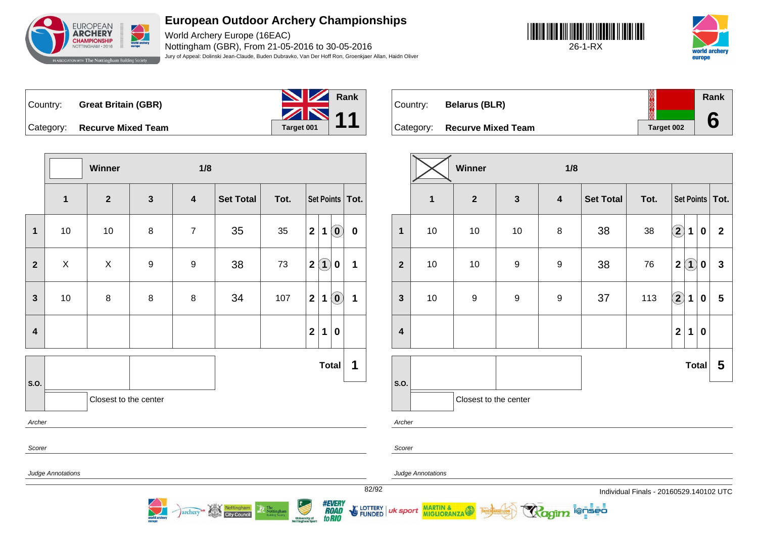# European Outdoor Archery Championships

World Archery Europe (16EAC)
Nottingham (GBR), From 21-05-2016 to 30-05-2016
Jury of Appeal: Dolinski Jean-Claude, Buden Dubravko, Van Der Hoff Ron, Groenkjaer Allan, Haidn Oliver

26-1-RX

## Country: Great Britain (GBR)

Category: **Recurve Mixed Team**

Target 001 — Rank **11**

Winner — 1/8

| | 1 | 2 | 3 | 4 | Set Total | Tot. | Set Points | Tot. |
|---|---|---|---|---|---|---|---|---|
| 1 | 10 | 10 | 8 | 7 | 35 | 35 | 2 1 (0) | 0 |
| 2 | X | X | 9 | 9 | 38 | 73 | 2 (1) 0 | 1 |
| 3 | 10 | 8 | 8 | 8 | 34 | 107 | 2 1 (0) | 1 |
| 4 | | | | | | | 2 1 0 | |
| | | | | | | | **Total** | **1** |

S.O.: 

Closest to the center

*Archer*

*Scorer*

*Judge Annotations*

## Country: Belarus (BLR)

Category: **Recurve Mixed Team**

Target 002 — Rank **6**

Winner — 1/8

| | 1 | 2 | 3 | 4 | Set Total | Tot. | Set Points | Tot. |
|---|---|---|---|---|---|---|---|---|
| 1 | 10 | 10 | 10 | 8 | 38 | 38 | (2) 1 0 | 2 |
| 2 | 10 | 10 | 9 | 9 | 38 | 76 | 2 (1) 0 | 3 |
| 3 | 10 | 9 | 9 | 9 | 37 | 113 | (2) 1 0 | 5 |
| 4 | | | | | | | 2 1 0 | |
| | | | | | | | **Total** | **5** |

S.O.: 

Closest to the center

*Archer*

*Scorer*

*Judge Annotations*

Individual Finals - 20160529.140102 UTC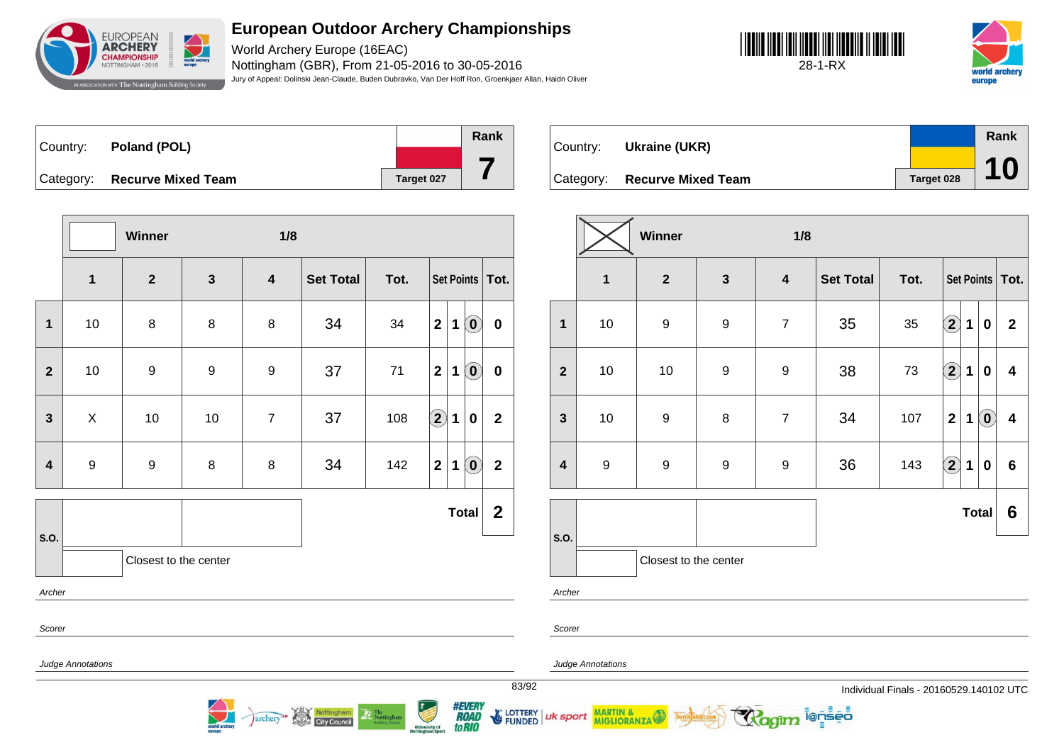# European Outdoor Archery Championships

World Archery Europe (16EAC)
Nottingham (GBR), From 21-05-2016 to 30-05-2016
Jury of Appeal: Dolinski Jean-Claude, Buden Dubravko, Van Der Hoff Ron, Groenkjaer Allan, Haidn Oliver

28-1-RX

Country: **Poland (POL)**
Category: **Recurve Mixed Team**
Target 027
Rank **7**

Winner — 1/8

| | 1 | 2 | 3 | 4 | Set Total | Tot. | Set Points | | | Tot. |
|---|---|---|---|---|---|---|---|---|---|---|
| 1 | 10 | 8 | 8 | 8 | 34 | 34 | 2 | 1 | (0) | 0 |
| 2 | 10 | 9 | 9 | 9 | 37 | 71 | 2 | 1 | (0) | 0 |
| 3 | X | 10 | 10 | 7 | 37 | 108 | (2) | 1 | 0 | 2 |
| 4 | 9 | 9 | 8 | 8 | 34 | 142 | 2 | 1 | (0) | 2 |
| S.O. | | | | | | | | | Total | 2 |

Closest to the center

*Archer*

*Scorer*

*Judge Annotations*

Country: **Ukraine (UKR)**
Category: **Recurve Mixed Team**
Target 028
Rank **10**

Winner (X) — 1/8

| | 1 | 2 | 3 | 4 | Set Total | Tot. | Set Points | | | Tot. |
|---|---|---|---|---|---|---|---|---|---|---|
| 1 | 10 | 9 | 9 | 7 | 35 | 35 | (2) | 1 | 0 | 2 |
| 2 | 10 | 10 | 9 | 9 | 38 | 73 | (2) | 1 | 0 | 4 |
| 3 | 10 | 9 | 8 | 7 | 34 | 107 | 2 | 1 | (0) | 4 |
| 4 | 9 | 9 | 9 | 9 | 36 | 143 | (2) | 1 | 0 | 6 |
| S.O. | | | | | | | | | Total | 6 |

Closest to the center

*Archer*

*Scorer*

*Judge Annotations*

Individual Finals - 20160529.140102 UTC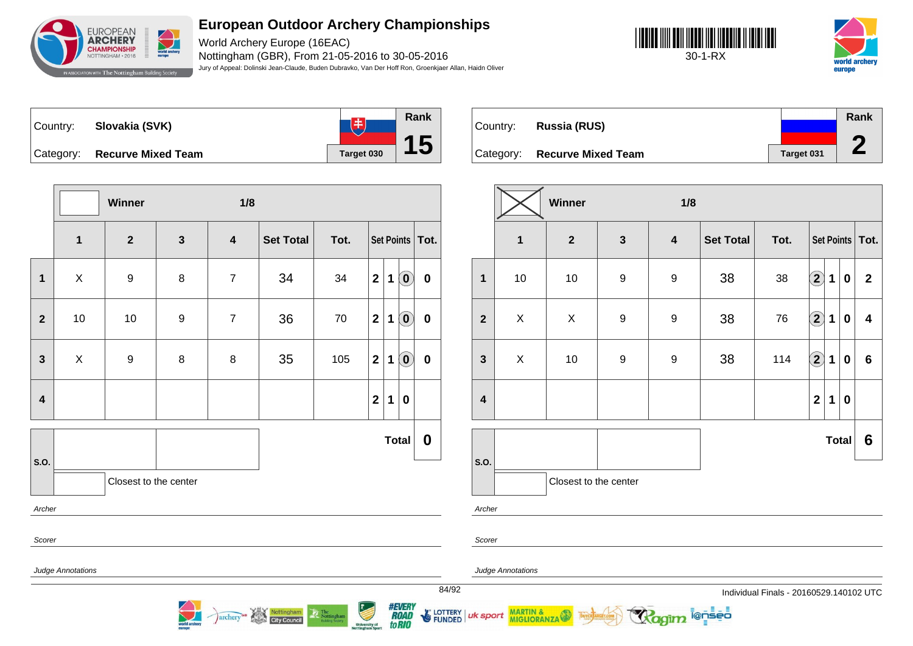# European Outdoor Archery Championships

World Archery Europe (16EAC)
Nottingham (GBR), From 21-05-2016 to 30-05-2016
Jury of Appeal: Dolinski Jean-Claude, Buden Dubravko, Van Der Hoff Ron, Groenkjaer Allan, Haidn Oliver

30-1-RX

| Country: | Slovakia (SVK) | Rank |
|---|---|---|
| Category: | Recurve Mixed Team | Target 030 | 15 |

| | Winner | | 1/8 | | | | | | | |
|---|---|---|---|---|---|---|---|---|---|---|
| | 1 | 2 | 3 | 4 | Set Total | Tot. | Set Points | | | Tot. |
| 1 | X | 9 | 8 | 7 | 34 | 34 | 2 | 1 | (0) | 0 |
| 2 | 10 | 10 | 9 | 7 | 36 | 70 | 2 | 1 | (0) | 0 |
| 3 | X | 9 | 8 | 8 | 35 | 105 | 2 | 1 | (0) | 0 |
| 4 | | | | | | | 2 | 1 | 0 | |
| | | | | | | | | | Total | 0 |

S.O.

Closest to the center

Archer

Scorer

Judge Annotations

| Country: | Russia (RUS) | Rank |
|---|---|---|
| Category: | Recurve Mixed Team | Target 031 | 2 |

| | Winner (X) | | 1/8 | | | | | | | |
|---|---|---|---|---|---|---|---|---|---|---|
| | 1 | 2 | 3 | 4 | Set Total | Tot. | Set Points | | | Tot. |
| 1 | 10 | 10 | 9 | 9 | 38 | 38 | (2) | 1 | 0 | 2 |
| 2 | X | X | 9 | 9 | 38 | 76 | (2) | 1 | 0 | 4 |
| 3 | X | 10 | 9 | 9 | 38 | 114 | (2) | 1 | 0 | 6 |
| 4 | | | | | | | 2 | 1 | 0 | |
| | | | | | | | | | Total | 6 |

S.O.

Closest to the center

Archer

Scorer

Judge Annotations

Individual Finals - 20160529.140102 UTC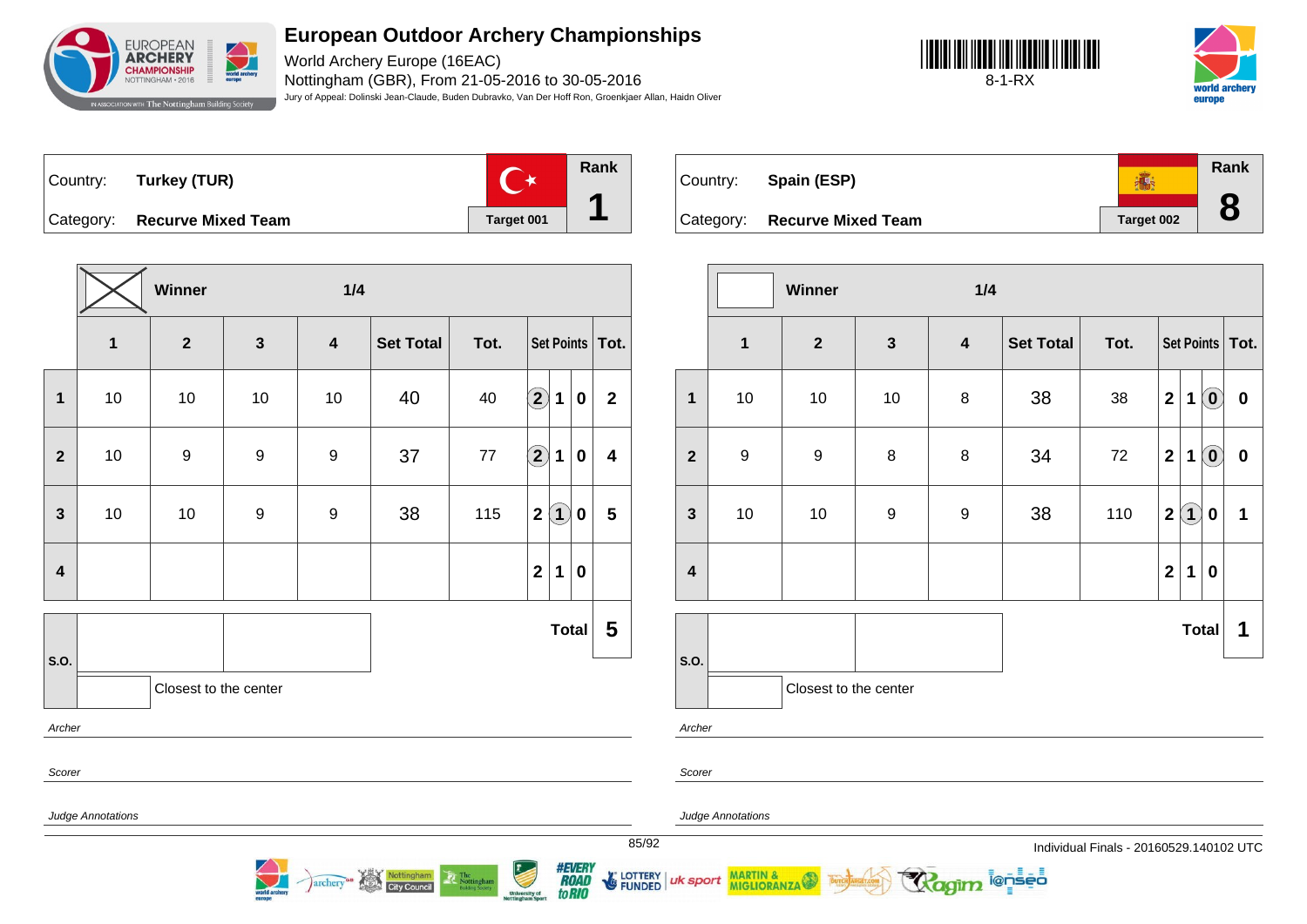# European Outdoor Archery Championships

World Archery Europe (16EAC)

Nottingham (GBR), From 21-05-2016 to 30-05-2016

Jury of Appeal: Dolinski Jean-Claude, Buden Dubravko, Van Der Hoff Ron, Groenkjaer Allan, Haidn Oliver

8-1-RX

| Country: | Turkey (TUR) | Rank |
|---|---|---|
| Category: | Recurve Mixed Team | 1 |
| | Target 001 | |

**Winner** (X) — 1/4

| | 1 | 2 | 3 | 4 | Set Total | Tot. | Set Points | | | Tot. |
|---|---|---|---|---|---|---|---|---|---|---|
| 1 | 10 | 10 | 10 | 10 | 40 | 40 | (2) | 1 | 0 | 2 |
| 2 | 10 | 9 | 9 | 9 | 37 | 77 | (2) | 1 | 0 | 4 |
| 3 | 10 | 10 | 9 | 9 | 38 | 115 | 2 | (1) | 0 | 5 |
| 4 | | | | | | | 2 | 1 | 0 | |
| S.O. | | | | | | | | | Total | 5 |

Closest to the center

Archer

Scorer

Judge Annotations

| Country: | Spain (ESP) | Rank |
|---|---|---|
| Category: | Recurve Mixed Team | 8 |
| | Target 002 | |

**Winner** — 1/4

| | 1 | 2 | 3 | 4 | Set Total | Tot. | Set Points | | | Tot. |
|---|---|---|---|---|---|---|---|---|---|---|
| 1 | 10 | 10 | 10 | 8 | 38 | 38 | 2 | 1 | (0) | 0 |
| 2 | 9 | 9 | 8 | 8 | 34 | 72 | 2 | 1 | (0) | 0 |
| 3 | 10 | 10 | 9 | 9 | 38 | 110 | 2 | (1) | 0 | 1 |
| 4 | | | | | | | 2 | 1 | 0 | |
| S.O. | | | | | | | | | Total | 1 |

Closest to the center

Archer

Scorer

Judge Annotations

Individual Finals - 20160529.140102 UTC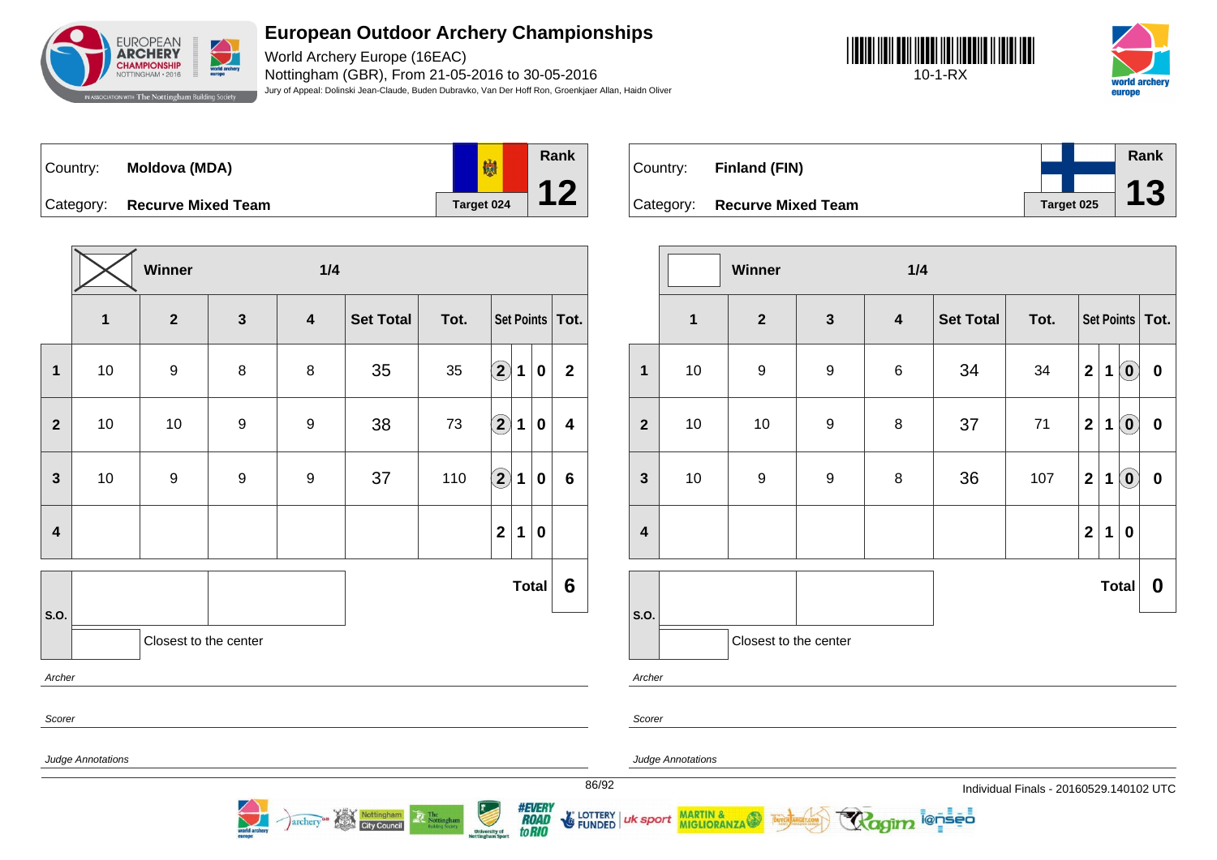# European Outdoor Archery Championships

World Archery Europe (16EAC)
Nottingham (GBR), From 21-05-2016 to 30-05-2016
Jury of Appeal: Dolinski Jean-Claude, Buden Dubravko, Van Der Hoff Ron, Groenkjaer Allan, Haidn Oliver

10-1-RX

## Moldova (MDA)

Country: **Moldova (MDA)**
Category: **Recurve Mixed Team**
Target 024
Rank **12**

**Winner** — 1/4

| | 1 | 2 | 3 | 4 | Set Total | Tot. | Set Points | | | Tot. |
|---|---|---|---|---|---|---|---|---|---|---|
| 1 | 10 | 9 | 8 | 8 | 35 | 35 | (2) | 1 | 0 | 2 |
| 2 | 10 | 10 | 9 | 9 | 38 | 73 | (2) | 1 | 0 | 4 |
| 3 | 10 | 9 | 9 | 9 | 37 | 110 | (2) | 1 | 0 | 6 |
| 4 | | | | | | | 2 | 1 | 0 | |

**Total** 6

S.O.

Closest to the center

*Archer*

*Scorer*

*Judge Annotations*

## Finland (FIN)

Country: **Finland (FIN)**
Category: **Recurve Mixed Team**
Target 025
Rank **13**

**Winner** — 1/4

| | 1 | 2 | 3 | 4 | Set Total | Tot. | Set Points | | | Tot. |
|---|---|---|---|---|---|---|---|---|---|---|
| 1 | 10 | 9 | 9 | 6 | 34 | 34 | 2 | 1 | (0) | 0 |
| 2 | 10 | 10 | 9 | 8 | 37 | 71 | 2 | 1 | (0) | 0 |
| 3 | 10 | 9 | 9 | 8 | 36 | 107 | 2 | 1 | (0) | 0 |
| 4 | | | | | | | 2 | 1 | 0 | |

**Total** 0

S.O.

Closest to the center

*Archer*

*Scorer*

*Judge Annotations*

Individual Finals - 20160529.140102 UTC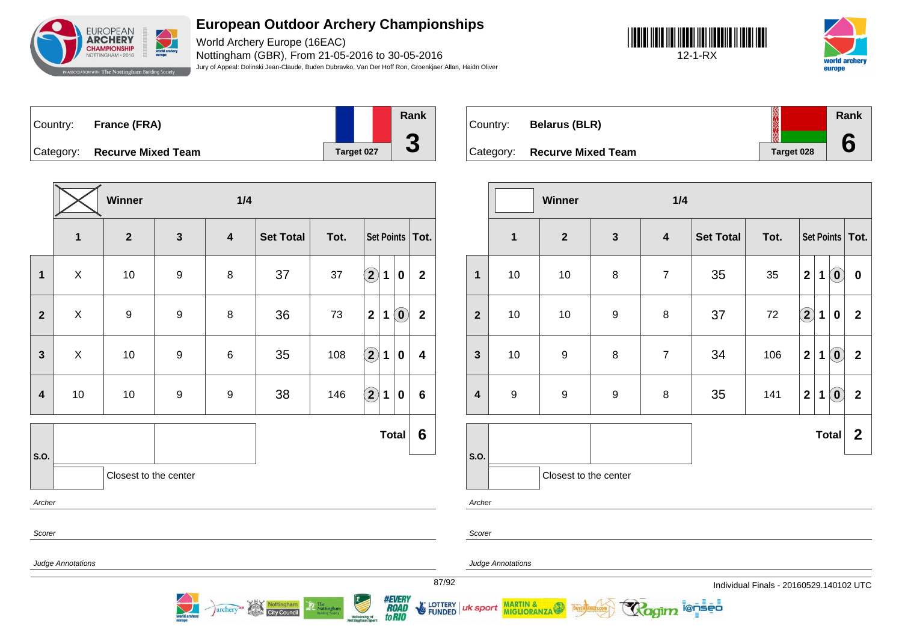# European Outdoor Archery Championships

World Archery Europe (16EAC)
Nottingham (GBR), From 21-05-2016 to 30-05-2016
Jury of Appeal: Dolinski Jean-Claude, Buden Dubravko, Van Der Hoff Ron, Groenkjaer Allan, Haidn Oliver

12-1-RX

Country: **France (FRA)**
Category: **Recurve Mixed Team**
Target 027
Rank **3**

Winner ☒ — 1/4

| | 1 | 2 | 3 | 4 | Set Total | Tot. | Set Points | | | Tot. |
|---|---|---|---|---|---|---|---|---|---|---|
| 1 | X | 10 | 9 | 8 | 37 | 37 | (2) | 1 | 0 | 2 |
| 2 | X | 9 | 9 | 8 | 36 | 73 | 2 | 1 | (0) | 2 |
| 3 | X | 10 | 9 | 6 | 35 | 108 | (2) | 1 | 0 | 4 |
| 4 | 10 | 10 | 9 | 9 | 38 | 146 | (2) | 1 | 0 | 6 |

S.O.: — Closest to the center

**Total 6**

*Archer*

*Scorer*

*Judge Annotations*

Country: **Belarus (BLR)**
Category: **Recurve Mixed Team**
Target 028
Rank **6**

Winner ☐ — 1/4

| | 1 | 2 | 3 | 4 | Set Total | Tot. | Set Points | | | Tot. |
|---|---|---|---|---|---|---|---|---|---|---|
| 1 | 10 | 10 | 8 | 7 | 35 | 35 | 2 | 1 | (0) | 0 |
| 2 | 10 | 10 | 9 | 8 | 37 | 72 | (2) | 1 | 0 | 2 |
| 3 | 10 | 9 | 8 | 7 | 34 | 106 | 2 | 1 | (0) | 2 |
| 4 | 9 | 9 | 9 | 8 | 35 | 141 | 2 | 1 | (0) | 2 |

S.O.: — Closest to the center

**Total 2**

*Archer*

*Scorer*

*Judge Annotations*

Individual Finals - 20160529.140102 UTC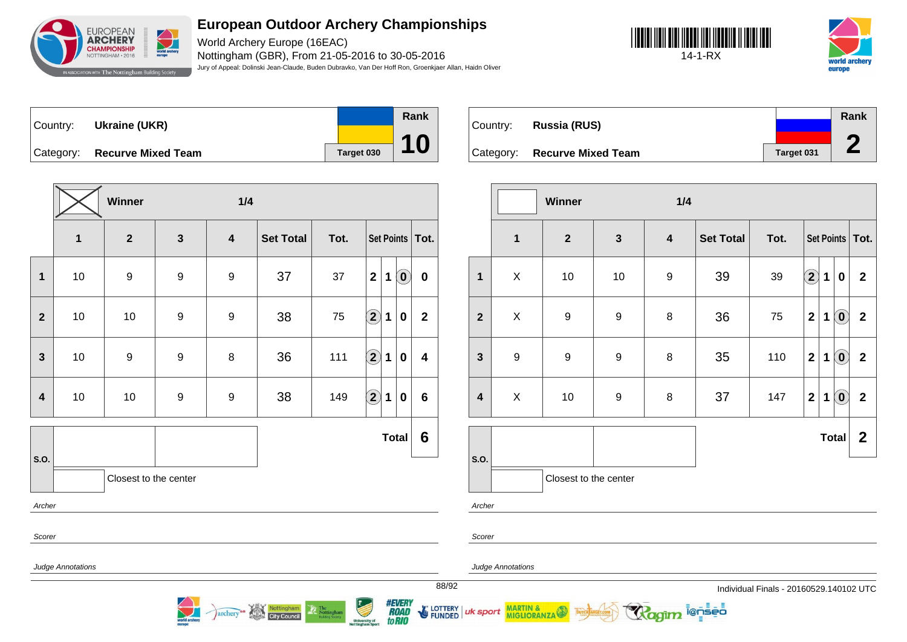# European Outdoor Archery Championships

World Archery Europe (16EAC)
Nottingham (GBR), From 21-05-2016 to 30-05-2016
Jury of Appeal: Dolinski Jean-Claude, Buden Dubravko, Van Der Hoff Ron, Groenkjaer Allan, Haidn Oliver

14-1-RX

Country: **Ukraine (UKR)**
Category: **Recurve Mixed Team**
Target 030
Rank **10**

| | Winner ☒ | | 1/4 | | | | | | | |
|---|---|---|---|---|---|---|---|---|---|---|
| | 1 | 2 | 3 | 4 | Set Total | Tot. | Set Points | | | Tot. |
| 1 | 10 | 9 | 9 | 9 | 37 | 37 | 2 | 1 | (0) | 0 |
| 2 | 10 | 10 | 9 | 9 | 38 | 75 | (2) | 1 | 0 | 2 |
| 3 | 10 | 9 | 9 | 8 | 36 | 111 | (2) | 1 | 0 | 4 |
| 4 | 10 | 10 | 9 | 9 | 38 | 149 | (2) | 1 | 0 | 6 |
| S.O. | | | | | | | | | Total | 6 |

Closest to the center

*Archer*

*Scorer*

*Judge Annotations*

Country: **Russia (RUS)**
Category: **Recurve Mixed Team**
Target 031
Rank **2**

| | Winner | | 1/4 | | | | | | | |
|---|---|---|---|---|---|---|---|---|---|---|
| | 1 | 2 | 3 | 4 | Set Total | Tot. | Set Points | | | Tot. |
| 1 | X | 10 | 10 | 9 | 39 | 39 | (2) | 1 | 0 | 2 |
| 2 | X | 9 | 9 | 8 | 36 | 75 | 2 | 1 | (0) | 2 |
| 3 | 9 | 9 | 9 | 8 | 35 | 110 | 2 | 1 | (0) | 2 |
| 4 | X | 10 | 9 | 8 | 37 | 147 | 2 | 1 | (0) | 2 |
| S.O. | | | | | | | | | Total | 2 |

Closest to the center

*Archer*

*Scorer*

*Judge Annotations*

Individual Finals - 20160529.140102 UTC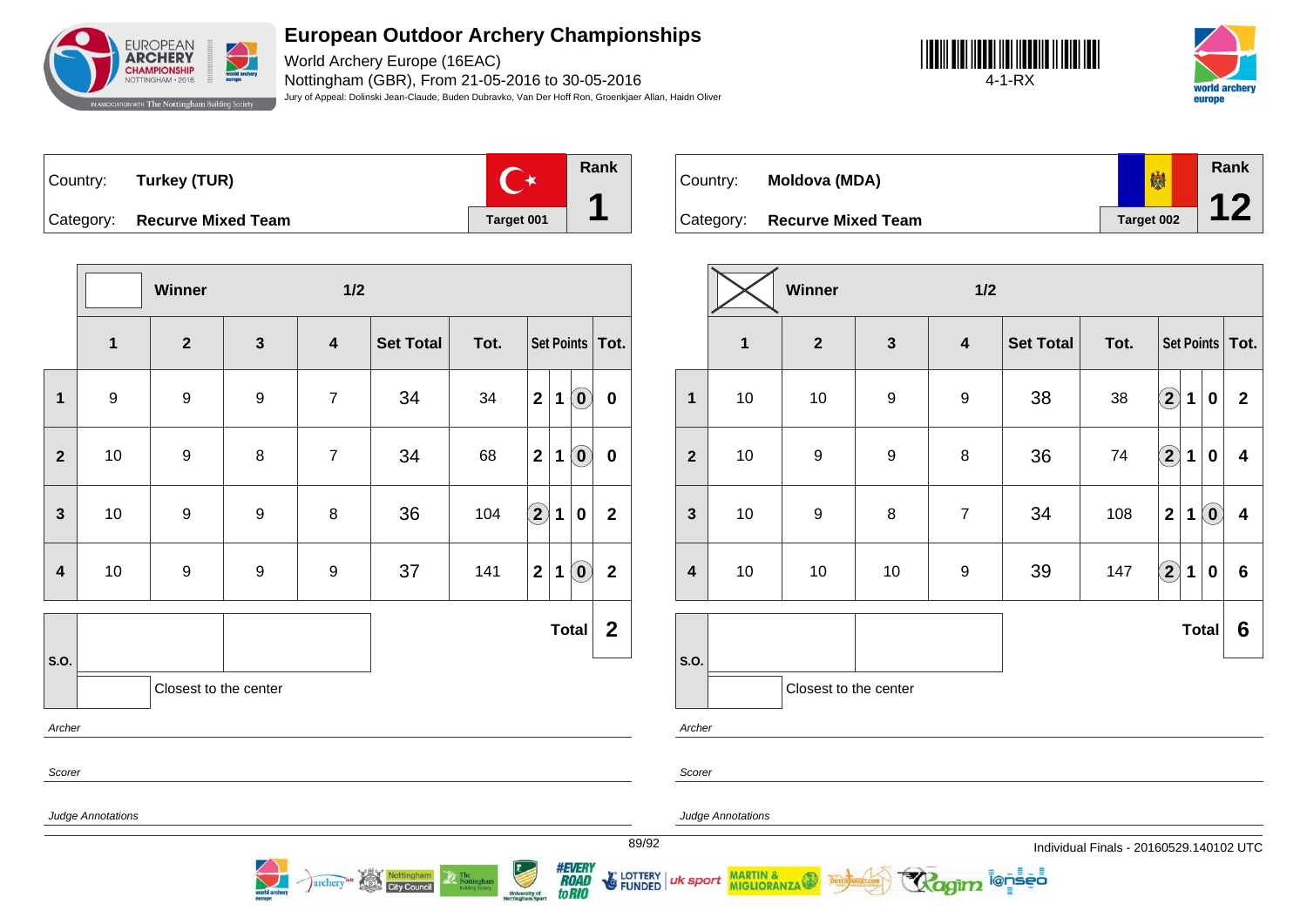# European Outdoor Archery Championships

World Archery Europe (16EAC)
Nottingham (GBR), From 21-05-2016 to 30-05-2016
Jury of Appeal: Dolinski Jean-Claude, Buden Dubravko, Van Der Hoff Ron, Groenkjaer Allan, Haidn Oliver

4-1-RX

| Country: | Turkey (TUR) | Target 001 | Rank 1 |
|---|---|---|---|
| Category: | Recurve Mixed Team | | |

Winner — 1/2

| | 1 | 2 | 3 | 4 | Set Total | Tot. | Set Points | | | Tot. |
|---|---|---|---|---|---|---|---|---|---|---|
| 1 | 9 | 9 | 9 | 7 | 34 | 34 | 2 | 1 | (0) | 0 |
| 2 | 10 | 9 | 8 | 7 | 34 | 68 | 2 | 1 | (0) | 0 |
| 3 | 10 | 9 | 9 | 8 | 36 | 104 | (2) | 1 | 0 | 2 |
| 4 | 10 | 9 | 9 | 9 | 37 | 141 | 2 | 1 | (0) | 2 |
| | | | | | | | | | Total | 2 |

S.O.

Closest to the center

*Archer*

*Scorer*

*Judge Annotations*

| Country: | Moldova (MDA) | Target 002 | Rank 12 |
|---|---|---|---|
| Category: | Recurve Mixed Team | | |

Winner (X) — 1/2

| | 1 | 2 | 3 | 4 | Set Total | Tot. | Set Points | | | Tot. |
|---|---|---|---|---|---|---|---|---|---|---|
| 1 | 10 | 10 | 9 | 9 | 38 | 38 | (2) | 1 | 0 | 2 |
| 2 | 10 | 9 | 9 | 8 | 36 | 74 | (2) | 1 | 0 | 4 |
| 3 | 10 | 9 | 8 | 7 | 34 | 108 | 2 | 1 | (0) | 4 |
| 4 | 10 | 10 | 10 | 9 | 39 | 147 | (2) | 1 | 0 | 6 |
| | | | | | | | | | Total | 6 |

S.O.

Closest to the center

*Archer*

*Scorer*

*Judge Annotations*

Individual Finals - 20160529.140102 UTC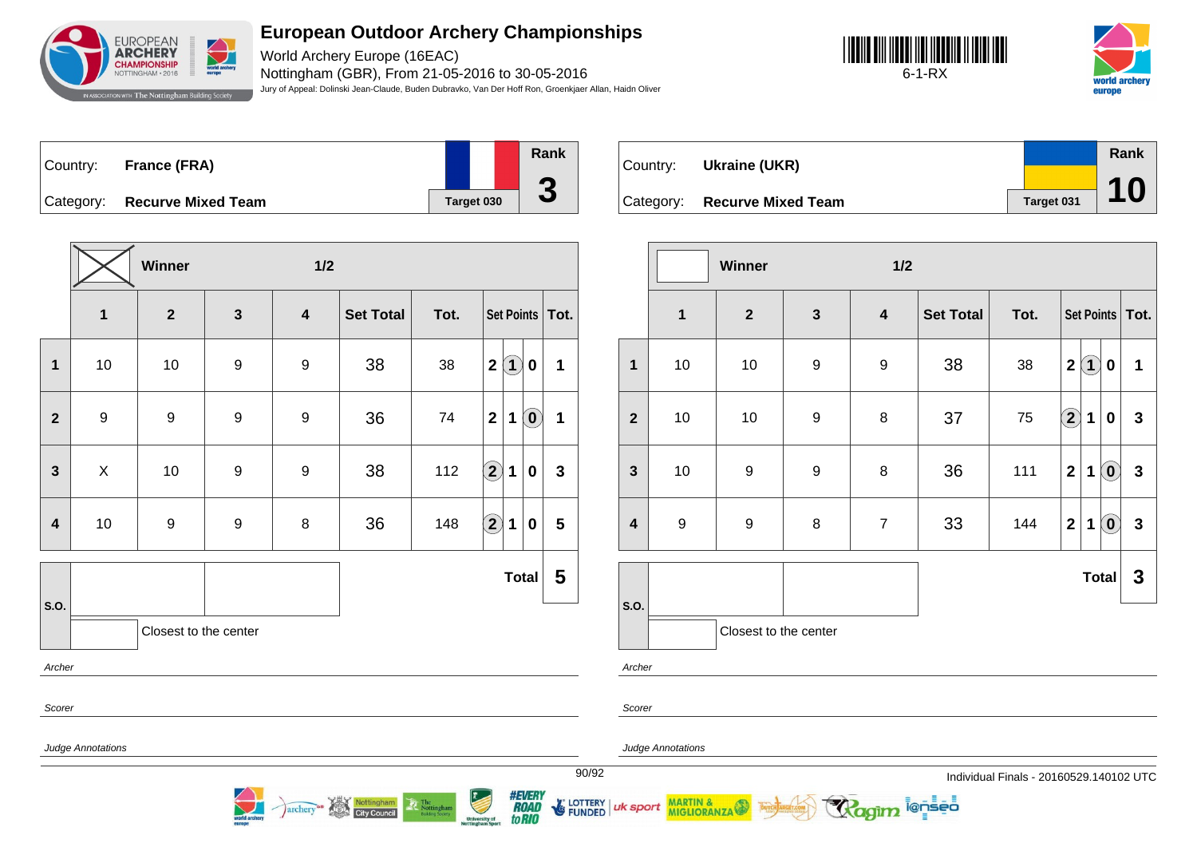# European Outdoor Archery Championships

World Archery Europe (16EAC)
Nottingham (GBR), From 21-05-2016 to 30-05-2016
Jury of Appeal: Dolinski Jean-Claude, Buden Dubravko, Van Der Hoff Ron, Groenkjaer Allan, Haidn Oliver

6-1-RX

| Country: | France (FRA) | Rank |
|---|---|---|
| Category: | Recurve Mixed Team | Target 030 | 3 |

Winner — 1/2

| | 1 | 2 | 3 | 4 | Set Total | Tot. | Set Points | | | Tot. |
|---|---|---|---|---|---|---|---|---|---|---|
| 1 | 10 | 10 | 9 | 9 | 38 | 38 | 2 | (1) | 0 | 1 |
| 2 | 9 | 9 | 9 | 9 | 36 | 74 | 2 | 1 | (0) | 1 |
| 3 | X | 10 | 9 | 9 | 38 | 112 | (2) | 1 | 0 | 3 |
| 4 | 10 | 9 | 9 | 8 | 36 | 148 | (2) | 1 | 0 | 5 |

**Total: 5**

S.O.

Closest to the center

*Archer*

*Scorer*

*Judge Annotations*

| Country: | Ukraine (UKR) | Rank |
|---|---|---|
| Category: | Recurve Mixed Team | Target 031 | 10 |

Winner — 1/2

| | 1 | 2 | 3 | 4 | Set Total | Tot. | Set Points | | | Tot. |
|---|---|---|---|---|---|---|---|---|---|---|
| 1 | 10 | 10 | 9 | 9 | 38 | 38 | 2 | (1) | 0 | 1 |
| 2 | 10 | 10 | 9 | 8 | 37 | 75 | (2) | 1 | 0 | 3 |
| 3 | 10 | 9 | 9 | 8 | 36 | 111 | 2 | 1 | (0) | 3 |
| 4 | 9 | 9 | 8 | 7 | 33 | 144 | 2 | 1 | (0) | 3 |

**Total: 3**

S.O.

Closest to the center

*Archer*

*Scorer*

*Judge Annotations*

Individual Finals - 20160529.140102 UTC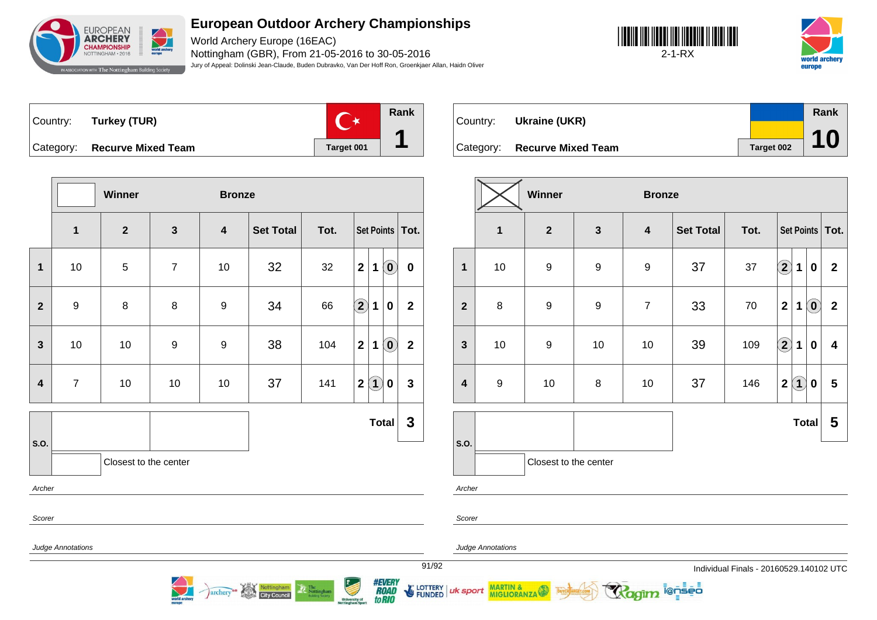# European Outdoor Archery Championships

World Archery Europe (16EAC)
Nottingham (GBR), From 21-05-2016 to 30-05-2016
Jury of Appeal: Dolinski Jean-Claude, Buden Dubravko, Van Der Hoff Ron, Groenkjaer Allan, Haidn Oliver

2-1-RX

Country: **Turkey (TUR)**
Category: **Recurve Mixed Team**
Target 001
Rank **1**

| | 1 | 2 | 3 | 4 | Set Total | Tot. | Set Points | | | Tot. |
|---|---|---|---|---|---|---|---|---|---|---|
| 1 | 10 | 5 | 7 | 10 | 32 | 32 | 2 | 1 | (0) | 0 |
| 2 | 9 | 8 | 8 | 9 | 34 | 66 | (2) | 1 | 0 | 2 |
| 3 | 10 | 10 | 9 | 9 | 38 | 104 | 2 | 1 | (0) | 2 |
| 4 | 7 | 10 | 10 | 10 | 37 | 141 | 2 | (1) | 0 | 3 |

Winner / Bronze

S.O.: Closest to the center

**Total 3**

Archer

Scorer

Judge Annotations

Country: **Ukraine (UKR)**
Category: **Recurve Mixed Team**
Target 002
Rank **10**

| | 1 | 2 | 3 | 4 | Set Total | Tot. | Set Points | | | Tot. |
|---|---|---|---|---|---|---|---|---|---|---|
| 1 | 10 | 9 | 9 | 9 | 37 | 37 | (2) | 1 | 0 | 2 |
| 2 | 8 | 9 | 9 | 7 | 33 | 70 | 2 | 1 | (0) | 2 |
| 3 | 10 | 9 | 10 | 10 | 39 | 109 | (2) | 1 | 0 | 4 |
| 4 | 9 | 10 | 8 | 10 | 37 | 146 | 2 | (1) | 0 | 5 |

Winner / Bronze

S.O.: Closest to the center

**Total 5**

Archer

Scorer

Judge Annotations

Individual Finals - 20160529.140102 UTC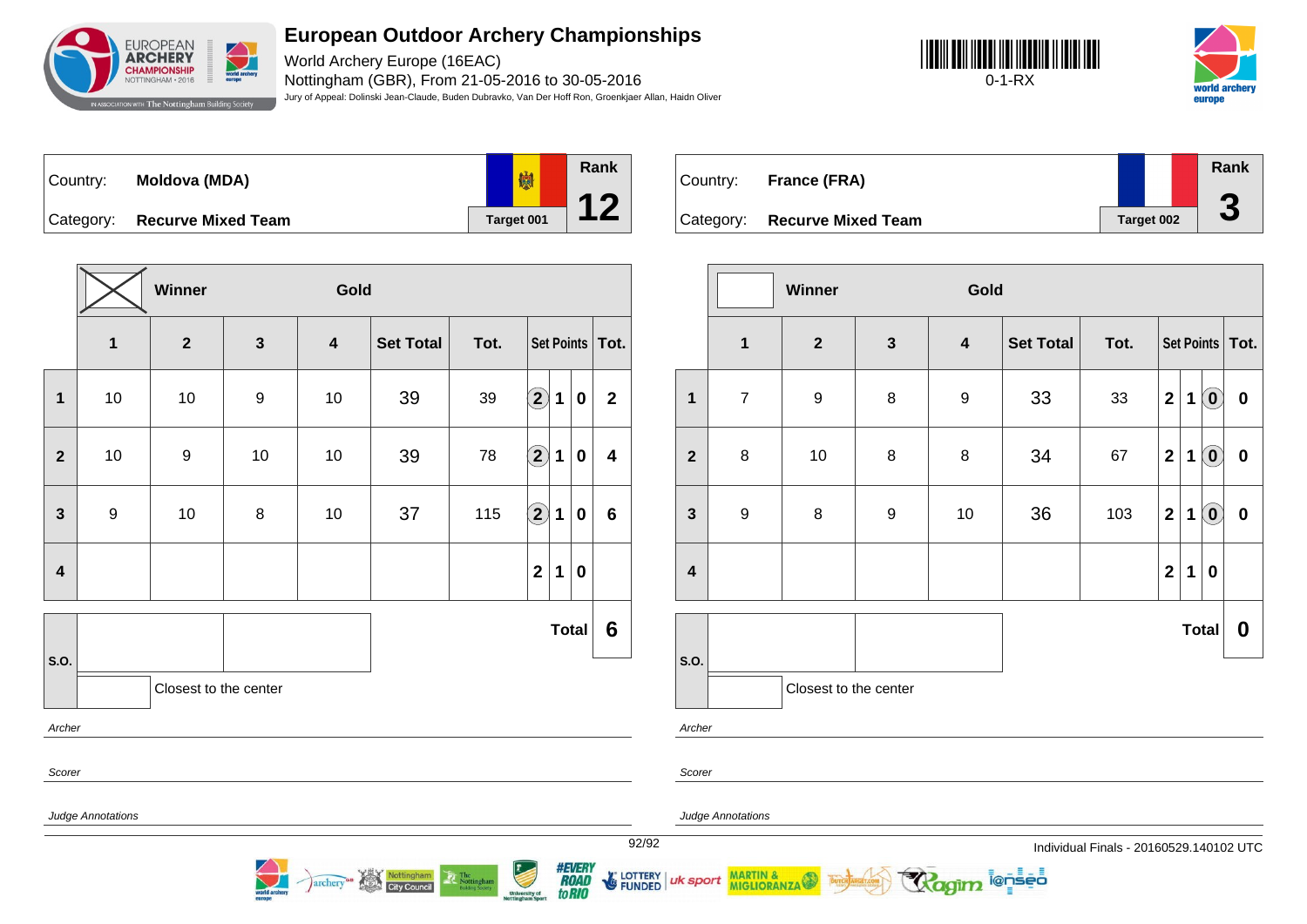# European Outdoor Archery Championships

World Archery Europe (16EAC)
Nottingham (GBR), From 21-05-2016 to 30-05-2016
Jury of Appeal: Dolinski Jean-Claude, Buden Dubravko, Van Der Hoff Ron, Groenkjaer Allan, Haidn Oliver

0-1-RX

Country: **Moldova (MDA)**
Category: **Recurve Mixed Team**
Target 001
Rank **12**

| | 1 | 2 | 3 | 4 | Set Total | Tot. | Set Points | | | Tot. |
|---|---|---|---|---|---|---|---|---|---|---|
| | X **Winner** | | **Gold** | | | | | | | |
| 1 | 10 | 10 | 9 | 10 | 39 | 39 | (2) | 1 | 0 | 2 |
| 2 | 10 | 9 | 10 | 10 | 39 | 78 | (2) | 1 | 0 | 4 |
| 3 | 9 | 10 | 8 | 10 | 37 | 115 | (2) | 1 | 0 | 6 |
| 4 | | | | | | | 2 | 1 | 0 | |
| S.O. | | | | | | | | | **Total** | **6** |

Closest to the center

*Archer*

*Scorer*

*Judge Annotations*

Country: **France (FRA)**
Category: **Recurve Mixed Team**
Target 002
Rank **3**

| | 1 | 2 | 3 | 4 | Set Total | Tot. | Set Points | | | Tot. |
|---|---|---|---|---|---|---|---|---|---|---|
| | **Winner** | | **Gold** | | | | | | | |
| 1 | 7 | 9 | 8 | 9 | 33 | 33 | 2 | 1 | (0) | 0 |
| 2 | 8 | 10 | 8 | 8 | 34 | 67 | 2 | 1 | (0) | 0 |
| 3 | 9 | 8 | 9 | 10 | 36 | 103 | 2 | 1 | (0) | 0 |
| 4 | | | | | | | 2 | 1 | 0 | |
| S.O. | | | | | | | | | **Total** | **0** |

Closest to the center

*Archer*

*Scorer*

*Judge Annotations*

Individual Finals - 20160529.140102 UTC